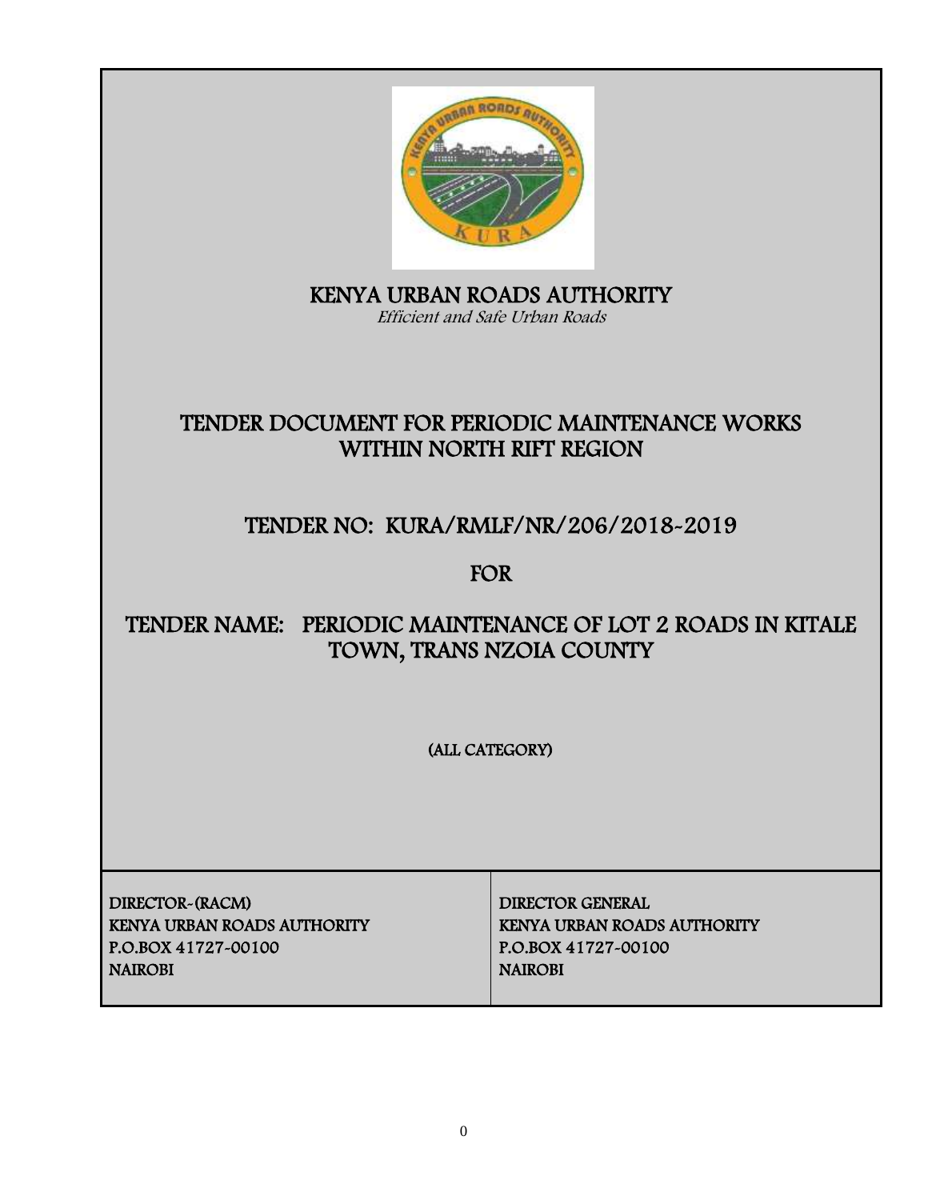# KENYA URBAN ROADS AUTHORITY

*Efficient and Safe Urban Roads*

## TENDER DOCUMENT FOR PERIODIC MAINTENANCE WORKS WITHIN NORTH RIFT REGION

## TENDER NO: KURA/RMLF/NR/206/2018-2019

## FOR

## TENDER NAME: PERIODIC MAINTENANCE OF LOT 2 ROADS IN KITALE TOWN, TRANS NZOIA COUNTY

(ALL CATEGORY)

| DIRECTOR-(RACM)<br>KENYA URBAN ROADS AUTHORITY<br>P.O.BOX 41727-00100<br>NAIROBI | DIRECTOR GENERAL<br>KENYA URBAN ROADS AUTHORITY<br>P.O.BOX 41727-00100<br>NAIROBI |
|---|---|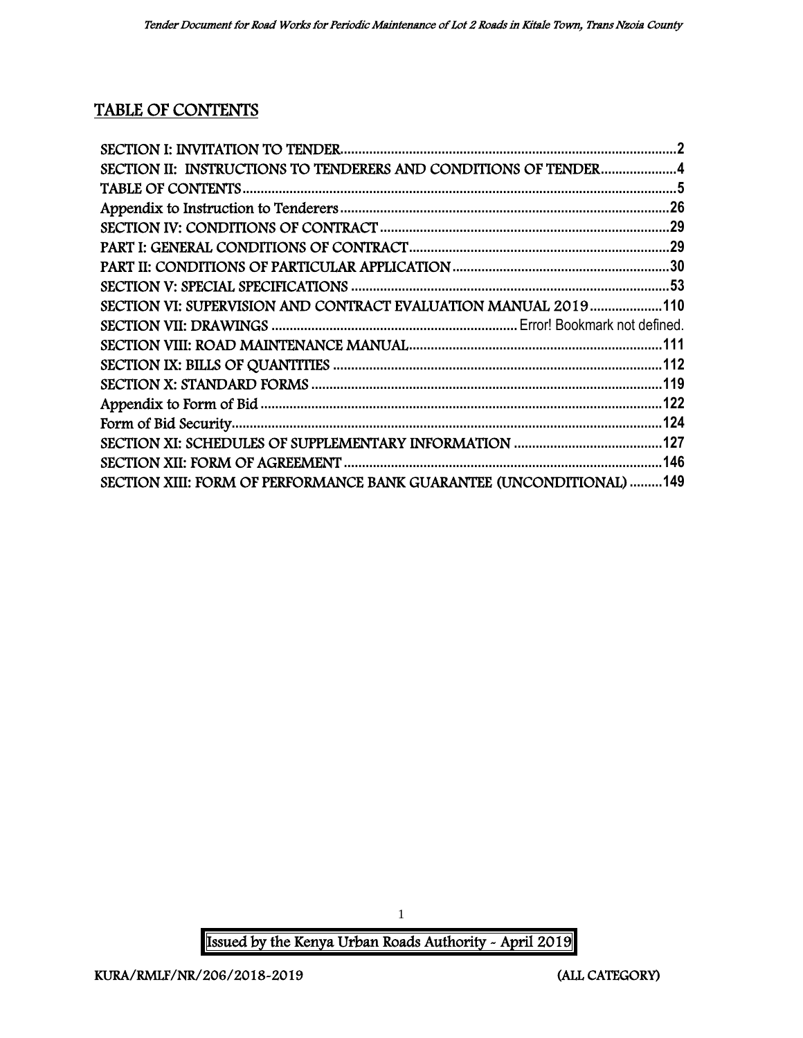# TABLE OF CONTENTS

SECTION I: INVITATION TO TENDER .......... 2
SECTION II: INSTRUCTIONS TO TENDERERS AND CONDITIONS OF TENDER .......... 4
TABLE OF CONTENTS .......... 5
Appendix to Instruction to Tenderers .......... 26
SECTION IV: CONDITIONS OF CONTRACT .......... 29
PART I: GENERAL CONDITIONS OF CONTRACT .......... 29
PART II: CONDITIONS OF PARTICULAR APPLICATION .......... 30
SECTION V: SPECIAL SPECIFICATIONS .......... 53
SECTION VI: SUPERVISION AND CONTRACT EVALUATION MANUAL 2019 .......... 110
SECTION VII: DRAWINGS .......... Error! Bookmark not defined.
SECTION VIII: ROAD MAINTENANCE MANUAL .......... 111
SECTION IX: BILLS OF QUANTITIES .......... 112
SECTION X: STANDARD FORMS .......... 119
Appendix to Form of Bid .......... 122
Form of Bid Security .......... 124
SECTION XI: SCHEDULES OF SUPPLEMENTARY INFORMATION .......... 127
SECTION XII: FORM OF AGREEMENT .......... 146
SECTION XIII: FORM OF PERFORMANCE BANK GUARANTEE (UNCONDITIONAL) .......... 149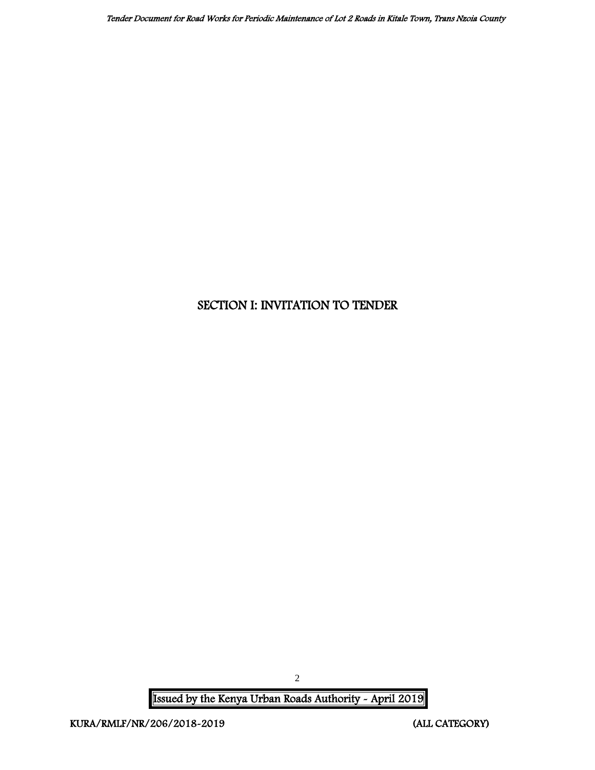# SECTION I: INVITATION TO TENDER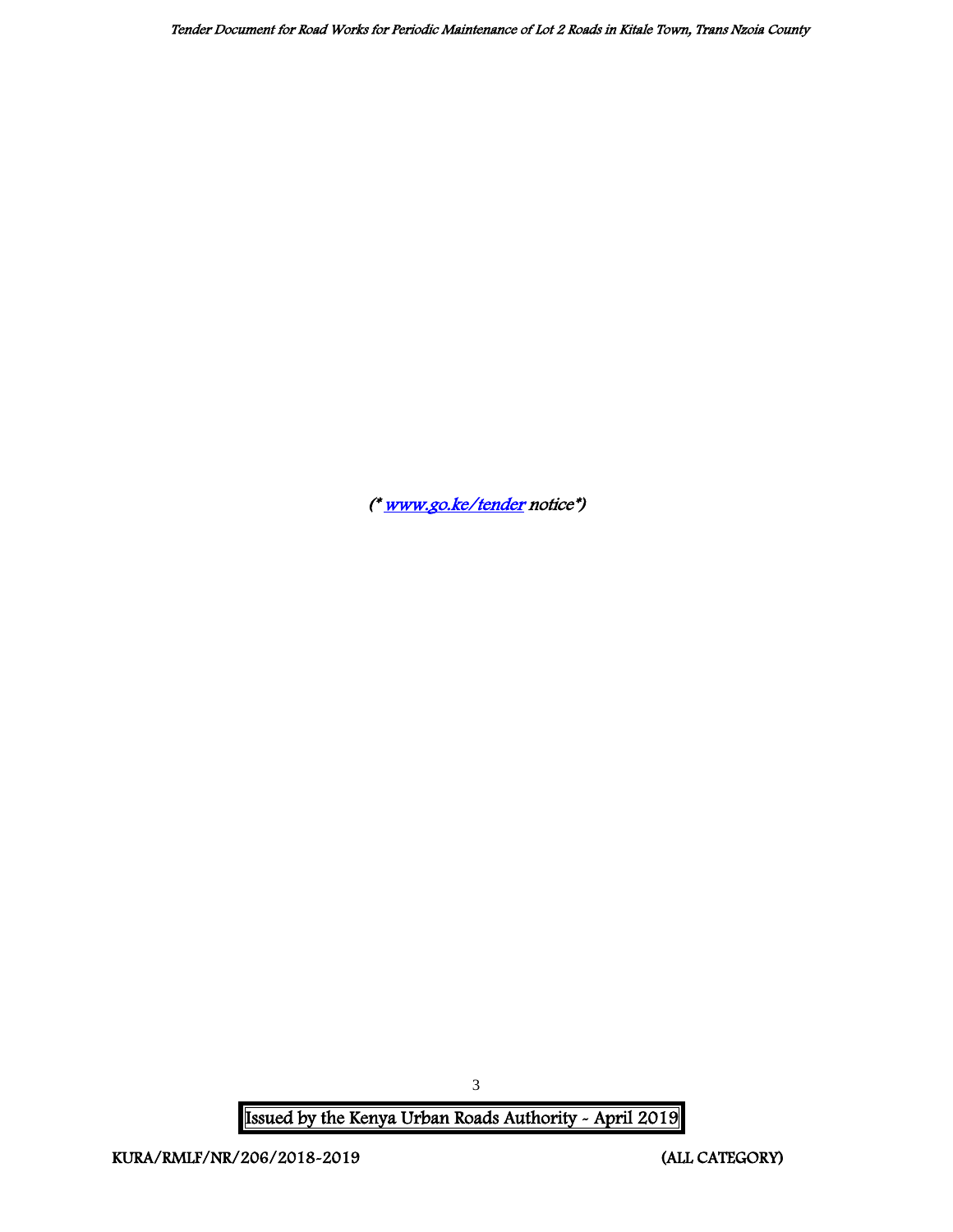*(* [www.go.ke/tender](www.go.ke/tender) notice*)*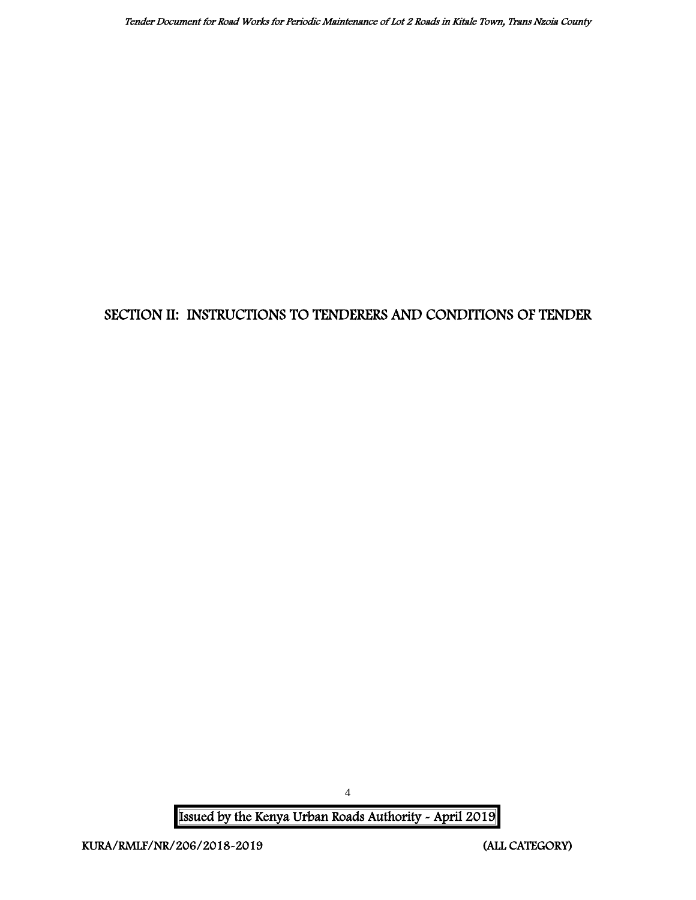# SECTION II: INSTRUCTIONS TO TENDERERS AND CONDITIONS OF TENDER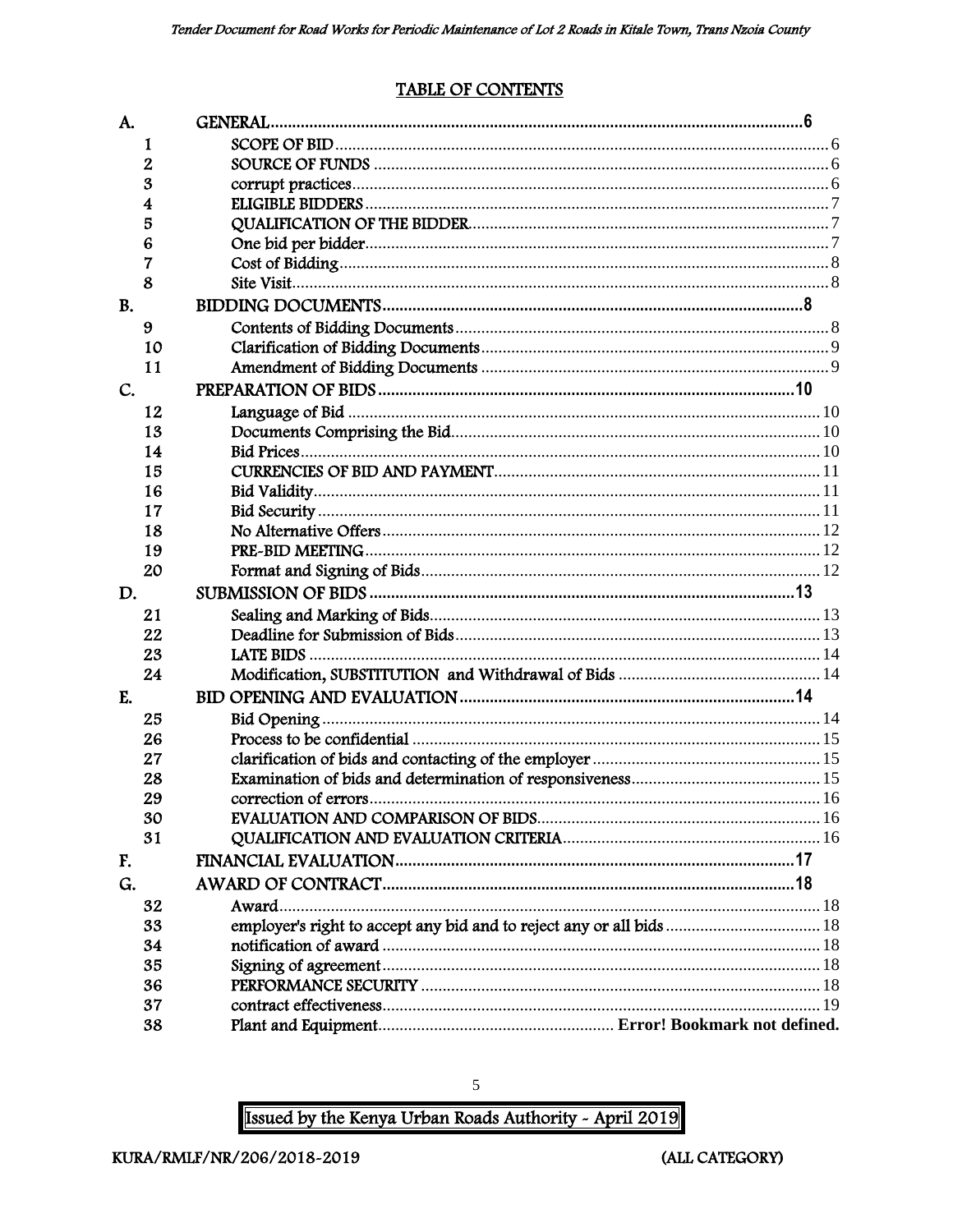## TABLE OF CONTENTS

| | | |
|---|---|---|
| A. | GENERAL | 6 |
| 1 | SCOPE OF BID | 6 |
| 2 | SOURCE OF FUNDS | 6 |
| 3 | corrupt practices | 6 |
| 4 | ELIGIBLE BIDDERS | 7 |
| 5 | QUALIFICATION OF THE BIDDER | 7 |
| 6 | One bid per bidder | 7 |
| 7 | Cost of Bidding | 8 |
| 8 | Site Visit | 8 |
| B. | BIDDING DOCUMENTS | 8 |
| 9 | Contents of Bidding Documents | 8 |
| 10 | Clarification of Bidding Documents | 9 |
| 11 | Amendment of Bidding Documents | 9 |
| C. | PREPARATION OF BIDS | 10 |
| 12 | Language of Bid | 10 |
| 13 | Documents Comprising the Bid | 10 |
| 14 | Bid Prices | 10 |
| 15 | CURRENCIES OF BID AND PAYMENT | 11 |
| 16 | Bid Validity | 11 |
| 17 | Bid Security | 11 |
| 18 | No Alternative Offers | 12 |
| 19 | PRE-BID MEETING | 12 |
| 20 | Format and Signing of Bids | 12 |
| D. | SUBMISSION OF BIDS | 13 |
| 21 | Sealing and Marking of Bids | 13 |
| 22 | Deadline for Submission of Bids | 13 |
| 23 | LATE BIDS | 14 |
| 24 | Modification, SUBSTITUTION and Withdrawal of Bids | 14 |
| E. | BID OPENING AND EVALUATION | 14 |
| 25 | Bid Opening | 14 |
| 26 | Process to be confidential | 15 |
| 27 | clarification of bids and contacting of the employer | 15 |
| 28 | Examination of bids and determination of responsiveness | 15 |
| 29 | correction of errors | 16 |
| 30 | EVALUATION AND COMPARISON OF BIDS | 16 |
| 31 | QUALIFICATION AND EVALUATION CRITERIA | 16 |
| F. | FINANCIAL EVALUATION | 17 |
| G. | AWARD OF CONTRACT | 18 |
| 32 | Award | 18 |
| 33 | employer's right to accept any bid and to reject any or all bids | 18 |
| 34 | notification of award | 18 |
| 35 | Signing of agreement | 18 |
| 36 | PERFORMANCE SECURITY | 18 |
| 37 | contract effectiveness | 19 |
| 38 | Plant and Equipment | Error! Bookmark not defined. |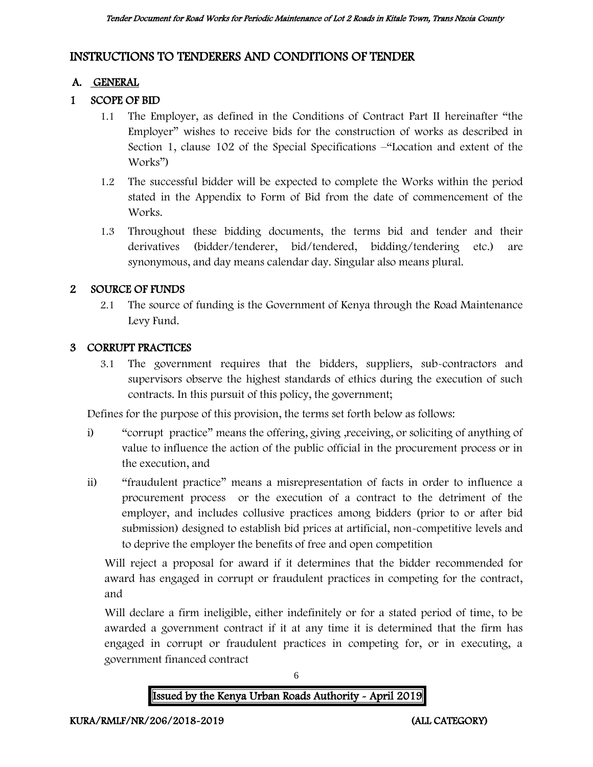# INSTRUCTIONS TO TENDERERS AND CONDITIONS OF TENDER

## A. GENERAL

### 1 SCOPE OF BID

1.1 The Employer, as defined in the Conditions of Contract Part II hereinafter "the Employer" wishes to receive bids for the construction of works as described in Section 1, clause 102 of the Special Specifications –"Location and extent of the Works")

1.2 The successful bidder will be expected to complete the Works within the period stated in the Appendix to Form of Bid from the date of commencement of the Works.

1.3 Throughout these bidding documents, the terms bid and tender and their derivatives (bidder/tenderer, bid/tendered, bidding/tendering etc.) are synonymous, and day means calendar day. Singular also means plural.

### 2 SOURCE OF FUNDS

2.1 The source of funding is the Government of Kenya through the Road Maintenance Levy Fund.

### 3 CORRUPT PRACTICES

3.1 The government requires that the bidders, suppliers, sub-contractors and supervisors observe the highest standards of ethics during the execution of such contracts. In this pursuit of this policy, the government;

Defines for the purpose of this provision, the terms set forth below as follows:

i) "corrupt practice" means the offering, giving ,receiving, or soliciting of anything of value to influence the action of the public official in the procurement process or in the execution, and

ii) "fraudulent practice" means a misrepresentation of facts in order to influence a procurement process or the execution of a contract to the detriment of the employer, and includes collusive practices among bidders (prior to or after bid submission) designed to establish bid prices at artificial, non-competitive levels and to deprive the employer the benefits of free and open competition

Will reject a proposal for award if it determines that the bidder recommended for award has engaged in corrupt or fraudulent practices in competing for the contract, and

Will declare a firm ineligible, either indefinitely or for a stated period of time, to be awarded a government contract if it at any time it is determined that the firm has engaged in corrupt or fraudulent practices in competing for, or in executing, a government financed contract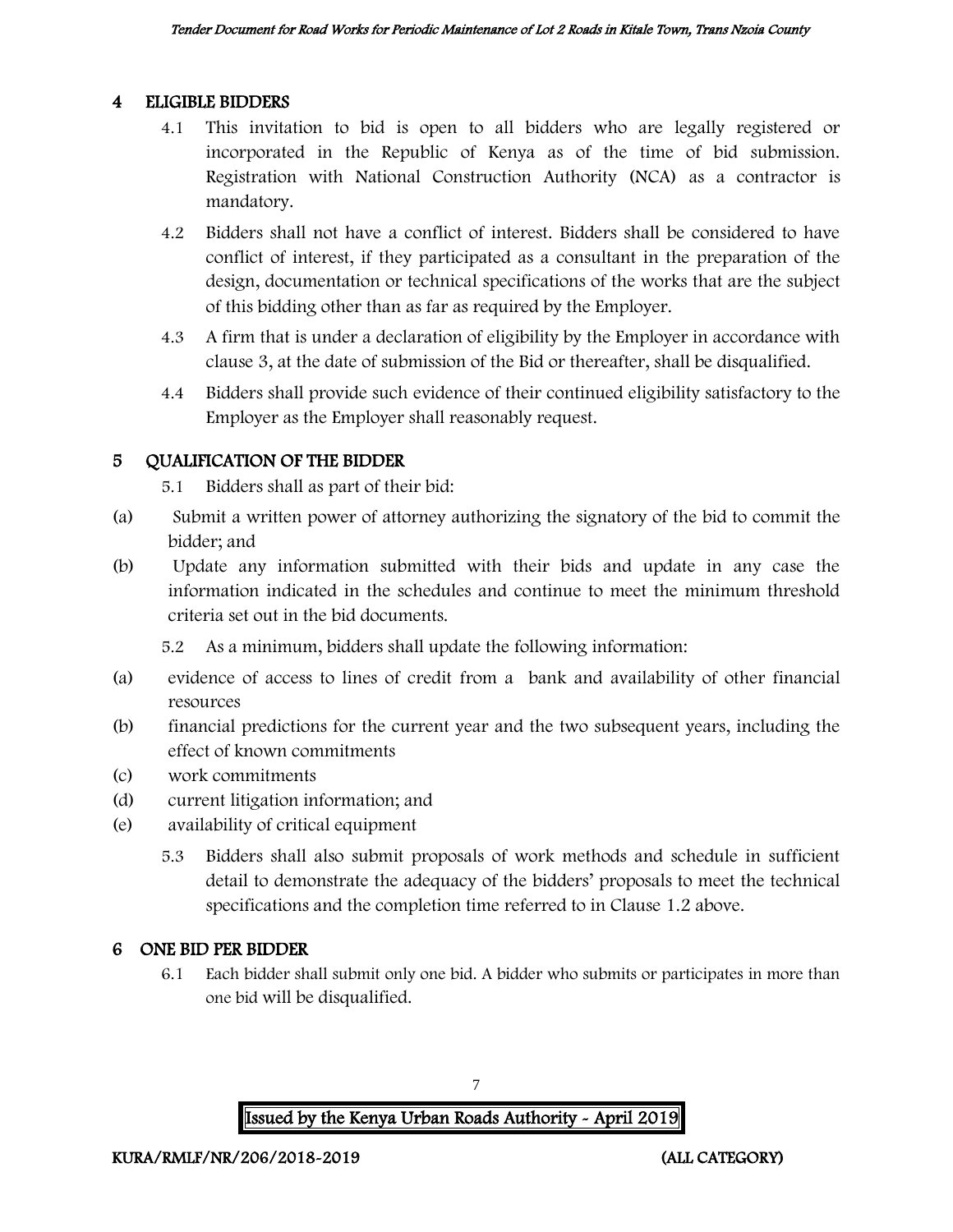## 4 ELIGIBLE BIDDERS

4.1 This invitation to bid is open to all bidders who are legally registered or incorporated in the Republic of Kenya as of the time of bid submission. Registration with National Construction Authority (NCA) as a contractor is mandatory.

4.2 Bidders shall not have a conflict of interest. Bidders shall be considered to have conflict of interest, if they participated as a consultant in the preparation of the design, documentation or technical specifications of the works that are the subject of this bidding other than as far as required by the Employer.

4.3 A firm that is under a declaration of eligibility by the Employer in accordance with clause 3, at the date of submission of the Bid or thereafter, shall be disqualified.

4.4 Bidders shall provide such evidence of their continued eligibility satisfactory to the Employer as the Employer shall reasonably request.

## 5 QUALIFICATION OF THE BIDDER

5.1 Bidders shall as part of their bid:

(a) Submit a written power of attorney authorizing the signatory of the bid to commit the bidder; and

(b) Update any information submitted with their bids and update in any case the information indicated in the schedules and continue to meet the minimum threshold criteria set out in the bid documents.

5.2 As a minimum, bidders shall update the following information:

(a) evidence of access to lines of credit from a bank and availability of other financial resources

(b) financial predictions for the current year and the two subsequent years, including the effect of known commitments

(c) work commitments

(d) current litigation information; and

(e) availability of critical equipment

5.3 Bidders shall also submit proposals of work methods and schedule in sufficient detail to demonstrate the adequacy of the bidders' proposals to meet the technical specifications and the completion time referred to in Clause 1.2 above.

## 6 ONE BID PER BIDDER

6.1 Each bidder shall submit only one bid. A bidder who submits or participates in more than one bid will be disqualified.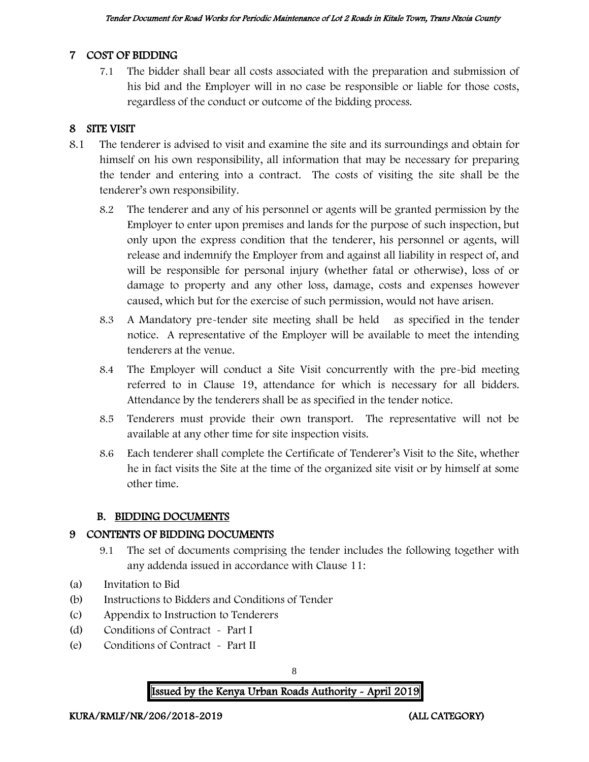## 7 COST OF BIDDING

7.1 The bidder shall bear all costs associated with the preparation and submission of his bid and the Employer will in no case be responsible or liable for those costs, regardless of the conduct or outcome of the bidding process.

## 8 SITE VISIT

8.1 The tenderer is advised to visit and examine the site and its surroundings and obtain for himself on his own responsibility, all information that may be necessary for preparing the tender and entering into a contract. The costs of visiting the site shall be the tenderer's own responsibility.

8.2 The tenderer and any of his personnel or agents will be granted permission by the Employer to enter upon premises and lands for the purpose of such inspection, but only upon the express condition that the tenderer, his personnel or agents, will release and indemnify the Employer from and against all liability in respect of, and will be responsible for personal injury (whether fatal or otherwise), loss of or damage to property and any other loss, damage, costs and expenses however caused, which but for the exercise of such permission, would not have arisen.

8.3 A Mandatory pre-tender site meeting shall be held as specified in the tender notice. A representative of the Employer will be available to meet the intending tenderers at the venue.

8.4 The Employer will conduct a Site Visit concurrently with the pre-bid meeting referred to in Clause 19, attendance for which is necessary for all bidders. Attendance by the tenderers shall be as specified in the tender notice.

8.5 Tenderers must provide their own transport. The representative will not be available at any other time for site inspection visits.

8.6 Each tenderer shall complete the Certificate of Tenderer's Visit to the Site, whether he in fact visits the Site at the time of the organized site visit or by himself at some other time.

## B. BIDDING DOCUMENTS

## 9 CONTENTS OF BIDDING DOCUMENTS

9.1 The set of documents comprising the tender includes the following together with any addenda issued in accordance with Clause 11:

(a) Invitation to Bid
(b) Instructions to Bidders and Conditions of Tender
(c) Appendix to Instruction to Tenderers
(d) Conditions of Contract - Part I
(e) Conditions of Contract - Part II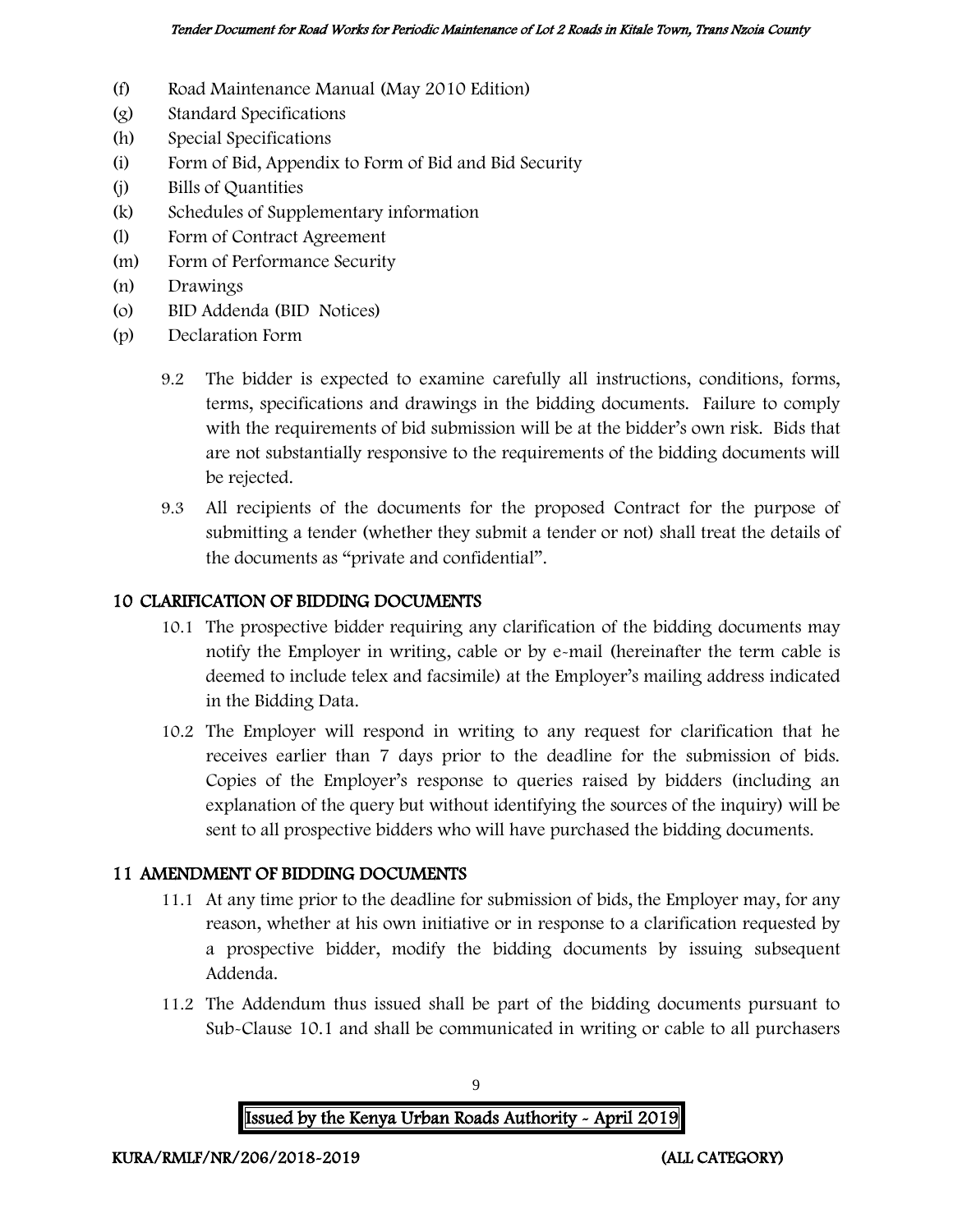(f) Road Maintenance Manual (May 2010 Edition)
(g) Standard Specifications
(h) Special Specifications
(i) Form of Bid, Appendix to Form of Bid and Bid Security
(j) Bills of Quantities
(k) Schedules of Supplementary information
(l) Form of Contract Agreement
(m) Form of Performance Security
(n) Drawings
(o) BID Addenda (BID Notices)
(p) Declaration Form

9.2 The bidder is expected to examine carefully all instructions, conditions, forms, terms, specifications and drawings in the bidding documents. Failure to comply with the requirements of bid submission will be at the bidder's own risk. Bids that are not substantially responsive to the requirements of the bidding documents will be rejected.

9.3 All recipients of the documents for the proposed Contract for the purpose of submitting a tender (whether they submit a tender or not) shall treat the details of the documents as "private and confidential".

## 10 CLARIFICATION OF BIDDING DOCUMENTS

10.1 The prospective bidder requiring any clarification of the bidding documents may notify the Employer in writing, cable or by e-mail (hereinafter the term cable is deemed to include telex and facsimile) at the Employer's mailing address indicated in the Bidding Data.

10.2 The Employer will respond in writing to any request for clarification that he receives earlier than 7 days prior to the deadline for the submission of bids. Copies of the Employer's response to queries raised by bidders (including an explanation of the query but without identifying the sources of the inquiry) will be sent to all prospective bidders who will have purchased the bidding documents.

## 11 AMENDMENT OF BIDDING DOCUMENTS

11.1 At any time prior to the deadline for submission of bids, the Employer may, for any reason, whether at his own initiative or in response to a clarification requested by a prospective bidder, modify the bidding documents by issuing subsequent Addenda.

11.2 The Addendum thus issued shall be part of the bidding documents pursuant to Sub-Clause 10.1 and shall be communicated in writing or cable to all purchasers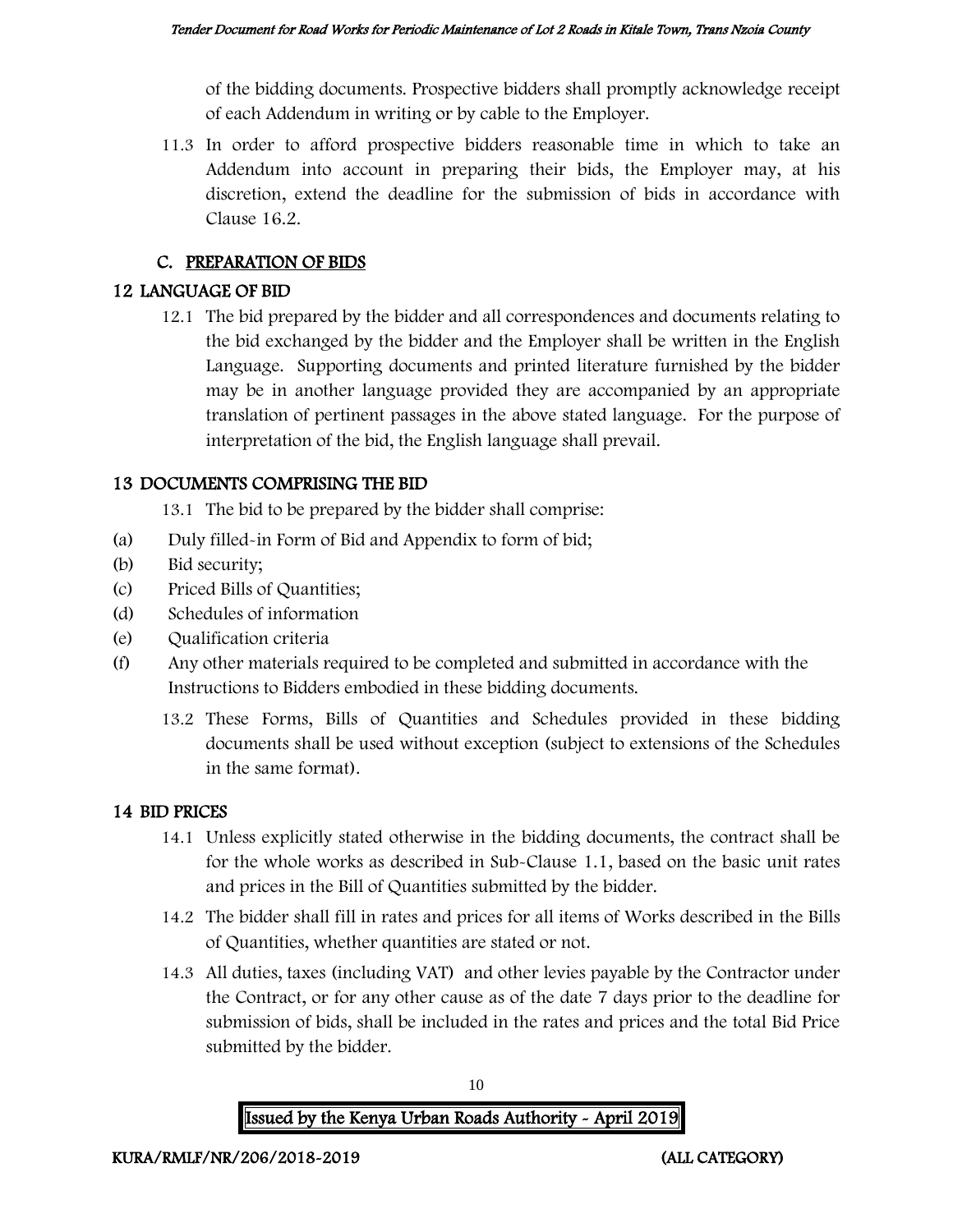of the bidding documents. Prospective bidders shall promptly acknowledge receipt of each Addendum in writing or by cable to the Employer.

11.3 In order to afford prospective bidders reasonable time in which to take an Addendum into account in preparing their bids, the Employer may, at his discretion, extend the deadline for the submission of bids in accordance with Clause 16.2.

## C. PREPARATION OF BIDS

## 12 LANGUAGE OF BID

12.1 The bid prepared by the bidder and all correspondences and documents relating to the bid exchanged by the bidder and the Employer shall be written in the English Language. Supporting documents and printed literature furnished by the bidder may be in another language provided they are accompanied by an appropriate translation of pertinent passages in the above stated language. For the purpose of interpretation of the bid, the English language shall prevail.

## 13 DOCUMENTS COMPRISING THE BID

13.1 The bid to be prepared by the bidder shall comprise:

(a) Duly filled-in Form of Bid and Appendix to form of bid;
(b) Bid security;
(c) Priced Bills of Quantities;
(d) Schedules of information
(e) Qualification criteria
(f) Any other materials required to be completed and submitted in accordance with the Instructions to Bidders embodied in these bidding documents.

13.2 These Forms, Bills of Quantities and Schedules provided in these bidding documents shall be used without exception (subject to extensions of the Schedules in the same format).

## 14 BID PRICES

14.1 Unless explicitly stated otherwise in the bidding documents, the contract shall be for the whole works as described in Sub-Clause 1.1, based on the basic unit rates and prices in the Bill of Quantities submitted by the bidder.

14.2 The bidder shall fill in rates and prices for all items of Works described in the Bills of Quantities, whether quantities are stated or not.

14.3 All duties, taxes (including VAT) and other levies payable by the Contractor under the Contract, or for any other cause as of the date 7 days prior to the deadline for submission of bids, shall be included in the rates and prices and the total Bid Price submitted by the bidder.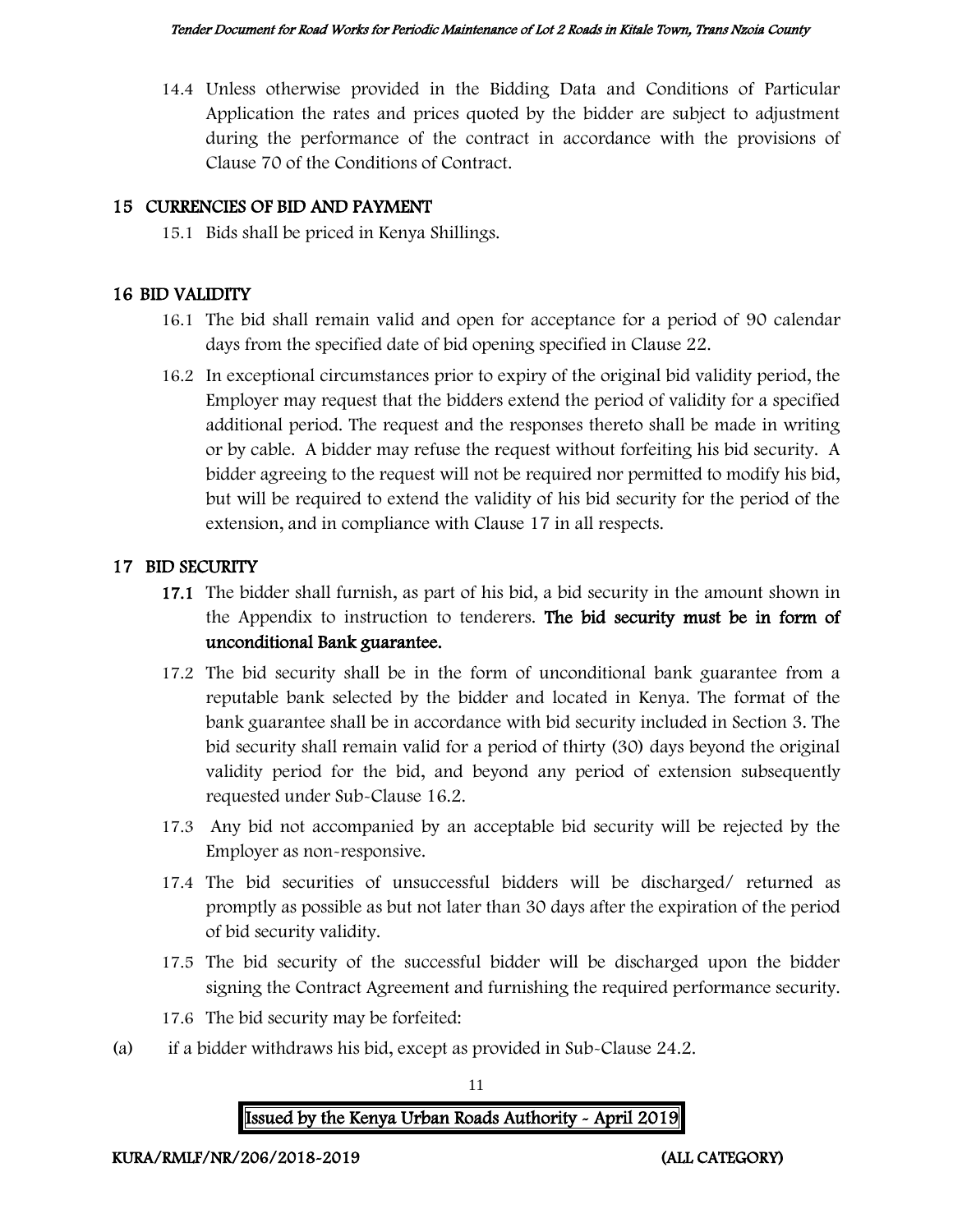14.4 Unless otherwise provided in the Bidding Data and Conditions of Particular Application the rates and prices quoted by the bidder are subject to adjustment during the performance of the contract in accordance with the provisions of Clause 70 of the Conditions of Contract.

## 15 CURRENCIES OF BID AND PAYMENT

15.1 Bids shall be priced in Kenya Shillings.

## 16 BID VALIDITY

16.1 The bid shall remain valid and open for acceptance for a period of 90 calendar days from the specified date of bid opening specified in Clause 22.

16.2 In exceptional circumstances prior to expiry of the original bid validity period, the Employer may request that the bidders extend the period of validity for a specified additional period. The request and the responses thereto shall be made in writing or by cable. A bidder may refuse the request without forfeiting his bid security. A bidder agreeing to the request will not be required nor permitted to modify his bid, but will be required to extend the validity of his bid security for the period of the extension, and in compliance with Clause 17 in all respects.

## 17 BID SECURITY

**17.1** The bidder shall furnish, as part of his bid, a bid security in the amount shown in the Appendix to instruction to tenderers. **The bid security must be in form of unconditional Bank guarantee.**

17.2 The bid security shall be in the form of unconditional bank guarantee from a reputable bank selected by the bidder and located in Kenya. The format of the bank guarantee shall be in accordance with bid security included in Section 3. The bid security shall remain valid for a period of thirty (30) days beyond the original validity period for the bid, and beyond any period of extension subsequently requested under Sub-Clause 16.2.

17.3 Any bid not accompanied by an acceptable bid security will be rejected by the Employer as non-responsive.

17.4 The bid securities of unsuccessful bidders will be discharged/ returned as promptly as possible as but not later than 30 days after the expiration of the period of bid security validity.

17.5 The bid security of the successful bidder will be discharged upon the bidder signing the Contract Agreement and furnishing the required performance security.

17.6 The bid security may be forfeited:

(a) if a bidder withdraws his bid, except as provided in Sub-Clause 24.2.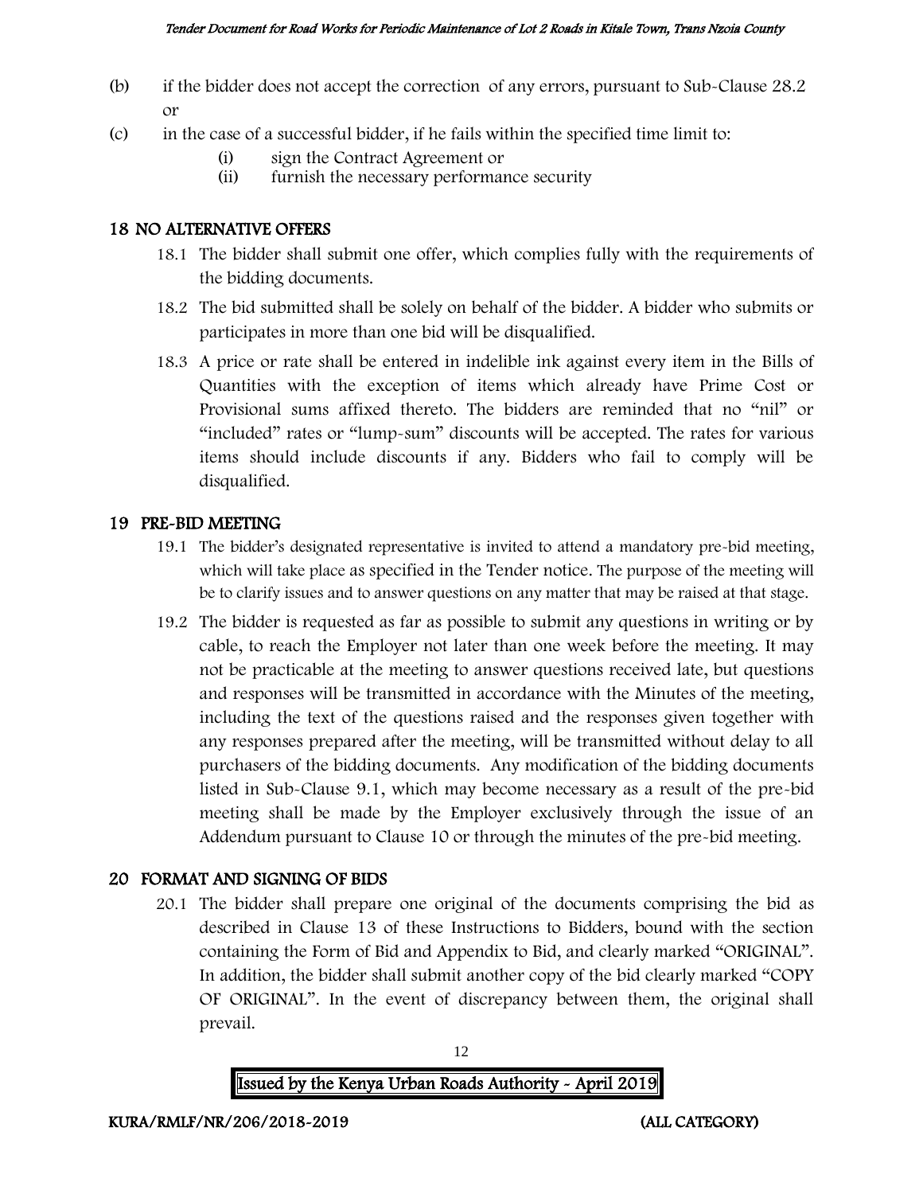(b) if the bidder does not accept the correction of any errors, pursuant to Sub-Clause 28.2 or

(c) in the case of a successful bidder, if he fails within the specified time limit to:

   (i) sign the Contract Agreement or
   (ii) furnish the necessary performance security

## 18 NO ALTERNATIVE OFFERS

18.1 The bidder shall submit one offer, which complies fully with the requirements of the bidding documents.

18.2 The bid submitted shall be solely on behalf of the bidder. A bidder who submits or participates in more than one bid will be disqualified.

18.3 A price or rate shall be entered in indelible ink against every item in the Bills of Quantities with the exception of items which already have Prime Cost or Provisional sums affixed thereto. The bidders are reminded that no "nil" or "included" rates or "lump-sum" discounts will be accepted. The rates for various items should include discounts if any. Bidders who fail to comply will be disqualified.

## 19 PRE-BID MEETING

19.1 The bidder's designated representative is invited to attend a mandatory pre-bid meeting, which will take place as specified in the Tender notice. The purpose of the meeting will be to clarify issues and to answer questions on any matter that may be raised at that stage.

19.2 The bidder is requested as far as possible to submit any questions in writing or by cable, to reach the Employer not later than one week before the meeting. It may not be practicable at the meeting to answer questions received late, but questions and responses will be transmitted in accordance with the Minutes of the meeting, including the text of the questions raised and the responses given together with any responses prepared after the meeting, will be transmitted without delay to all purchasers of the bidding documents. Any modification of the bidding documents listed in Sub-Clause 9.1, which may become necessary as a result of the pre-bid meeting shall be made by the Employer exclusively through the issue of an Addendum pursuant to Clause 10 or through the minutes of the pre-bid meeting.

## 20 FORMAT AND SIGNING OF BIDS

20.1 The bidder shall prepare one original of the documents comprising the bid as described in Clause 13 of these Instructions to Bidders, bound with the section containing the Form of Bid and Appendix to Bid, and clearly marked "ORIGINAL". In addition, the bidder shall submit another copy of the bid clearly marked "COPY OF ORIGINAL". In the event of discrepancy between them, the original shall prevail.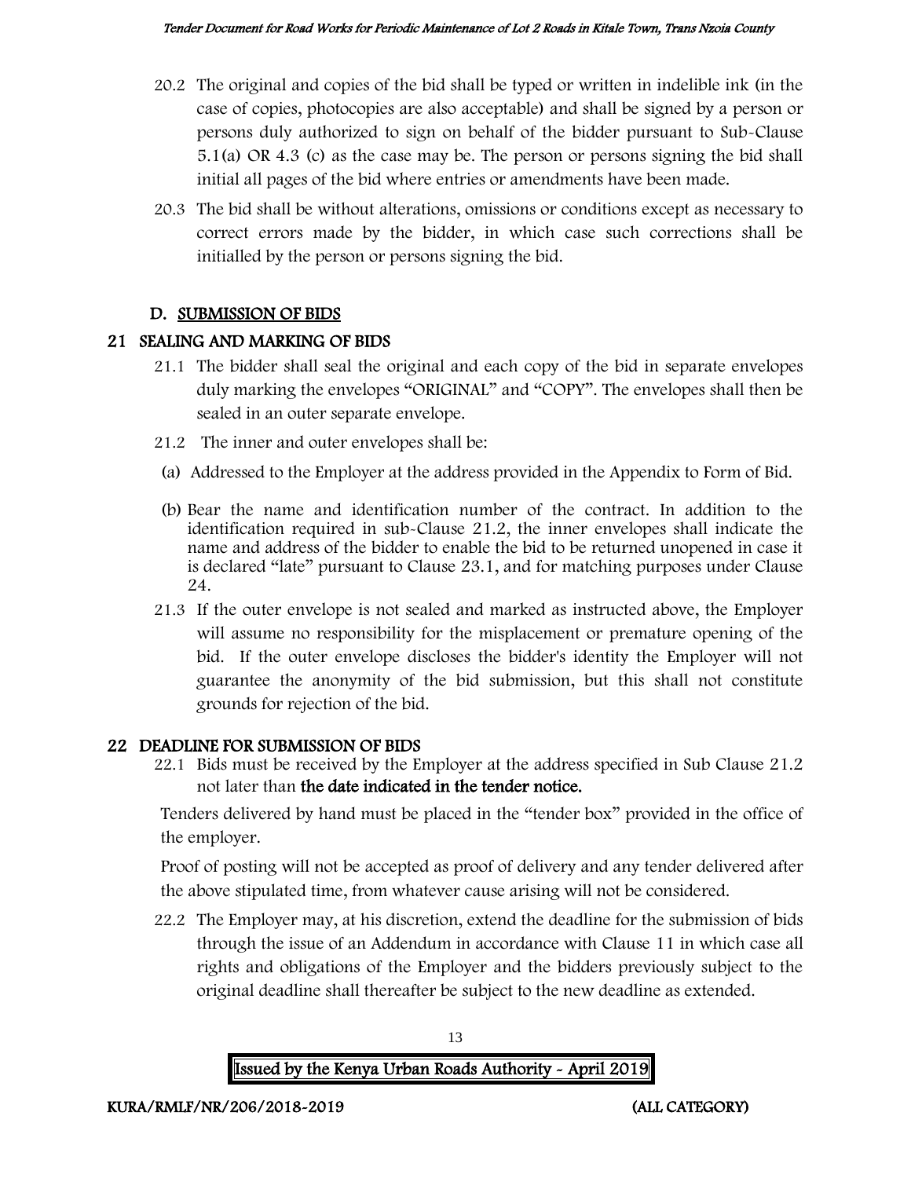20.2 The original and copies of the bid shall be typed or written in indelible ink (in the case of copies, photocopies are also acceptable) and shall be signed by a person or persons duly authorized to sign on behalf of the bidder pursuant to Sub-Clause 5.1(a) OR 4.3 (c) as the case may be. The person or persons signing the bid shall initial all pages of the bid where entries or amendments have been made.

20.3 The bid shall be without alterations, omissions or conditions except as necessary to correct errors made by the bidder, in which case such corrections shall be initialled by the person or persons signing the bid.

## D. SUBMISSION OF BIDS

### 21 SEALING AND MARKING OF BIDS

21.1 The bidder shall seal the original and each copy of the bid in separate envelopes duly marking the envelopes "ORIGINAL" and "COPY". The envelopes shall then be sealed in an outer separate envelope.

21.2 The inner and outer envelopes shall be:

(a) Addressed to the Employer at the address provided in the Appendix to Form of Bid.

(b) Bear the name and identification number of the contract. In addition to the identification required in sub-Clause 21.2, the inner envelopes shall indicate the name and address of the bidder to enable the bid to be returned unopened in case it is declared "late" pursuant to Clause 23.1, and for matching purposes under Clause 24.

21.3 If the outer envelope is not sealed and marked as instructed above, the Employer will assume no responsibility for the misplacement or premature opening of the bid. If the outer envelope discloses the bidder's identity the Employer will not guarantee the anonymity of the bid submission, but this shall not constitute grounds for rejection of the bid.

### 22 DEADLINE FOR SUBMISSION OF BIDS

22.1 Bids must be received by the Employer at the address specified in Sub Clause 21.2 not later than **the date indicated in the tender notice.**

Tenders delivered by hand must be placed in the "tender box" provided in the office of the employer.

Proof of posting will not be accepted as proof of delivery and any tender delivered after the above stipulated time, from whatever cause arising will not be considered.

22.2 The Employer may, at his discretion, extend the deadline for the submission of bids through the issue of an Addendum in accordance with Clause 11 in which case all rights and obligations of the Employer and the bidders previously subject to the original deadline shall thereafter be subject to the new deadline as extended.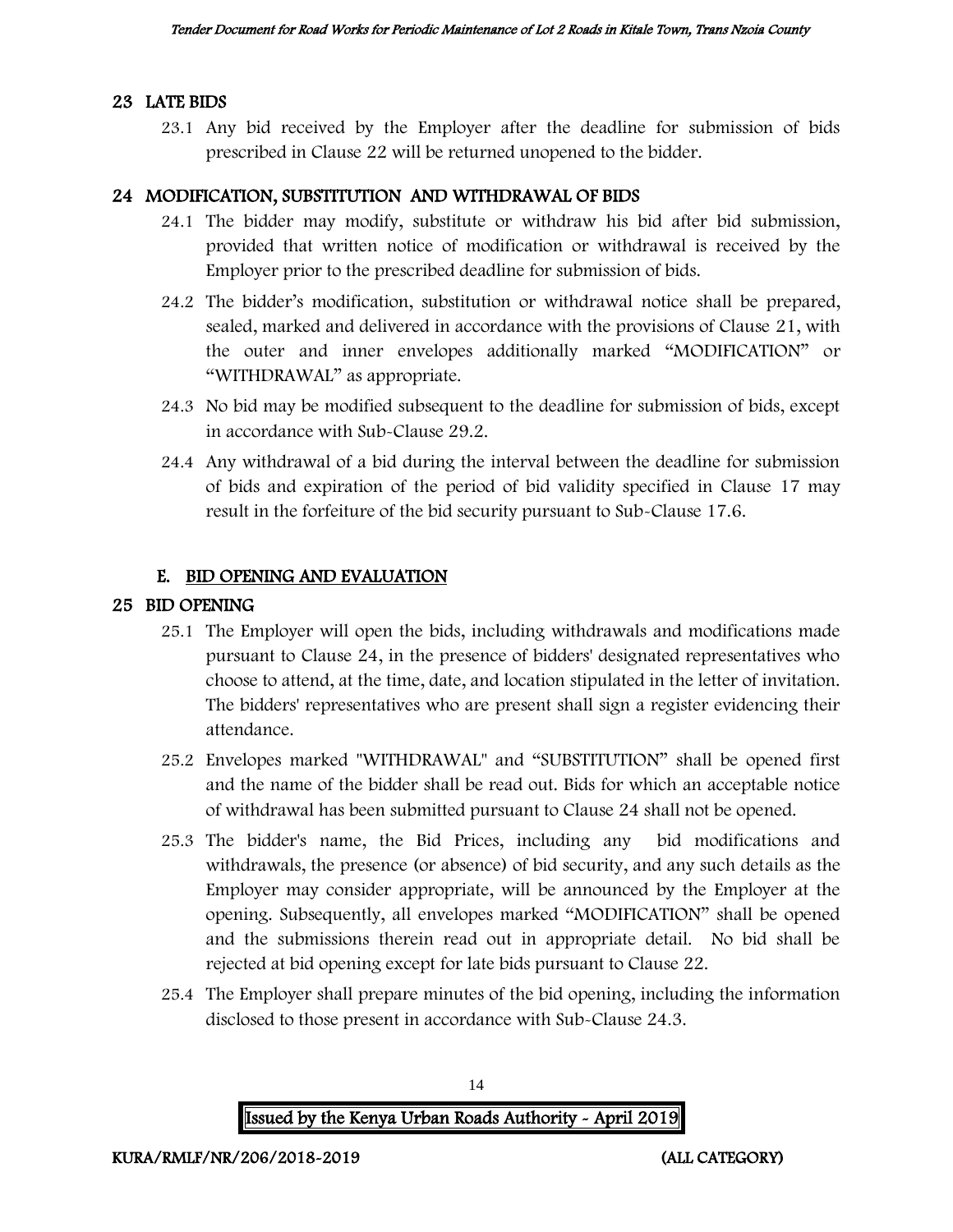## 23 LATE BIDS

23.1 Any bid received by the Employer after the deadline for submission of bids prescribed in Clause 22 will be returned unopened to the bidder.

## 24 MODIFICATION, SUBSTITUTION AND WITHDRAWAL OF BIDS

24.1 The bidder may modify, substitute or withdraw his bid after bid submission, provided that written notice of modification or withdrawal is received by the Employer prior to the prescribed deadline for submission of bids.

24.2 The bidder's modification, substitution or withdrawal notice shall be prepared, sealed, marked and delivered in accordance with the provisions of Clause 21, with the outer and inner envelopes additionally marked "MODIFICATION" or "WITHDRAWAL" as appropriate.

24.3 No bid may be modified subsequent to the deadline for submission of bids, except in accordance with Sub-Clause 29.2.

24.4 Any withdrawal of a bid during the interval between the deadline for submission of bids and expiration of the period of bid validity specified in Clause 17 may result in the forfeiture of the bid security pursuant to Sub-Clause 17.6.

## E. BID OPENING AND EVALUATION

## 25 BID OPENING

25.1 The Employer will open the bids, including withdrawals and modifications made pursuant to Clause 24, in the presence of bidders' designated representatives who choose to attend, at the time, date, and location stipulated in the letter of invitation. The bidders' representatives who are present shall sign a register evidencing their attendance.

25.2 Envelopes marked "WITHDRAWAL" and "SUBSTITUTION" shall be opened first and the name of the bidder shall be read out. Bids for which an acceptable notice of withdrawal has been submitted pursuant to Clause 24 shall not be opened.

25.3 The bidder's name, the Bid Prices, including any bid modifications and withdrawals, the presence (or absence) of bid security, and any such details as the Employer may consider appropriate, will be announced by the Employer at the opening. Subsequently, all envelopes marked "MODIFICATION" shall be opened and the submissions therein read out in appropriate detail. No bid shall be rejected at bid opening except for late bids pursuant to Clause 22.

25.4 The Employer shall prepare minutes of the bid opening, including the information disclosed to those present in accordance with Sub-Clause 24.3.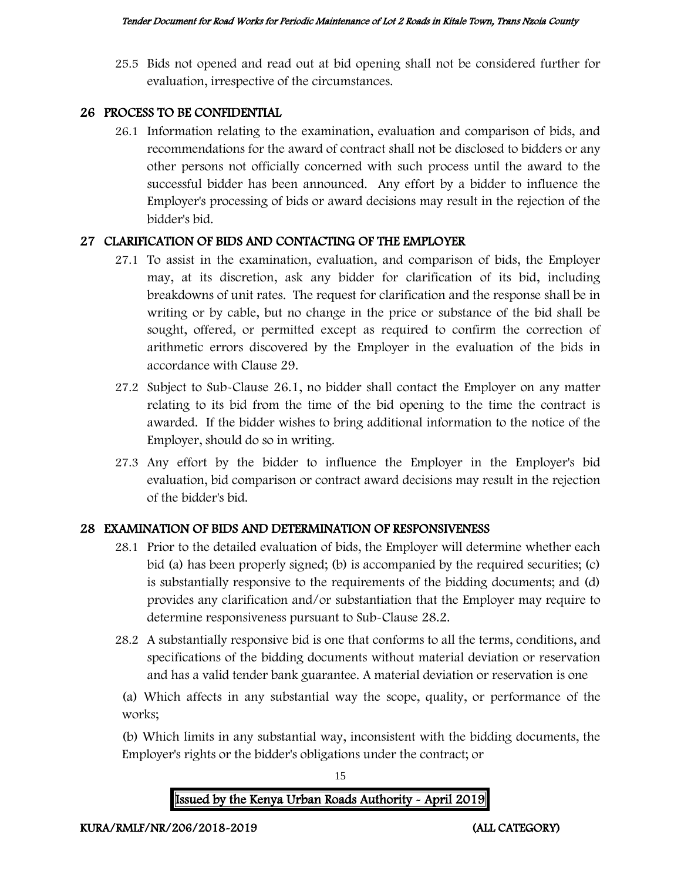25.5 Bids not opened and read out at bid opening shall not be considered further for evaluation, irrespective of the circumstances.

## 26 PROCESS TO BE CONFIDENTIAL

26.1 Information relating to the examination, evaluation and comparison of bids, and recommendations for the award of contract shall not be disclosed to bidders or any other persons not officially concerned with such process until the award to the successful bidder has been announced. Any effort by a bidder to influence the Employer's processing of bids or award decisions may result in the rejection of the bidder's bid.

## 27 CLARIFICATION OF BIDS AND CONTACTING OF THE EMPLOYER

27.1 To assist in the examination, evaluation, and comparison of bids, the Employer may, at its discretion, ask any bidder for clarification of its bid, including breakdowns of unit rates. The request for clarification and the response shall be in writing or by cable, but no change in the price or substance of the bid shall be sought, offered, or permitted except as required to confirm the correction of arithmetic errors discovered by the Employer in the evaluation of the bids in accordance with Clause 29.

27.2 Subject to Sub-Clause 26.1, no bidder shall contact the Employer on any matter relating to its bid from the time of the bid opening to the time the contract is awarded. If the bidder wishes to bring additional information to the notice of the Employer, should do so in writing.

27.3 Any effort by the bidder to influence the Employer in the Employer's bid evaluation, bid comparison or contract award decisions may result in the rejection of the bidder's bid.

## 28 EXAMINATION OF BIDS AND DETERMINATION OF RESPONSIVENESS

28.1 Prior to the detailed evaluation of bids, the Employer will determine whether each bid (a) has been properly signed; (b) is accompanied by the required securities; (c) is substantially responsive to the requirements of the bidding documents; and (d) provides any clarification and/or substantiation that the Employer may require to determine responsiveness pursuant to Sub-Clause 28.2.

28.2 A substantially responsive bid is one that conforms to all the terms, conditions, and specifications of the bidding documents without material deviation or reservation and has a valid tender bank guarantee. A material deviation or reservation is one

(a) Which affects in any substantial way the scope, quality, or performance of the works;

(b) Which limits in any substantial way, inconsistent with the bidding documents, the Employer's rights or the bidder's obligations under the contract; or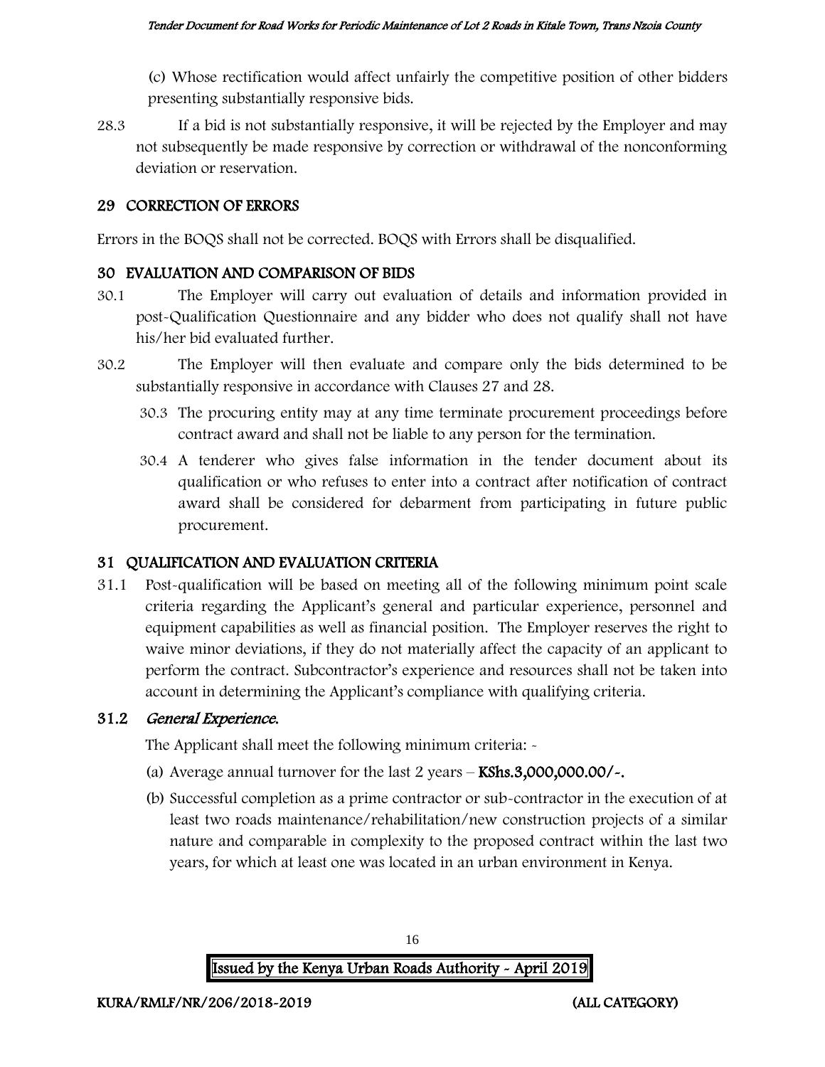(c) Whose rectification would affect unfairly the competitive position of other bidders presenting substantially responsive bids.

28.3 If a bid is not substantially responsive, it will be rejected by the Employer and may not subsequently be made responsive by correction or withdrawal of the nonconforming deviation or reservation.

## 29 CORRECTION OF ERRORS

Errors in the BOQS shall not be corrected. BOQS with Errors shall be disqualified.

## 30 EVALUATION AND COMPARISON OF BIDS

30.1 The Employer will carry out evaluation of details and information provided in post-Qualification Questionnaire and any bidder who does not qualify shall not have his/her bid evaluated further.

30.2 The Employer will then evaluate and compare only the bids determined to be substantially responsive in accordance with Clauses 27 and 28.

30.3 The procuring entity may at any time terminate procurement proceedings before contract award and shall not be liable to any person for the termination.

30.4 A tenderer who gives false information in the tender document about its qualification or who refuses to enter into a contract after notification of contract award shall be considered for debarment from participating in future public procurement.

## 31 QUALIFICATION AND EVALUATION CRITERIA

31.1 Post-qualification will be based on meeting all of the following minimum point scale criteria regarding the Applicant's general and particular experience, personnel and equipment capabilities as well as financial position. The Employer reserves the right to waive minor deviations, if they do not materially affect the capacity of an applicant to perform the contract. Subcontractor's experience and resources shall not be taken into account in determining the Applicant's compliance with qualifying criteria.

### 31.2 *General Experience.*

The Applicant shall meet the following minimum criteria: -

(a) Average annual turnover for the last 2 years – **KShs.3,000,000.00/-.**

(b) Successful completion as a prime contractor or sub-contractor in the execution of at least two roads maintenance/rehabilitation/new construction projects of a similar nature and comparable in complexity to the proposed contract within the last two years, for which at least one was located in an urban environment in Kenya.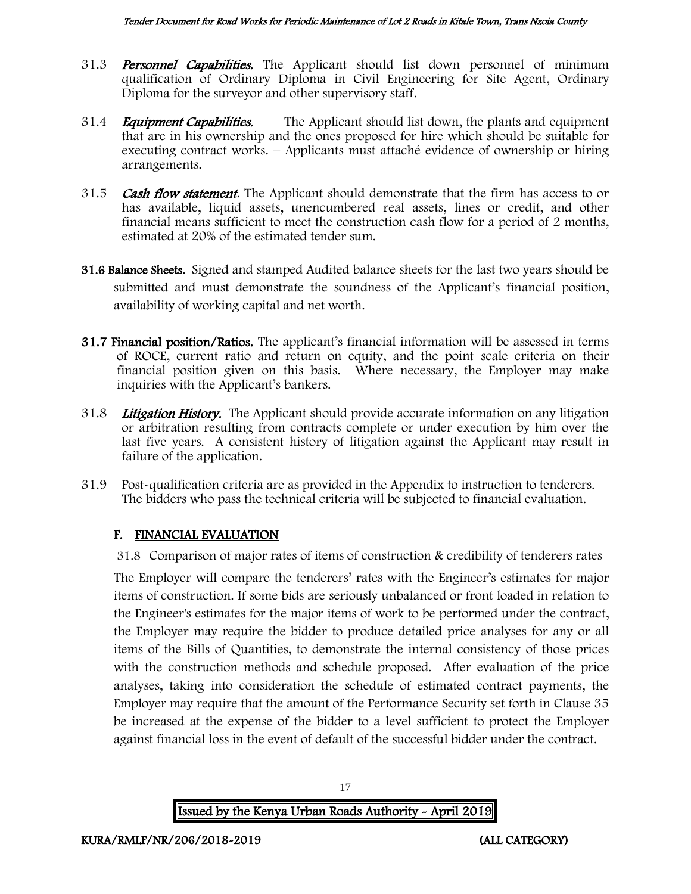31.3 ***Personnel Capabilities.*** The Applicant should list down personnel of minimum qualification of Ordinary Diploma in Civil Engineering for Site Agent, Ordinary Diploma for the surveyor and other supervisory staff.

31.4 ***Equipment Capabilities.*** The Applicant should list down, the plants and equipment that are in his ownership and the ones proposed for hire which should be suitable for executing contract works. – Applicants must attaché evidence of ownership or hiring arrangements.

31.5 ***Cash flow statement*.** The Applicant should demonstrate that the firm has access to or has available, liquid assets, unencumbered real assets, lines or credit, and other financial means sufficient to meet the construction cash flow for a period of 2 months, estimated at 20% of the estimated tender sum.

**31.6 Balance Sheets.** Signed and stamped Audited balance sheets for the last two years should be submitted and must demonstrate the soundness of the Applicant's financial position, availability of working capital and net worth.

**31.7 Financial position/Ratios.** The applicant's financial information will be assessed in terms of ROCE, current ratio and return on equity, and the point scale criteria on their financial position given on this basis. Where necessary, the Employer may make inquiries with the Applicant's bankers.

31.8 ***Litigation History.*** The Applicant should provide accurate information on any litigation or arbitration resulting from contracts complete or under execution by him over the last five years. A consistent history of litigation against the Applicant may result in failure of the application.

31.9 Post-qualification criteria are as provided in the Appendix to instruction to tenderers. The bidders who pass the technical criteria will be subjected to financial evaluation.

## F. FINANCIAL EVALUATION

31.8 Comparison of major rates of items of construction & credibility of tenderers rates

The Employer will compare the tenderers' rates with the Engineer's estimates for major items of construction. If some bids are seriously unbalanced or front loaded in relation to the Engineer's estimates for the major items of work to be performed under the contract, the Employer may require the bidder to produce detailed price analyses for any or all items of the Bills of Quantities, to demonstrate the internal consistency of those prices with the construction methods and schedule proposed. After evaluation of the price analyses, taking into consideration the schedule of estimated contract payments, the Employer may require that the amount of the Performance Security set forth in Clause 35 be increased at the expense of the bidder to a level sufficient to protect the Employer against financial loss in the event of default of the successful bidder under the contract.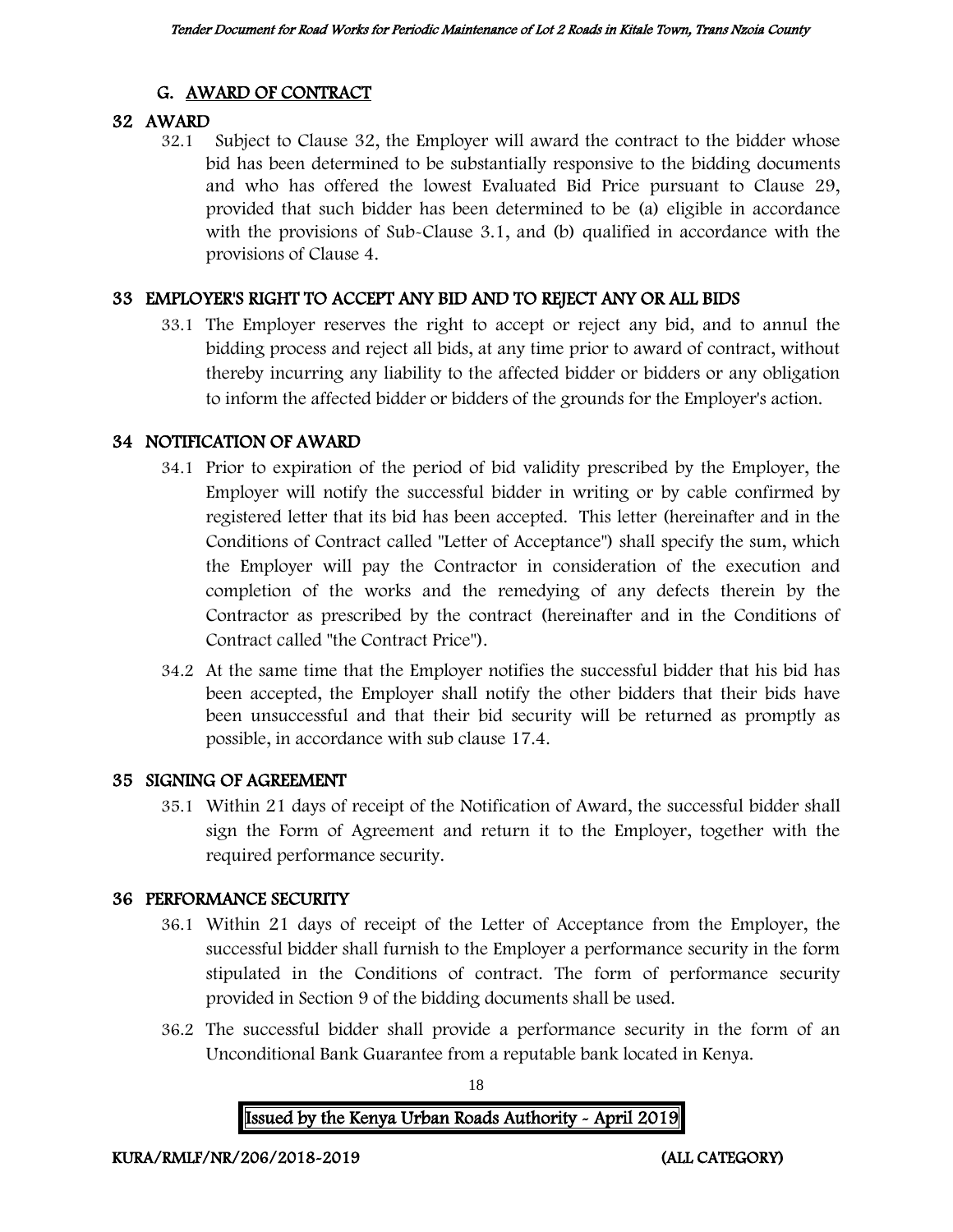## G. AWARD OF CONTRACT

### 32 AWARD

32.1 Subject to Clause 32, the Employer will award the contract to the bidder whose bid has been determined to be substantially responsive to the bidding documents and who has offered the lowest Evaluated Bid Price pursuant to Clause 29, provided that such bidder has been determined to be (a) eligible in accordance with the provisions of Sub-Clause 3.1, and (b) qualified in accordance with the provisions of Clause 4.

### 33 EMPLOYER'S RIGHT TO ACCEPT ANY BID AND TO REJECT ANY OR ALL BIDS

33.1 The Employer reserves the right to accept or reject any bid, and to annul the bidding process and reject all bids, at any time prior to award of contract, without thereby incurring any liability to the affected bidder or bidders or any obligation to inform the affected bidder or bidders of the grounds for the Employer's action.

### 34 NOTIFICATION OF AWARD

34.1 Prior to expiration of the period of bid validity prescribed by the Employer, the Employer will notify the successful bidder in writing or by cable confirmed by registered letter that its bid has been accepted. This letter (hereinafter and in the Conditions of Contract called "Letter of Acceptance") shall specify the sum, which the Employer will pay the Contractor in consideration of the execution and completion of the works and the remedying of any defects therein by the Contractor as prescribed by the contract (hereinafter and in the Conditions of Contract called "the Contract Price").

34.2 At the same time that the Employer notifies the successful bidder that his bid has been accepted, the Employer shall notify the other bidders that their bids have been unsuccessful and that their bid security will be returned as promptly as possible, in accordance with sub clause 17.4.

### 35 SIGNING OF AGREEMENT

35.1 Within 21 days of receipt of the Notification of Award, the successful bidder shall sign the Form of Agreement and return it to the Employer, together with the required performance security.

### 36 PERFORMANCE SECURITY

36.1 Within 21 days of receipt of the Letter of Acceptance from the Employer, the successful bidder shall furnish to the Employer a performance security in the form stipulated in the Conditions of contract. The form of performance security provided in Section 9 of the bidding documents shall be used.

36.2 The successful bidder shall provide a performance security in the form of an Unconditional Bank Guarantee from a reputable bank located in Kenya.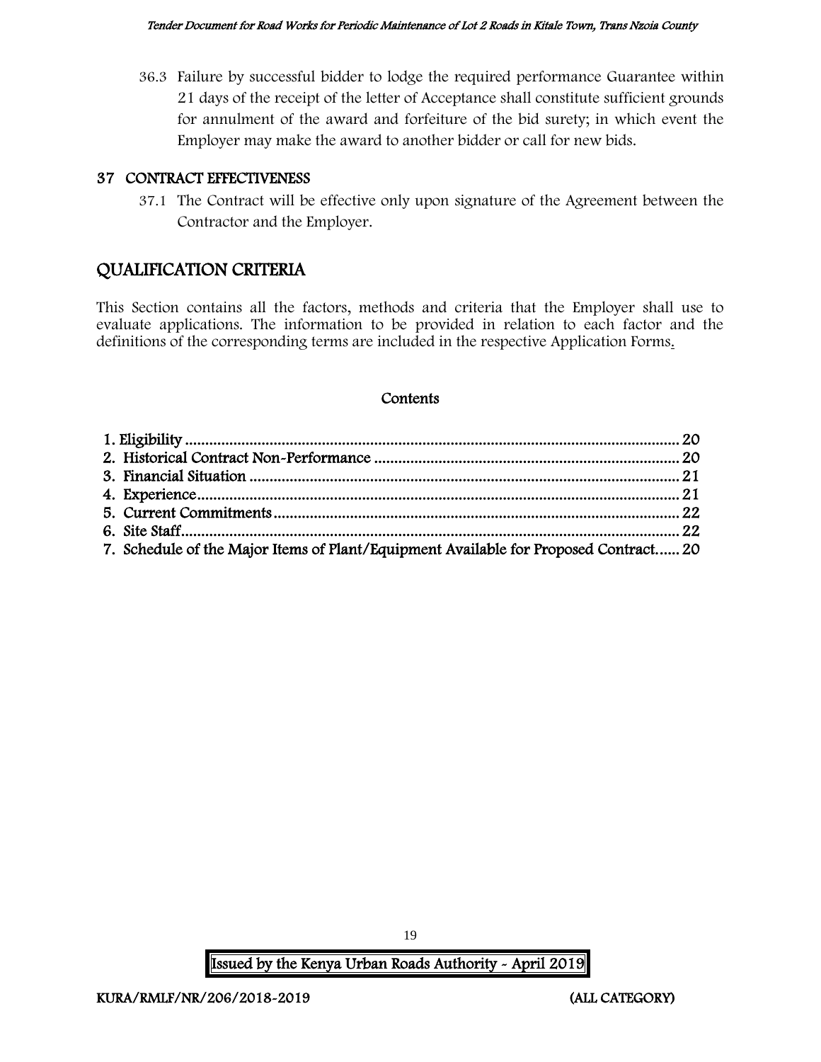36.3 Failure by successful bidder to lodge the required performance Guarantee within 21 days of the receipt of the letter of Acceptance shall constitute sufficient grounds for annulment of the award and forfeiture of the bid surety; in which event the Employer may make the award to another bidder or call for new bids.

## 37 CONTRACT EFFECTIVENESS

37.1 The Contract will be effective only upon signature of the Agreement between the Contractor and the Employer.

# QUALIFICATION CRITERIA

This Section contains all the factors, methods and criteria that the Employer shall use to evaluate applications. The information to be provided in relation to each factor and the definitions of the corresponding terms are included in the respective Application Forms.

**Contents**

1. Eligibility ........................................................................................................................ 20
2. Historical Contract Non-Performance ........................................................................... 20
3. Financial Situation ......................................................................................................... 21
4. Experience....................................................................................................................... 21
5. Current Commitments .................................................................................................... 22
6. Site Staff........................................................................................................................... 22
7. Schedule of the Major Items of Plant/Equipment Available for Proposed Contract...... 20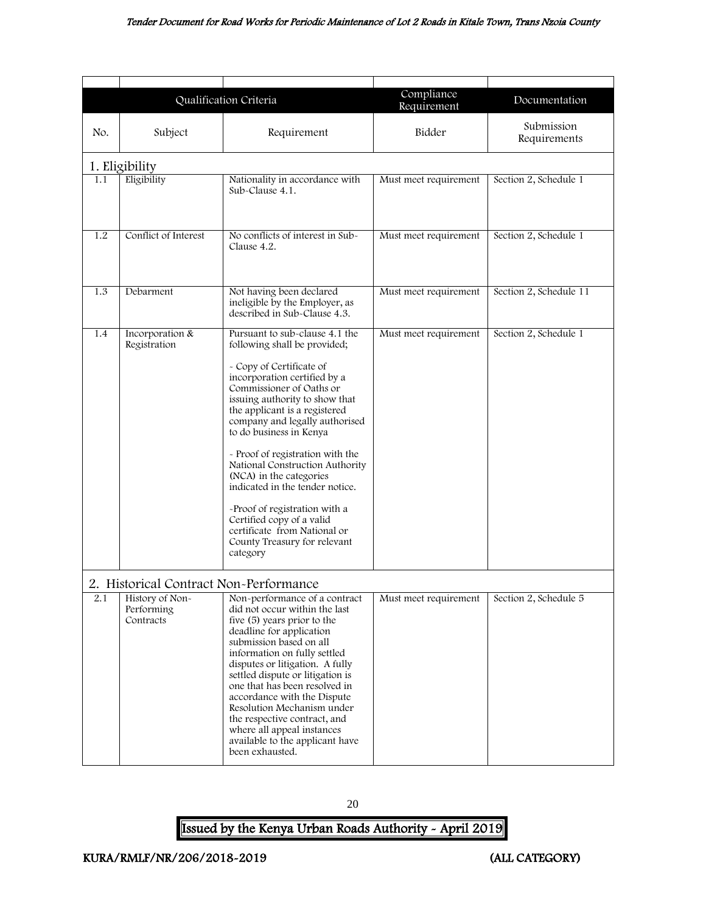| Qualification Criteria | | | Compliance Requirement | Documentation |
|---|---|---|---|---|
| No. | Subject | Requirement | Bidder | Submission Requirements |
| **1. Eligibility** | | | | |
| 1.1 | Eligibility | Nationality in accordance with Sub-Clause 4.1. | Must meet requirement | Section 2, Schedule 1 |
| 1.2 | Conflict of Interest | No conflicts of interest in Sub-Clause 4.2. | Must meet requirement | Section 2, Schedule 1 |
| 1.3 | Debarment | Not having been declared ineligible by the Employer, as described in Sub-Clause 4.3. | Must meet requirement | Section 2, Schedule 11 |
| 1.4 | Incorporation & Registration | Pursuant to sub-clause 4.1 the following shall be provided;<br><br>- Copy of Certificate of incorporation certified by a Commissioner of Oaths or issuing authority to show that the applicant is a registered company and legally authorised to do business in Kenya<br><br>- Proof of registration with the National Construction Authority (NCA) in the categories indicated in the tender notice.<br><br>-Proof of registration with a Certified copy of a valid certificate from National or County Treasury for relevant category | Must meet requirement | Section 2, Schedule 1 |
| **2. Historical Contract Non-Performance** | | | | |
| 2.1 | History of Non-Performing Contracts | Non-performance of a contract did not occur within the last five (5) years prior to the deadline for application submission based on all information on fully settled disputes or litigation. A fully settled dispute or litigation is one that has been resolved in accordance with the Dispute Resolution Mechanism under the respective contract, and where all appeal instances available to the applicant have been exhausted. | Must meet requirement | Section 2, Schedule 5 |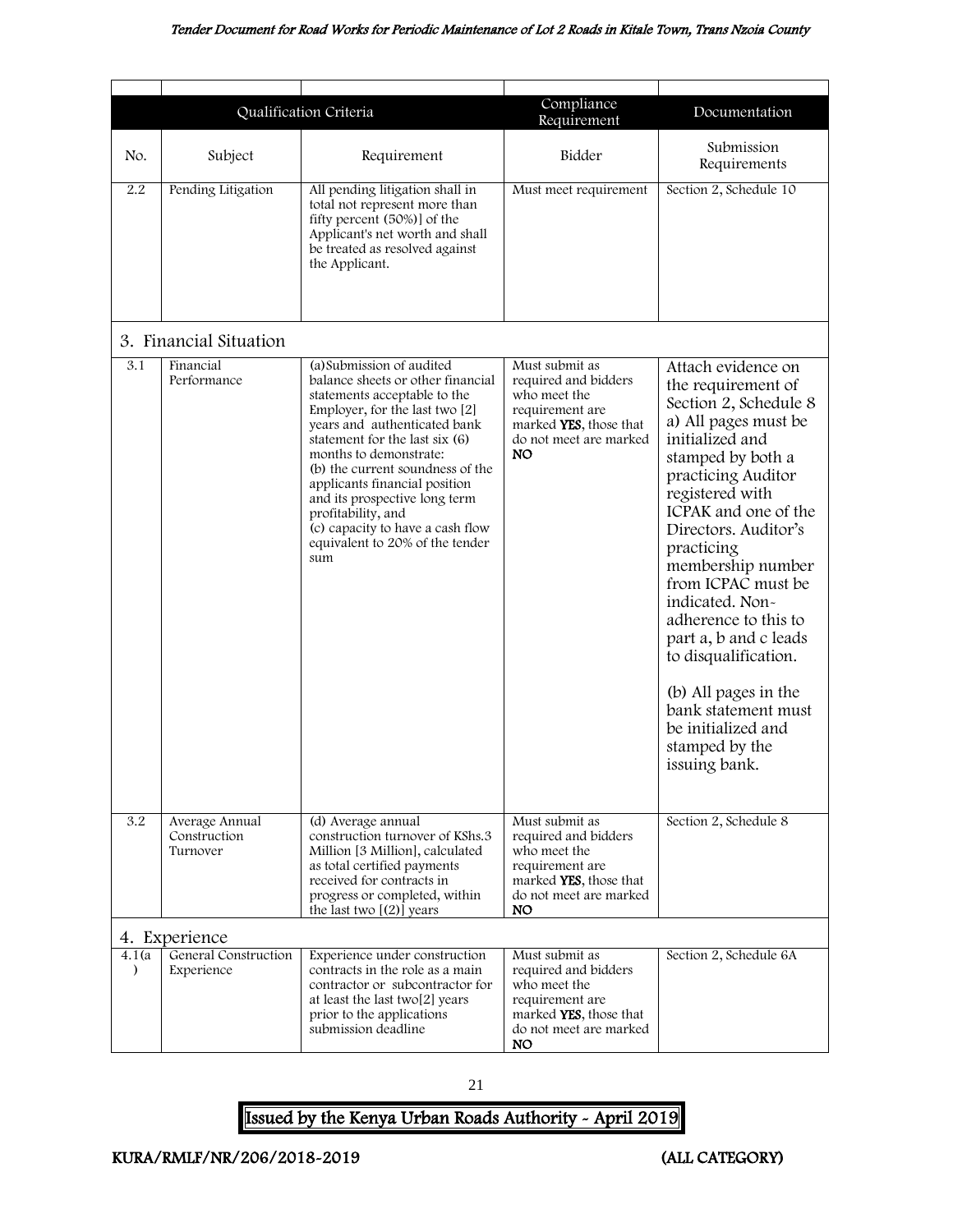| | Qualification Criteria | | Compliance Requirement | Documentation |
|---|---|---|---|---|
| No. | Subject | Requirement | Bidder | Submission Requirements |
| 2.2 | Pending Litigation | All pending litigation shall in total not represent more than fifty percent (50%)] of the Applicant's net worth and shall be treated as resolved against the Applicant. | Must meet requirement | Section 2, Schedule 10 |
| **3. Financial Situation** | | | | |
| 3.1 | Financial Performance | (a)Submission of audited balance sheets or other financial statements acceptable to the Employer, for the last two [2] years and authenticated bank statement for the last six (6) months to demonstrate:<br>(b) the current soundness of the applicants financial position and its prospective long term profitability, and<br>(c) capacity to have a cash flow equivalent to 20% of the tender sum | Must submit as required and bidders who meet the requirement are marked **YES**, those that do not meet are marked **NO** | Attach evidence on the requirement of Section 2, Schedule 8 a) All pages must be initialized and stamped by both a practicing Auditor registered with ICPAK and one of the Directors. Auditor's practicing membership number from ICPAC must be indicated. Non-adherence to this to part a, b and c leads to disqualification.<br><br>(b) All pages in the bank statement must be initialized and stamped by the issuing bank. |
| 3.2 | Average Annual Construction Turnover | (d) Average annual construction turnover of KShs.3 Million [3 Million], calculated as total certified payments received for contracts in progress or completed, within the last two [(2)] years | Must submit as required and bidders who meet the requirement are marked **YES**, those that do not meet are marked **NO** | Section 2, Schedule 8 |
| **4. Experience** | | | | |
| 4.1(a) | General Construction Experience | Experience under construction contracts in the role as a main contractor or subcontractor for at least the last two[2] years prior to the applications submission deadline | Must submit as required and bidders who meet the requirement are marked **YES**, those that do not meet are marked **NO** | Section 2, Schedule 6A |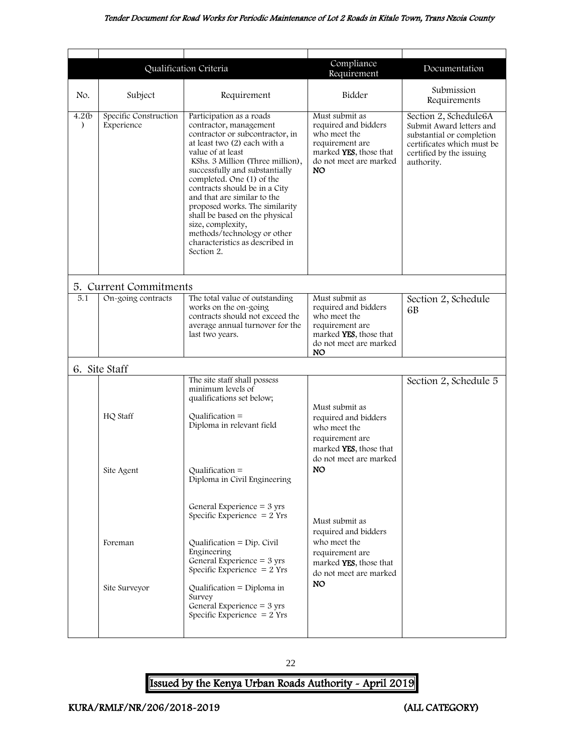| | | | | |
|---|---|---|---|---|
| Qualification Criteria | | | Compliance Requirement | Documentation |
| No. | Subject | Requirement | Bidder | Submission Requirements |
| 4.2(b) | Specific Construction Experience | Participation as a roads contractor, management contractor or subcontractor, in at least two (2) each with a value of at least KShs. 3 Million (Three million), successfully and substantially completed. One (1) of the contracts should be in a City and that are similar to the proposed works. The similarity shall be based on the physical size, complexity, methods/technology or other characteristics as described in Section 2. | Must submit as required and bidders who meet the requirement are marked **YES**, those that do not meet are marked **NO** | Section 2, Schedule6A Submit Award letters and substantial or completion certificates which must be certified by the issuing authority. |
| **5. Current Commitments** | | | | |
| 5.1 | On-going contracts | The total value of outstanding works on the on-going contracts should not exceed the average annual turnover for the last two years. | Must submit as required and bidders who meet the requirement are marked **YES**, those that do not meet are marked **NO** | Section 2, Schedule 6B |
| **6. Site Staff** | | | | |
| | | The site staff shall possess minimum levels of qualifications set below; | | Section 2, Schedule 5 |
| | HQ Staff | Qualification = Diploma in relevant field | Must submit as required and bidders who meet the requirement are marked **YES**, those that do not meet are marked **NO** | |
| | Site Agent | Qualification = Diploma in Civil Engineering<br><br>General Experience = 3 yrs<br>Specific Experience = 2 Yrs | | |
| | Foreman | Qualification = Dip. Civil Engineering<br>General Experience = 3 yrs<br>Specific Experience = 2 Yrs | Must submit as required and bidders who meet the requirement are marked **YES**, those that do not meet are marked **NO** | |
| | Site Surveyor | Qualification = Diploma in Survey<br>General Experience = 3 yrs<br>Specific Experience = 2 Yrs | | |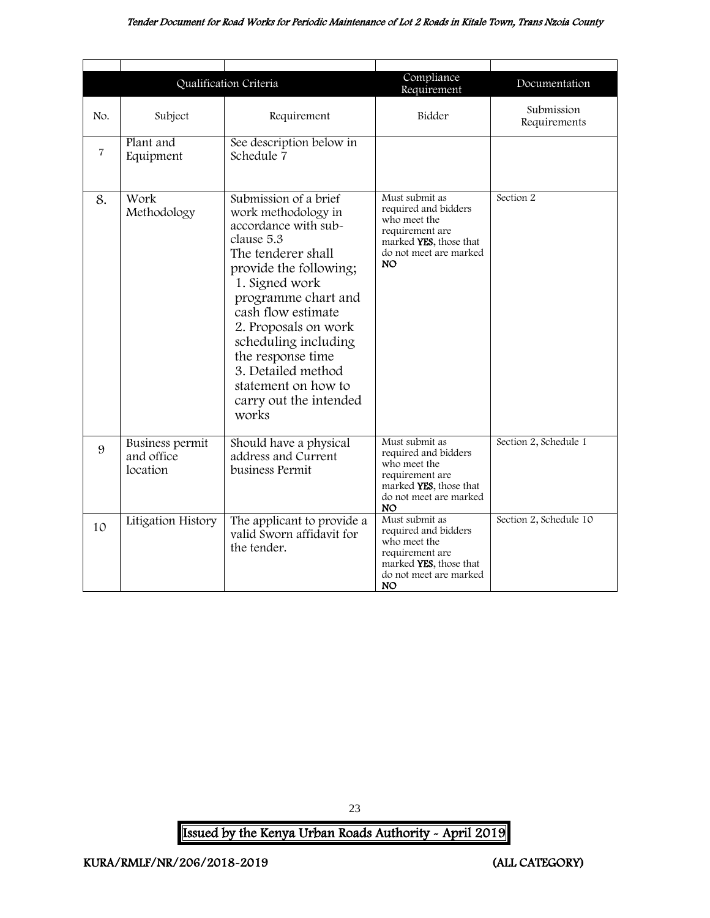| Qualification Criteria | | | Compliance Requirement | Documentation |
|---|---|---|---|---|
| No. | Subject | Requirement | Bidder | Submission Requirements |
| 7 | Plant and Equipment | See description below in Schedule 7 | | |
| 8. | Work Methodology | Submission of a brief work methodology in accordance with sub-clause 5.3<br>The tenderer shall provide the following;<br>1. Signed work programme chart and cash flow estimate<br>2. Proposals on work scheduling including the response time<br>3. Detailed method statement on how to carry out the intended works | Must submit as required and bidders who meet the requirement are marked **YES**, those that do not meet are marked **NO** | Section 2 |
| 9 | Business permit and office location | Should have a physical address and Current business Permit | Must submit as required and bidders who meet the requirement are marked **YES**, those that do not meet are marked **NO** | Section 2, Schedule 1 |
| 10 | Litigation History | The applicant to provide a valid Sworn affidavit for the tender. | Must submit as required and bidders who meet the requirement are marked **YES**, those that do not meet are marked **NO** | Section 2, Schedule 10 |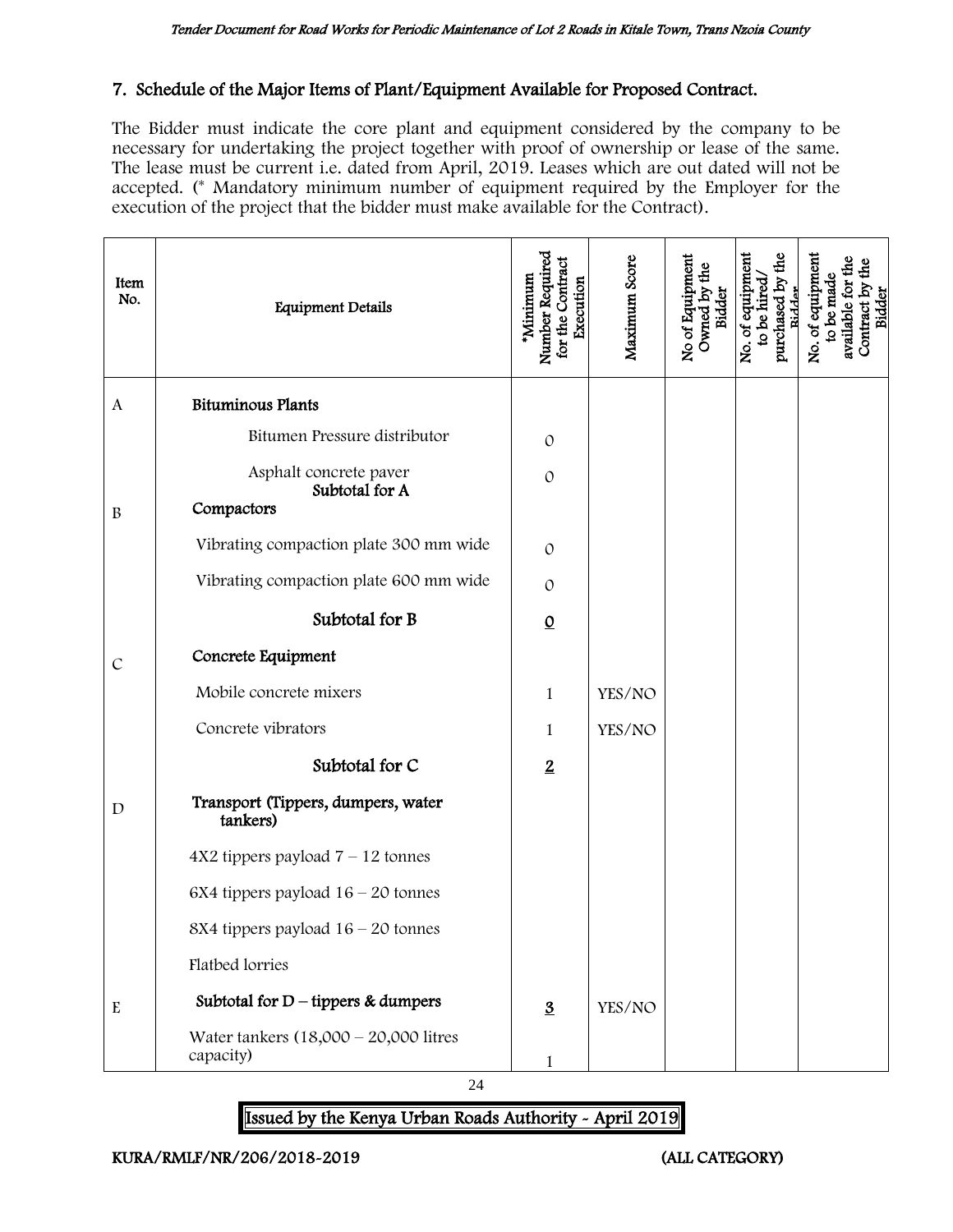## 7. Schedule of the Major Items of Plant/Equipment Available for Proposed Contract.

The Bidder must indicate the core plant and equipment considered by the company to be necessary for undertaking the project together with proof of ownership or lease of the same. The lease must be current i.e. dated from April, 2019. Leases which are out dated will not be accepted. (* Mandatory minimum number of equipment required by the Employer for the execution of the project that the bidder must make available for the Contract).

| Item No. | Equipment Details | *Minimum Number Required for the Contract Execution | Maximum Score | No of Equipment Owned by the Bidder | No. of equipment to be hired/ purchased by the Bidder | No. of equipment to be made available for the Contract by the Bidder |
|---|---|---|---|---|---|---|
| A | **Bituminous Plants** | | | | | |
| | Bitumen Pressure distributor | 0 | | | | |
| | Asphalt concrete paver | 0 | | | | |
| | Subtotal for A | | | | | |
| B | **Compactors** | | | | | |
| | Vibrating compaction plate 300 mm wide | 0 | | | | |
| | Vibrating compaction plate 600 mm wide | 0 | | | | |
| | **Subtotal for B** | **0** | | | | |
| C | **Concrete Equipment** | | | | | |
| | Mobile concrete mixers | 1 | YES/NO | | | |
| | Concrete vibrators | 1 | YES/NO | | | |
| | **Subtotal for C** | **2** | | | | |
| D | **Transport (Tippers, dumpers, water tankers)** | | | | | |
| | 4X2 tippers payload 7 – 12 tonnes | | | | | |
| | 6X4 tippers payload 16 – 20 tonnes | | | | | |
| | 8X4 tippers payload 16 – 20 tonnes | | | | | |
| | Flatbed lorries | | | | | |
| E | **Subtotal for D – tippers & dumpers** | **3** | YES/NO | | | |
| | Water tankers (18,000 – 20,000 litres capacity) | 1 | | | | |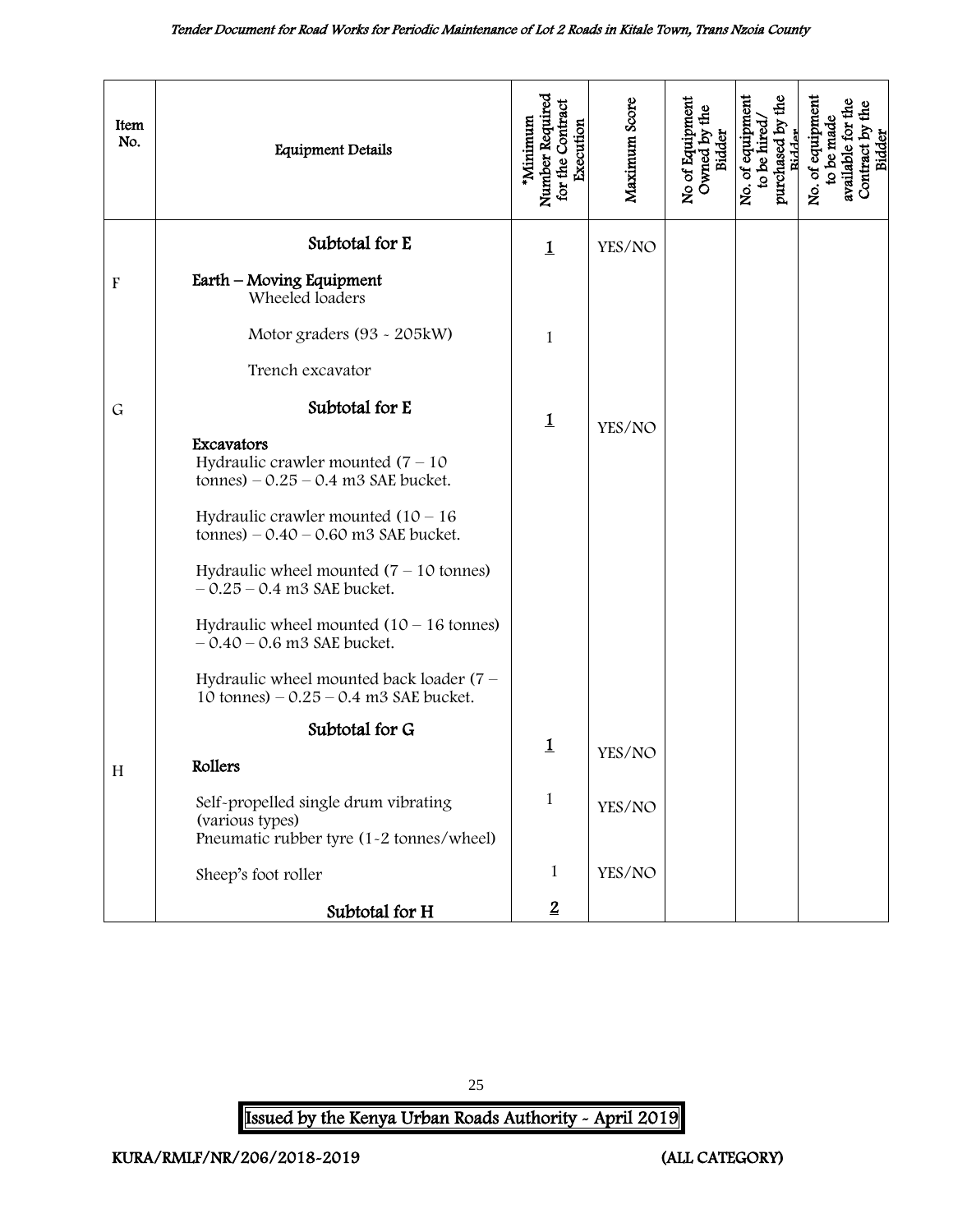| Item No. | Equipment Details | *Minimum Number Required for the Contract Execution | Maximum Score | No of Equipment Owned by the Bidder | No. of equipment to be hired/ purchased by the Bidder | No. of equipment to be made available for the Contract by the Bidder |
|---|---|---|---|---|---|---|
| | **Subtotal for E** | **1** | YES/NO | | | |
| F | **Earth – Moving Equipment**<br>Wheeled loaders | | | | | |
| | Motor graders (93 - 205kW) | 1 | | | | |
| | Trench excavator | | | | | |
| G | **Subtotal for E** | **1** | YES/NO | | | |
| | **Excavators**<br>Hydraulic crawler mounted (7 – 10 tonnes) – 0.25 – 0.4 m3 SAE bucket. | | | | | |
| | Hydraulic crawler mounted (10 – 16 tonnes) – 0.40 – 0.60 m3 SAE bucket. | | | | | |
| | Hydraulic wheel mounted (7 – 10 tonnes) – 0.25 – 0.4 m3 SAE bucket. | | | | | |
| | Hydraulic wheel mounted (10 – 16 tonnes) – 0.40 – 0.6 m3 SAE bucket. | | | | | |
| | Hydraulic wheel mounted back loader (7 – 10 tonnes) – 0.25 – 0.4 m3 SAE bucket. | | | | | |
| | **Subtotal for G** | **1** | YES/NO | | | |
| H | **Rollers** | | | | | |
| | Self-propelled single drum vibrating (various types)<br>Pneumatic rubber tyre (1-2 tonnes/wheel) | 1 | YES/NO | | | |
| | Sheep's foot roller | 1 | YES/NO | | | |
| | **Subtotal for H** | **2** | | | | |

**Issued by the Kenya Urban Roads Authority - April 2019**

**KURA/RMLF/NR/206/2018-2019 (ALL CATEGORY)**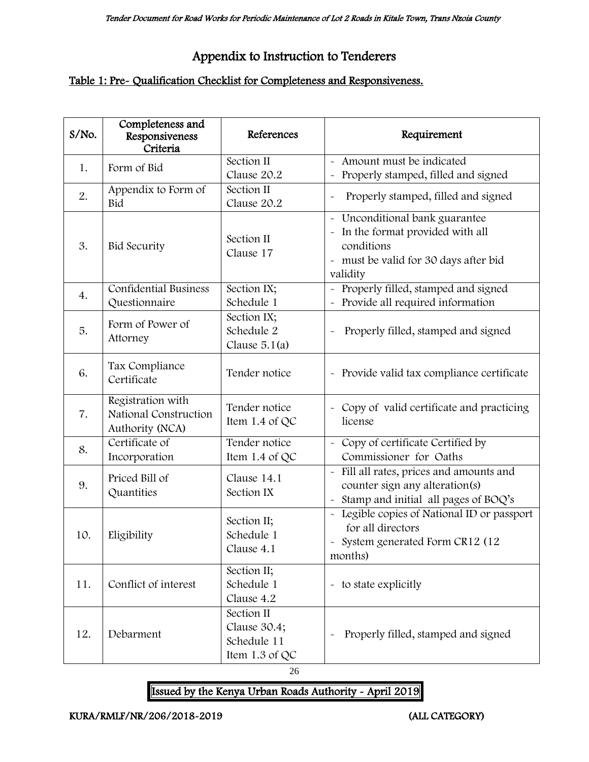# Appendix to Instruction to Tenderers

## Table 1: Pre- Qualification Checklist for Completeness and Responsiveness.

| S/No. | Completeness and Responsiveness Criteria | References | Requirement |
|---|---|---|---|
| 1. | Form of Bid | Section II Clause 20.2 | - Amount must be indicated<br>- Properly stamped, filled and signed |
| 2. | Appendix to Form of Bid | Section II Clause 20.2 | - Properly stamped, filled and signed |
| 3. | Bid Security | Section II Clause 17 | - Unconditional bank guarantee<br>- In the format provided with all conditions<br>- must be valid for 30 days after bid validity |
| 4. | Confidential Business Questionnaire | Section IX; Schedule 1 | - Properly filled, stamped and signed<br>- Provide all required information |
| 5. | Form of Power of Attorney | Section IX; Schedule 2 Clause 5.1(a) | - Properly filled, stamped and signed |
| 6. | Tax Compliance Certificate | Tender notice | - Provide valid tax compliance certificate |
| 7. | Registration with National Construction Authority (NCA) | Tender notice Item 1.4 of QC | - Copy of valid certificate and practicing license |
| 8. | Certificate of Incorporation | Tender notice Item 1.4 of QC | - Copy of certificate Certified by Commissioner for Oaths |
| 9. | Priced Bill of Quantities | Clause 14.1 Section IX | - Fill all rates, prices and amounts and counter sign any alteration(s)<br>- Stamp and initial all pages of BOQ's |
| 10. | Eligibility | Section II; Schedule 1 Clause 4.1 | - Legible copies of National ID or passport for all directors<br>- System generated Form CR12 (12 months) |
| 11. | Conflict of interest | Section II; Schedule 1 Clause 4.2 | - to state explicitly |
| 12. | Debarment | Section II Clause 30.4; Schedule 11 Item 1.3 of QC | - Properly filled, stamped and signed |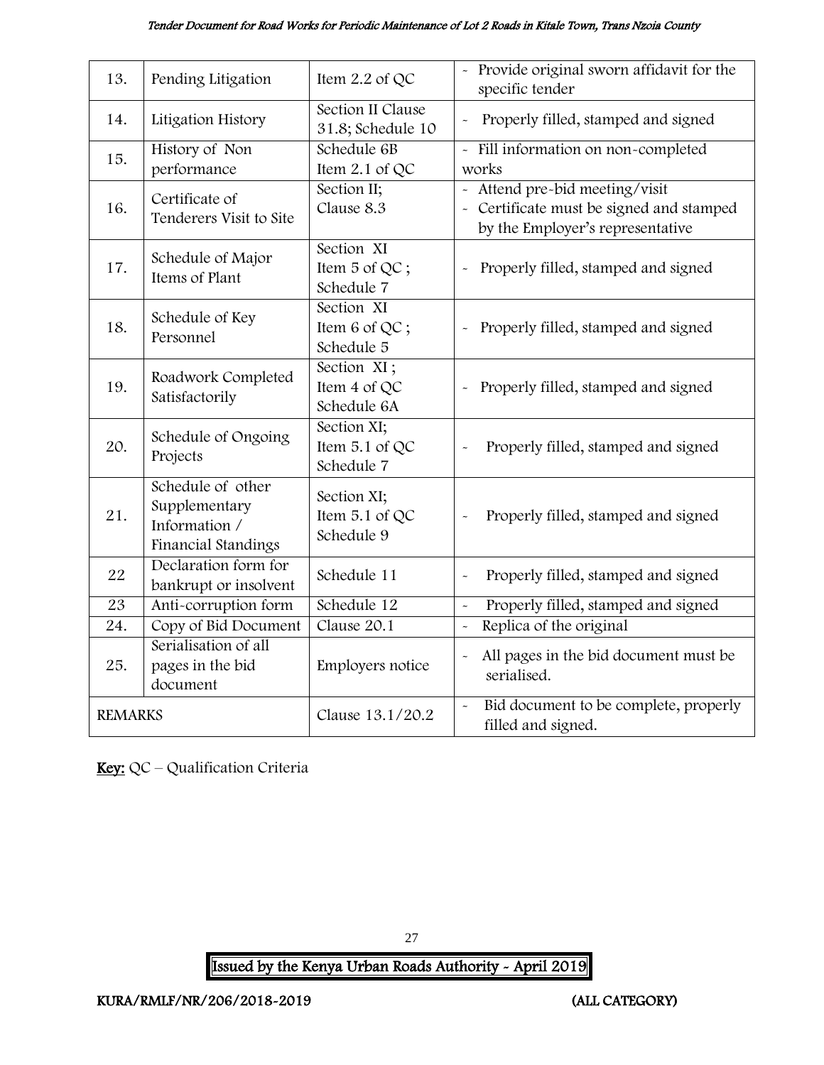| 13. | Pending Litigation | Item 2.2 of QC | - Provide original sworn affidavit for the specific tender |
|---|---|---|---|
| 14. | Litigation History | Section II Clause 31.8; Schedule 10 | - Properly filled, stamped and signed |
| 15. | History of Non performance | Schedule 6B Item 2.1 of QC | - Fill information on non-completed works |
| 16. | Certificate of Tenderers Visit to Site | Section II; Clause 8.3 | - Attend pre-bid meeting/visit<br>- Certificate must be signed and stamped by the Employer's representative |
| 17. | Schedule of Major Items of Plant | Section XI Item 5 of QC ; Schedule 7 | - Properly filled, stamped and signed |
| 18. | Schedule of Key Personnel | Section XI Item 6 of QC ; Schedule 5 | - Properly filled, stamped and signed |
| 19. | Roadwork Completed Satisfactorily | Section XI ; Item 4 of QC Schedule 6A | - Properly filled, stamped and signed |
| 20. | Schedule of Ongoing Projects | Section XI; Item 5.1 of QC Schedule 7 | - Properly filled, stamped and signed |
| 21. | Schedule of other Supplementary Information / Financial Standings | Section XI; Item 5.1 of QC Schedule 9 | - Properly filled, stamped and signed |
| 22 | Declaration form for bankrupt or insolvent | Schedule 11 | - Properly filled, stamped and signed |
| 23 | Anti-corruption form | Schedule 12 | - Properly filled, stamped and signed |
| 24. | Copy of Bid Document | Clause 20.1 | - Replica of the original |
| 25. | Serialisation of all pages in the bid document | Employers notice | - All pages in the bid document must be serialised. |
| REMARKS | | Clause 13.1/20.2 | - Bid document to be complete, properly filled and signed. |

**Key:** QC – Qualification Criteria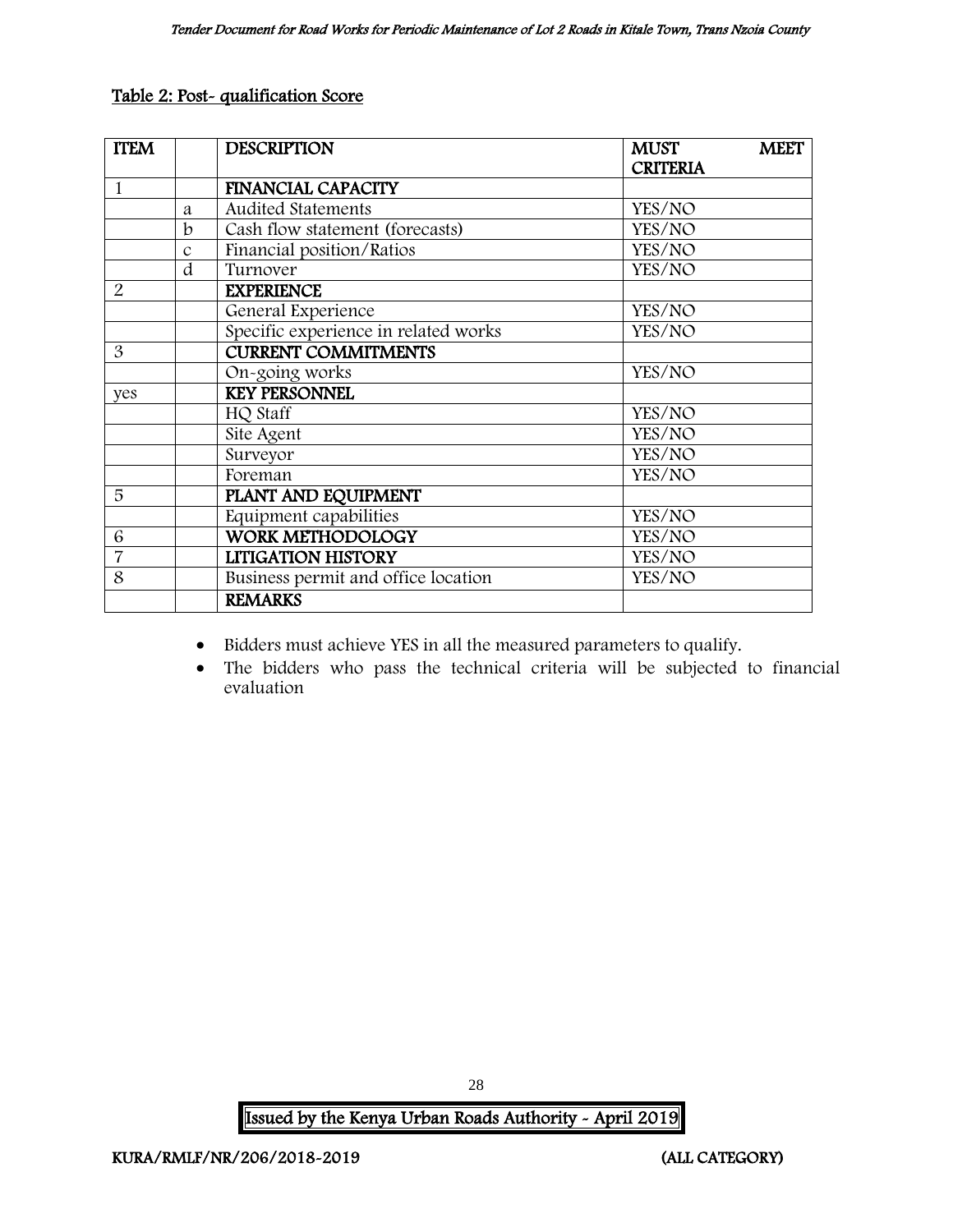**Table 2: Post- qualification Score**

| ITEM | | DESCRIPTION | MUST MEET CRITERIA |
|---|---|---|---|
| 1 | | **FINANCIAL CAPACITY** | |
| | a | Audited Statements | YES/NO |
| | b | Cash flow statement (forecasts) | YES/NO |
| | c | Financial position/Ratios | YES/NO |
| | d | Turnover | YES/NO |
| 2 | | **EXPERIENCE** | |
| | | General Experience | YES/NO |
| | | Specific experience in related works | YES/NO |
| 3 | | **CURRENT COMMITMENTS** | |
| | | On-going works | YES/NO |
| yes | | **KEY PERSONNEL** | |
| | | HQ Staff | YES/NO |
| | | Site Agent | YES/NO |
| | | Surveyor | YES/NO |
| | | Foreman | YES/NO |
| 5 | | **PLANT AND EQUIPMENT** | |
| | | Equipment capabilities | YES/NO |
| 6 | | **WORK METHODOLOGY** | YES/NO |
| 7 | | **LITIGATION HISTORY** | YES/NO |
| 8 | | Business permit and office location | YES/NO |
| | | **REMARKS** | |

- Bidders must achieve YES in all the measured parameters to qualify.
- The bidders who pass the technical criteria will be subjected to financial evaluation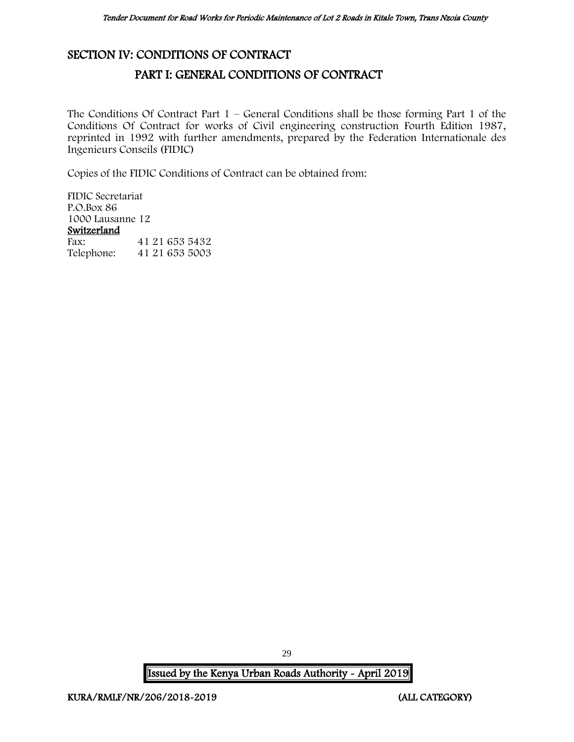# SECTION IV: CONDITIONS OF CONTRACT

## PART I: GENERAL CONDITIONS OF CONTRACT

The Conditions Of Contract Part 1 – General Conditions shall be those forming Part 1 of the Conditions Of Contract for works of Civil engineering construction Fourth Edition 1987, reprinted in 1992 with further amendments, prepared by the Federation Internationale des Ingenieurs Conseils (FIDIC)

Copies of the FIDIC Conditions of Contract can be obtained from:

FIDIC Secretariat
P.O.Box 86
1000 Lausanne 12
Switzerland

| | |
|---|---|
| Fax: | 41 21 653 5432 |
| Telephone: | 41 21 653 5003 |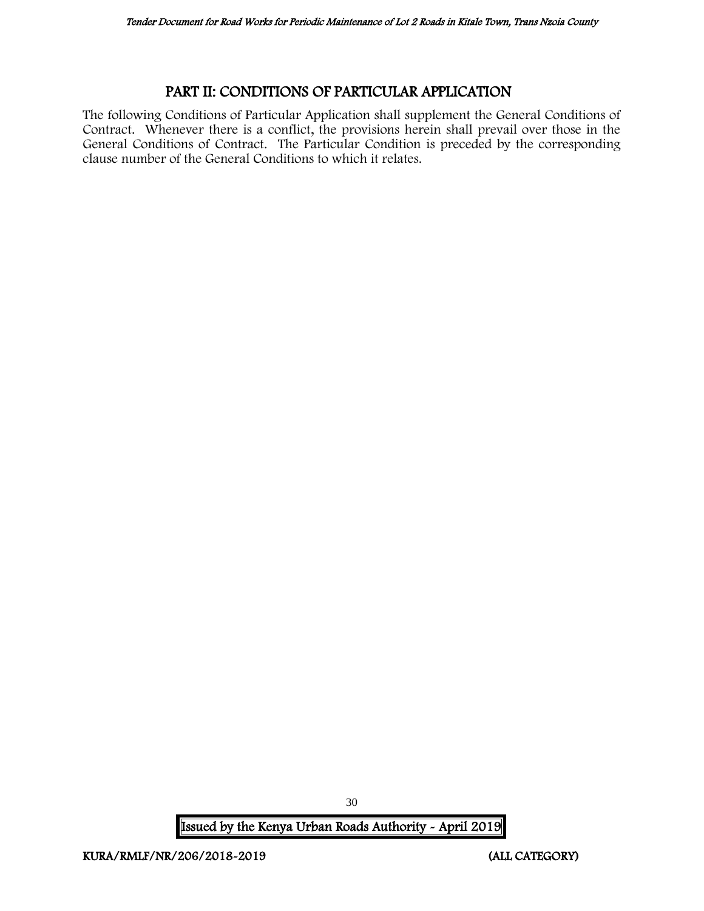# PART II: CONDITIONS OF PARTICULAR APPLICATION

The following Conditions of Particular Application shall supplement the General Conditions of Contract. Whenever there is a conflict, the provisions herein shall prevail over those in the General Conditions of Contract. The Particular Condition is preceded by the corresponding clause number of the General Conditions to which it relates.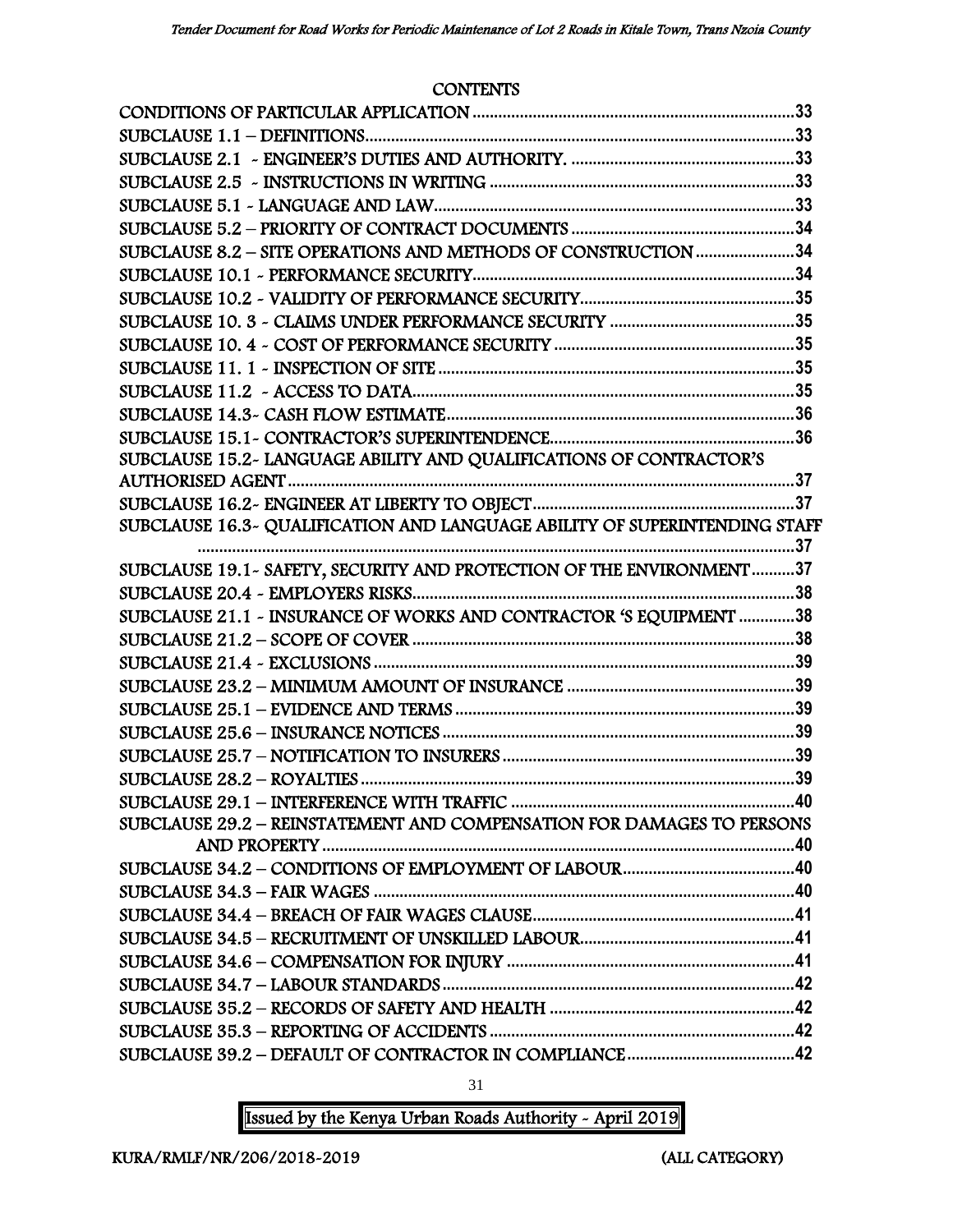## CONTENTS

| | |
|---|---|
| CONDITIONS OF PARTICULAR APPLICATION | 33 |
| SUBCLAUSE 1.1 – DEFINITIONS | 33 |
| SUBCLAUSE 2.1 - ENGINEER'S DUTIES AND AUTHORITY. | 33 |
| SUBCLAUSE 2.5 - INSTRUCTIONS IN WRITING | 33 |
| SUBCLAUSE 5.1 - LANGUAGE AND LAW | 33 |
| SUBCLAUSE 5.2 – PRIORITY OF CONTRACT DOCUMENTS | 34 |
| SUBCLAUSE 8.2 – SITE OPERATIONS AND METHODS OF CONSTRUCTION | 34 |
| SUBCLAUSE 10.1 - PERFORMANCE SECURITY | 34 |
| SUBCLAUSE 10.2 - VALIDITY OF PERFORMANCE SECURITY | 35 |
| SUBCLAUSE 10. 3 - CLAIMS UNDER PERFORMANCE SECURITY | 35 |
| SUBCLAUSE 10. 4 - COST OF PERFORMANCE SECURITY | 35 |
| SUBCLAUSE 11. 1 - INSPECTION OF SITE | 35 |
| SUBCLAUSE 11.2 - ACCESS TO DATA | 35 |
| SUBCLAUSE 14.3- CASH FLOW ESTIMATE | 36 |
| SUBCLAUSE 15.1- CONTRACTOR'S SUPERINTENDENCE | 36 |
| SUBCLAUSE 15.2- LANGUAGE ABILITY AND QUALIFICATIONS OF CONTRACTOR'S AUTHORISED AGENT | 37 |
| SUBCLAUSE 16.2- ENGINEER AT LIBERTY TO OBJECT | 37 |
| SUBCLAUSE 16.3- QUALIFICATION AND LANGUAGE ABILITY OF SUPERINTENDING STAFF | 37 |
| SUBCLAUSE 19.1- SAFETY, SECURITY AND PROTECTION OF THE ENVIRONMENT | 37 |
| SUBCLAUSE 20.4 - EMPLOYERS RISKS | 38 |
| SUBCLAUSE 21.1 - INSURANCE OF WORKS AND CONTRACTOR 'S EQUIPMENT | 38 |
| SUBCLAUSE 21.2 – SCOPE OF COVER | 38 |
| SUBCLAUSE 21.4 - EXCLUSIONS | 39 |
| SUBCLAUSE 23.2 – MINIMUM AMOUNT OF INSURANCE | 39 |
| SUBCLAUSE 25.1 – EVIDENCE AND TERMS | 39 |
| SUBCLAUSE 25.6 – INSURANCE NOTICES | 39 |
| SUBCLAUSE 25.7 – NOTIFICATION TO INSURERS | 39 |
| SUBCLAUSE 28.2 – ROYALTIES | 39 |
| SUBCLAUSE 29.1 – INTERFERENCE WITH TRAFFIC | 40 |
| SUBCLAUSE 29.2 – REINSTATEMENT AND COMPENSATION FOR DAMAGES TO PERSONS AND PROPERTY | 40 |
| SUBCLAUSE 34.2 – CONDITIONS OF EMPLOYMENT OF LABOUR | 40 |
| SUBCLAUSE 34.3 – FAIR WAGES | 40 |
| SUBCLAUSE 34.4 – BREACH OF FAIR WAGES CLAUSE | 41 |
| SUBCLAUSE 34.5 – RECRUITMENT OF UNSKILLED LABOUR | 41 |
| SUBCLAUSE 34.6 – COMPENSATION FOR INJURY | 41 |
| SUBCLAUSE 34.7 – LABOUR STANDARDS | 42 |
| SUBCLAUSE 35.2 – RECORDS OF SAFETY AND HEALTH | 42 |
| SUBCLAUSE 35.3 – REPORTING OF ACCIDENTS | 42 |
| SUBCLAUSE 39.2 – DEFAULT OF CONTRACTOR IN COMPLIANCE | 42 |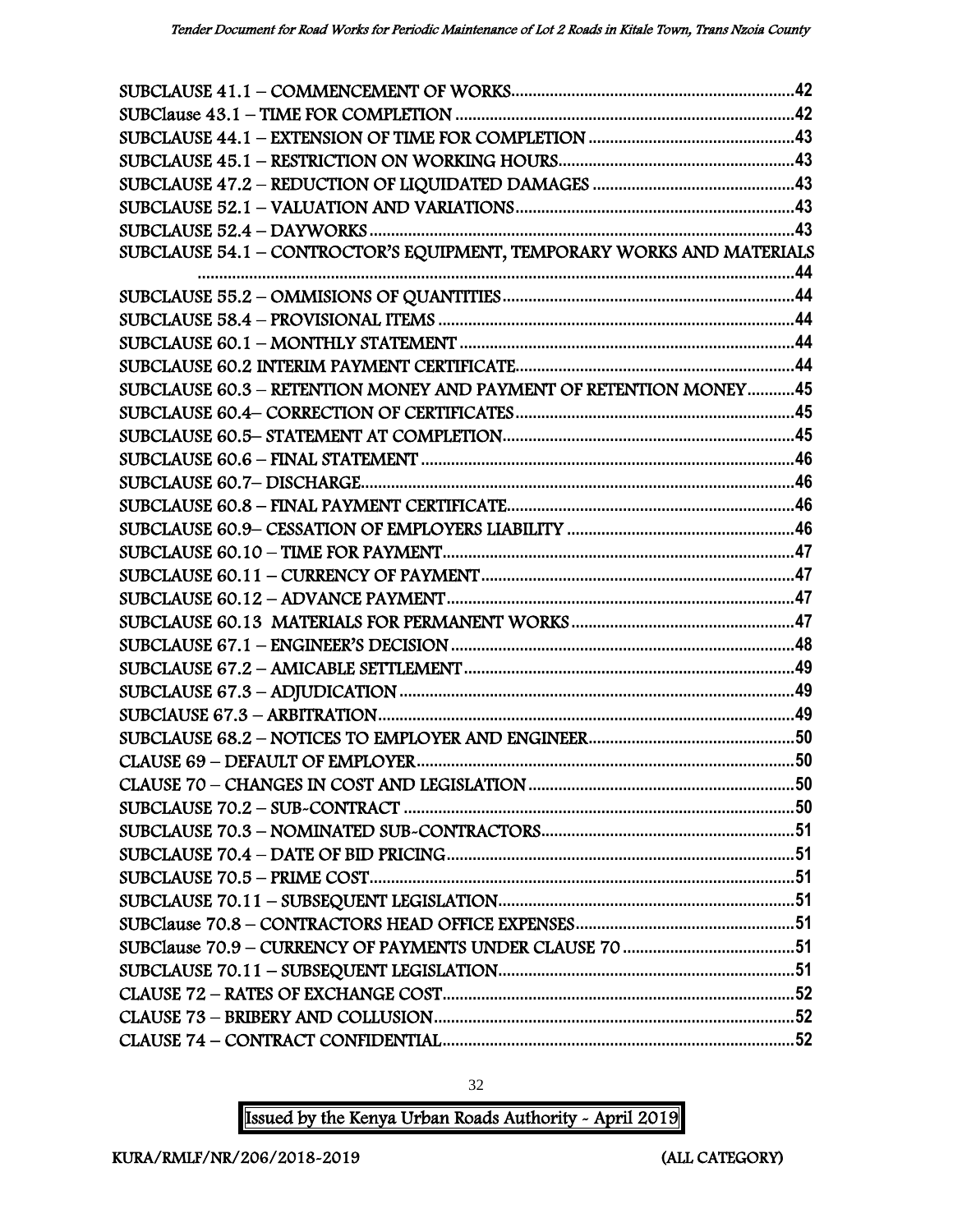SUBCLAUSE 41.1 – COMMENCEMENT OF WORKS....42
SUBClause 43.1 – TIME FOR COMPLETION....42
SUBCLAUSE 44.1 – EXTENSION OF TIME FOR COMPLETION....43
SUBCLAUSE 45.1 – RESTRICTION ON WORKING HOURS....43
SUBCLAUSE 47.2 – REDUCTION OF LIQUIDATED DAMAGES....43
SUBCLAUSE 52.1 – VALUATION AND VARIATIONS....43
SUBCLAUSE 52.4 – DAYWORKS....43
SUBCLAUSE 54.1 – CONTRACTOR'S EQUIPMENT, TEMPORARY WORKS AND MATERIALS....44
SUBCLAUSE 55.2 – OMMISIONS OF QUANTITIES....44
SUBCLAUSE 58.4 – PROVISIONAL ITEMS....44
SUBCLAUSE 60.1 – MONTHLY STATEMENT....44
SUBCLAUSE 60.2 INTERIM PAYMENT CERTIFICATE....44
SUBCLAUSE 60.3 – RETENTION MONEY AND PAYMENT OF RETENTION MONEY....45
SUBCLAUSE 60.4– CORRECTION OF CERTIFICATES....45
SUBCLAUSE 60.5– STATEMENT AT COMPLETION....45
SUBCLAUSE 60.6 – FINAL STATEMENT....46
SUBCLAUSE 60.7– DISCHARGE....46
SUBCLAUSE 60.8 – FINAL PAYMENT CERTIFICATE....46
SUBCLAUSE 60.9– CESSATION OF EMPLOYERS LIABILITY....46
SUBCLAUSE 60.10 – TIME FOR PAYMENT....47
SUBCLAUSE 60.11 – CURRENCY OF PAYMENT....47
SUBCLAUSE 60.12 – ADVANCE PAYMENT....47
SUBCLAUSE 60.13 MATERIALS FOR PERMANENT WORKS....47
SUBCLAUSE 67.1 – ENGINEER'S DECISION....48
SUBCLAUSE 67.2 – AMICABLE SETTLEMENT....49
SUBCLAUSE 67.3 – ADJUDICATION....49
SUBClAUSE 67.3 – ARBITRATION....49
SUBCLAUSE 68.2 – NOTICES TO EMPLOYER AND ENGINEER....50
CLAUSE 69 – DEFAULT OF EMPLOYER....50
CLAUSE 70 – CHANGES IN COST AND LEGISLATION....50
SUBCLAUSE 70.2 – SUB-CONTRACT....50
SUBCLAUSE 70.3 – NOMINATED SUB-CONTRACTORS....51
SUBCLAUSE 70.4 – DATE OF BID PRICING....51
SUBCLAUSE 70.5 – PRIME COST....51
SUBCLAUSE 70.11 – SUBSEQUENT LEGISLATION....51
SUBClause 70.8 – CONTRACTORS HEAD OFFICE EXPENSES....51
SUBClause 70.9 – CURRENCY OF PAYMENTS UNDER CLAUSE 70....51
SUBCLAUSE 70.11 – SUBSEQUENT LEGISLATION....51
CLAUSE 72 – RATES OF EXCHANGE COST....52
CLAUSE 73 – BRIBERY AND COLLUSION....52
CLAUSE 74 – CONTRACT CONFIDENTIAL....52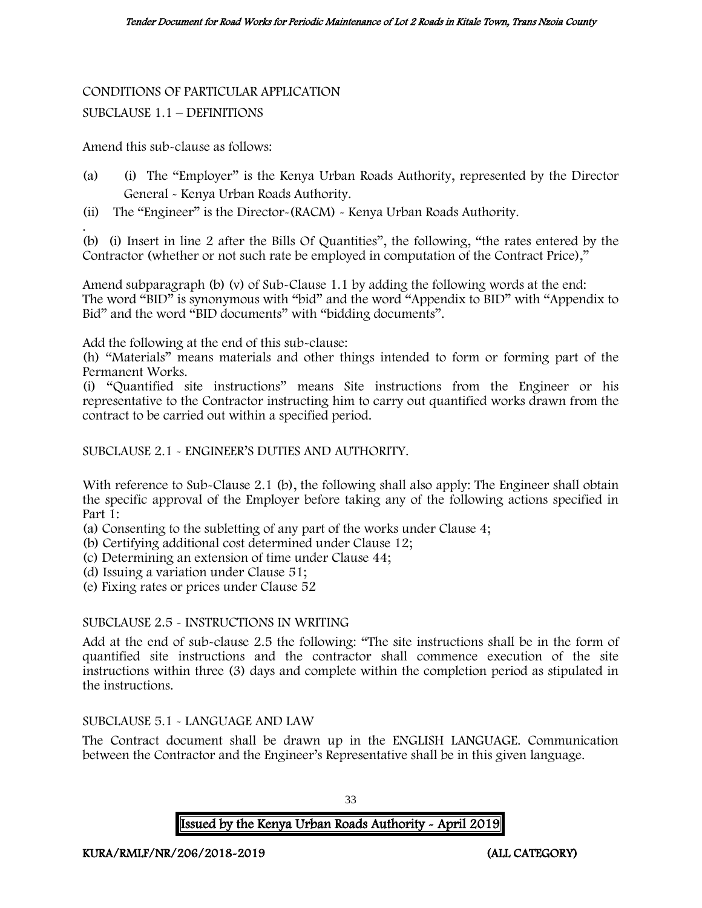CONDITIONS OF PARTICULAR APPLICATION

SUBCLAUSE 1.1 – DEFINITIONS

Amend this sub-clause as follows:

(a) (i) The "Employer" is the Kenya Urban Roads Authority, represented by the Director General - Kenya Urban Roads Authority.

(ii) The "Engineer" is the Director-(RACM) - Kenya Urban Roads Authority.

.

(b) (i) Insert in line 2 after the Bills Of Quantities", the following, "the rates entered by the Contractor (whether or not such rate be employed in computation of the Contract Price),"

Amend subparagraph (b) (v) of Sub-Clause 1.1 by adding the following words at the end: The word "BID" is synonymous with "bid" and the word "Appendix to BID" with "Appendix to Bid" and the word "BID documents" with "bidding documents".

Add the following at the end of this sub-clause:

(h) "Materials" means materials and other things intended to form or forming part of the Permanent Works.

(i) "Quantified site instructions" means Site instructions from the Engineer or his representative to the Contractor instructing him to carry out quantified works drawn from the contract to be carried out within a specified period.

SUBCLAUSE 2.1 - ENGINEER'S DUTIES AND AUTHORITY.

With reference to Sub-Clause 2.1 (b), the following shall also apply: The Engineer shall obtain the specific approval of the Employer before taking any of the following actions specified in Part 1:

(a) Consenting to the subletting of any part of the works under Clause 4;

(b) Certifying additional cost determined under Clause 12;

(c) Determining an extension of time under Clause 44;

(d) Issuing a variation under Clause 51;

(e) Fixing rates or prices under Clause 52

SUBCLAUSE 2.5 - INSTRUCTIONS IN WRITING

Add at the end of sub-clause 2.5 the following: "The site instructions shall be in the form of quantified site instructions and the contractor shall commence execution of the site instructions within three (3) days and complete within the completion period as stipulated in the instructions.

SUBCLAUSE 5.1 - LANGUAGE AND LAW

The Contract document shall be drawn up in the ENGLISH LANGUAGE. Communication between the Contractor and the Engineer's Representative shall be in this given language.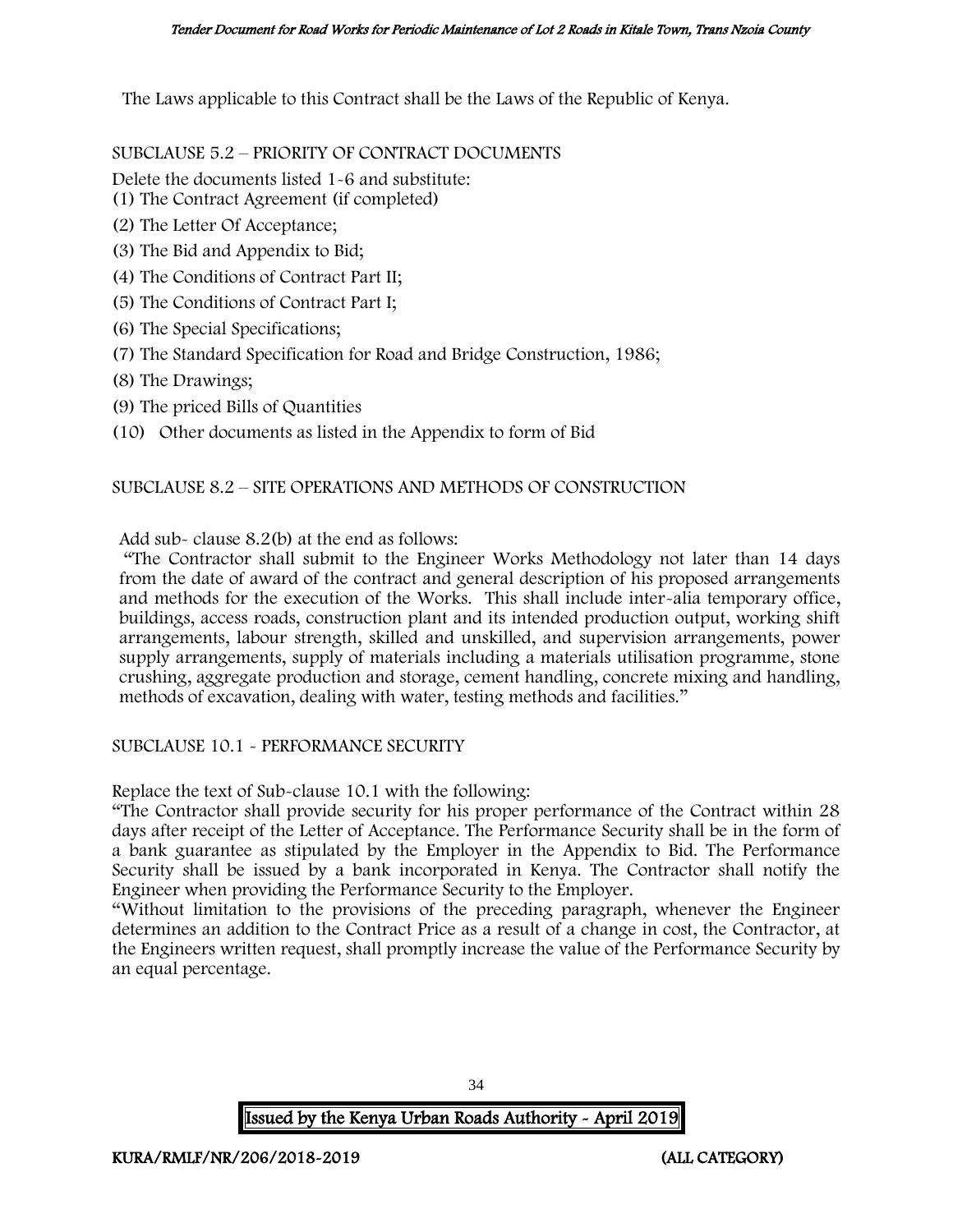The Laws applicable to this Contract shall be the Laws of the Republic of Kenya.

SUBCLAUSE 5.2 – PRIORITY OF CONTRACT DOCUMENTS

Delete the documents listed 1-6 and substitute:

(1) The Contract Agreement (if completed)

(2) The Letter Of Acceptance;

(3) The Bid and Appendix to Bid;

(4) The Conditions of Contract Part II;

(5) The Conditions of Contract Part I;

(6) The Special Specifications;

(7) The Standard Specification for Road and Bridge Construction, 1986;

(8) The Drawings;

(9) The priced Bills of Quantities

(10) Other documents as listed in the Appendix to form of Bid

SUBCLAUSE 8.2 – SITE OPERATIONS AND METHODS OF CONSTRUCTION

Add sub- clause 8.2(b) at the end as follows:

"The Contractor shall submit to the Engineer Works Methodology not later than 14 days from the date of award of the contract and general description of his proposed arrangements and methods for the execution of the Works. This shall include inter-alia temporary office, buildings, access roads, construction plant and its intended production output, working shift arrangements, labour strength, skilled and unskilled, and supervision arrangements, power supply arrangements, supply of materials including a materials utilisation programme, stone crushing, aggregate production and storage, cement handling, concrete mixing and handling, methods of excavation, dealing with water, testing methods and facilities."

SUBCLAUSE 10.1 - PERFORMANCE SECURITY

Replace the text of Sub-clause 10.1 with the following:

"The Contractor shall provide security for his proper performance of the Contract within 28 days after receipt of the Letter of Acceptance. The Performance Security shall be in the form of a bank guarantee as stipulated by the Employer in the Appendix to Bid. The Performance Security shall be issued by a bank incorporated in Kenya. The Contractor shall notify the Engineer when providing the Performance Security to the Employer.

"Without limitation to the provisions of the preceding paragraph, whenever the Engineer determines an addition to the Contract Price as a result of a change in cost, the Contractor, at the Engineers written request, shall promptly increase the value of the Performance Security by an equal percentage.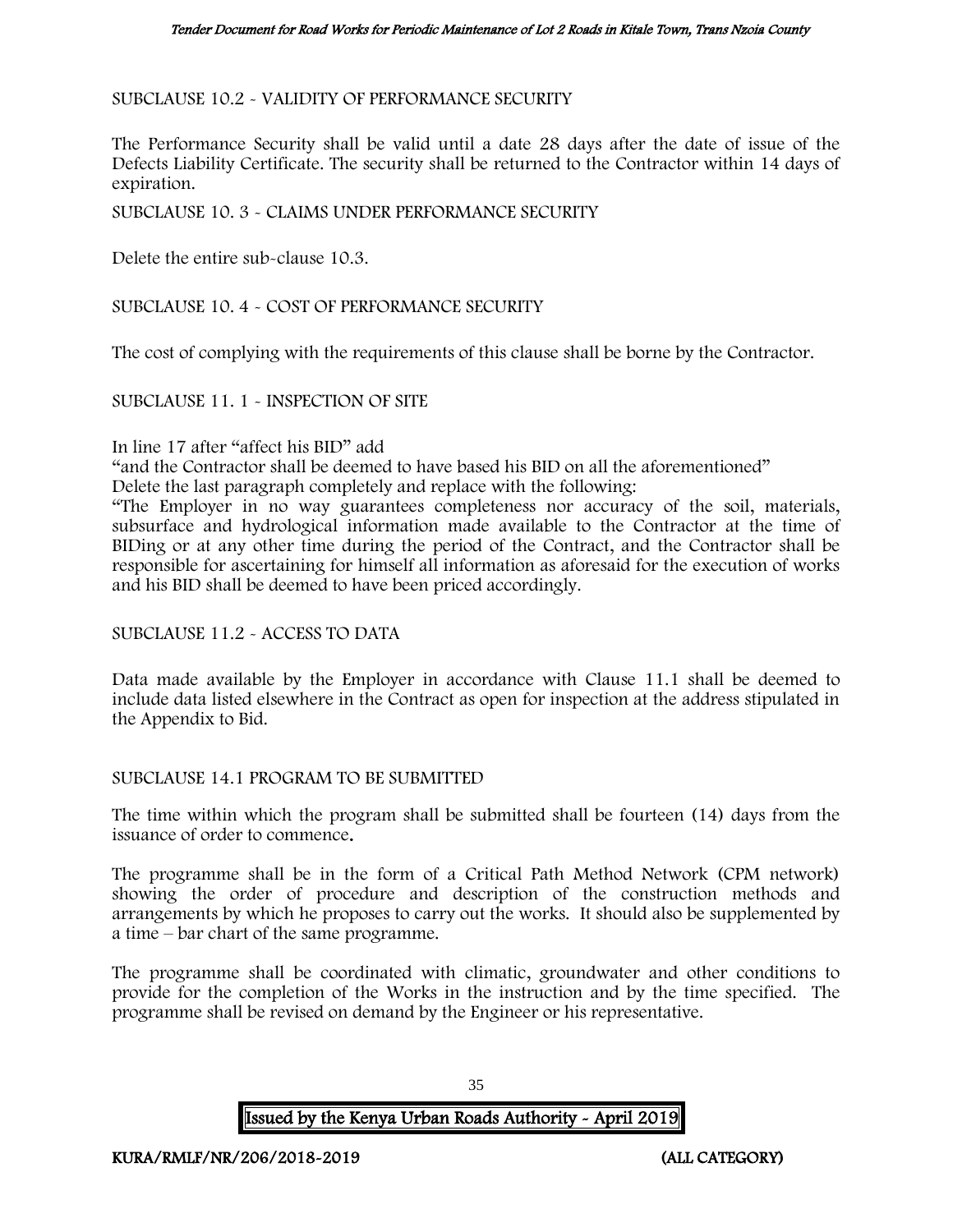SUBCLAUSE 10.2 - VALIDITY OF PERFORMANCE SECURITY

The Performance Security shall be valid until a date 28 days after the date of issue of the Defects Liability Certificate. The security shall be returned to the Contractor within 14 days of expiration.

SUBCLAUSE 10. 3 - CLAIMS UNDER PERFORMANCE SECURITY

Delete the entire sub-clause 10.3.

SUBCLAUSE 10. 4 - COST OF PERFORMANCE SECURITY

The cost of complying with the requirements of this clause shall be borne by the Contractor.

SUBCLAUSE 11. 1 - INSPECTION OF SITE

In line 17 after "affect his BID" add

"and the Contractor shall be deemed to have based his BID on all the aforementioned"

Delete the last paragraph completely and replace with the following:

"The Employer in no way guarantees completeness nor accuracy of the soil, materials, subsurface and hydrological information made available to the Contractor at the time of BIDing or at any other time during the period of the Contract, and the Contractor shall be responsible for ascertaining for himself all information as aforesaid for the execution of works and his BID shall be deemed to have been priced accordingly.

SUBCLAUSE 11.2 - ACCESS TO DATA

Data made available by the Employer in accordance with Clause 11.1 shall be deemed to include data listed elsewhere in the Contract as open for inspection at the address stipulated in the Appendix to Bid.

SUBCLAUSE 14.1 PROGRAM TO BE SUBMITTED

The time within which the program shall be submitted shall be fourteen (14) days from the issuance of order to commence.

The programme shall be in the form of a Critical Path Method Network (CPM network) showing the order of procedure and description of the construction methods and arrangements by which he proposes to carry out the works. It should also be supplemented by a time – bar chart of the same programme.

The programme shall be coordinated with climatic, groundwater and other conditions to provide for the completion of the Works in the instruction and by the time specified. The programme shall be revised on demand by the Engineer or his representative.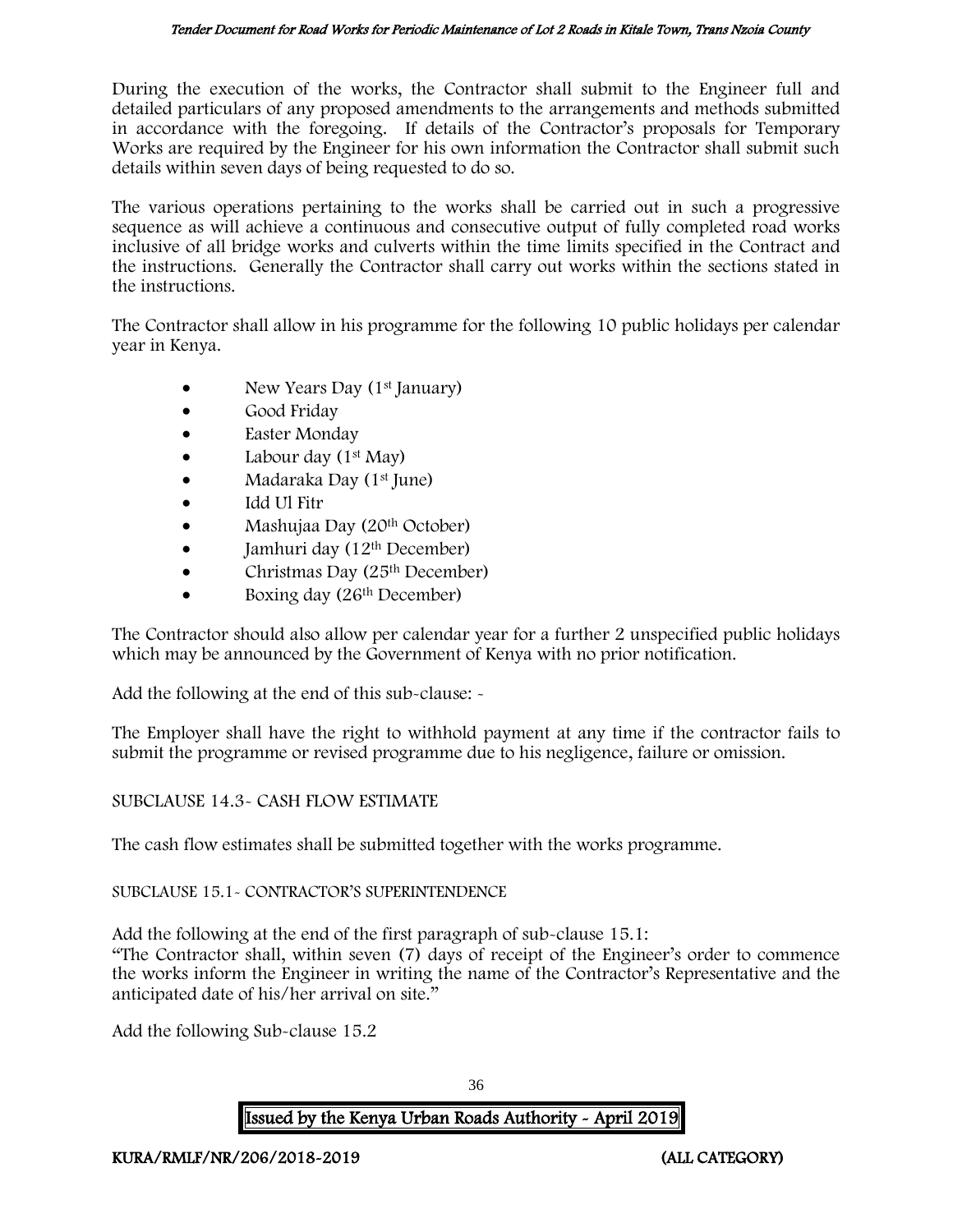During the execution of the works, the Contractor shall submit to the Engineer full and detailed particulars of any proposed amendments to the arrangements and methods submitted in accordance with the foregoing. If details of the Contractor's proposals for Temporary Works are required by the Engineer for his own information the Contractor shall submit such details within seven days of being requested to do so.

The various operations pertaining to the works shall be carried out in such a progressive sequence as will achieve a continuous and consecutive output of fully completed road works inclusive of all bridge works and culverts within the time limits specified in the Contract and the instructions. Generally the Contractor shall carry out works within the sections stated in the instructions.

The Contractor shall allow in his programme for the following 10 public holidays per calendar year in Kenya.

- New Years Day (1st January)
- Good Friday
- Easter Monday
- Labour day (1st May)
- Madaraka Day (1st June)
- Idd Ul Fitr
- Mashujaa Day (20th October)
- Jamhuri day (12th December)
- Christmas Day (25th December)
- Boxing day (26th December)

The Contractor should also allow per calendar year for a further 2 unspecified public holidays which may be announced by the Government of Kenya with no prior notification.

Add the following at the end of this sub-clause: -

The Employer shall have the right to withhold payment at any time if the contractor fails to submit the programme or revised programme due to his negligence, failure or omission.

SUBCLAUSE 14.3- CASH FLOW ESTIMATE

The cash flow estimates shall be submitted together with the works programme.

SUBCLAUSE 15.1- CONTRACTOR'S SUPERINTENDENCE

Add the following at the end of the first paragraph of sub-clause 15.1:
"The Contractor shall, within seven (7) days of receipt of the Engineer's order to commence the works inform the Engineer in writing the name of the Contractor's Representative and the anticipated date of his/her arrival on site."

Add the following Sub-clause 15.2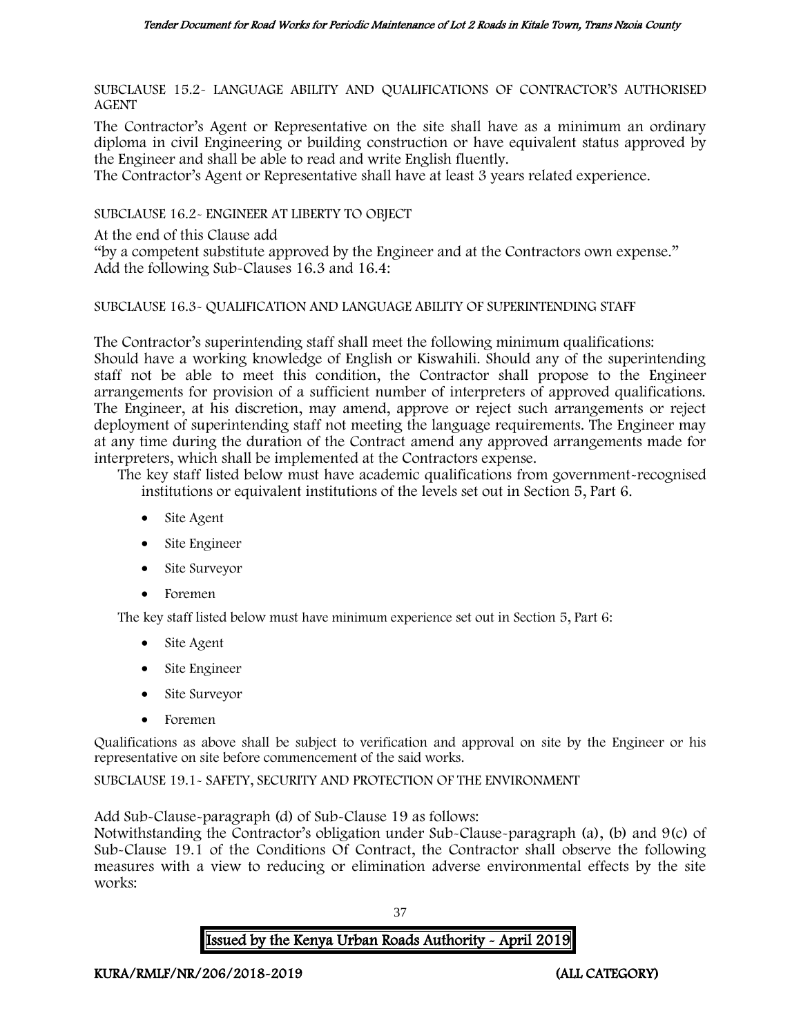SUBCLAUSE 15.2- LANGUAGE ABILITY AND QUALIFICATIONS OF CONTRACTOR'S AUTHORISED AGENT

The Contractor's Agent or Representative on the site shall have as a minimum an ordinary diploma in civil Engineering or building construction or have equivalent status approved by the Engineer and shall be able to read and write English fluently.

The Contractor's Agent or Representative shall have at least 3 years related experience.

SUBCLAUSE 16.2- ENGINEER AT LIBERTY TO OBJECT

At the end of this Clause add

"by a competent substitute approved by the Engineer and at the Contractors own expense."

Add the following Sub-Clauses 16.3 and 16.4:

SUBCLAUSE 16.3- QUALIFICATION AND LANGUAGE ABILITY OF SUPERINTENDING STAFF

The Contractor's superintending staff shall meet the following minimum qualifications:

Should have a working knowledge of English or Kiswahili. Should any of the superintending staff not be able to meet this condition, the Contractor shall propose to the Engineer arrangements for provision of a sufficient number of interpreters of approved qualifications. The Engineer, at his discretion, may amend, approve or reject such arrangements or reject deployment of superintending staff not meeting the language requirements. The Engineer may at any time during the duration of the Contract amend any approved arrangements made for interpreters, which shall be implemented at the Contractors expense.

The key staff listed below must have academic qualifications from government-recognised institutions or equivalent institutions of the levels set out in Section 5, Part 6.

- Site Agent
- Site Engineer
- Site Surveyor
- Foremen

The key staff listed below must have minimum experience set out in Section 5, Part 6:

- Site Agent
- Site Engineer
- Site Surveyor
- Foremen

Qualifications as above shall be subject to verification and approval on site by the Engineer or his representative on site before commencement of the said works.

SUBCLAUSE 19.1- SAFETY, SECURITY AND PROTECTION OF THE ENVIRONMENT

Add Sub-Clause-paragraph (d) of Sub-Clause 19 as follows:

Notwithstanding the Contractor's obligation under Sub-Clause-paragraph (a), (b) and 9(c) of Sub-Clause 19.1 of the Conditions Of Contract, the Contractor shall observe the following measures with a view to reducing or elimination adverse environmental effects by the site works: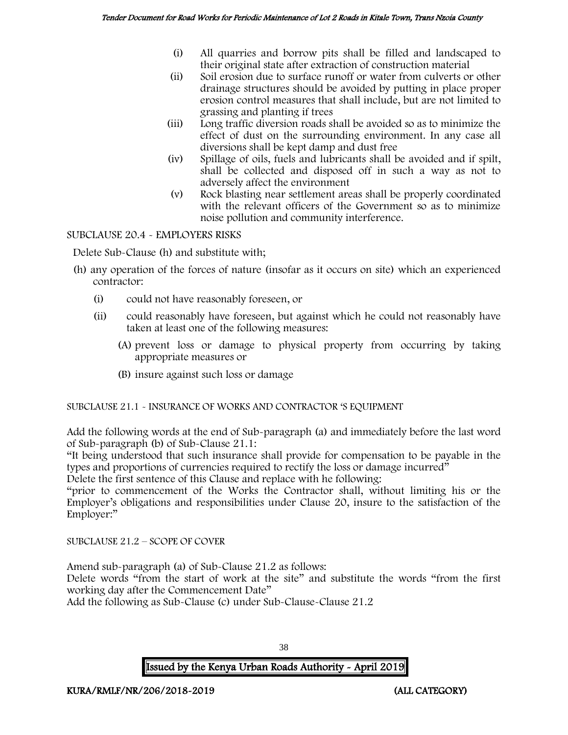(i) All quarries and borrow pits shall be filled and landscaped to their original state after extraction of construction material

(ii) Soil erosion due to surface runoff or water from culverts or other drainage structures should be avoided by putting in place proper erosion control measures that shall include, but are not limited to grassing and planting if trees

(iii) Long traffic diversion roads shall be avoided so as to minimize the effect of dust on the surrounding environment. In any case all diversions shall be kept damp and dust free

(iv) Spillage of oils, fuels and lubricants shall be avoided and if spilt, shall be collected and disposed off in such a way as not to adversely affect the environment

(v) Rock blasting near settlement areas shall be properly coordinated with the relevant officers of the Government so as to minimize noise pollution and community interference.

SUBCLAUSE 20.4 - EMPLOYERS RISKS

Delete Sub-Clause (h) and substitute with;

(h) any operation of the forces of nature (insofar as it occurs on site) which an experienced contractor:

(i) could not have reasonably foreseen, or

(ii) could reasonably have foreseen, but against which he could not reasonably have taken at least one of the following measures:

(A) prevent loss or damage to physical property from occurring by taking appropriate measures or

(B) insure against such loss or damage

SUBCLAUSE 21.1 - INSURANCE OF WORKS AND CONTRACTOR 'S EQUIPMENT

Add the following words at the end of Sub-paragraph (a) and immediately before the last word of Sub-paragraph (b) of Sub-Clause 21.1:

"It being understood that such insurance shall provide for compensation to be payable in the types and proportions of currencies required to rectify the loss or damage incurred"

Delete the first sentence of this Clause and replace with he following:

"prior to commencement of the Works the Contractor shall, without limiting his or the Employer's obligations and responsibilities under Clause 20, insure to the satisfaction of the Employer:"

SUBCLAUSE 21.2 – SCOPE OF COVER

Amend sub-paragraph (a) of Sub-Clause 21.2 as follows:

Delete words "from the start of work at the site" and substitute the words "from the first working day after the Commencement Date"

Add the following as Sub-Clause (c) under Sub-Clause-Clause 21.2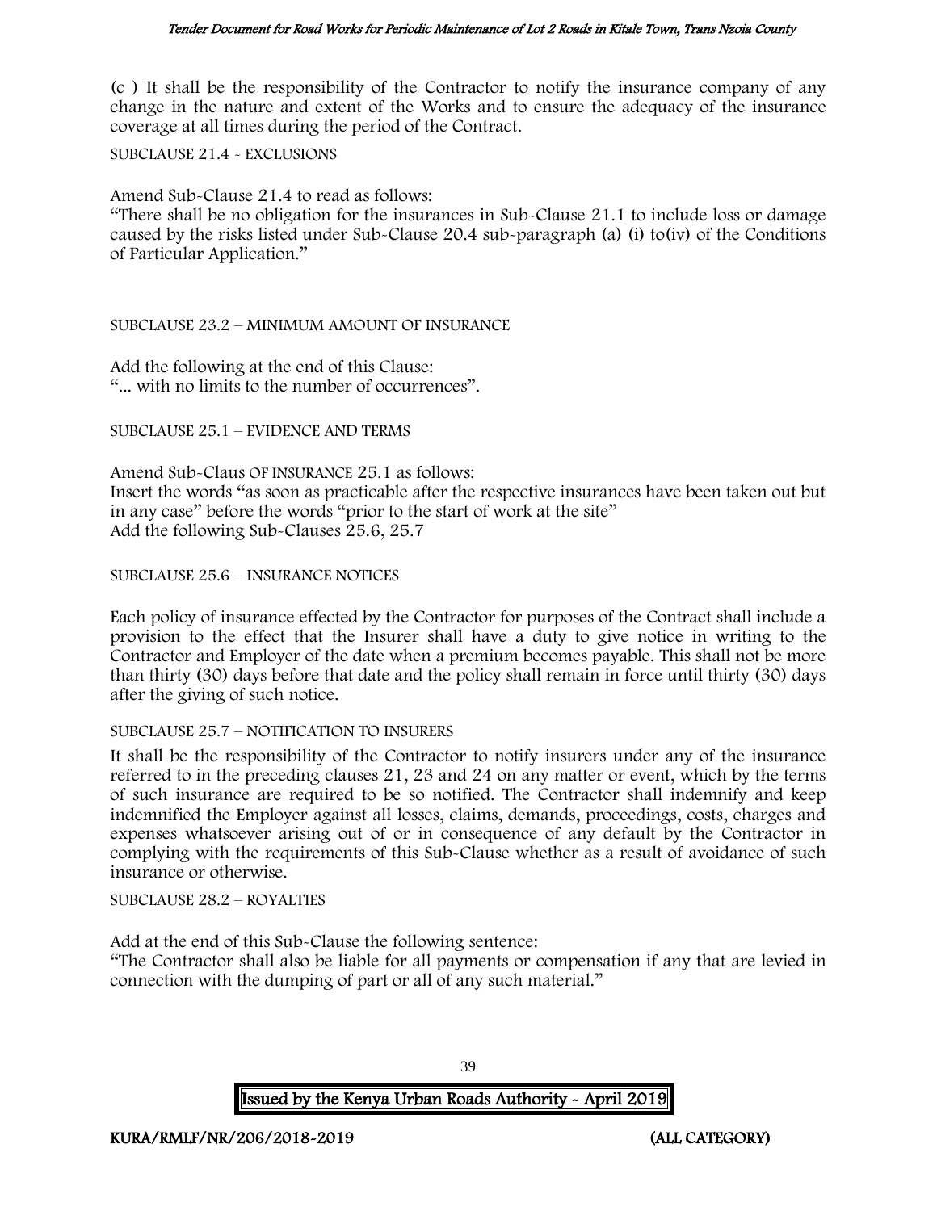(c ) It shall be the responsibility of the Contractor to notify the insurance company of any change in the nature and extent of the Works and to ensure the adequacy of the insurance coverage at all times during the period of the Contract.

SUBCLAUSE 21.4 - EXCLUSIONS

Amend Sub-Clause 21.4 to read as follows:
"There shall be no obligation for the insurances in Sub-Clause 21.1 to include loss or damage caused by the risks listed under Sub-Clause 20.4 sub-paragraph (a) (i) to(iv) of the Conditions of Particular Application."

SUBCLAUSE 23.2 – MINIMUM AMOUNT OF INSURANCE

Add the following at the end of this Clause:
"... with no limits to the number of occurrences".

SUBCLAUSE 25.1 – EVIDENCE AND TERMS

Amend Sub-Claus OF INSURANCE 25.1 as follows:
Insert the words "as soon as practicable after the respective insurances have been taken out but in any case" before the words "prior to the start of work at the site"
Add the following Sub-Clauses 25.6, 25.7

SUBCLAUSE 25.6 – INSURANCE NOTICES

Each policy of insurance effected by the Contractor for purposes of the Contract shall include a provision to the effect that the Insurer shall have a duty to give notice in writing to the Contractor and Employer of the date when a premium becomes payable. This shall not be more than thirty (30) days before that date and the policy shall remain in force until thirty (30) days after the giving of such notice.

SUBCLAUSE 25.7 – NOTIFICATION TO INSURERS

It shall be the responsibility of the Contractor to notify insurers under any of the insurance referred to in the preceding clauses 21, 23 and 24 on any matter or event, which by the terms of such insurance are required to be so notified. The Contractor shall indemnify and keep indemnified the Employer against all losses, claims, demands, proceedings, costs, charges and expenses whatsoever arising out of or in consequence of any default by the Contractor in complying with the requirements of this Sub-Clause whether as a result of avoidance of such insurance or otherwise.

SUBCLAUSE 28.2 – ROYALTIES

Add at the end of this Sub-Clause the following sentence:
"The Contractor shall also be liable for all payments or compensation if any that are levied in connection with the dumping of part or all of any such material."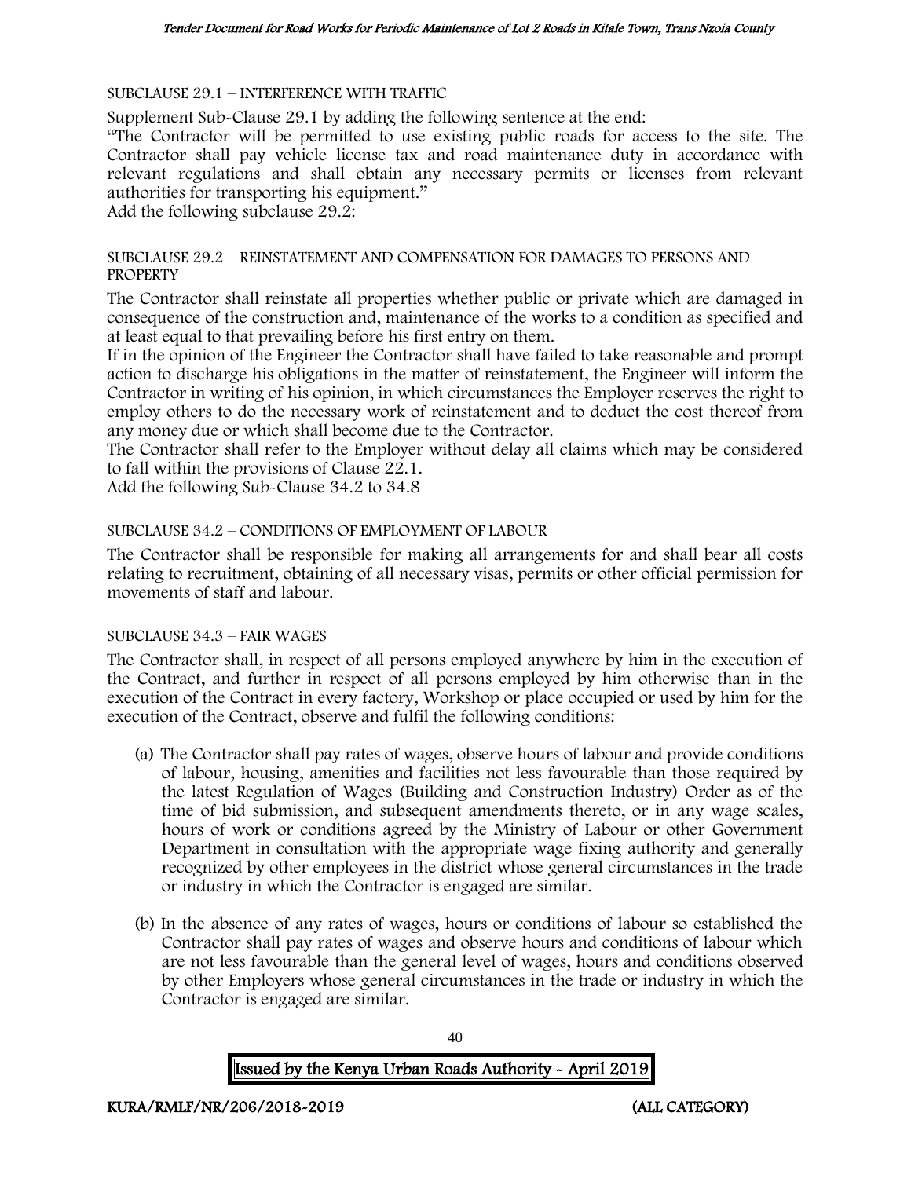SUBCLAUSE 29.1 – INTERFERENCE WITH TRAFFIC

Supplement Sub-Clause 29.1 by adding the following sentence at the end:

"The Contractor will be permitted to use existing public roads for access to the site. The Contractor shall pay vehicle license tax and road maintenance duty in accordance with relevant regulations and shall obtain any necessary permits or licenses from relevant authorities for transporting his equipment."

Add the following subclause 29.2:

SUBCLAUSE 29.2 – REINSTATEMENT AND COMPENSATION FOR DAMAGES TO PERSONS AND PROPERTY

The Contractor shall reinstate all properties whether public or private which are damaged in consequence of the construction and, maintenance of the works to a condition as specified and at least equal to that prevailing before his first entry on them.

If in the opinion of the Engineer the Contractor shall have failed to take reasonable and prompt action to discharge his obligations in the matter of reinstatement, the Engineer will inform the Contractor in writing of his opinion, in which circumstances the Employer reserves the right to employ others to do the necessary work of reinstatement and to deduct the cost thereof from any money due or which shall become due to the Contractor.

The Contractor shall refer to the Employer without delay all claims which may be considered to fall within the provisions of Clause 22.1.

Add the following Sub-Clause 34.2 to 34.8

SUBCLAUSE 34.2 – CONDITIONS OF EMPLOYMENT OF LABOUR

The Contractor shall be responsible for making all arrangements for and shall bear all costs relating to recruitment, obtaining of all necessary visas, permits or other official permission for movements of staff and labour.

SUBCLAUSE 34.3 – FAIR WAGES

The Contractor shall, in respect of all persons employed anywhere by him in the execution of the Contract, and further in respect of all persons employed by him otherwise than in the execution of the Contract in every factory, Workshop or place occupied or used by him for the execution of the Contract, observe and fulfil the following conditions:

(a) The Contractor shall pay rates of wages, observe hours of labour and provide conditions of labour, housing, amenities and facilities not less favourable than those required by the latest Regulation of Wages (Building and Construction Industry) Order as of the time of bid submission, and subsequent amendments thereto, or in any wage scales, hours of work or conditions agreed by the Ministry of Labour or other Government Department in consultation with the appropriate wage fixing authority and generally recognized by other employees in the district whose general circumstances in the trade or industry in which the Contractor is engaged are similar.

(b) In the absence of any rates of wages, hours or conditions of labour so established the Contractor shall pay rates of wages and observe hours and conditions of labour which are not less favourable than the general level of wages, hours and conditions observed by other Employers whose general circumstances in the trade or industry in which the Contractor is engaged are similar.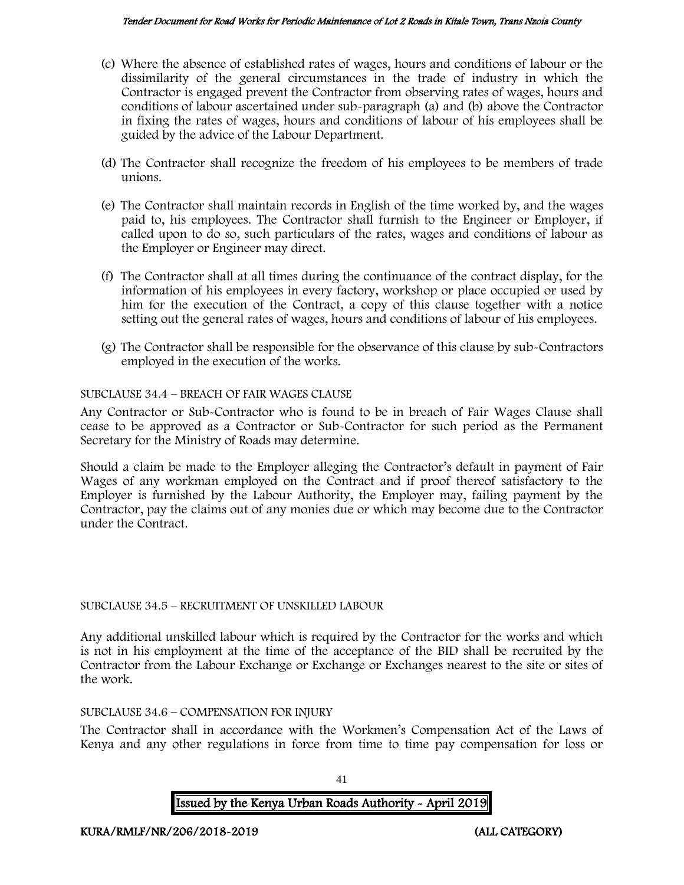(c) Where the absence of established rates of wages, hours and conditions of labour or the dissimilarity of the general circumstances in the trade of industry in which the Contractor is engaged prevent the Contractor from observing rates of wages, hours and conditions of labour ascertained under sub-paragraph (a) and (b) above the Contractor in fixing the rates of wages, hours and conditions of labour of his employees shall be guided by the advice of the Labour Department.

(d) The Contractor shall recognize the freedom of his employees to be members of trade unions.

(e) The Contractor shall maintain records in English of the time worked by, and the wages paid to, his employees. The Contractor shall furnish to the Engineer or Employer, if called upon to do so, such particulars of the rates, wages and conditions of labour as the Employer or Engineer may direct.

(f) The Contractor shall at all times during the continuance of the contract display, for the information of his employees in every factory, workshop or place occupied or used by him for the execution of the Contract, a copy of this clause together with a notice setting out the general rates of wages, hours and conditions of labour of his employees.

(g) The Contractor shall be responsible for the observance of this clause by sub-Contractors employed in the execution of the works.

SUBCLAUSE 34.4 – BREACH OF FAIR WAGES CLAUSE

Any Contractor or Sub-Contractor who is found to be in breach of Fair Wages Clause shall cease to be approved as a Contractor or Sub-Contractor for such period as the Permanent Secretary for the Ministry of Roads may determine.

Should a claim be made to the Employer alleging the Contractor's default in payment of Fair Wages of any workman employed on the Contract and if proof thereof satisfactory to the Employer is furnished by the Labour Authority, the Employer may, failing payment by the Contractor, pay the claims out of any monies due or which may become due to the Contractor under the Contract.

SUBCLAUSE 34.5 – RECRUITMENT OF UNSKILLED LABOUR

Any additional unskilled labour which is required by the Contractor for the works and which is not in his employment at the time of the acceptance of the BID shall be recruited by the Contractor from the Labour Exchange or Exchange or Exchanges nearest to the site or sites of the work.

SUBCLAUSE 34.6 – COMPENSATION FOR INJURY

The Contractor shall in accordance with the Workmen's Compensation Act of the Laws of Kenya and any other regulations in force from time to time pay compensation for loss or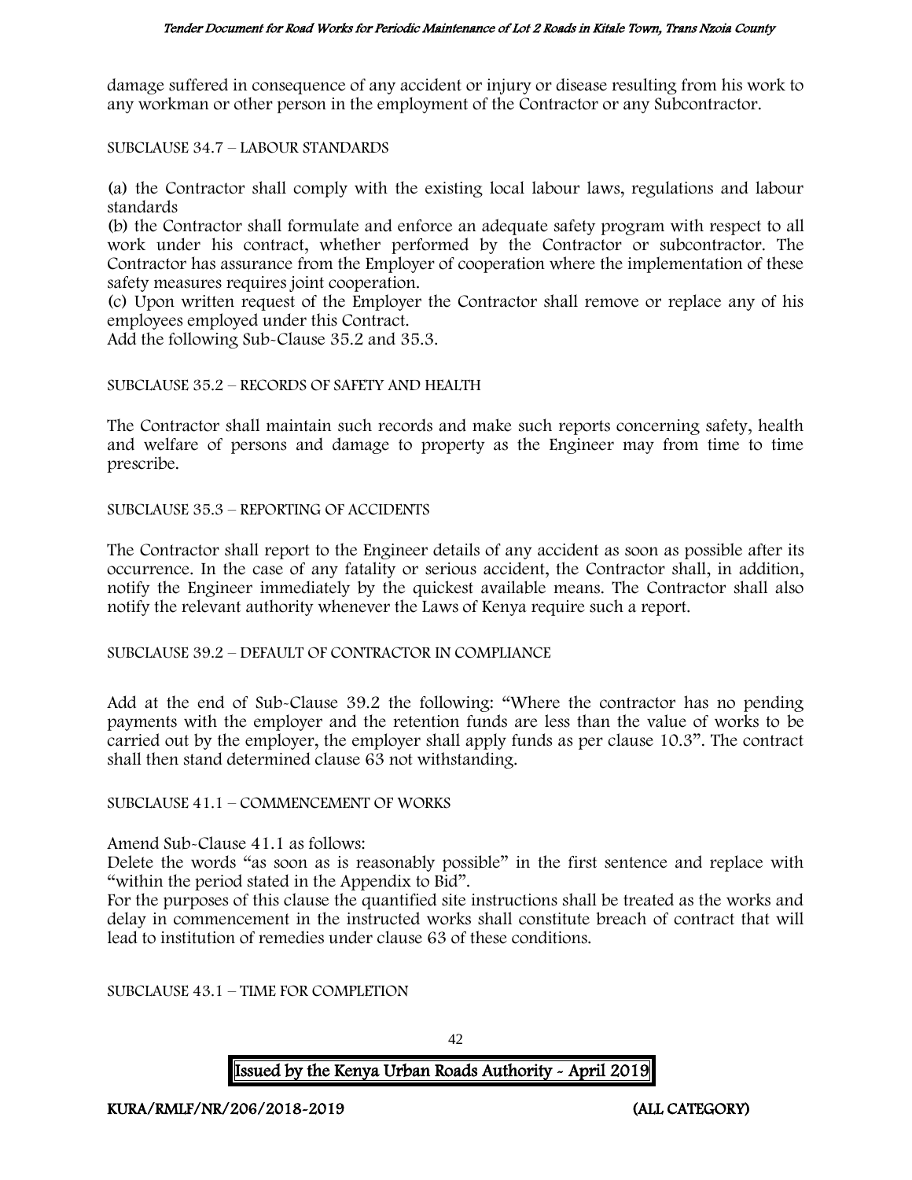damage suffered in consequence of any accident or injury or disease resulting from his work to any workman or other person in the employment of the Contractor or any Subcontractor.

SUBCLAUSE 34.7 – LABOUR STANDARDS

(a) the Contractor shall comply with the existing local labour laws, regulations and labour standards

(b) the Contractor shall formulate and enforce an adequate safety program with respect to all work under his contract, whether performed by the Contractor or subcontractor. The Contractor has assurance from the Employer of cooperation where the implementation of these safety measures requires joint cooperation.

(c) Upon written request of the Employer the Contractor shall remove or replace any of his employees employed under this Contract.

Add the following Sub-Clause 35.2 and 35.3.

SUBCLAUSE 35.2 – RECORDS OF SAFETY AND HEALTH

The Contractor shall maintain such records and make such reports concerning safety, health and welfare of persons and damage to property as the Engineer may from time to time prescribe.

SUBCLAUSE 35.3 – REPORTING OF ACCIDENTS

The Contractor shall report to the Engineer details of any accident as soon as possible after its occurrence. In the case of any fatality or serious accident, the Contractor shall, in addition, notify the Engineer immediately by the quickest available means. The Contractor shall also notify the relevant authority whenever the Laws of Kenya require such a report.

SUBCLAUSE 39.2 – DEFAULT OF CONTRACTOR IN COMPLIANCE

Add at the end of Sub-Clause 39.2 the following: "Where the contractor has no pending payments with the employer and the retention funds are less than the value of works to be carried out by the employer, the employer shall apply funds as per clause 10.3". The contract shall then stand determined clause 63 not withstanding.

SUBCLAUSE 41.1 – COMMENCEMENT OF WORKS

Amend Sub-Clause 41.1 as follows:

Delete the words "as soon as is reasonably possible" in the first sentence and replace with "within the period stated in the Appendix to Bid".

For the purposes of this clause the quantified site instructions shall be treated as the works and delay in commencement in the instructed works shall constitute breach of contract that will lead to institution of remedies under clause 63 of these conditions.

SUBCLAUSE 43.1 – TIME FOR COMPLETION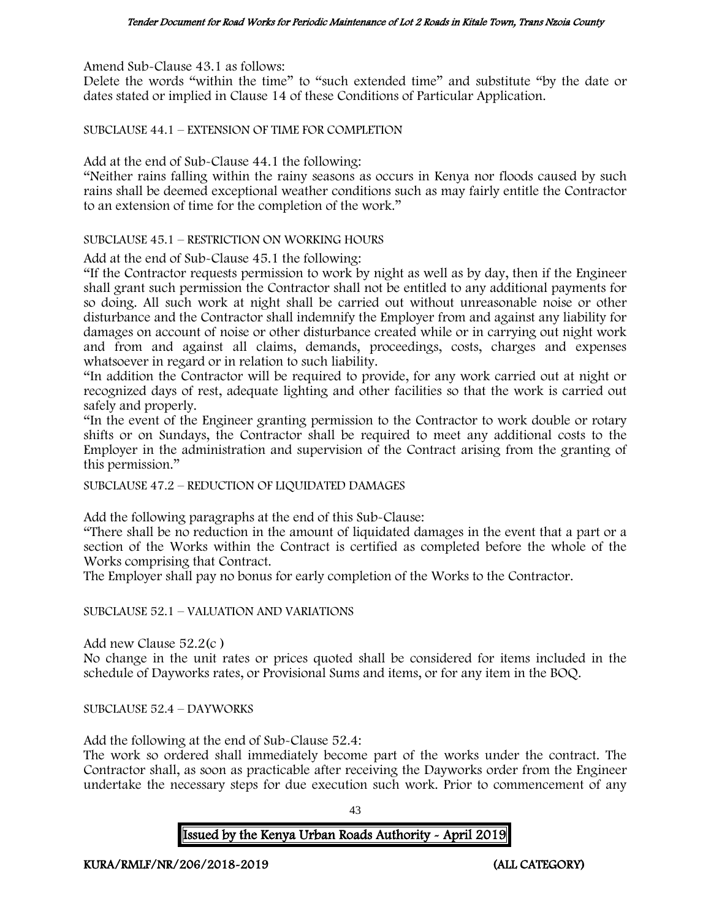Amend Sub-Clause 43.1 as follows:

Delete the words "within the time" to "such extended time" and substitute "by the date or dates stated or implied in Clause 14 of these Conditions of Particular Application.

SUBCLAUSE 44.1 – EXTENSION OF TIME FOR COMPLETION

Add at the end of Sub-Clause 44.1 the following:

"Neither rains falling within the rainy seasons as occurs in Kenya nor floods caused by such rains shall be deemed exceptional weather conditions such as may fairly entitle the Contractor to an extension of time for the completion of the work."

SUBCLAUSE 45.1 – RESTRICTION ON WORKING HOURS

Add at the end of Sub-Clause 45.1 the following:

"If the Contractor requests permission to work by night as well as by day, then if the Engineer shall grant such permission the Contractor shall not be entitled to any additional payments for so doing. All such work at night shall be carried out without unreasonable noise or other disturbance and the Contractor shall indemnify the Employer from and against any liability for damages on account of noise or other disturbance created while or in carrying out night work and from and against all claims, demands, proceedings, costs, charges and expenses whatsoever in regard or in relation to such liability.

"In addition the Contractor will be required to provide, for any work carried out at night or recognized days of rest, adequate lighting and other facilities so that the work is carried out safely and properly.

"In the event of the Engineer granting permission to the Contractor to work double or rotary shifts or on Sundays, the Contractor shall be required to meet any additional costs to the Employer in the administration and supervision of the Contract arising from the granting of this permission."

SUBCLAUSE 47.2 – REDUCTION OF LIQUIDATED DAMAGES

Add the following paragraphs at the end of this Sub-Clause:

"There shall be no reduction in the amount of liquidated damages in the event that a part or a section of the Works within the Contract is certified as completed before the whole of the Works comprising that Contract.

The Employer shall pay no bonus for early completion of the Works to the Contractor.

SUBCLAUSE 52.1 – VALUATION AND VARIATIONS

Add new Clause 52.2(c )

No change in the unit rates or prices quoted shall be considered for items included in the schedule of Dayworks rates, or Provisional Sums and items, or for any item in the BOQ.

SUBCLAUSE 52.4 – DAYWORKS

Add the following at the end of Sub-Clause 52.4:

The work so ordered shall immediately become part of the works under the contract. The Contractor shall, as soon as practicable after receiving the Dayworks order from the Engineer undertake the necessary steps for due execution such work. Prior to commencement of any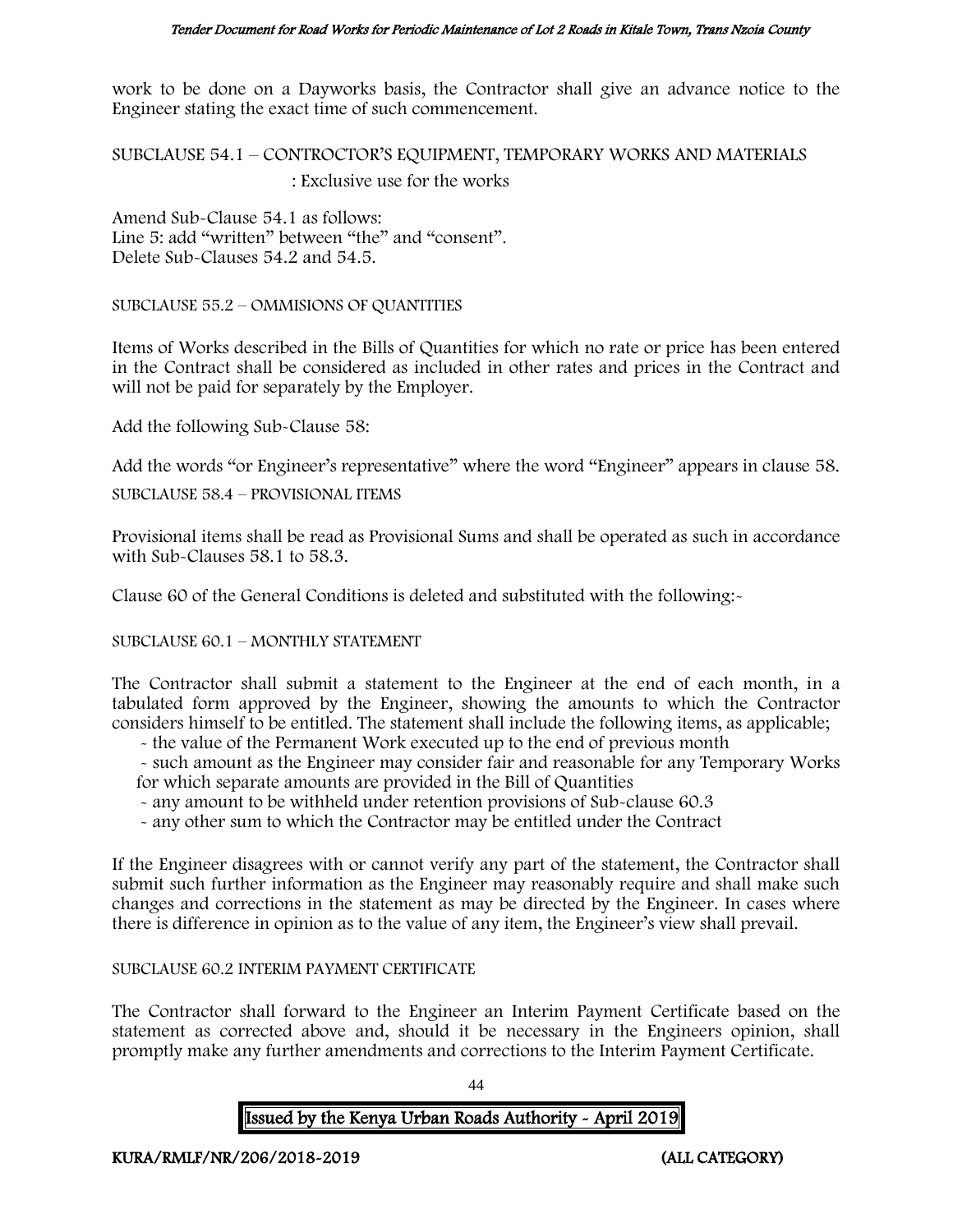work to be done on a Dayworks basis, the Contractor shall give an advance notice to the Engineer stating the exact time of such commencement.

SUBCLAUSE 54.1 – CONTRCTOR'S EQUIPMENT, TEMPORARY WORKS AND MATERIALS

: Exclusive use for the works

Amend Sub-Clause 54.1 as follows:
Line 5: add "written" between "the" and "consent".
Delete Sub-Clauses 54.2 and 54.5.

SUBCLAUSE 55.2 – OMMISIONS OF QUANTITIES

Items of Works described in the Bills of Quantities for which no rate or price has been entered in the Contract shall be considered as included in other rates and prices in the Contract and will not be paid for separately by the Employer.

Add the following Sub-Clause 58:

Add the words "or Engineer's representative" where the word "Engineer" appears in clause 58.

SUBCLAUSE 58.4 – PROVISIONAL ITEMS

Provisional items shall be read as Provisional Sums and shall be operated as such in accordance with Sub-Clauses 58.1 to 58.3.

Clause 60 of the General Conditions is deleted and substituted with the following:-

SUBCLAUSE 60.1 – MONTHLY STATEMENT

The Contractor shall submit a statement to the Engineer at the end of each month, in a tabulated form approved by the Engineer, showing the amounts to which the Contractor considers himself to be entitled. The statement shall include the following items, as applicable;

- the value of the Permanent Work executed up to the end of previous month
- such amount as the Engineer may consider fair and reasonable for any Temporary Works for which separate amounts are provided in the Bill of Quantities
- any amount to be withheld under retention provisions of Sub-clause 60.3
- any other sum to which the Contractor may be entitled under the Contract

If the Engineer disagrees with or cannot verify any part of the statement, the Contractor shall submit such further information as the Engineer may reasonably require and shall make such changes and corrections in the statement as may be directed by the Engineer. In cases where there is difference in opinion as to the value of any item, the Engineer's view shall prevail.

SUBCLAUSE 60.2 INTERIM PAYMENT CERTIFICATE

The Contractor shall forward to the Engineer an Interim Payment Certificate based on the statement as corrected above and, should it be necessary in the Engineers opinion, shall promptly make any further amendments and corrections to the Interim Payment Certificate.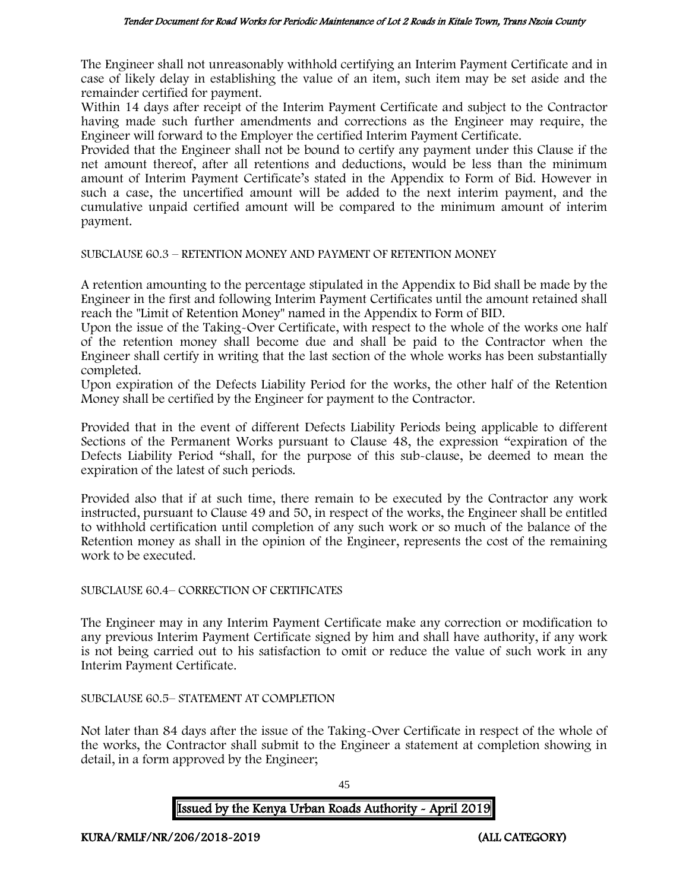The Engineer shall not unreasonably withhold certifying an Interim Payment Certificate and in case of likely delay in establishing the value of an item, such item may be set aside and the remainder certified for payment.

Within 14 days after receipt of the Interim Payment Certificate and subject to the Contractor having made such further amendments and corrections as the Engineer may require, the Engineer will forward to the Employer the certified Interim Payment Certificate.

Provided that the Engineer shall not be bound to certify any payment under this Clause if the net amount thereof, after all retentions and deductions, would be less than the minimum amount of Interim Payment Certificate's stated in the Appendix to Form of Bid. However in such a case, the uncertified amount will be added to the next interim payment, and the cumulative unpaid certified amount will be compared to the minimum amount of interim payment.

SUBCLAUSE 60.3 – RETENTION MONEY AND PAYMENT OF RETENTION MONEY

A retention amounting to the percentage stipulated in the Appendix to Bid shall be made by the Engineer in the first and following Interim Payment Certificates until the amount retained shall reach the "Limit of Retention Money" named in the Appendix to Form of BID.

Upon the issue of the Taking-Over Certificate, with respect to the whole of the works one half of the retention money shall become due and shall be paid to the Contractor when the Engineer shall certify in writing that the last section of the whole works has been substantially completed.

Upon expiration of the Defects Liability Period for the works, the other half of the Retention Money shall be certified by the Engineer for payment to the Contractor.

Provided that in the event of different Defects Liability Periods being applicable to different Sections of the Permanent Works pursuant to Clause 48, the expression "expiration of the Defects Liability Period "shall, for the purpose of this sub-clause, be deemed to mean the expiration of the latest of such periods.

Provided also that if at such time, there remain to be executed by the Contractor any work instructed, pursuant to Clause 49 and 50, in respect of the works, the Engineer shall be entitled to withhold certification until completion of any such work or so much of the balance of the Retention money as shall in the opinion of the Engineer, represents the cost of the remaining work to be executed.

SUBCLAUSE 60.4– CORRECTION OF CERTIFICATES

The Engineer may in any Interim Payment Certificate make any correction or modification to any previous Interim Payment Certificate signed by him and shall have authority, if any work is not being carried out to his satisfaction to omit or reduce the value of such work in any Interim Payment Certificate.

SUBCLAUSE 60.5– STATEMENT AT COMPLETION

Not later than 84 days after the issue of the Taking-Over Certificate in respect of the whole of the works, the Contractor shall submit to the Engineer a statement at completion showing in detail, in a form approved by the Engineer;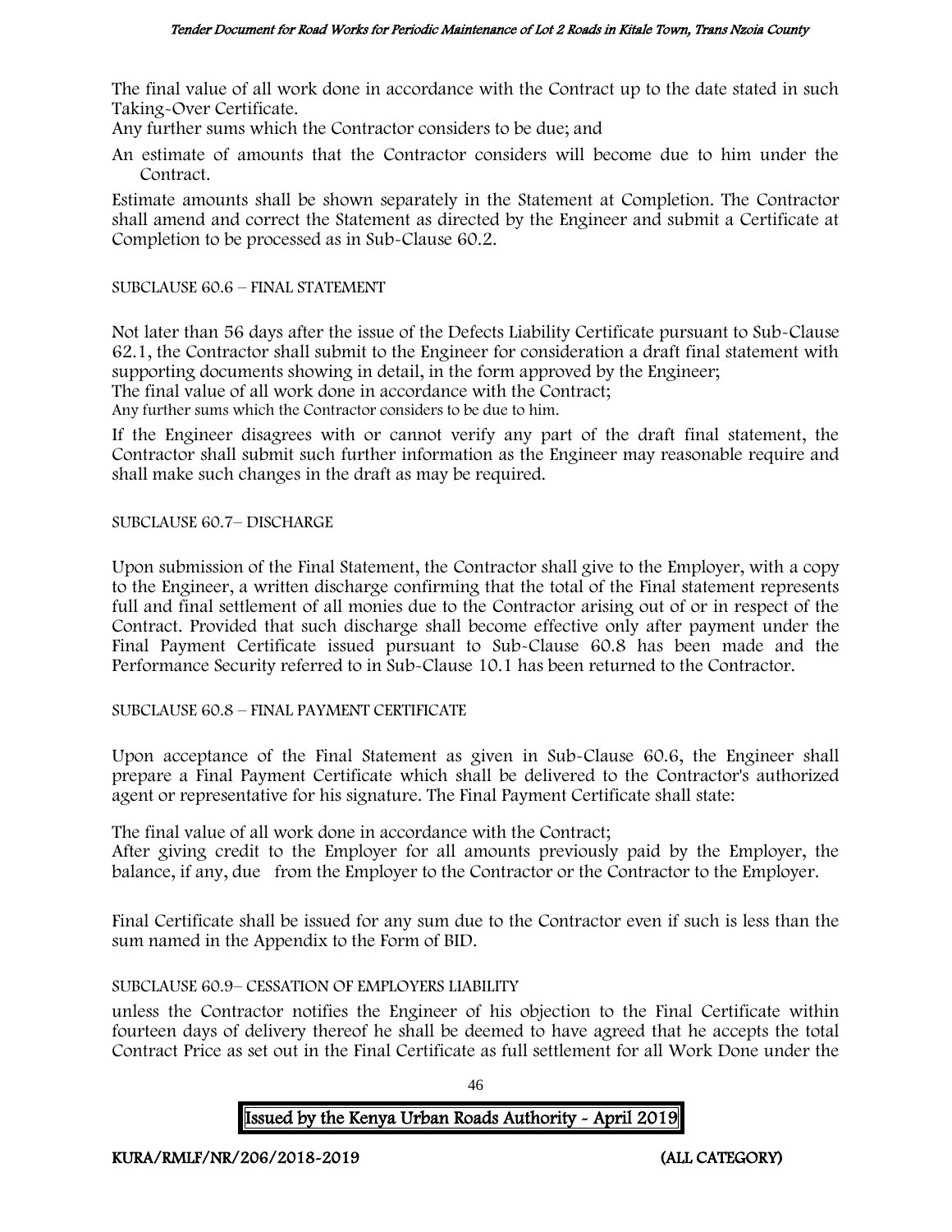The final value of all work done in accordance with the Contract up to the date stated in such Taking-Over Certificate.

Any further sums which the Contractor considers to be due; and

An estimate of amounts that the Contractor considers will become due to him under the Contract.

Estimate amounts shall be shown separately in the Statement at Completion. The Contractor shall amend and correct the Statement as directed by the Engineer and submit a Certificate at Completion to be processed as in Sub-Clause 60.2.

SUBCLAUSE 60.6 – FINAL STATEMENT

Not later than 56 days after the issue of the Defects Liability Certificate pursuant to Sub-Clause 62.1, the Contractor shall submit to the Engineer for consideration a draft final statement with supporting documents showing in detail, in the form approved by the Engineer;

The final value of all work done in accordance with the Contract;

Any further sums which the Contractor considers to be due to him.

If the Engineer disagrees with or cannot verify any part of the draft final statement, the Contractor shall submit such further information as the Engineer may reasonable require and shall make such changes in the draft as may be required.

SUBCLAUSE 60.7– DISCHARGE

Upon submission of the Final Statement, the Contractor shall give to the Employer, with a copy to the Engineer, a written discharge confirming that the total of the Final statement represents full and final settlement of all monies due to the Contractor arising out of or in respect of the Contract. Provided that such discharge shall become effective only after payment under the Final Payment Certificate issued pursuant to Sub-Clause 60.8 has been made and the Performance Security referred to in Sub-Clause 10.1 has been returned to the Contractor.

SUBCLAUSE 60.8 – FINAL PAYMENT CERTIFICATE

Upon acceptance of the Final Statement as given in Sub-Clause 60.6, the Engineer shall prepare a Final Payment Certificate which shall be delivered to the Contractor's authorized agent or representative for his signature. The Final Payment Certificate shall state:

The final value of all work done in accordance with the Contract;

After giving credit to the Employer for all amounts previously paid by the Employer, the balance, if any, due from the Employer to the Contractor or the Contractor to the Employer.

Final Certificate shall be issued for any sum due to the Contractor even if such is less than the sum named in the Appendix to the Form of BID.

SUBCLAUSE 60.9– CESSATION OF EMPLOYERS LIABILITY

unless the Contractor notifies the Engineer of his objection to the Final Certificate within fourteen days of delivery thereof he shall be deemed to have agreed that he accepts the total Contract Price as set out in the Final Certificate as full settlement for all Work Done under the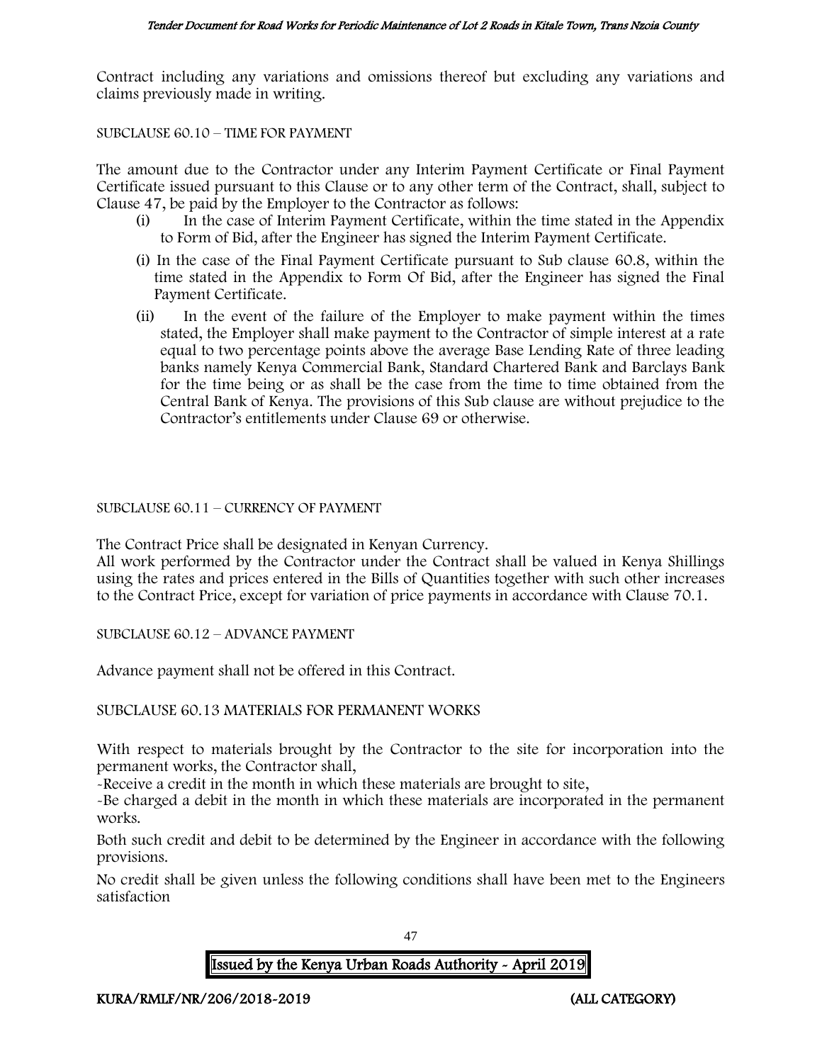Contract including any variations and omissions thereof but excluding any variations and claims previously made in writing.

SUBCLAUSE 60.10 – TIME FOR PAYMENT

The amount due to the Contractor under any Interim Payment Certificate or Final Payment Certificate issued pursuant to this Clause or to any other term of the Contract, shall, subject to Clause 47, be paid by the Employer to the Contractor as follows:

(i) In the case of Interim Payment Certificate, within the time stated in the Appendix to Form of Bid, after the Engineer has signed the Interim Payment Certificate.

(i) In the case of the Final Payment Certificate pursuant to Sub clause 60.8, within the time stated in the Appendix to Form Of Bid, after the Engineer has signed the Final Payment Certificate.

(ii) In the event of the failure of the Employer to make payment within the times stated, the Employer shall make payment to the Contractor of simple interest at a rate equal to two percentage points above the average Base Lending Rate of three leading banks namely Kenya Commercial Bank, Standard Chartered Bank and Barclays Bank for the time being or as shall be the case from the time to time obtained from the Central Bank of Kenya. The provisions of this Sub clause are without prejudice to the Contractor's entitlements under Clause 69 or otherwise.

SUBCLAUSE 60.11 – CURRENCY OF PAYMENT

The Contract Price shall be designated in Kenyan Currency.

All work performed by the Contractor under the Contract shall be valued in Kenya Shillings using the rates and prices entered in the Bills of Quantities together with such other increases to the Contract Price, except for variation of price payments in accordance with Clause 70.1.

SUBCLAUSE 60.12 – ADVANCE PAYMENT

Advance payment shall not be offered in this Contract.

SUBCLAUSE 60.13 MATERIALS FOR PERMANENT WORKS

With respect to materials brought by the Contractor to the site for incorporation into the permanent works, the Contractor shall,

-Receive a credit in the month in which these materials are brought to site,

-Be charged a debit in the month in which these materials are incorporated in the permanent works.

Both such credit and debit to be determined by the Engineer in accordance with the following provisions.

No credit shall be given unless the following conditions shall have been met to the Engineers satisfaction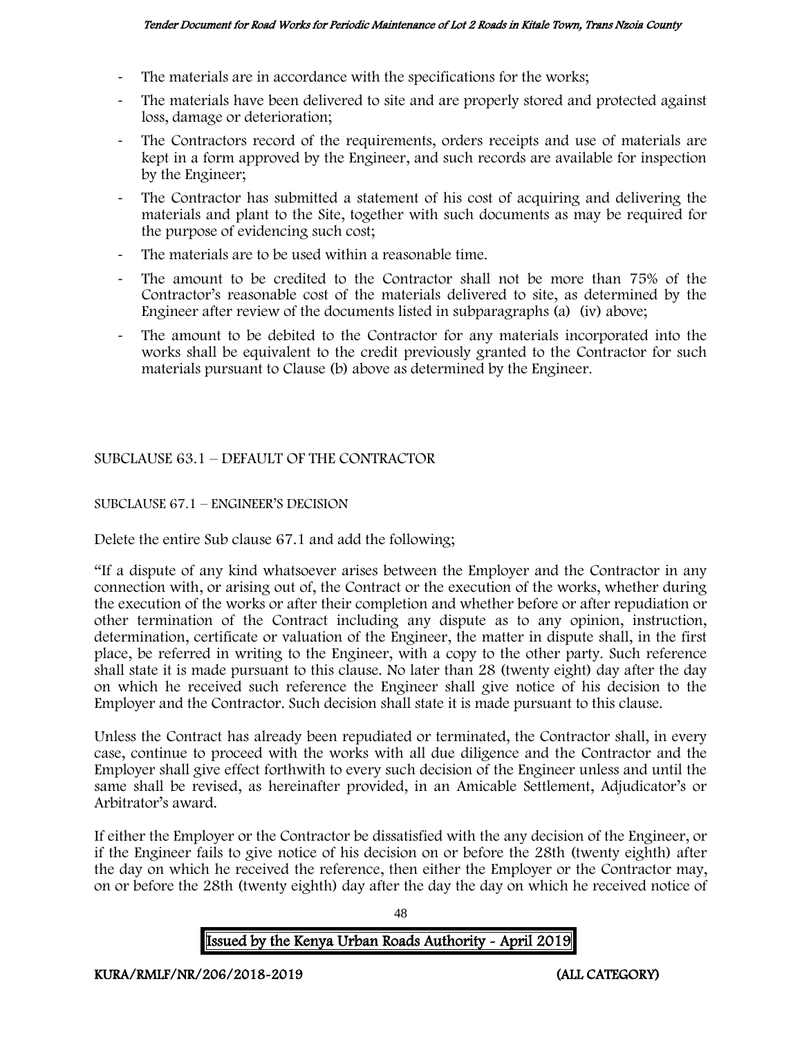- The materials are in accordance with the specifications for the works;
- The materials have been delivered to site and are properly stored and protected against loss, damage or deterioration;
- The Contractors record of the requirements, orders receipts and use of materials are kept in a form approved by the Engineer, and such records are available for inspection by the Engineer;
- The Contractor has submitted a statement of his cost of acquiring and delivering the materials and plant to the Site, together with such documents as may be required for the purpose of evidencing such cost;
- The materials are to be used within a reasonable time.
- The amount to be credited to the Contractor shall not be more than 75% of the Contractor's reasonable cost of the materials delivered to site, as determined by the Engineer after review of the documents listed in subparagraphs (a) (iv) above;
- The amount to be debited to the Contractor for any materials incorporated into the works shall be equivalent to the credit previously granted to the Contractor for such materials pursuant to Clause (b) above as determined by the Engineer.

SUBCLAUSE 63.1 – DEFAULT OF THE CONTRACTOR

SUBCLAUSE 67.1 – ENGINEER'S DECISION

Delete the entire Sub clause 67.1 and add the following;

"If a dispute of any kind whatsoever arises between the Employer and the Contractor in any connection with, or arising out of, the Contract or the execution of the works, whether during the execution of the works or after their completion and whether before or after repudiation or other termination of the Contract including any dispute as to any opinion, instruction, determination, certificate or valuation of the Engineer, the matter in dispute shall, in the first place, be referred in writing to the Engineer, with a copy to the other party. Such reference shall state it is made pursuant to this clause. No later than 28 (twenty eight) day after the day on which he received such reference the Engineer shall give notice of his decision to the Employer and the Contractor. Such decision shall state it is made pursuant to this clause.

Unless the Contract has already been repudiated or terminated, the Contractor shall, in every case, continue to proceed with the works with all due diligence and the Contractor and the Employer shall give effect forthwith to every such decision of the Engineer unless and until the same shall be revised, as hereinafter provided, in an Amicable Settlement, Adjudicator's or Arbitrator's award.

If either the Employer or the Contractor be dissatisfied with the any decision of the Engineer, or if the Engineer fails to give notice of his decision on or before the 28th (twenty eighth) after the day on which he received the reference, then either the Employer or the Contractor may, on or before the 28th (twenty eighth) day after the day the day on which he received notice of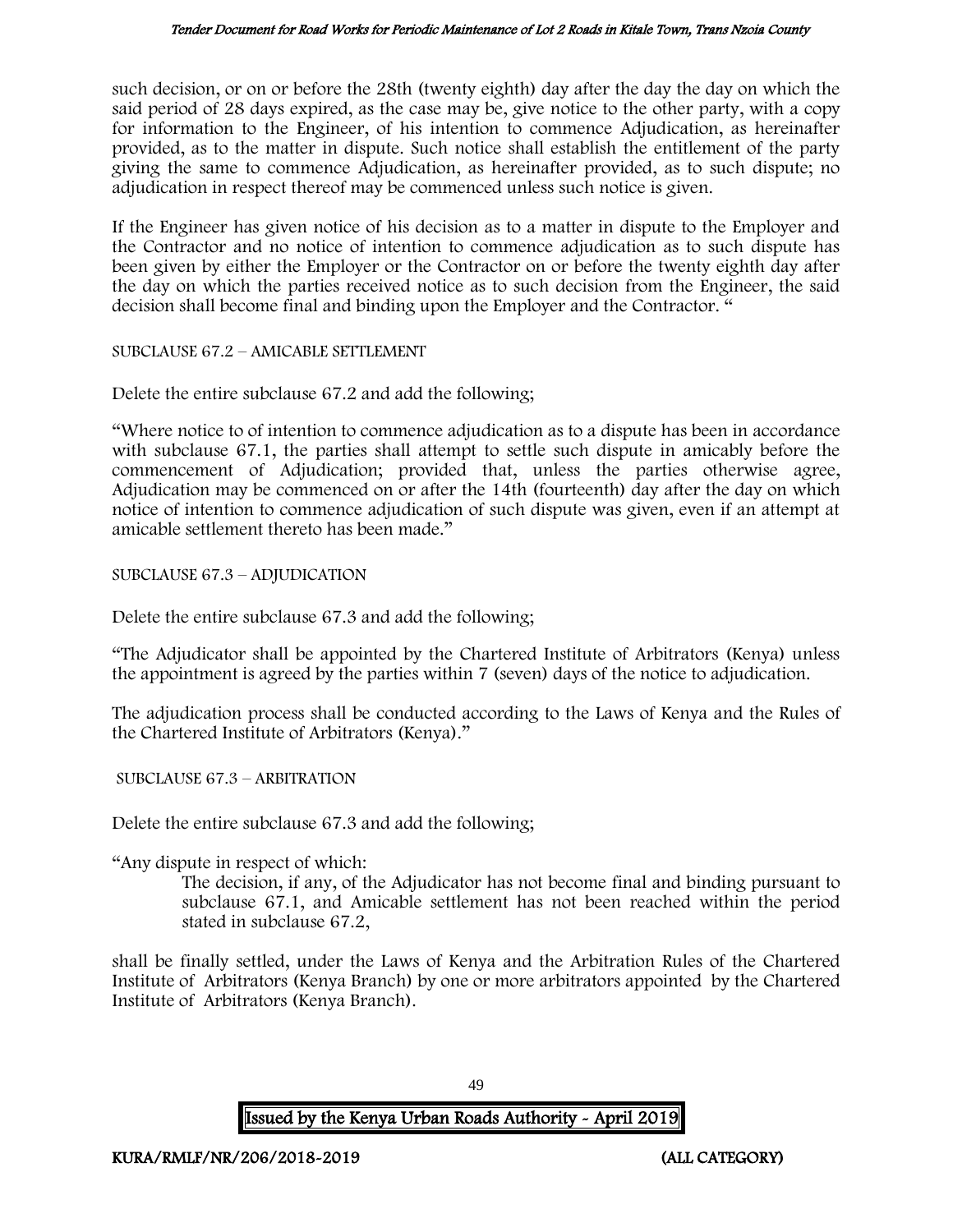such decision, or on or before the 28th (twenty eighth) day after the day the day on which the said period of 28 days expired, as the case may be, give notice to the other party, with a copy for information to the Engineer, of his intention to commence Adjudication, as hereinafter provided, as to the matter in dispute. Such notice shall establish the entitlement of the party giving the same to commence Adjudication, as hereinafter provided, as to such dispute; no adjudication in respect thereof may be commenced unless such notice is given.

If the Engineer has given notice of his decision as to a matter in dispute to the Employer and the Contractor and no notice of intention to commence adjudication as to such dispute has been given by either the Employer or the Contractor on or before the twenty eighth day after the day on which the parties received notice as to such decision from the Engineer, the said decision shall become final and binding upon the Employer and the Contractor. "

SUBCLAUSE 67.2 – AMICABLE SETTLEMENT

Delete the entire subclause 67.2 and add the following;

"Where notice to of intention to commence adjudication as to a dispute has been in accordance with subclause 67.1, the parties shall attempt to settle such dispute in amicably before the commencement of Adjudication; provided that, unless the parties otherwise agree, Adjudication may be commenced on or after the 14th (fourteenth) day after the day on which notice of intention to commence adjudication of such dispute was given, even if an attempt at amicable settlement thereto has been made."

SUBCLAUSE 67.3 – ADJUDICATION

Delete the entire subclause 67.3 and add the following;

"The Adjudicator shall be appointed by the Chartered Institute of Arbitrators (Kenya) unless the appointment is agreed by the parties within 7 (seven) days of the notice to adjudication.

The adjudication process shall be conducted according to the Laws of Kenya and the Rules of the Chartered Institute of Arbitrators (Kenya)."

SUBCLAUSE 67.3 – ARBITRATION

Delete the entire subclause 67.3 and add the following;

"Any dispute in respect of which:

> The decision, if any, of the Adjudicator has not become final and binding pursuant to subclause 67.1, and Amicable settlement has not been reached within the period stated in subclause 67.2,

shall be finally settled, under the Laws of Kenya and the Arbitration Rules of the Chartered Institute of Arbitrators (Kenya Branch) by one or more arbitrators appointed by the Chartered Institute of Arbitrators (Kenya Branch).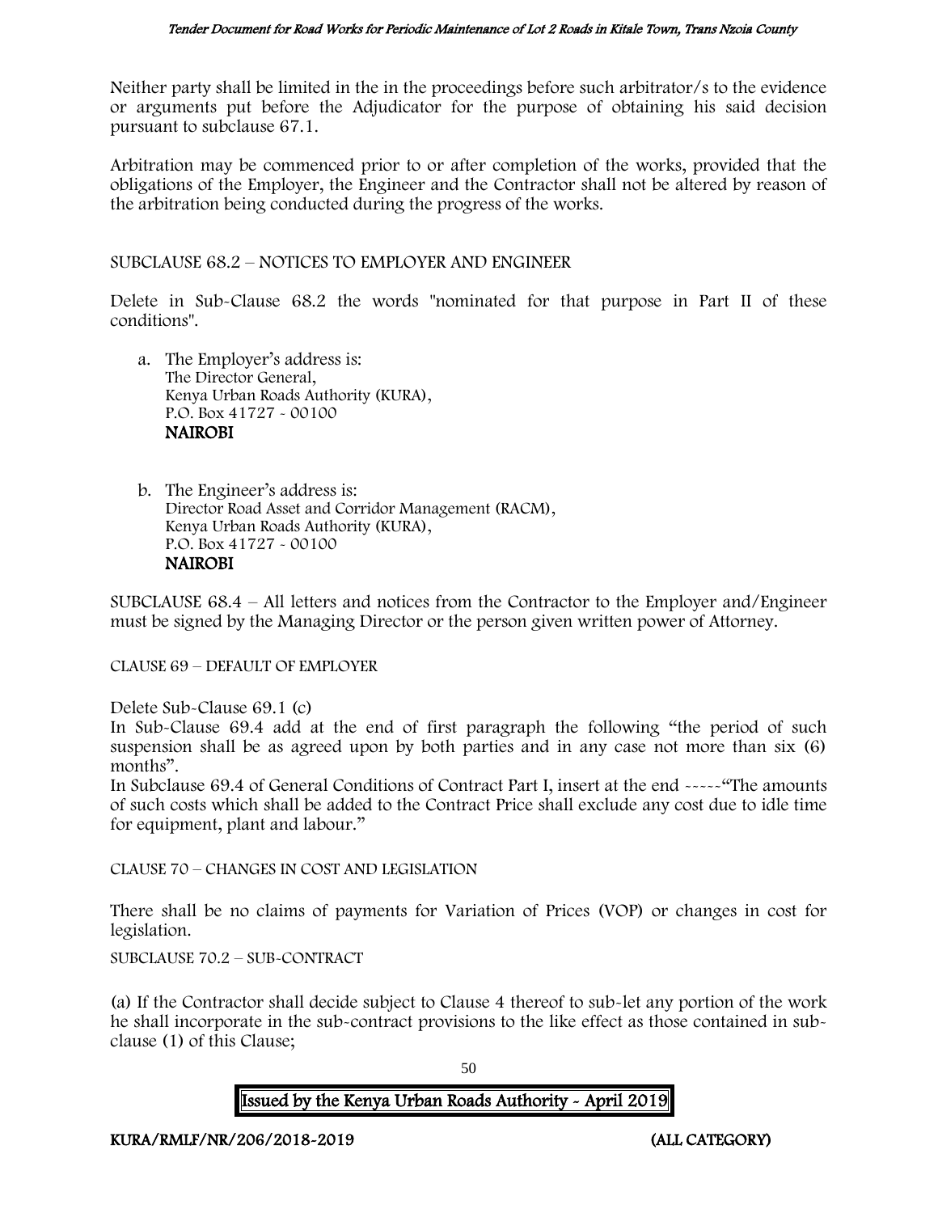Neither party shall be limited in the in the proceedings before such arbitrator/s to the evidence or arguments put before the Adjudicator for the purpose of obtaining his said decision pursuant to subclause 67.1.

Arbitration may be commenced prior to or after completion of the works, provided that the obligations of the Employer, the Engineer and the Contractor shall not be altered by reason of the arbitration being conducted during the progress of the works.

SUBCLAUSE 68.2 – NOTICES TO EMPLOYER AND ENGINEER

Delete in Sub-Clause 68.2 the words "nominated for that purpose in Part II of these conditions".

a. The Employer's address is:
   The Director General,
   Kenya Urban Roads Authority (KURA),
   P.O. Box 41727 - 00100
   **NAIROBI**

b. The Engineer's address is:
   Director Road Asset and Corridor Management (RACM),
   Kenya Urban Roads Authority (KURA),
   P.O. Box 41727 - 00100
   **NAIROBI**

SUBCLAUSE 68.4 – All letters and notices from the Contractor to the Employer and/Engineer must be signed by the Managing Director or the person given written power of Attorney.

CLAUSE 69 – DEFAULT OF EMPLOYER

Delete Sub-Clause 69.1 (c)

In Sub-Clause 69.4 add at the end of first paragraph the following "the period of such suspension shall be as agreed upon by both parties and in any case not more than six (6) months".

In Subclause 69.4 of General Conditions of Contract Part I, insert at the end -----"The amounts of such costs which shall be added to the Contract Price shall exclude any cost due to idle time for equipment, plant and labour."

CLAUSE 70 – CHANGES IN COST AND LEGISLATION

There shall be no claims of payments for Variation of Prices (VOP) or changes in cost for legislation.

SUBCLAUSE 70.2 – SUB-CONTRACT

(a) If the Contractor shall decide subject to Clause 4 thereof to sub-let any portion of the work he shall incorporate in the sub-contract provisions to the like effect as those contained in sub-clause (1) of this Clause;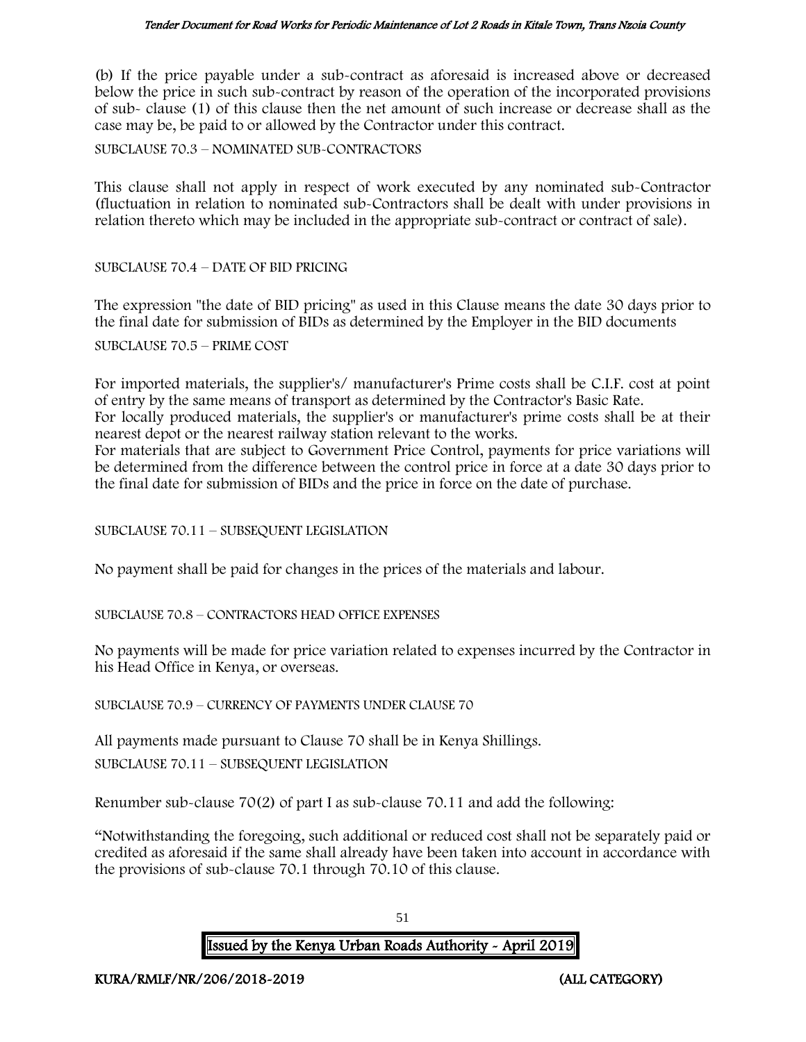(b) If the price payable under a sub-contract as aforesaid is increased above or decreased below the price in such sub-contract by reason of the operation of the incorporated provisions of sub- clause (1) of this clause then the net amount of such increase or decrease shall as the case may be, be paid to or allowed by the Contractor under this contract.

SUBCLAUSE 70.3 – NOMINATED SUB-CONTRACTORS

This clause shall not apply in respect of work executed by any nominated sub-Contractor (fluctuation in relation to nominated sub-Contractors shall be dealt with under provisions in relation thereto which may be included in the appropriate sub-contract or contract of sale).

SUBCLAUSE 70.4 – DATE OF BID PRICING

The expression "the date of BID pricing" as used in this Clause means the date 30 days prior to the final date for submission of BIDs as determined by the Employer in the BID documents

SUBCLAUSE 70.5 – PRIME COST

For imported materials, the supplier's/ manufacturer's Prime costs shall be C.I.F. cost at point of entry by the same means of transport as determined by the Contractor's Basic Rate.
For locally produced materials, the supplier's or manufacturer's prime costs shall be at their nearest depot or the nearest railway station relevant to the works.
For materials that are subject to Government Price Control, payments for price variations will be determined from the difference between the control price in force at a date 30 days prior to the final date for submission of BIDs and the price in force on the date of purchase.

SUBCLAUSE 70.11 – SUBSEQUENT LEGISLATION

No payment shall be paid for changes in the prices of the materials and labour.

SUBCLAUSE 70.8 – CONTRACTORS HEAD OFFICE EXPENSES

No payments will be made for price variation related to expenses incurred by the Contractor in his Head Office in Kenya, or overseas.

SUBCLAUSE 70.9 – CURRENCY OF PAYMENTS UNDER CLAUSE 70

All payments made pursuant to Clause 70 shall be in Kenya Shillings.

SUBCLAUSE 70.11 – SUBSEQUENT LEGISLATION

Renumber sub-clause 70(2) of part I as sub-clause 70.11 and add the following:

"Notwithstanding the foregoing, such additional or reduced cost shall not be separately paid or credited as aforesaid if the same shall already have been taken into account in accordance with the provisions of sub-clause 70.1 through 70.10 of this clause.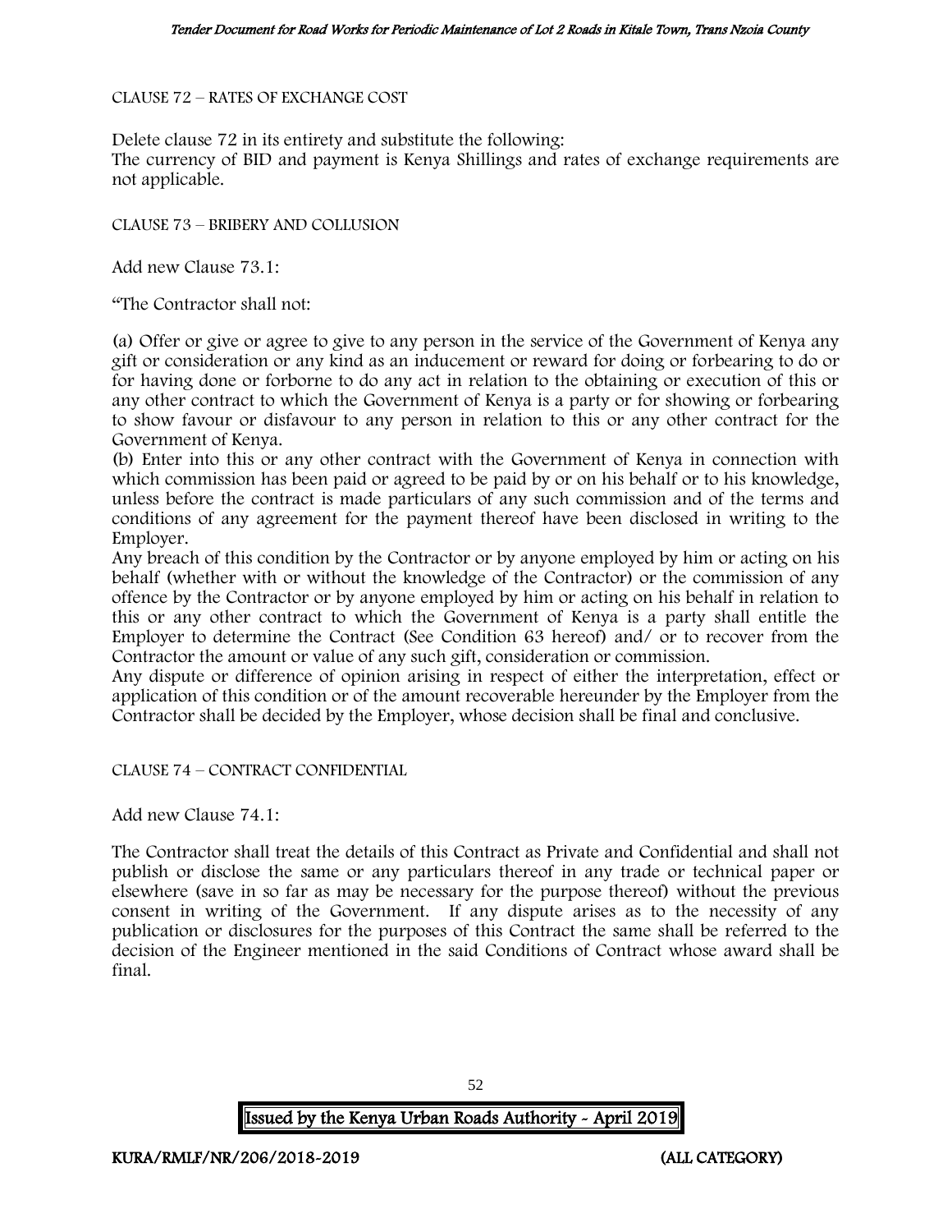CLAUSE 72 – RATES OF EXCHANGE COST

Delete clause 72 in its entirety and substitute the following:
The currency of BID and payment is Kenya Shillings and rates of exchange requirements are not applicable.

CLAUSE 73 – BRIBERY AND COLLUSION

Add new Clause 73.1:

"The Contractor shall not:

(a) Offer or give or agree to give to any person in the service of the Government of Kenya any gift or consideration or any kind as an inducement or reward for doing or forbearing to do or for having done or forborne to do any act in relation to the obtaining or execution of this or any other contract to which the Government of Kenya is a party or for showing or forbearing to show favour or disfavour to any person in relation to this or any other contract for the Government of Kenya.
(b) Enter into this or any other contract with the Government of Kenya in connection with which commission has been paid or agreed to be paid by or on his behalf or to his knowledge, unless before the contract is made particulars of any such commission and of the terms and conditions of any agreement for the payment thereof have been disclosed in writing to the Employer.
Any breach of this condition by the Contractor or by anyone employed by him or acting on his behalf (whether with or without the knowledge of the Contractor) or the commission of any offence by the Contractor or by anyone employed by him or acting on his behalf in relation to this or any other contract to which the Government of Kenya is a party shall entitle the Employer to determine the Contract (See Condition 63 hereof) and/ or to recover from the Contractor the amount or value of any such gift, consideration or commission.
Any dispute or difference of opinion arising in respect of either the interpretation, effect or application of this condition or of the amount recoverable hereunder by the Employer from the Contractor shall be decided by the Employer, whose decision shall be final and conclusive.

CLAUSE 74 – CONTRACT CONFIDENTIAL

Add new Clause 74.1:

The Contractor shall treat the details of this Contract as Private and Confidential and shall not publish or disclose the same or any particulars thereof in any trade or technical paper or elsewhere (save in so far as may be necessary for the purpose thereof) without the previous consent in writing of the Government. If any dispute arises as to the necessity of any publication or disclosures for the purposes of this Contract the same shall be referred to the decision of the Engineer mentioned in the said Conditions of Contract whose award shall be final.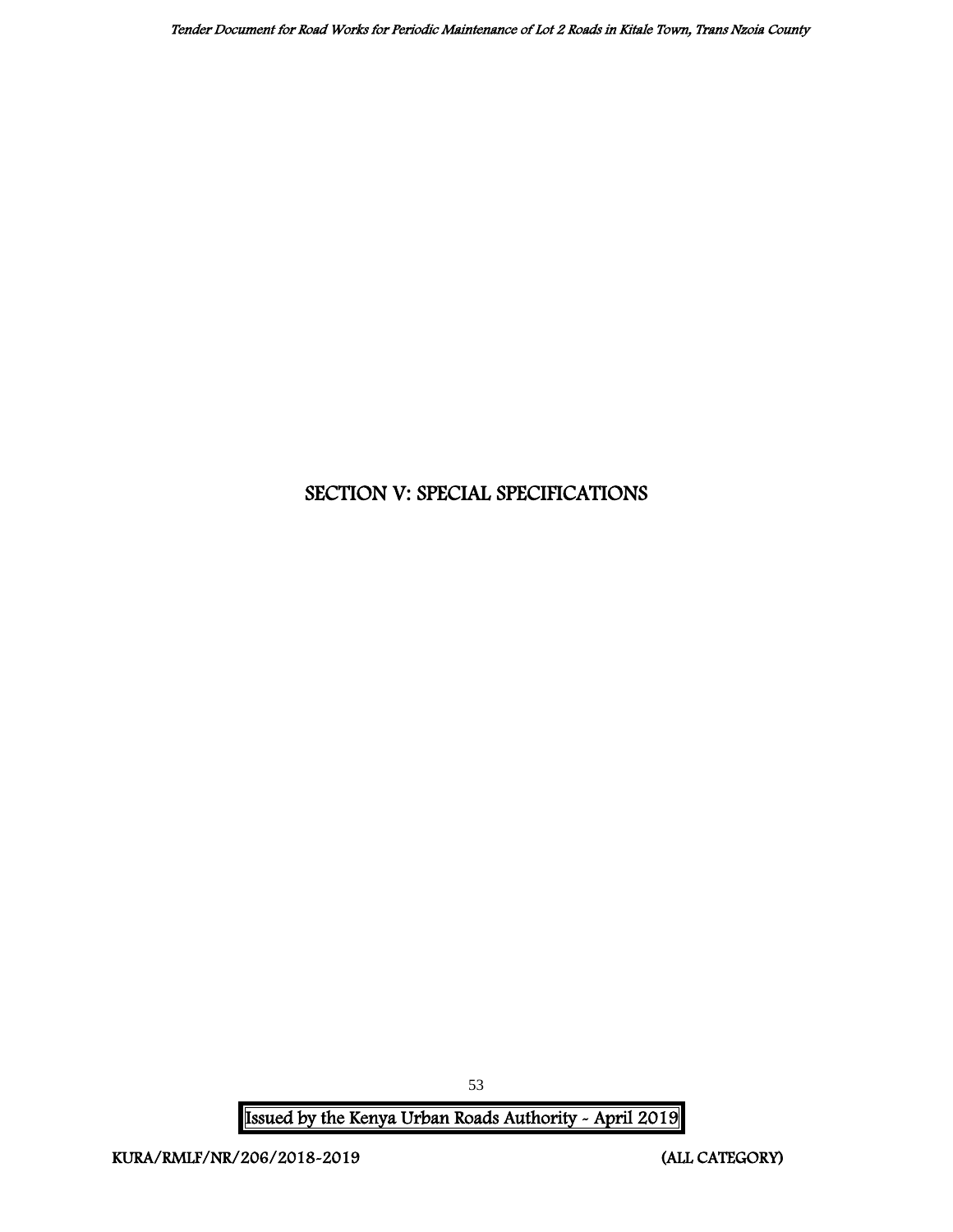# SECTION V: SPECIAL SPECIFICATIONS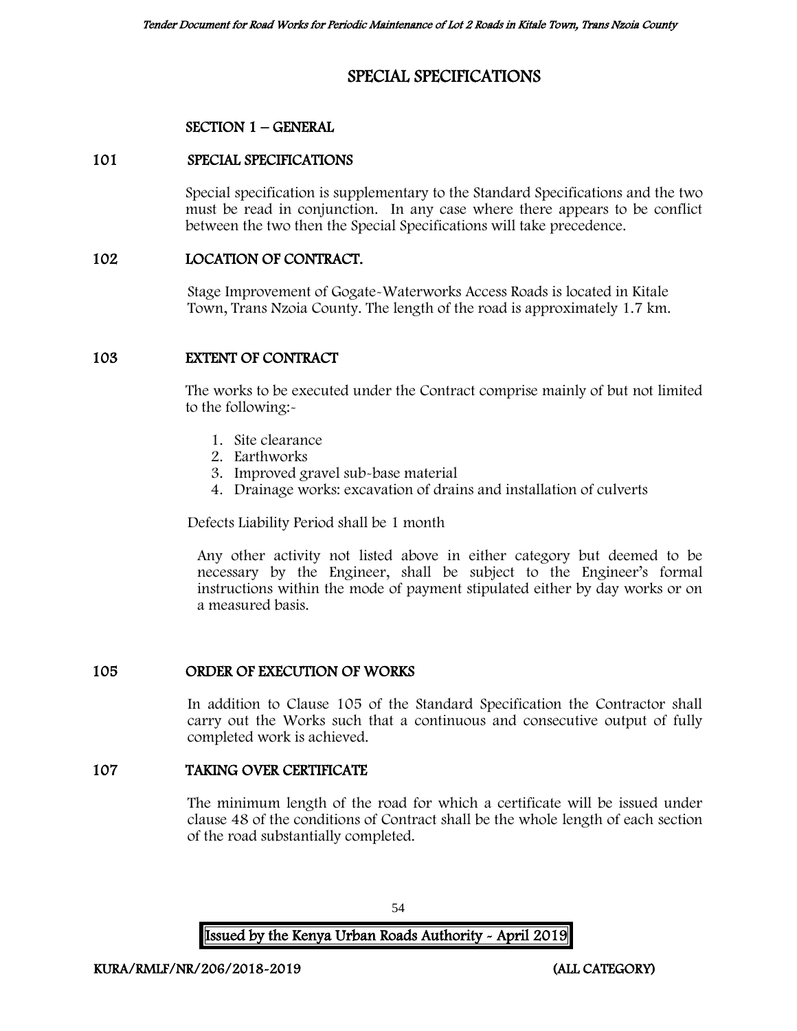# SPECIAL SPECIFICATIONS

## SECTION 1 – GENERAL

### 101 SPECIAL SPECIFICATIONS

Special specification is supplementary to the Standard Specifications and the two must be read in conjunction. In any case where there appears to be conflict between the two then the Special Specifications will take precedence.

### 102 LOCATION OF CONTRACT.

Stage Improvement of Gogate-Waterworks Access Roads is located in Kitale Town, Trans Nzoia County. The length of the road is approximately 1.7 km.

### 103 EXTENT OF CONTRACT

The works to be executed under the Contract comprise mainly of but not limited to the following:-

1. Site clearance
2. Earthworks
3. Improved gravel sub-base material
4. Drainage works: excavation of drains and installation of culverts

Defects Liability Period shall be 1 month

Any other activity not listed above in either category but deemed to be necessary by the Engineer, shall be subject to the Engineer's formal instructions within the mode of payment stipulated either by day works or on a measured basis.

### 105 ORDER OF EXECUTION OF WORKS

In addition to Clause 105 of the Standard Specification the Contractor shall carry out the Works such that a continuous and consecutive output of fully completed work is achieved.

### 107 TAKING OVER CERTIFICATE

The minimum length of the road for which a certificate will be issued under clause 48 of the conditions of Contract shall be the whole length of each section of the road substantially completed.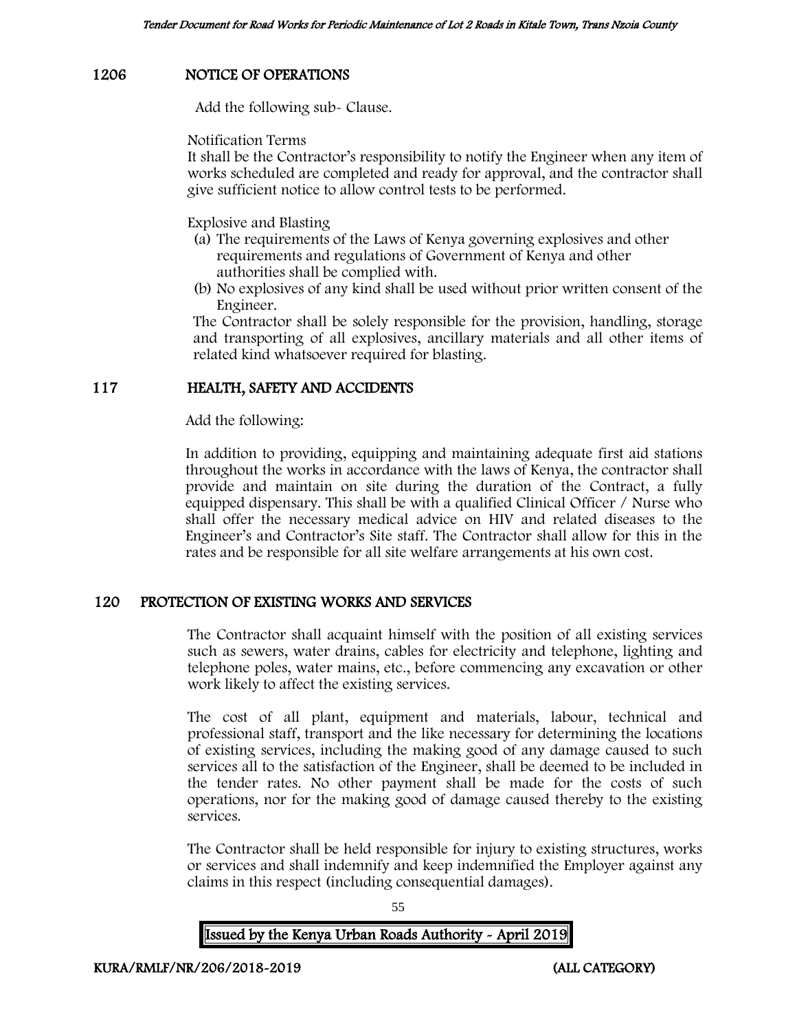## 1206 NOTICE OF OPERATIONS

Add the following sub- Clause.

Notification Terms

It shall be the Contractor's responsibility to notify the Engineer when any item of works scheduled are completed and ready for approval, and the contractor shall give sufficient notice to allow control tests to be performed.

Explosive and Blasting

(a) The requirements of the Laws of Kenya governing explosives and other requirements and regulations of Government of Kenya and other authorities shall be complied with.
(b) No explosives of any kind shall be used without prior written consent of the Engineer.

The Contractor shall be solely responsible for the provision, handling, storage and transporting of all explosives, ancillary materials and all other items of related kind whatsoever required for blasting.

## 117 HEALTH, SAFETY AND ACCIDENTS

Add the following:

In addition to providing, equipping and maintaining adequate first aid stations throughout the works in accordance with the laws of Kenya, the contractor shall provide and maintain on site during the duration of the Contract, a fully equipped dispensary. This shall be with a qualified Clinical Officer / Nurse who shall offer the necessary medical advice on HIV and related diseases to the Engineer's and Contractor's Site staff. The Contractor shall allow for this in the rates and be responsible for all site welfare arrangements at his own cost.

## 120 PROTECTION OF EXISTING WORKS AND SERVICES

The Contractor shall acquaint himself with the position of all existing services such as sewers, water drains, cables for electricity and telephone, lighting and telephone poles, water mains, etc., before commencing any excavation or other work likely to affect the existing services.

The cost of all plant, equipment and materials, labour, technical and professional staff, transport and the like necessary for determining the locations of existing services, including the making good of any damage caused to such services all to the satisfaction of the Engineer, shall be deemed to be included in the tender rates. No other payment shall be made for the costs of such operations, nor for the making good of damage caused thereby to the existing services.

The Contractor shall be held responsible for injury to existing structures, works or services and shall indemnify and keep indemnified the Employer against any claims in this respect (including consequential damages).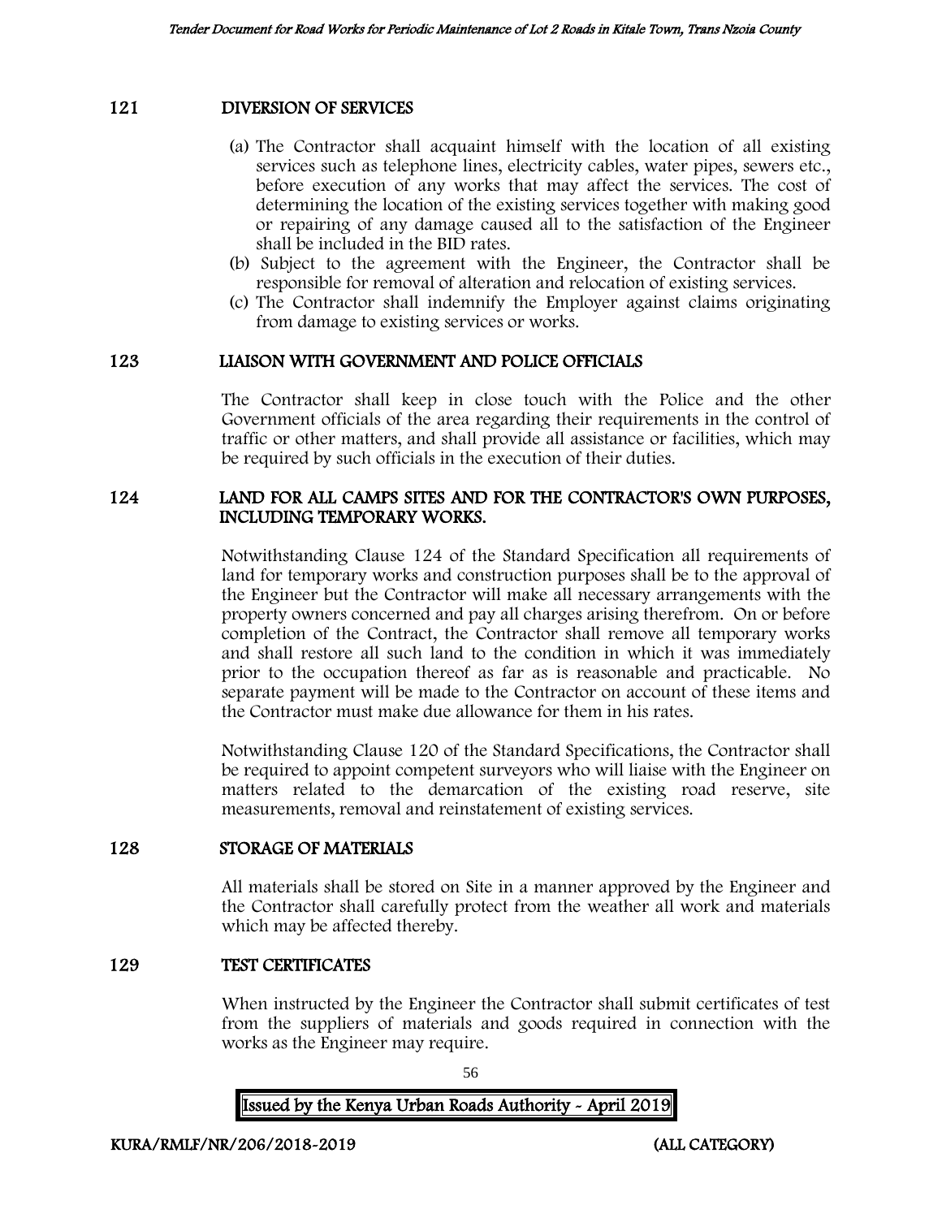## 121 DIVERSION OF SERVICES

(a) The Contractor shall acquaint himself with the location of all existing services such as telephone lines, electricity cables, water pipes, sewers etc., before execution of any works that may affect the services. The cost of determining the location of the existing services together with making good or repairing of any damage caused all to the satisfaction of the Engineer shall be included in the BID rates.

(b) Subject to the agreement with the Engineer, the Contractor shall be responsible for removal of alteration and relocation of existing services.

(c) The Contractor shall indemnify the Employer against claims originating from damage to existing services or works.

## 123 LIAISON WITH GOVERNMENT AND POLICE OFFICIALS

The Contractor shall keep in close touch with the Police and the other Government officials of the area regarding their requirements in the control of traffic or other matters, and shall provide all assistance or facilities, which may be required by such officials in the execution of their duties.

## 124 LAND FOR ALL CAMPS SITES AND FOR THE CONTRACTOR'S OWN PURPOSES, INCLUDING TEMPORARY WORKS.

Notwithstanding Clause 124 of the Standard Specification all requirements of land for temporary works and construction purposes shall be to the approval of the Engineer but the Contractor will make all necessary arrangements with the property owners concerned and pay all charges arising therefrom. On or before completion of the Contract, the Contractor shall remove all temporary works and shall restore all such land to the condition in which it was immediately prior to the occupation thereof as far as is reasonable and practicable. No separate payment will be made to the Contractor on account of these items and the Contractor must make due allowance for them in his rates.

Notwithstanding Clause 120 of the Standard Specifications, the Contractor shall be required to appoint competent surveyors who will liaise with the Engineer on matters related to the demarcation of the existing road reserve, site measurements, removal and reinstatement of existing services.

## 128 STORAGE OF MATERIALS

All materials shall be stored on Site in a manner approved by the Engineer and the Contractor shall carefully protect from the weather all work and materials which may be affected thereby.

## 129 TEST CERTIFICATES

When instructed by the Engineer the Contractor shall submit certificates of test from the suppliers of materials and goods required in connection with the works as the Engineer may require.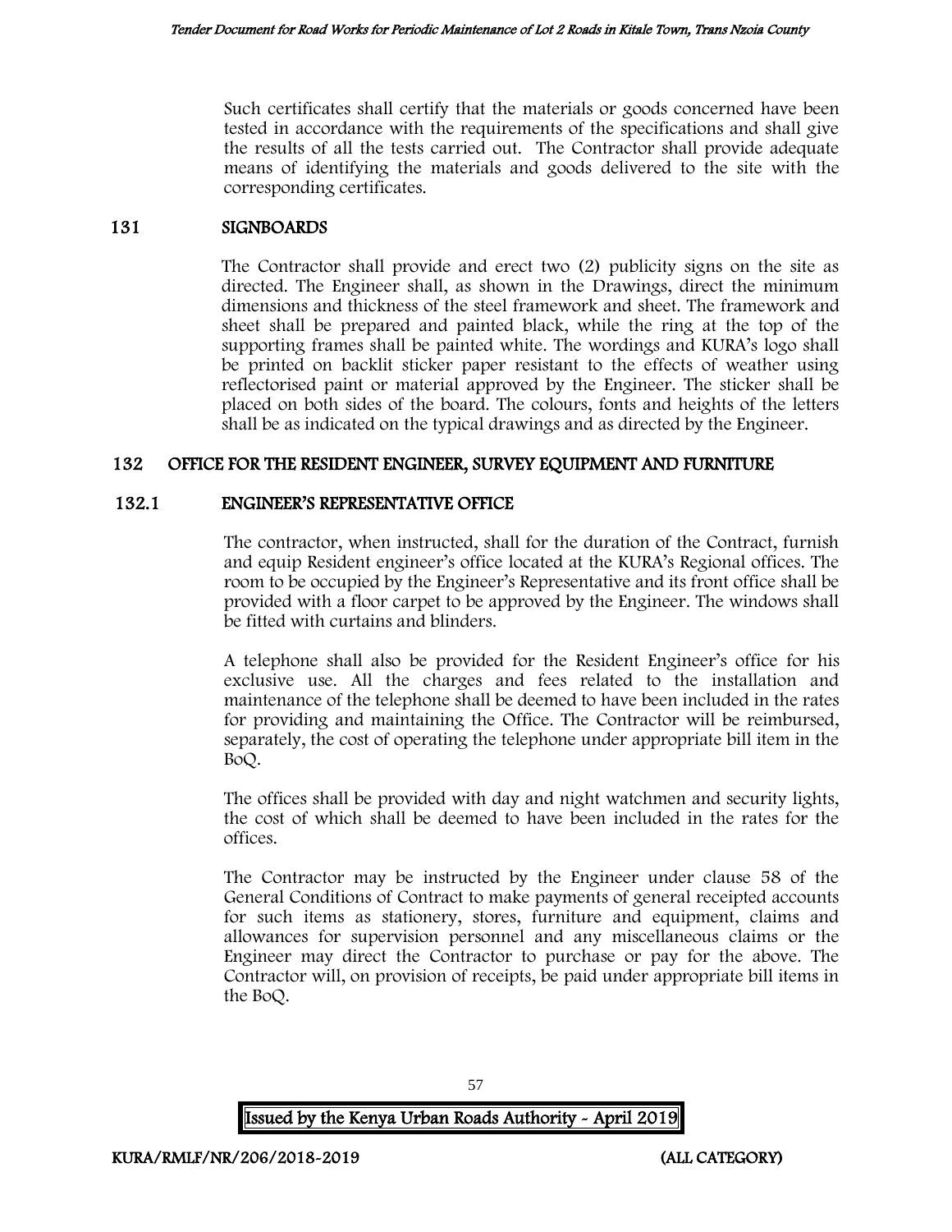Such certificates shall certify that the materials or goods concerned have been tested in accordance with the requirements of the specifications and shall give the results of all the tests carried out. The Contractor shall provide adequate means of identifying the materials and goods delivered to the site with the corresponding certificates.

## 131 SIGNBOARDS

The Contractor shall provide and erect two (2) publicity signs on the site as directed. The Engineer shall, as shown in the Drawings, direct the minimum dimensions and thickness of the steel framework and sheet. The framework and sheet shall be prepared and painted black, while the ring at the top of the supporting frames shall be painted white. The wordings and KURA's logo shall be printed on backlit sticker paper resistant to the effects of weather using reflectorised paint or material approved by the Engineer. The sticker shall be placed on both sides of the board. The colours, fonts and heights of the letters shall be as indicated on the typical drawings and as directed by the Engineer.

## 132 OFFICE FOR THE RESIDENT ENGINEER, SURVEY EQUIPMENT AND FURNITURE

### 132.1 ENGINEER'S REPRESENTATIVE OFFICE

The contractor, when instructed, shall for the duration of the Contract, furnish and equip Resident engineer's office located at the KURA's Regional offices. The room to be occupied by the Engineer's Representative and its front office shall be provided with a floor carpet to be approved by the Engineer. The windows shall be fitted with curtains and blinders.

A telephone shall also be provided for the Resident Engineer's office for his exclusive use. All the charges and fees related to the installation and maintenance of the telephone shall be deemed to have been included in the rates for providing and maintaining the Office. The Contractor will be reimbursed, separately, the cost of operating the telephone under appropriate bill item in the BoQ.

The offices shall be provided with day and night watchmen and security lights, the cost of which shall be deemed to have been included in the rates for the offices.

The Contractor may be instructed by the Engineer under clause 58 of the General Conditions of Contract to make payments of general receipted accounts for such items as stationery, stores, furniture and equipment, claims and allowances for supervision personnel and any miscellaneous claims or the Engineer may direct the Contractor to purchase or pay for the above. The Contractor will, on provision of receipts, be paid under appropriate bill items in the BoQ.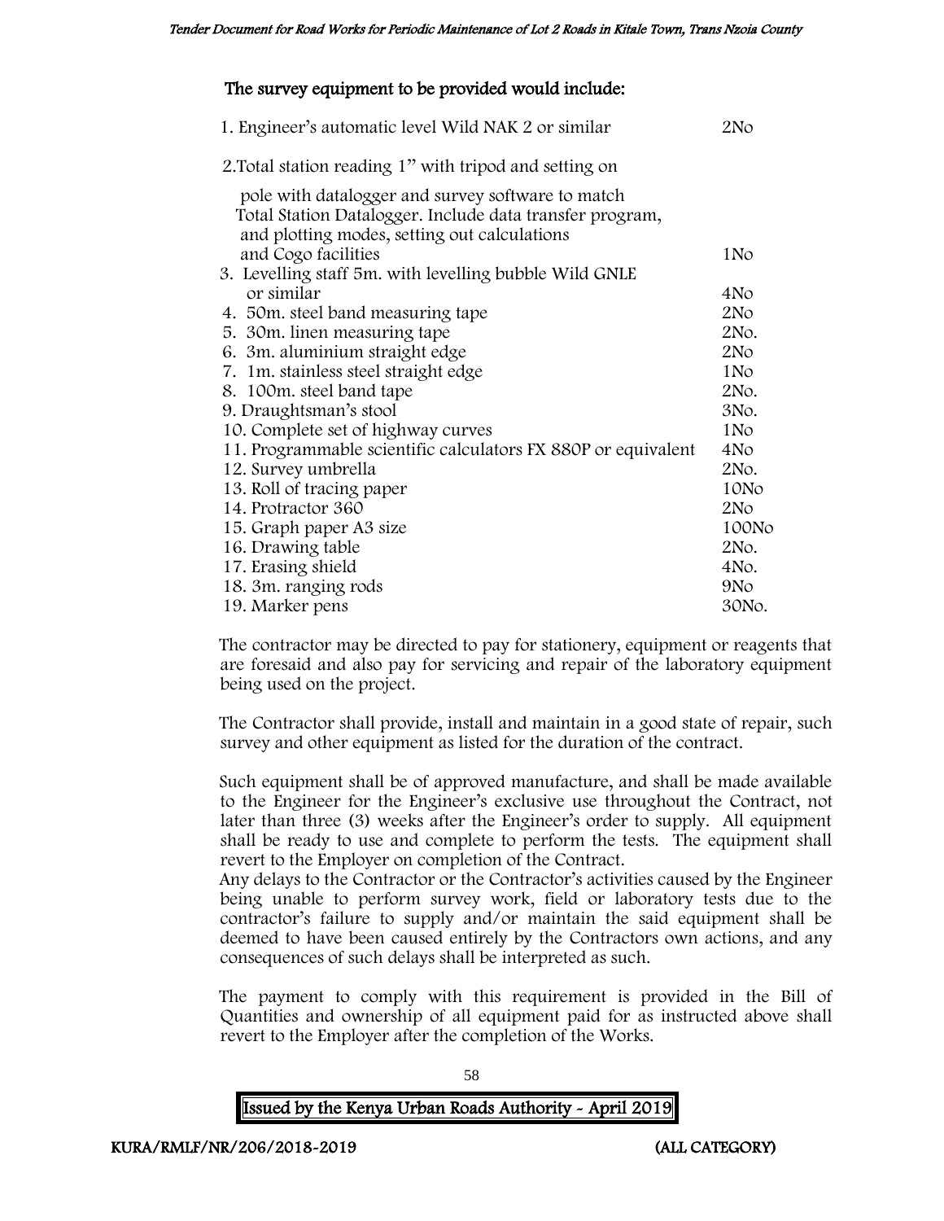## The survey equipment to be provided would include:

| Item | Quantity |
|---|---|
| 1. Engineer's automatic level Wild NAK 2 or similar | 2No |
| 2. Total station reading 1" with tripod and setting on pole with datalogger and survey software to match Total Station Datalogger. Include data transfer program, and plotting modes, setting out calculations and Cogo facilities | 1No |
| 3. Levelling staff 5m. with levelling bubble Wild GNLE or similar | 4No |
| 4. 50m. steel band measuring tape | 2No |
| 5. 30m. linen measuring tape | 2No. |
| 6. 3m. aluminium straight edge | 2No |
| 7. 1m. stainless steel straight edge | 1No |
| 8. 100m. steel band tape | 2No. |
| 9. Draughtsman's stool | 3No. |
| 10. Complete set of highway curves | 1No |
| 11. Programmable scientific calculators FX 880P or equivalent | 4No |
| 12. Survey umbrella | 2No. |
| 13. Roll of tracing paper | 10No |
| 14. Protractor 360 | 2No |
| 15. Graph paper A3 size | 100No |
| 16. Drawing table | 2No. |
| 17. Erasing shield | 4No. |
| 18. 3m. ranging rods | 9No |
| 19. Marker pens | 30No. |

The contractor may be directed to pay for stationery, equipment or reagents that are foresaid and also pay for servicing and repair of the laboratory equipment being used on the project.

The Contractor shall provide, install and maintain in a good state of repair, such survey and other equipment as listed for the duration of the contract.

Such equipment shall be of approved manufacture, and shall be made available to the Engineer for the Engineer's exclusive use throughout the Contract, not later than three (3) weeks after the Engineer's order to supply. All equipment shall be ready to use and complete to perform the tests. The equipment shall revert to the Employer on completion of the Contract.
Any delays to the Contractor or the Contractor's activities caused by the Engineer being unable to perform survey work, field or laboratory tests due to the contractor's failure to supply and/or maintain the said equipment shall be deemed to have been caused entirely by the Contractors own actions, and any consequences of such delays shall be interpreted as such.

The payment to comply with this requirement is provided in the Bill of Quantities and ownership of all equipment paid for as instructed above shall revert to the Employer after the completion of the Works.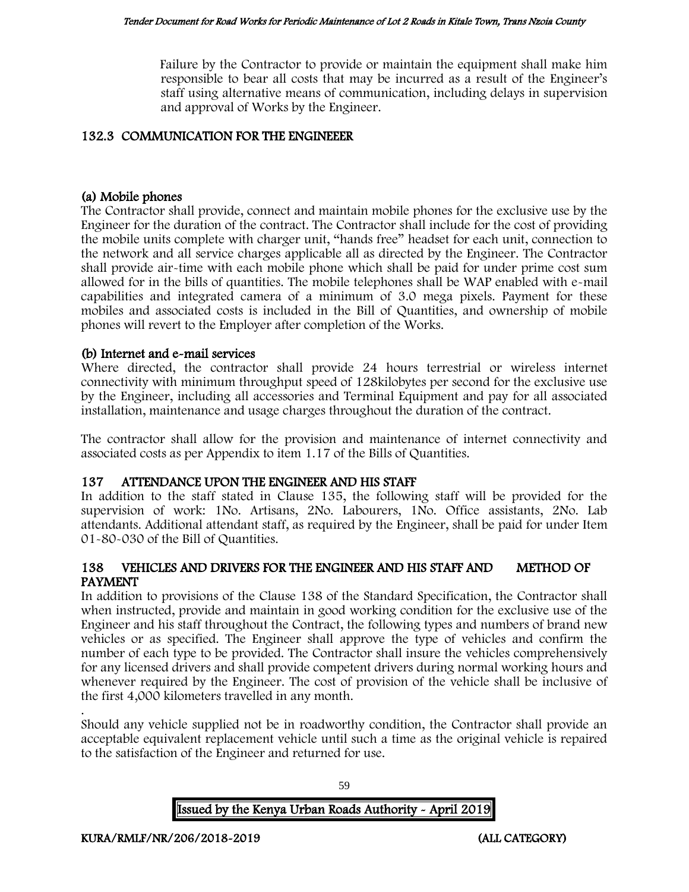Failure by the Contractor to provide or maintain the equipment shall make him responsible to bear all costs that may be incurred as a result of the Engineer's staff using alternative means of communication, including delays in supervision and approval of Works by the Engineer.

## 132.3 COMMUNICATION FOR THE ENGINEEER

### (a) Mobile phones

The Contractor shall provide, connect and maintain mobile phones for the exclusive use by the Engineer for the duration of the contract. The Contractor shall include for the cost of providing the mobile units complete with charger unit, "hands free" headset for each unit, connection to the network and all service charges applicable all as directed by the Engineer. The Contractor shall provide air-time with each mobile phone which shall be paid for under prime cost sum allowed for in the bills of quantities. The mobile telephones shall be WAP enabled with e-mail capabilities and integrated camera of a minimum of 3.0 mega pixels. Payment for these mobiles and associated costs is included in the Bill of Quantities, and ownership of mobile phones will revert to the Employer after completion of the Works.

### (b) Internet and e-mail services

Where directed, the contractor shall provide 24 hours terrestrial or wireless internet connectivity with minimum throughput speed of 128kilobytes per second for the exclusive use by the Engineer, including all accessories and Terminal Equipment and pay for all associated installation, maintenance and usage charges throughout the duration of the contract.

The contractor shall allow for the provision and maintenance of internet connectivity and associated costs as per Appendix to item 1.17 of the Bills of Quantities.

## 137 ATTENDANCE UPON THE ENGINEER AND HIS STAFF

In addition to the staff stated in Clause 135, the following staff will be provided for the supervision of work: 1No. Artisans, 2No. Labourers, 1No. Office assistants, 2No. Lab attendants. Additional attendant staff, as required by the Engineer, shall be paid for under Item 01-80-030 of the Bill of Quantities.

## 138 VEHICLES AND DRIVERS FOR THE ENGINEER AND HIS STAFF AND METHOD OF PAYMENT

In addition to provisions of the Clause 138 of the Standard Specification, the Contractor shall when instructed, provide and maintain in good working condition for the exclusive use of the Engineer and his staff throughout the Contract, the following types and numbers of brand new vehicles or as specified. The Engineer shall approve the type of vehicles and confirm the number of each type to be provided. The Contractor shall insure the vehicles comprehensively for any licensed drivers and shall provide competent drivers during normal working hours and whenever required by the Engineer. The cost of provision of the vehicle shall be inclusive of the first 4,000 kilometers travelled in any month.

.

Should any vehicle supplied not be in roadworthy condition, the Contractor shall provide an acceptable equivalent replacement vehicle until such a time as the original vehicle is repaired to the satisfaction of the Engineer and returned for use.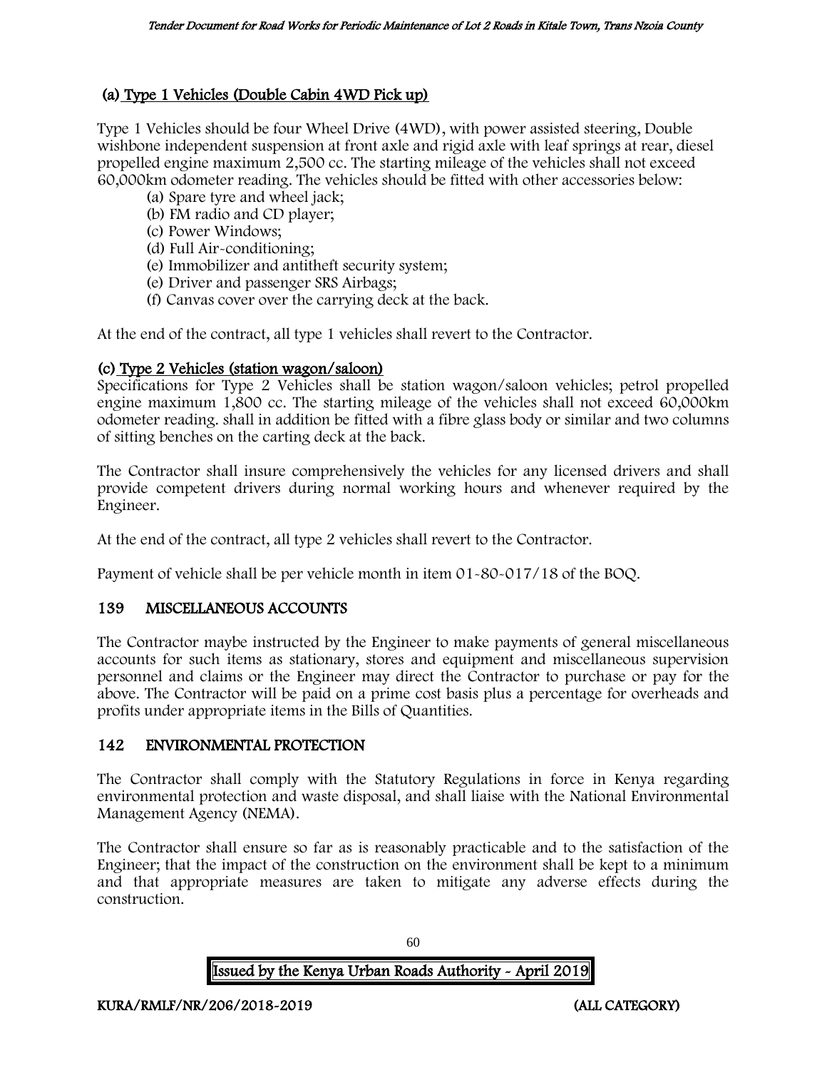### (a) Type 1 Vehicles (Double Cabin 4WD Pick up)

Type 1 Vehicles should be four Wheel Drive (4WD), with power assisted steering, Double wishbone independent suspension at front axle and rigid axle with leaf springs at rear, diesel propelled engine maximum 2,500 cc. The starting mileage of the vehicles shall not exceed 60,000km odometer reading. The vehicles should be fitted with other accessories below:

- (a) Spare tyre and wheel jack;
- (b) FM radio and CD player;
- (c) Power Windows;
- (d) Full Air-conditioning;
- (e) Immobilizer and antitheft security system;
- (e) Driver and passenger SRS Airbags;
- (f) Canvas cover over the carrying deck at the back.

At the end of the contract, all type 1 vehicles shall revert to the Contractor.

### (c) Type 2 Vehicles (station wagon/saloon)

Specifications for Type 2 Vehicles shall be station wagon/saloon vehicles; petrol propelled engine maximum 1,800 cc. The starting mileage of the vehicles shall not exceed 60,000km odometer reading. shall in addition be fitted with a fibre glass body or similar and two columns of sitting benches on the carting deck at the back.

The Contractor shall insure comprehensively the vehicles for any licensed drivers and shall provide competent drivers during normal working hours and whenever required by the Engineer.

At the end of the contract, all type 2 vehicles shall revert to the Contractor.

Payment of vehicle shall be per vehicle month in item 01-80-017/18 of the BOQ.

## 139 MISCELLANEOUS ACCOUNTS

The Contractor maybe instructed by the Engineer to make payments of general miscellaneous accounts for such items as stationary, stores and equipment and miscellaneous supervision personnel and claims or the Engineer may direct the Contractor to purchase or pay for the above. The Contractor will be paid on a prime cost basis plus a percentage for overheads and profits under appropriate items in the Bills of Quantities.

## 142 ENVIRONMENTAL PROTECTION

The Contractor shall comply with the Statutory Regulations in force in Kenya regarding environmental protection and waste disposal, and shall liaise with the National Environmental Management Agency (NEMA).

The Contractor shall ensure so far as is reasonably practicable and to the satisfaction of the Engineer; that the impact of the construction on the environment shall be kept to a minimum and that appropriate measures are taken to mitigate any adverse effects during the construction.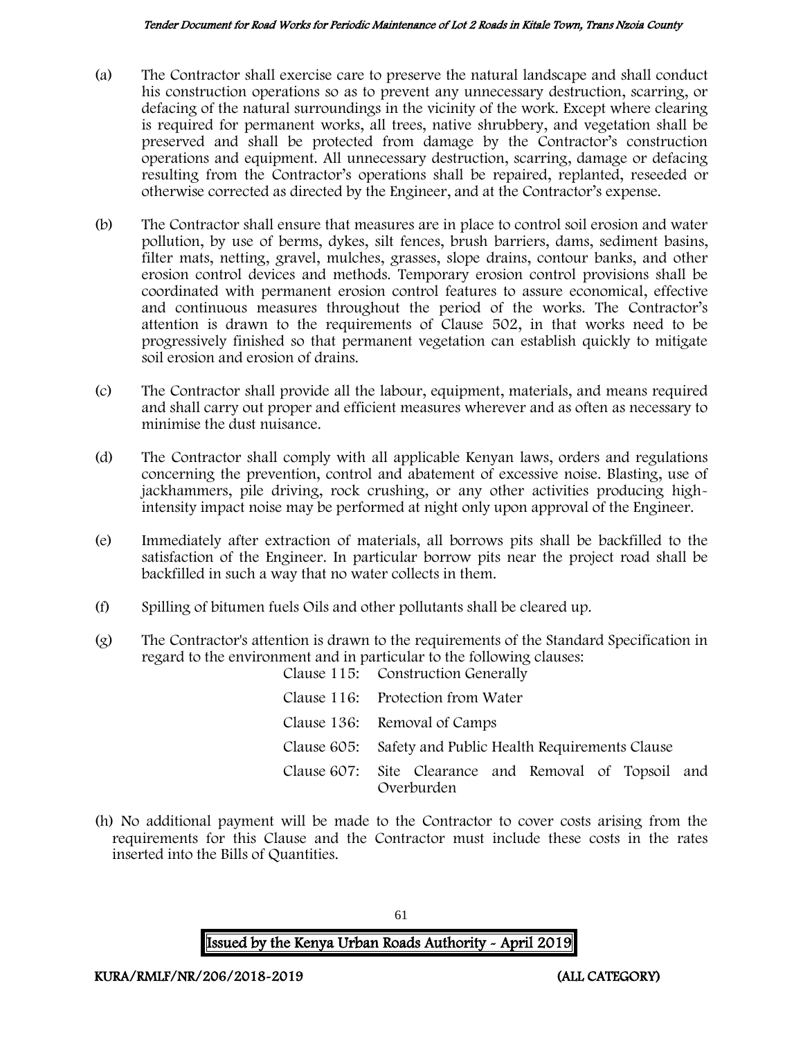(a) The Contractor shall exercise care to preserve the natural landscape and shall conduct his construction operations so as to prevent any unnecessary destruction, scarring, or defacing of the natural surroundings in the vicinity of the work. Except where clearing is required for permanent works, all trees, native shrubbery, and vegetation shall be preserved and shall be protected from damage by the Contractor's construction operations and equipment. All unnecessary destruction, scarring, damage or defacing resulting from the Contractor's operations shall be repaired, replanted, reseeded or otherwise corrected as directed by the Engineer, and at the Contractor's expense.

(b) The Contractor shall ensure that measures are in place to control soil erosion and water pollution, by use of berms, dykes, silt fences, brush barriers, dams, sediment basins, filter mats, netting, gravel, mulches, grasses, slope drains, contour banks, and other erosion control devices and methods. Temporary erosion control provisions shall be coordinated with permanent erosion control features to assure economical, effective and continuous measures throughout the period of the works. The Contractor's attention is drawn to the requirements of Clause 502, in that works need to be progressively finished so that permanent vegetation can establish quickly to mitigate soil erosion and erosion of drains.

(c) The Contractor shall provide all the labour, equipment, materials, and means required and shall carry out proper and efficient measures wherever and as often as necessary to minimise the dust nuisance.

(d) The Contractor shall comply with all applicable Kenyan laws, orders and regulations concerning the prevention, control and abatement of excessive noise. Blasting, use of jackhammers, pile driving, rock crushing, or any other activities producing high-intensity impact noise may be performed at night only upon approval of the Engineer.

(e) Immediately after extraction of materials, all borrows pits shall be backfilled to the satisfaction of the Engineer. In particular borrow pits near the project road shall be backfilled in such a way that no water collects in them.

(f) Spilling of bitumen fuels Oils and other pollutants shall be cleared up.

(g) The Contractor's attention is drawn to the requirements of the Standard Specification in regard to the environment and in particular to the following clauses:

| | |
|---|---|
| Clause 115: | Construction Generally |
| Clause 116: | Protection from Water |
| Clause 136: | Removal of Camps |
| Clause 605: | Safety and Public Health Requirements Clause |
| Clause 607: | Site Clearance and Removal of Topsoil and Overburden |

(h) No additional payment will be made to the Contractor to cover costs arising from the requirements for this Clause and the Contractor must include these costs in the rates inserted into the Bills of Quantities.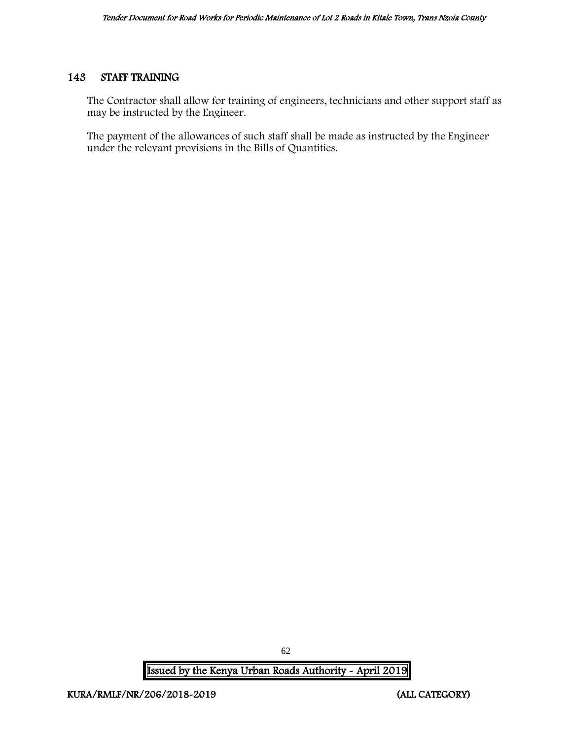## 143 STAFF TRAINING

The Contractor shall allow for training of engineers, technicians and other support staff as may be instructed by the Engineer.

The payment of the allowances of such staff shall be made as instructed by the Engineer under the relevant provisions in the Bills of Quantities.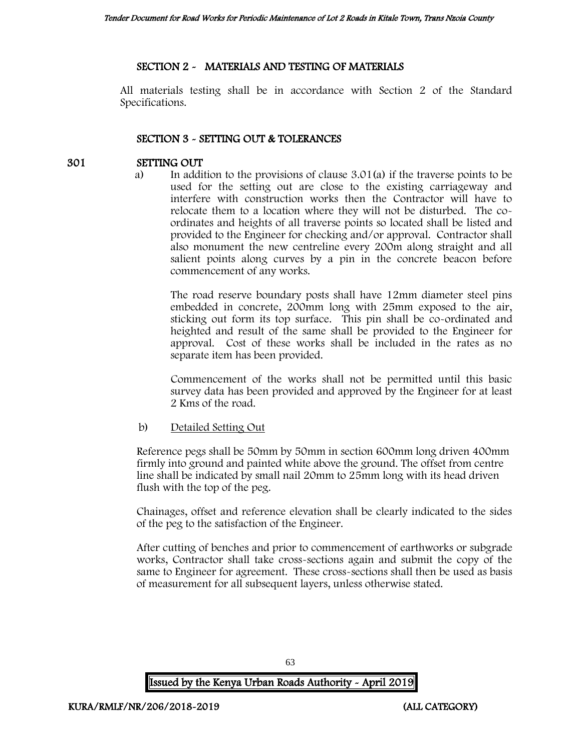## SECTION 2 - MATERIALS AND TESTING OF MATERIALS

All materials testing shall be in accordance with Section 2 of the Standard Specifications.

## SECTION 3 - SETTING OUT & TOLERANCES

### 301 SETTING OUT

a) In addition to the provisions of clause 3.01(a) if the traverse points to be used for the setting out are close to the existing carriageway and interfere with construction works then the Contractor will have to relocate them to a location where they will not be disturbed. The co-ordinates and heights of all traverse points so located shall be listed and provided to the Engineer for checking and/or approval. Contractor shall also monument the new centreline every 200m along straight and all salient points along curves by a pin in the concrete beacon before commencement of any works.

The road reserve boundary posts shall have 12mm diameter steel pins embedded in concrete, 200mm long with 25mm exposed to the air, sticking out form its top surface. This pin shall be co-ordinated and heighted and result of the same shall be provided to the Engineer for approval. Cost of these works shall be included in the rates as no separate item has been provided.

Commencement of the works shall not be permitted until this basic survey data has been provided and approved by the Engineer for at least 2 Kms of the road.

b) <u>Detailed Setting Out</u>

Reference pegs shall be 50mm by 50mm in section 600mm long driven 400mm firmly into ground and painted white above the ground. The offset from centre line shall be indicated by small nail 20mm to 25mm long with its head driven flush with the top of the peg.

Chainages, offset and reference elevation shall be clearly indicated to the sides of the peg to the satisfaction of the Engineer.

After cutting of benches and prior to commencement of earthworks or subgrade works, Contractor shall take cross-sections again and submit the copy of the same to Engineer for agreement. These cross-sections shall then be used as basis of measurement for all subsequent layers, unless otherwise stated.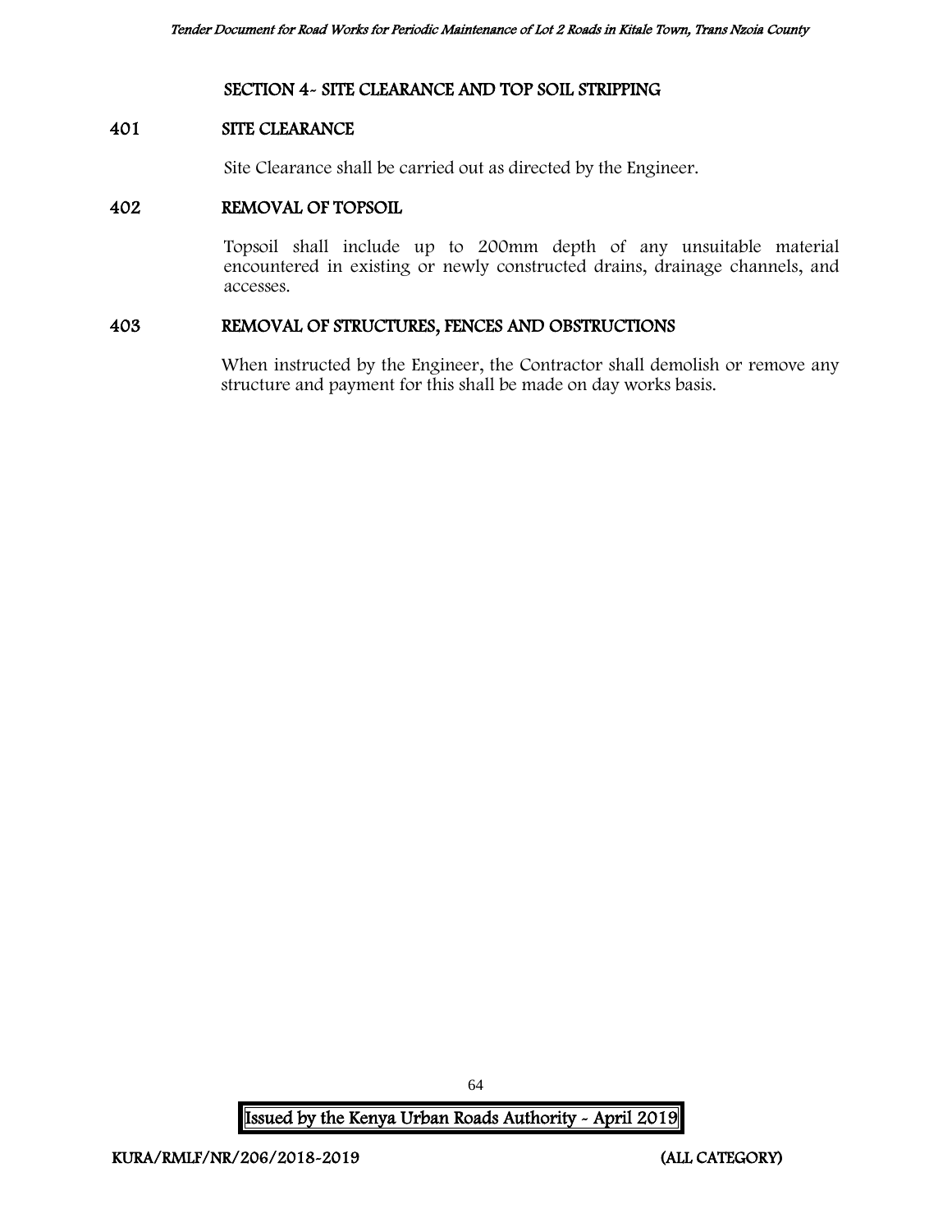## SECTION 4- SITE CLEARANCE AND TOP SOIL STRIPPING

### 401 SITE CLEARANCE

Site Clearance shall be carried out as directed by the Engineer.

### 402 REMOVAL OF TOPSOIL

Topsoil shall include up to 200mm depth of any unsuitable material encountered in existing or newly constructed drains, drainage channels, and accesses.

### 403 REMOVAL OF STRUCTURES, FENCES AND OBSTRUCTIONS

When instructed by the Engineer, the Contractor shall demolish or remove any structure and payment for this shall be made on day works basis.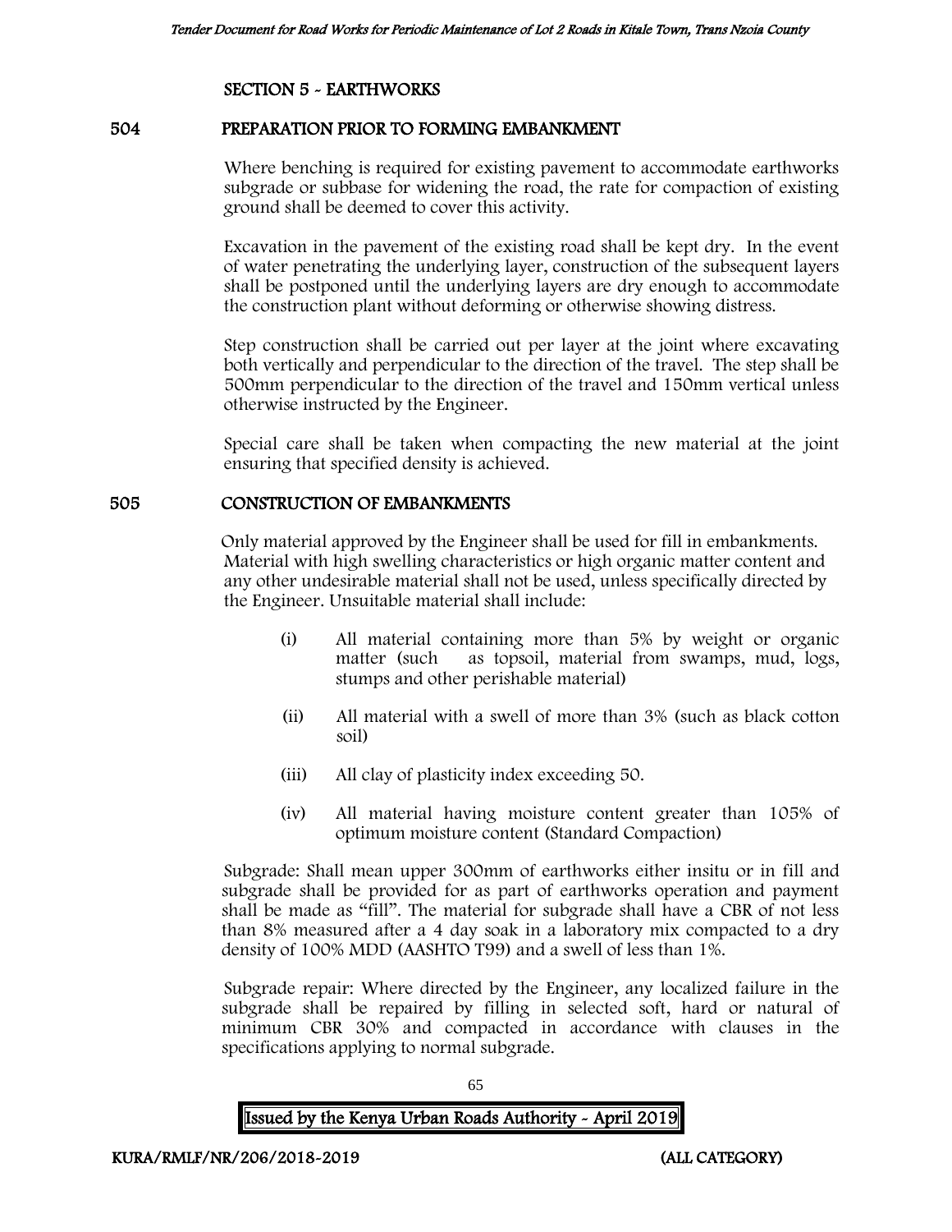## SECTION 5 - EARTHWORKS

### 504 PREPARATION PRIOR TO FORMING EMBANKMENT

Where benching is required for existing pavement to accommodate earthworks subgrade or subbase for widening the road, the rate for compaction of existing ground shall be deemed to cover this activity.

Excavation in the pavement of the existing road shall be kept dry. In the event of water penetrating the underlying layer, construction of the subsequent layers shall be postponed until the underlying layers are dry enough to accommodate the construction plant without deforming or otherwise showing distress.

Step construction shall be carried out per layer at the joint where excavating both vertically and perpendicular to the direction of the travel. The step shall be 500mm perpendicular to the direction of the travel and 150mm vertical unless otherwise instructed by the Engineer.

Special care shall be taken when compacting the new material at the joint ensuring that specified density is achieved.

### 505 CONSTRUCTION OF EMBANKMENTS

Only material approved by the Engineer shall be used for fill in embankments. Material with high swelling characteristics or high organic matter content and any other undesirable material shall not be used, unless specifically directed by the Engineer. Unsuitable material shall include:

(i) All material containing more than 5% by weight or organic matter (such as topsoil, material from swamps, mud, logs, stumps and other perishable material)

(ii) All material with a swell of more than 3% (such as black cotton soil)

(iii) All clay of plasticity index exceeding 50.

(iv) All material having moisture content greater than 105% of optimum moisture content (Standard Compaction)

Subgrade: Shall mean upper 300mm of earthworks either insitu or in fill and subgrade shall be provided for as part of earthworks operation and payment shall be made as "fill". The material for subgrade shall have a CBR of not less than 8% measured after a 4 day soak in a laboratory mix compacted to a dry density of 100% MDD (AASHTO T99) and a swell of less than 1%.

Subgrade repair: Where directed by the Engineer, any localized failure in the subgrade shall be repaired by filling in selected soft, hard or natural of minimum CBR 30% and compacted in accordance with clauses in the specifications applying to normal subgrade.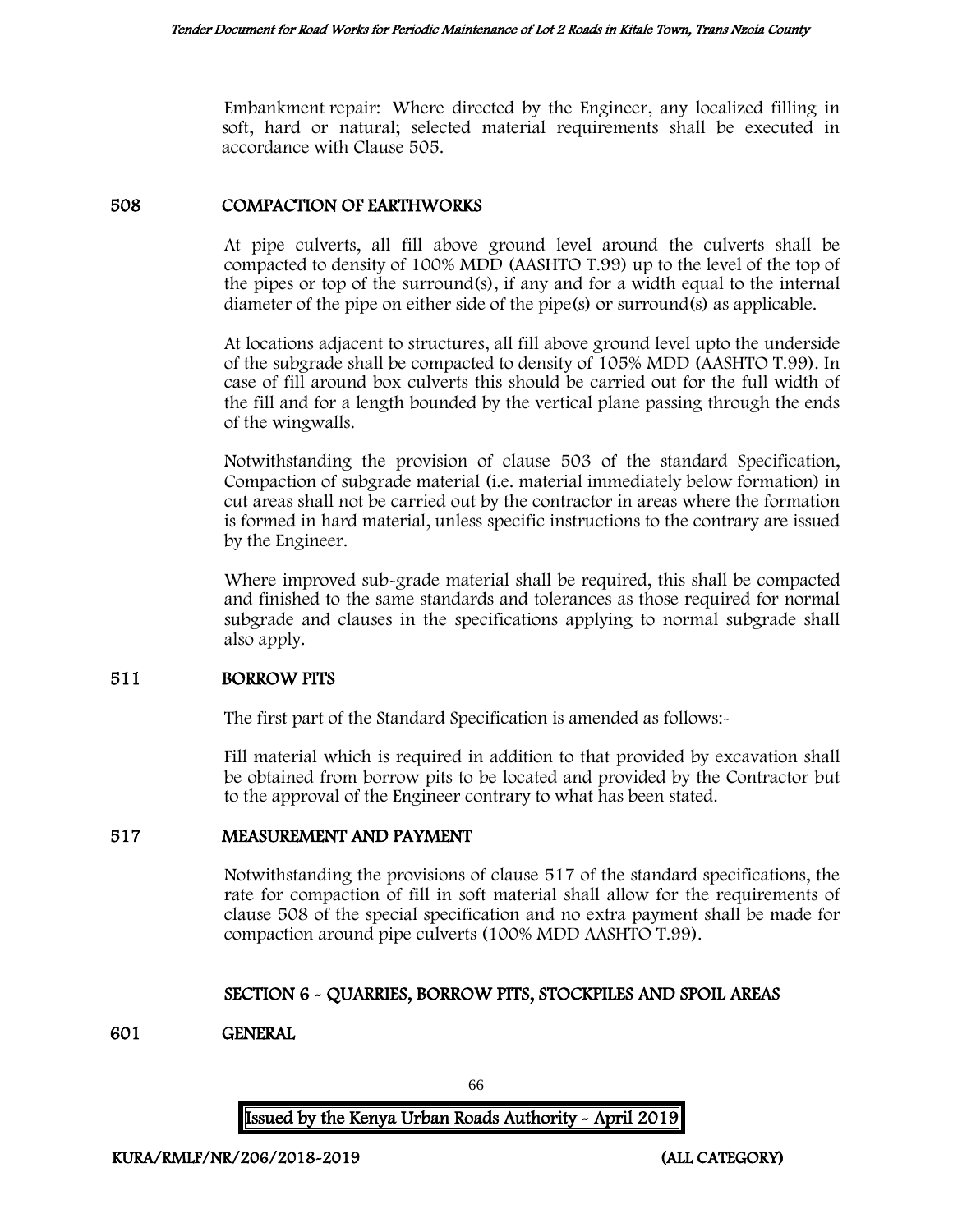Embankment repair: Where directed by the Engineer, any localized filling in soft, hard or natural; selected material requirements shall be executed in accordance with Clause 505.

## 508 COMPACTION OF EARTHWORKS

At pipe culverts, all fill above ground level around the culverts shall be compacted to density of 100% MDD (AASHTO T.99) up to the level of the top of the pipes or top of the surround(s), if any and for a width equal to the internal diameter of the pipe on either side of the pipe(s) or surround(s) as applicable.

At locations adjacent to structures, all fill above ground level upto the underside of the subgrade shall be compacted to density of 105% MDD (AASHTO T.99). In case of fill around box culverts this should be carried out for the full width of the fill and for a length bounded by the vertical plane passing through the ends of the wingwalls.

Notwithstanding the provision of clause 503 of the standard Specification, Compaction of subgrade material (i.e. material immediately below formation) in cut areas shall not be carried out by the contractor in areas where the formation is formed in hard material, unless specific instructions to the contrary are issued by the Engineer.

Where improved sub-grade material shall be required, this shall be compacted and finished to the same standards and tolerances as those required for normal subgrade and clauses in the specifications applying to normal subgrade shall also apply.

## 511 BORROW PITS

The first part of the Standard Specification is amended as follows:-

Fill material which is required in addition to that provided by excavation shall be obtained from borrow pits to be located and provided by the Contractor but to the approval of the Engineer contrary to what has been stated.

## 517 MEASUREMENT AND PAYMENT

Notwithstanding the provisions of clause 517 of the standard specifications, the rate for compaction of fill in soft material shall allow for the requirements of clause 508 of the special specification and no extra payment shall be made for compaction around pipe culverts (100% MDD AASHTO T.99).

# SECTION 6 - QUARRIES, BORROW PITS, STOCKPILES AND SPOIL AREAS

## 601 GENERAL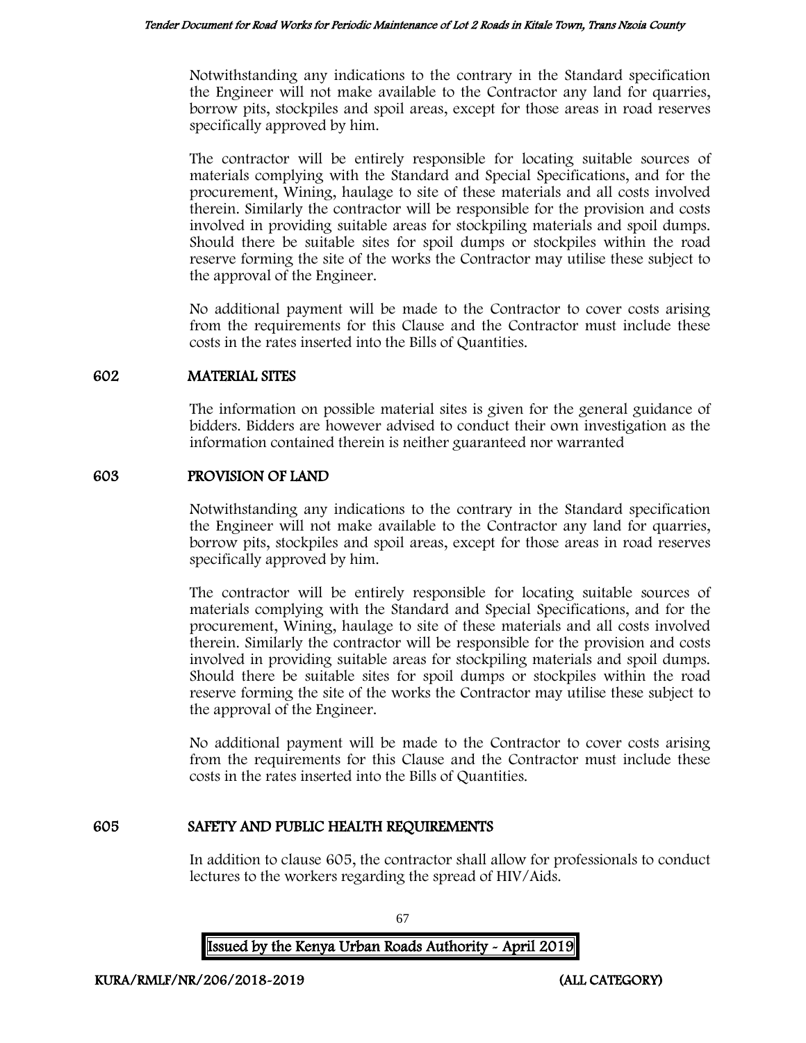Notwithstanding any indications to the contrary in the Standard specification the Engineer will not make available to the Contractor any land for quarries, borrow pits, stockpiles and spoil areas, except for those areas in road reserves specifically approved by him.

The contractor will be entirely responsible for locating suitable sources of materials complying with the Standard and Special Specifications, and for the procurement, Wining, haulage to site of these materials and all costs involved therein. Similarly the contractor will be responsible for the provision and costs involved in providing suitable areas for stockpiling materials and spoil dumps. Should there be suitable sites for spoil dumps or stockpiles within the road reserve forming the site of the works the Contractor may utilise these subject to the approval of the Engineer.

No additional payment will be made to the Contractor to cover costs arising from the requirements for this Clause and the Contractor must include these costs in the rates inserted into the Bills of Quantities.

## 602 MATERIAL SITES

The information on possible material sites is given for the general guidance of bidders. Bidders are however advised to conduct their own investigation as the information contained therein is neither guaranteed nor warranted

## 603 PROVISION OF LAND

Notwithstanding any indications to the contrary in the Standard specification the Engineer will not make available to the Contractor any land for quarries, borrow pits, stockpiles and spoil areas, except for those areas in road reserves specifically approved by him.

The contractor will be entirely responsible for locating suitable sources of materials complying with the Standard and Special Specifications, and for the procurement, Wining, haulage to site of these materials and all costs involved therein. Similarly the contractor will be responsible for the provision and costs involved in providing suitable areas for stockpiling materials and spoil dumps. Should there be suitable sites for spoil dumps or stockpiles within the road reserve forming the site of the works the Contractor may utilise these subject to the approval of the Engineer.

No additional payment will be made to the Contractor to cover costs arising from the requirements for this Clause and the Contractor must include these costs in the rates inserted into the Bills of Quantities.

## 605 SAFETY AND PUBLIC HEALTH REQUIREMENTS

In addition to clause 605, the contractor shall allow for professionals to conduct lectures to the workers regarding the spread of HIV/Aids.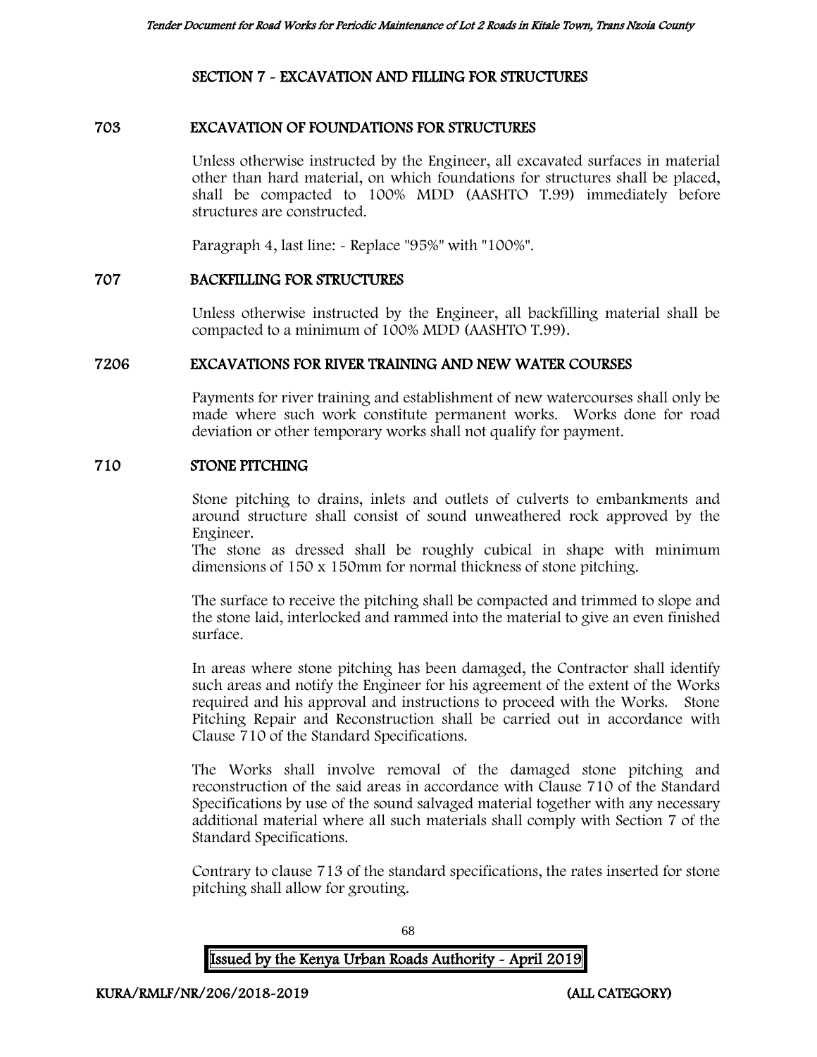## SECTION 7 - EXCAVATION AND FILLING FOR STRUCTURES

### 703 EXCAVATION OF FOUNDATIONS FOR STRUCTURES

Unless otherwise instructed by the Engineer, all excavated surfaces in material other than hard material, on which foundations for structures shall be placed, shall be compacted to 100% MDD (AASHTO T.99) immediately before structures are constructed.

Paragraph 4, last line: - Replace "95%" with "100%".

### 707 BACKFILLING FOR STRUCTURES

Unless otherwise instructed by the Engineer, all backfilling material shall be compacted to a minimum of 100% MDD (AASHTO T.99).

### 7206 EXCAVATIONS FOR RIVER TRAINING AND NEW WATER COURSES

Payments for river training and establishment of new watercourses shall only be made where such work constitute permanent works. Works done for road deviation or other temporary works shall not qualify for payment.

### 710 STONE PITCHING

Stone pitching to drains, inlets and outlets of culverts to embankments and around structure shall consist of sound unweathered rock approved by the Engineer.
The stone as dressed shall be roughly cubical in shape with minimum dimensions of 150 x 150mm for normal thickness of stone pitching.

The surface to receive the pitching shall be compacted and trimmed to slope and the stone laid, interlocked and rammed into the material to give an even finished surface.

In areas where stone pitching has been damaged, the Contractor shall identify such areas and notify the Engineer for his agreement of the extent of the Works required and his approval and instructions to proceed with the Works. Stone Pitching Repair and Reconstruction shall be carried out in accordance with Clause 710 of the Standard Specifications.

The Works shall involve removal of the damaged stone pitching and reconstruction of the said areas in accordance with Clause 710 of the Standard Specifications by use of the sound salvaged material together with any necessary additional material where all such materials shall comply with Section 7 of the Standard Specifications.

Contrary to clause 713 of the standard specifications, the rates inserted for stone pitching shall allow for grouting.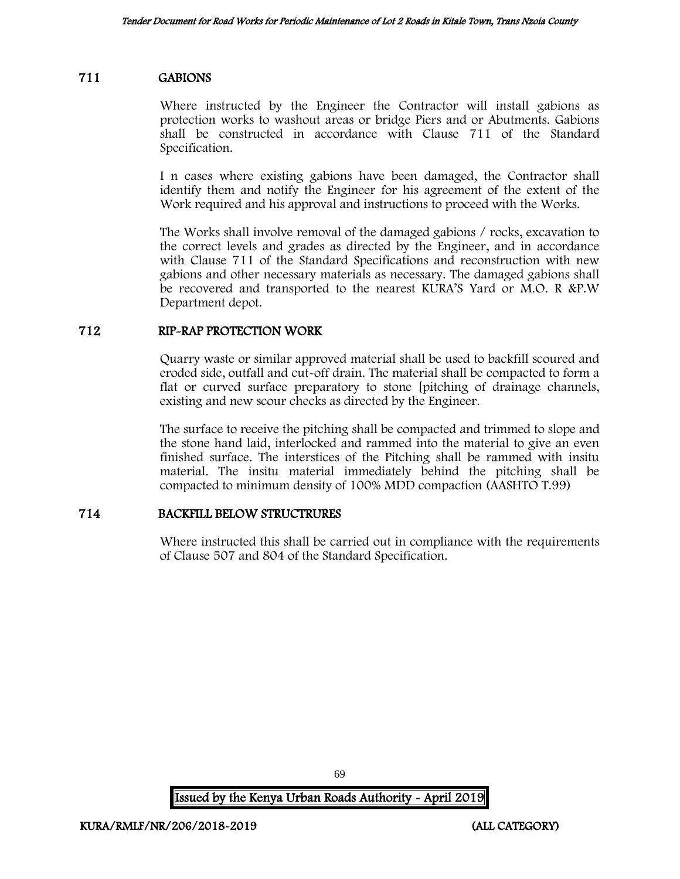## 711 GABIONS

Where instructed by the Engineer the Contractor will install gabions as protection works to washout areas or bridge Piers and or Abutments. Gabions shall be constructed in accordance with Clause 711 of the Standard Specification.

I n cases where existing gabions have been damaged, the Contractor shall identify them and notify the Engineer for his agreement of the extent of the Work required and his approval and instructions to proceed with the Works.

The Works shall involve removal of the damaged gabions / rocks, excavation to the correct levels and grades as directed by the Engineer, and in accordance with Clause 711 of the Standard Specifications and reconstruction with new gabions and other necessary materials as necessary. The damaged gabions shall be recovered and transported to the nearest KURA'S Yard or M.O. R &P.W Department depot.

## 712 RIP-RAP PROTECTION WORK

Quarry waste or similar approved material shall be used to backfill scoured and eroded side, outfall and cut-off drain. The material shall be compacted to form a flat or curved surface preparatory to stone [pitching of drainage channels, existing and new scour checks as directed by the Engineer.

The surface to receive the pitching shall be compacted and trimmed to slope and the stone hand laid, interlocked and rammed into the material to give an even finished surface. The interstices of the Pitching shall be rammed with insitu material. The insitu material immediately behind the pitching shall be compacted to minimum density of 100% MDD compaction (AASHTO T.99)

## 714 BACKFILL BELOW STRUCTRURES

Where instructed this shall be carried out in compliance with the requirements of Clause 507 and 804 of the Standard Specification.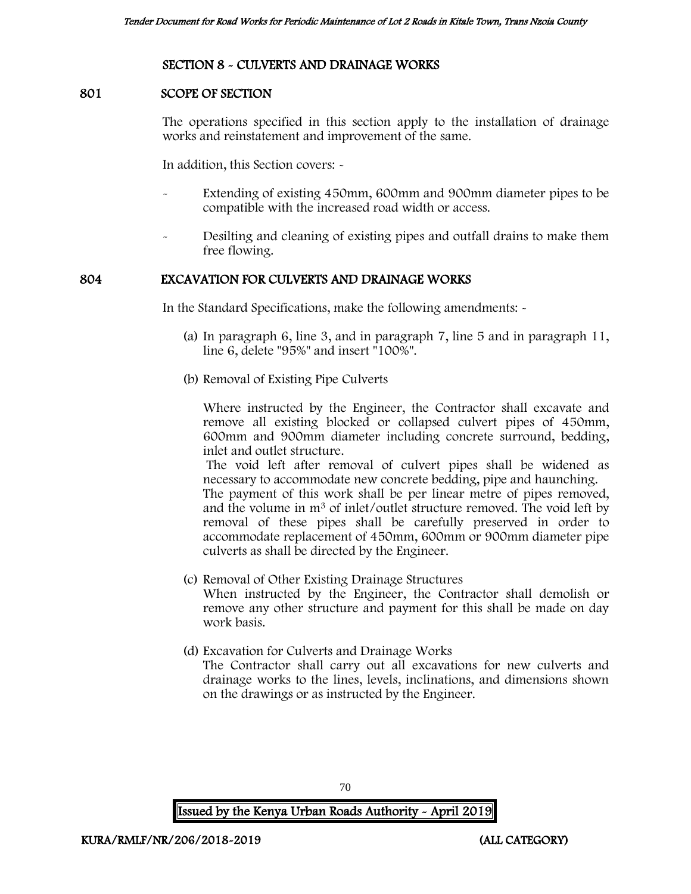## SECTION 8 - CULVERTS AND DRAINAGE WORKS

### 801 SCOPE OF SECTION

The operations specified in this section apply to the installation of drainage works and reinstatement and improvement of the same.

In addition, this Section covers: -

- Extending of existing 450mm, 600mm and 900mm diameter pipes to be compatible with the increased road width or access.
- Desilting and cleaning of existing pipes and outfall drains to make them free flowing.

### 804 EXCAVATION FOR CULVERTS AND DRAINAGE WORKS

In the Standard Specifications, make the following amendments: -

(a) In paragraph 6, line 3, and in paragraph 7, line 5 and in paragraph 11, line 6, delete "95%" and insert "100%".

(b) Removal of Existing Pipe Culverts

Where instructed by the Engineer, the Contractor shall excavate and remove all existing blocked or collapsed culvert pipes of 450mm, 600mm and 900mm diameter including concrete surround, bedding, inlet and outlet structure.

The void left after removal of culvert pipes shall be widened as necessary to accommodate new concrete bedding, pipe and haunching.

The payment of this work shall be per linear metre of pipes removed, and the volume in $m^3$ of inlet/outlet structure removed. The void left by removal of these pipes shall be carefully preserved in order to accommodate replacement of 450mm, 600mm or 900mm diameter pipe culverts as shall be directed by the Engineer.

(c) Removal of Other Existing Drainage Structures

When instructed by the Engineer, the Contractor shall demolish or remove any other structure and payment for this shall be made on day work basis.

(d) Excavation for Culverts and Drainage Works

The Contractor shall carry out all excavations for new culverts and drainage works to the lines, levels, inclinations, and dimensions shown on the drawings or as instructed by the Engineer.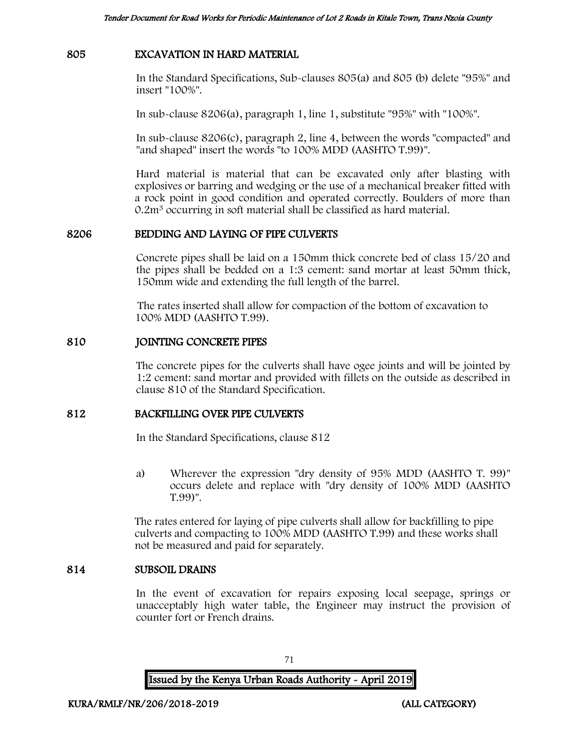## 805 EXCAVATION IN HARD MATERIAL

In the Standard Specifications, Sub-clauses 805(a) and 805 (b) delete "95%" and insert "100%".

In sub-clause 8206(a), paragraph 1, line 1, substitute "95%" with "100%".

In sub-clause 8206(c), paragraph 2, line 4, between the words "compacted" and "and shaped" insert the words "to 100% MDD (AASHTO T.99)".

Hard material is material that can be excavated only after blasting with explosives or barring and wedging or the use of a mechanical breaker fitted with a rock point in good condition and operated correctly. Boulders of more than $0.2m^3$ occurring in soft material shall be classified as hard material.

## 8206 BEDDING AND LAYING OF PIPE CULVERTS

Concrete pipes shall be laid on a 150mm thick concrete bed of class 15/20 and the pipes shall be bedded on a 1:3 cement: sand mortar at least 50mm thick, 150mm wide and extending the full length of the barrel.

The rates inserted shall allow for compaction of the bottom of excavation to 100% MDD (AASHTO T.99).

## 810 JOINTING CONCRETE PIPES

The concrete pipes for the culverts shall have ogee joints and will be jointed by 1:2 cement: sand mortar and provided with fillets on the outside as described in clause 810 of the Standard Specification.

## 812 BACKFILLING OVER PIPE CULVERTS

In the Standard Specifications, clause 812

a) Wherever the expression "dry density of 95% MDD (AASHTO T. 99)" occurs delete and replace with "dry density of 100% MDD (AASHTO T.99)".

The rates entered for laying of pipe culverts shall allow for backfilling to pipe culverts and compacting to 100% MDD (AASHTO T.99) and these works shall not be measured and paid for separately.

## 814 SUBSOIL DRAINS

In the event of excavation for repairs exposing local seepage, springs or unacceptably high water table, the Engineer may instruct the provision of counter fort or French drains.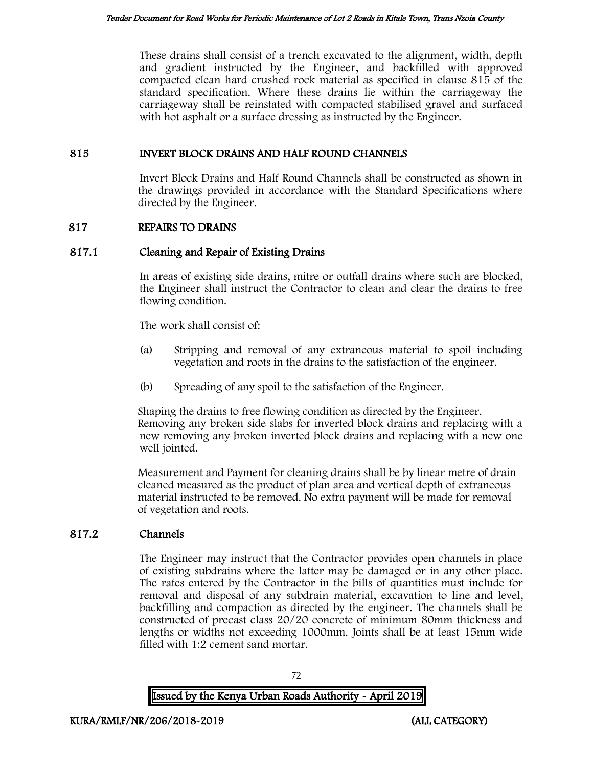These drains shall consist of a trench excavated to the alignment, width, depth and gradient instructed by the Engineer, and backfilled with approved compacted clean hard crushed rock material as specified in clause 815 of the standard specification. Where these drains lie within the carriageway the carriageway shall be reinstated with compacted stabilised gravel and surfaced with hot asphalt or a surface dressing as instructed by the Engineer.

## 815 INVERT BLOCK DRAINS AND HALF ROUND CHANNELS

Invert Block Drains and Half Round Channels shall be constructed as shown in the drawings provided in accordance with the Standard Specifications where directed by the Engineer.

## 817 REPAIRS TO DRAINS

### 817.1 Cleaning and Repair of Existing Drains

In areas of existing side drains, mitre or outfall drains where such are blocked, the Engineer shall instruct the Contractor to clean and clear the drains to free flowing condition.

The work shall consist of:

(a) Stripping and removal of any extraneous material to spoil including vegetation and roots in the drains to the satisfaction of the engineer.

(b) Spreading of any spoil to the satisfaction of the Engineer.

Shaping the drains to free flowing condition as directed by the Engineer. Removing any broken side slabs for inverted block drains and replacing with a new removing any broken inverted block drains and replacing with a new one well jointed.

Measurement and Payment for cleaning drains shall be by linear metre of drain cleaned measured as the product of plan area and vertical depth of extraneous material instructed to be removed. No extra payment will be made for removal of vegetation and roots.

### 817.2 Channels

The Engineer may instruct that the Contractor provides open channels in place of existing subdrains where the latter may be damaged or in any other place. The rates entered by the Contractor in the bills of quantities must include for removal and disposal of any subdrain material, excavation to line and level, backfilling and compaction as directed by the engineer. The channels shall be constructed of precast class 20/20 concrete of minimum 80mm thickness and lengths or widths not exceeding 1000mm. Joints shall be at least 15mm wide filled with 1:2 cement sand mortar.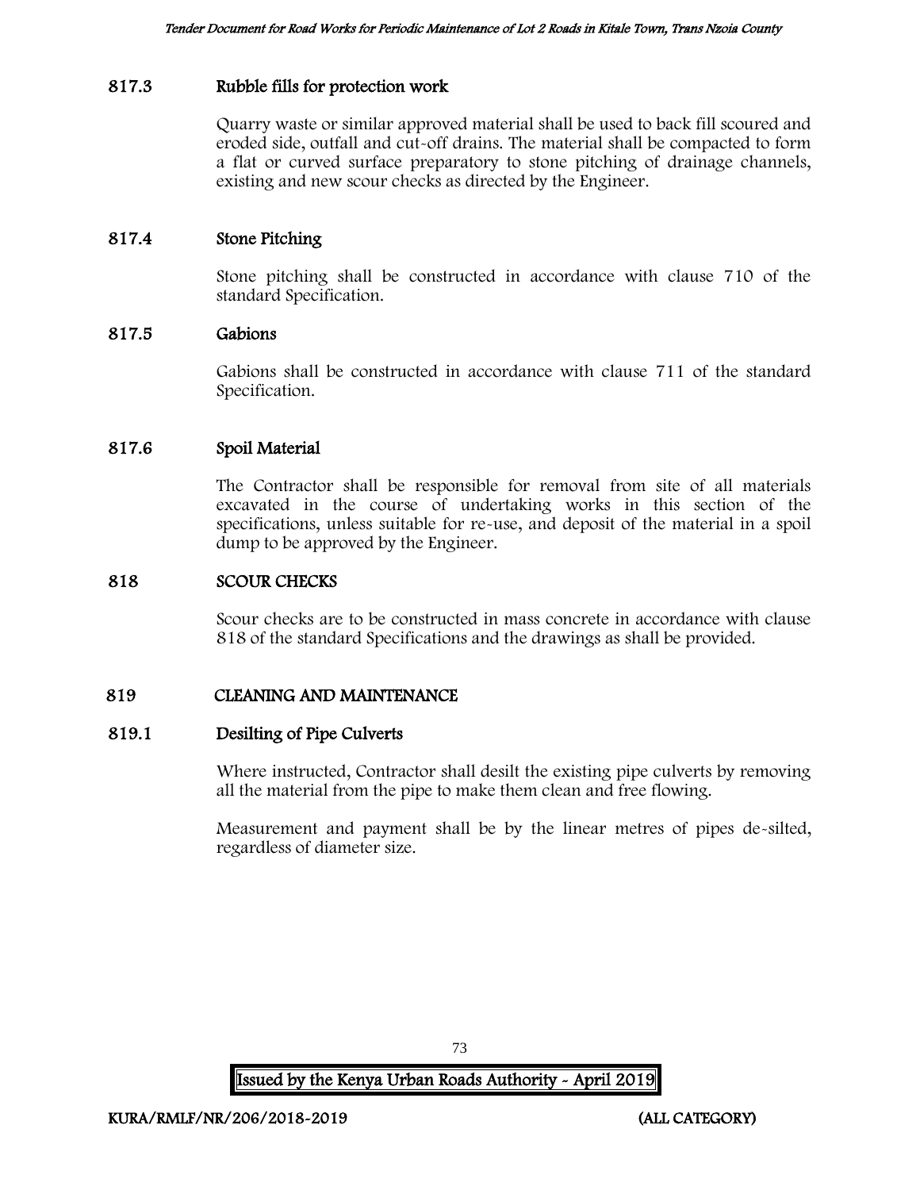### 817.3 Rubble fills for protection work

Quarry waste or similar approved material shall be used to back fill scoured and eroded side, outfall and cut-off drains. The material shall be compacted to form a flat or curved surface preparatory to stone pitching of drainage channels, existing and new scour checks as directed by the Engineer.

### 817.4 Stone Pitching

Stone pitching shall be constructed in accordance with clause 710 of the standard Specification.

### 817.5 Gabions

Gabions shall be constructed in accordance with clause 711 of the standard Specification.

### 817.6 Spoil Material

The Contractor shall be responsible for removal from site of all materials excavated in the course of undertaking works in this section of the specifications, unless suitable for re-use, and deposit of the material in a spoil dump to be approved by the Engineer.

## 818 SCOUR CHECKS

Scour checks are to be constructed in mass concrete in accordance with clause 818 of the standard Specifications and the drawings as shall be provided.

## 819 CLEANING AND MAINTENANCE

### 819.1 Desilting of Pipe Culverts

Where instructed, Contractor shall desilt the existing pipe culverts by removing all the material from the pipe to make them clean and free flowing.

Measurement and payment shall be by the linear metres of pipes de-silted, regardless of diameter size.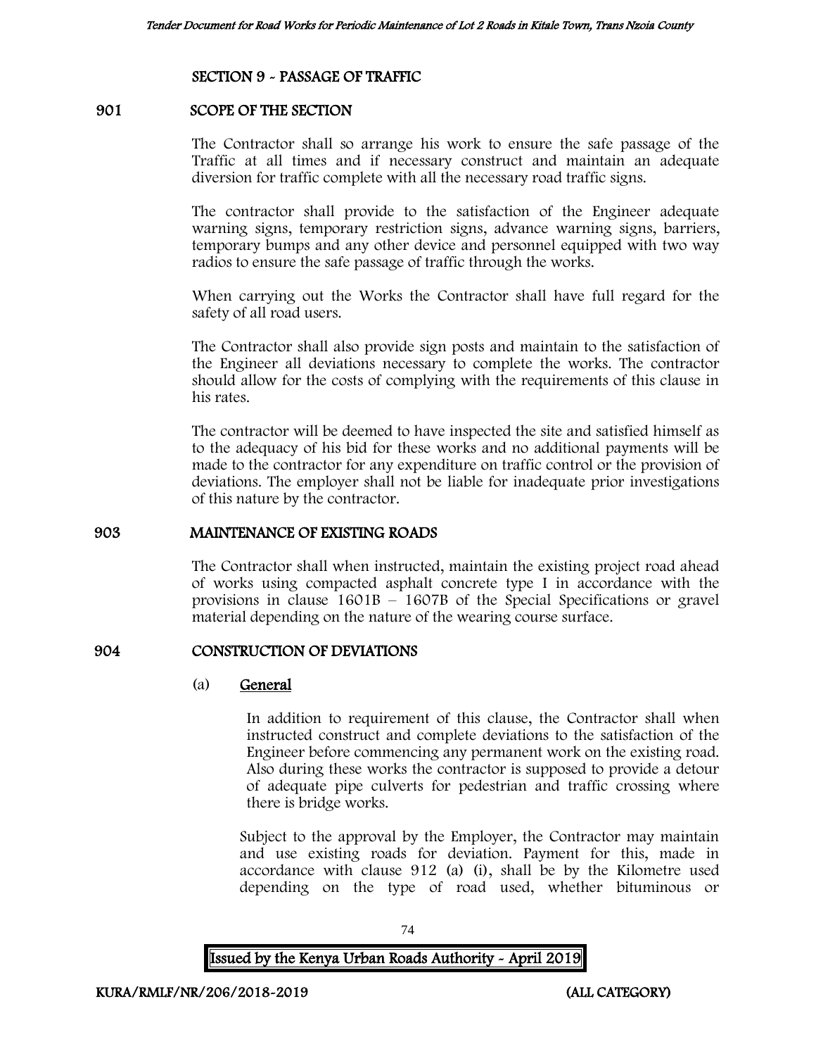## SECTION 9 - PASSAGE OF TRAFFIC

### 901 SCOPE OF THE SECTION

The Contractor shall so arrange his work to ensure the safe passage of the Traffic at all times and if necessary construct and maintain an adequate diversion for traffic complete with all the necessary road traffic signs.

The contractor shall provide to the satisfaction of the Engineer adequate warning signs, temporary restriction signs, advance warning signs, barriers, temporary bumps and any other device and personnel equipped with two way radios to ensure the safe passage of traffic through the works.

When carrying out the Works the Contractor shall have full regard for the safety of all road users.

The Contractor shall also provide sign posts and maintain to the satisfaction of the Engineer all deviations necessary to complete the works. The contractor should allow for the costs of complying with the requirements of this clause in his rates.

The contractor will be deemed to have inspected the site and satisfied himself as to the adequacy of his bid for these works and no additional payments will be made to the contractor for any expenditure on traffic control or the provision of deviations. The employer shall not be liable for inadequate prior investigations of this nature by the contractor.

### 903 MAINTENANCE OF EXISTING ROADS

The Contractor shall when instructed, maintain the existing project road ahead of works using compacted asphalt concrete type I in accordance with the provisions in clause 1601B – 1607B of the Special Specifications or gravel material depending on the nature of the wearing course surface.

### 904 CONSTRUCTION OF DEVIATIONS

(a) **General**

In addition to requirement of this clause, the Contractor shall when instructed construct and complete deviations to the satisfaction of the Engineer before commencing any permanent work on the existing road. Also during these works the contractor is supposed to provide a detour of adequate pipe culverts for pedestrian and traffic crossing where there is bridge works.

Subject to the approval by the Employer, the Contractor may maintain and use existing roads for deviation. Payment for this, made in accordance with clause 912 (a) (i), shall be by the Kilometre used depending on the type of road used, whether bituminous or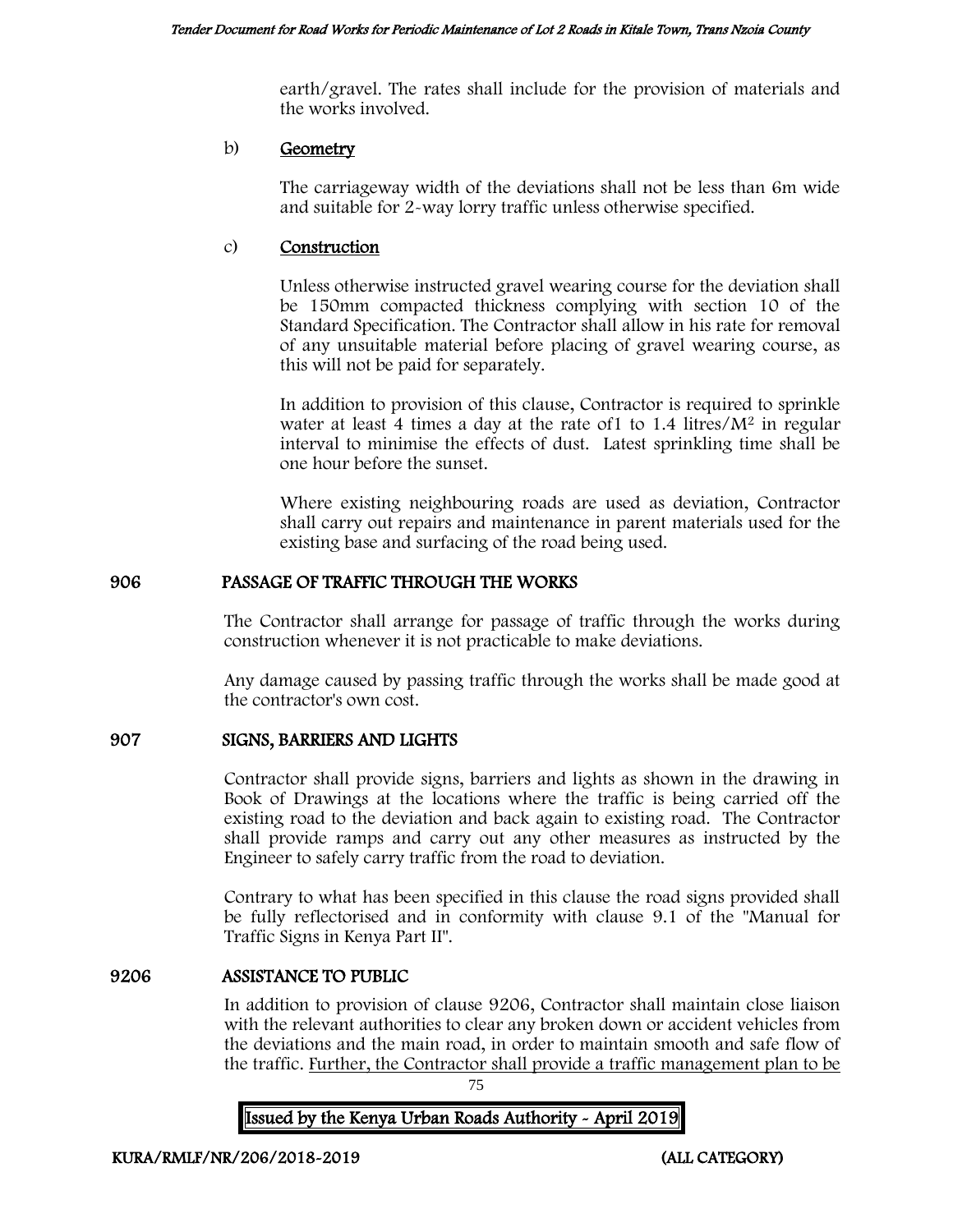earth/gravel. The rates shall include for the provision of materials and the works involved.

b) **Geometry**

The carriageway width of the deviations shall not be less than 6m wide and suitable for 2-way lorry traffic unless otherwise specified.

c) **Construction**

Unless otherwise instructed gravel wearing course for the deviation shall be 150mm compacted thickness complying with section 10 of the Standard Specification. The Contractor shall allow in his rate for removal of any unsuitable material before placing of gravel wearing course, as this will not be paid for separately.

In addition to provision of this clause, Contractor is required to sprinkle water at least 4 times a day at the rate of1 to 1.4 litres/$M^2$ in regular interval to minimise the effects of dust. Latest sprinkling time shall be one hour before the sunset.

Where existing neighbouring roads are used as deviation, Contractor shall carry out repairs and maintenance in parent materials used for the existing base and surfacing of the road being used.

## 906 PASSAGE OF TRAFFIC THROUGH THE WORKS

The Contractor shall arrange for passage of traffic through the works during construction whenever it is not practicable to make deviations.

Any damage caused by passing traffic through the works shall be made good at the contractor's own cost.

## 907 SIGNS, BARRIERS AND LIGHTS

Contractor shall provide signs, barriers and lights as shown in the drawing in Book of Drawings at the locations where the traffic is being carried off the existing road to the deviation and back again to existing road. The Contractor shall provide ramps and carry out any other measures as instructed by the Engineer to safely carry traffic from the road to deviation.

Contrary to what has been specified in this clause the road signs provided shall be fully reflectorised and in conformity with clause 9.1 of the "Manual for Traffic Signs in Kenya Part II".

## 9206 ASSISTANCE TO PUBLIC

In addition to provision of clause 9206, Contractor shall maintain close liaison with the relevant authorities to clear any broken down or accident vehicles from the deviations and the main road, in order to maintain smooth and safe flow of the traffic. Further, the Contractor shall provide a traffic management plan to be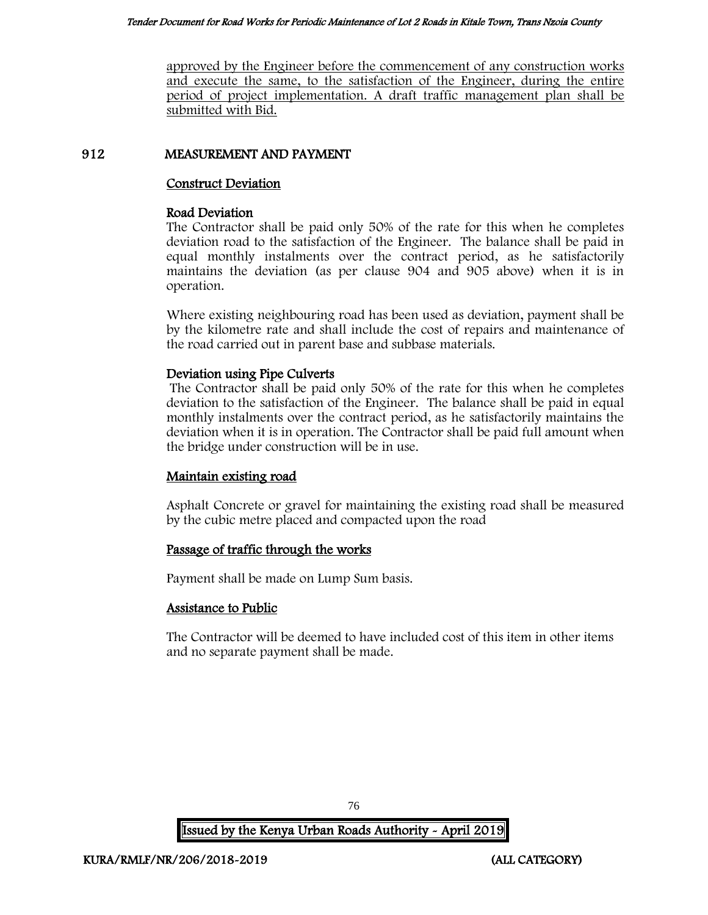approved by the Engineer before the commencement of any construction works and execute the same, to the satisfaction of the Engineer, during the entire period of project implementation. A draft traffic management plan shall be submitted with Bid.

## 912 MEASUREMENT AND PAYMENT

### Construct Deviation

**Road Deviation**

The Contractor shall be paid only 50% of the rate for this when he completes deviation road to the satisfaction of the Engineer. The balance shall be paid in equal monthly instalments over the contract period, as he satisfactorily maintains the deviation (as per clause 904 and 905 above) when it is in operation.

Where existing neighbouring road has been used as deviation, payment shall be by the kilometre rate and shall include the cost of repairs and maintenance of the road carried out in parent base and subbase materials.

**Deviation using Pipe Culverts**

The Contractor shall be paid only 50% of the rate for this when he completes deviation to the satisfaction of the Engineer. The balance shall be paid in equal monthly instalments over the contract period, as he satisfactorily maintains the deviation when it is in operation. The Contractor shall be paid full amount when the bridge under construction will be in use.

### Maintain existing road

Asphalt Concrete or gravel for maintaining the existing road shall be measured by the cubic metre placed and compacted upon the road

### Passage of traffic through the works

Payment shall be made on Lump Sum basis.

### Assistance to Public

The Contractor will be deemed to have included cost of this item in other items and no separate payment shall be made.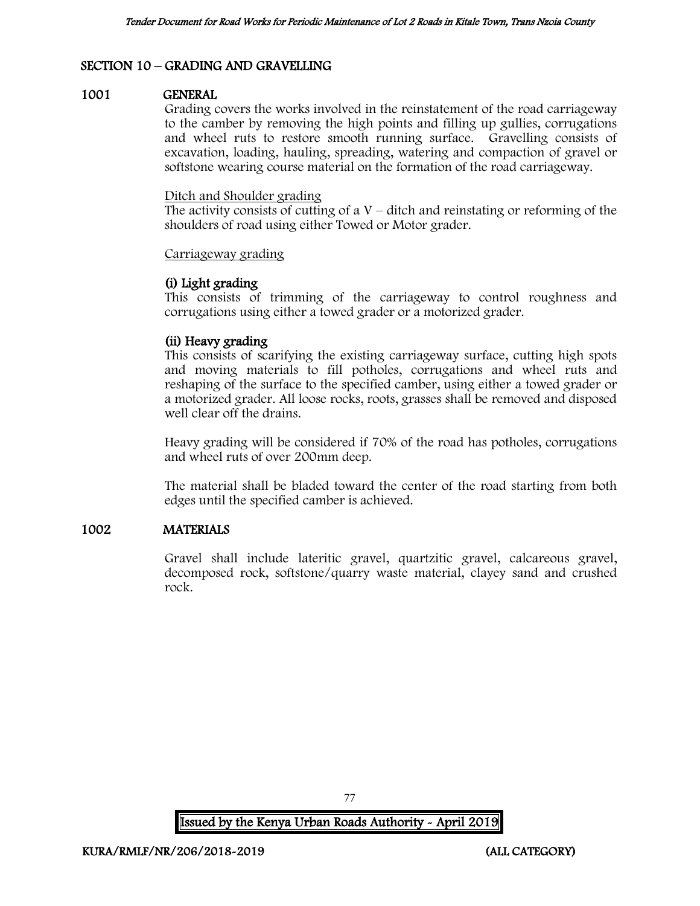## SECTION 10 – GRADING AND GRAVELLING

### 1001 GENERAL

Grading covers the works involved in the reinstatement of the road carriageway to the camber by removing the high points and filling up gullies, corrugations and wheel ruts to restore smooth running surface. Gravelling consists of excavation, loading, hauling, spreading, watering and compaction of gravel or softstone wearing course material on the formation of the road carriageway.

Ditch and Shoulder grading

The activity consists of cutting of a V – ditch and reinstating or reforming of the shoulders of road using either Towed or Motor grader.

Carriageway grading

**(i) Light grading**

This consists of trimming of the carriageway to control roughness and corrugations using either a towed grader or a motorized grader.

**(ii) Heavy grading**

This consists of scarifying the existing carriageway surface, cutting high spots and moving materials to fill potholes, corrugations and wheel ruts and reshaping of the surface to the specified camber, using either a towed grader or a motorized grader. All loose rocks, roots, grasses shall be removed and disposed well clear off the drains.

Heavy grading will be considered if 70% of the road has potholes, corrugations and wheel ruts of over 200mm deep.

The material shall be bladed toward the center of the road starting from both edges until the specified camber is achieved.

### 1002 MATERIALS

Gravel shall include lateritic gravel, quartzitic gravel, calcareous gravel, decomposed rock, softstone/quarry waste material, clayey sand and crushed rock.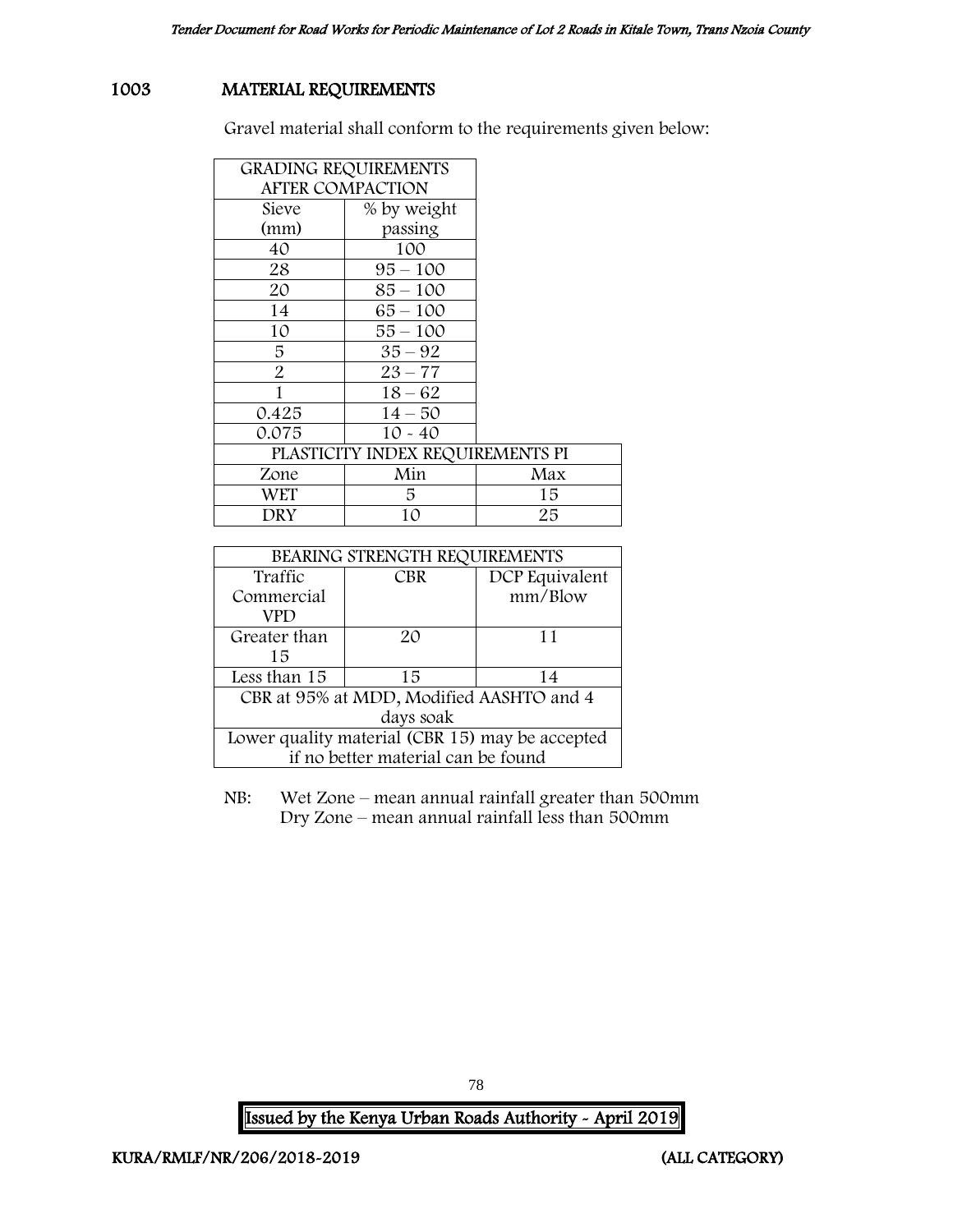## 1003 MATERIAL REQUIREMENTS

Gravel material shall conform to the requirements given below:

| GRADING REQUIREMENTS AFTER COMPACTION | |
|---|---|
| Sieve (mm) | % by weight passing |
| 40 | 100 |
| 28 | 95 – 100 |
| 20 | 85 – 100 |
| 14 | 65 – 100 |
| 10 | 55 – 100 |
| 5 | 35 – 92 |
| 2 | 23 – 77 |
| 1 | 18 – 62 |
| 0.425 | 14 – 50 |
| 0.075 | 10 - 40 |

| PLASTICITY INDEX REQUIREMENTS PI | | |
|---|---|---|
| Zone | Min | Max |
| WET | 5 | 15 |
| DRY | 10 | 25 |

| BEARING STRENGTH REQUIREMENTS | | |
|---|---|---|
| Traffic Commercial VPD | CBR | DCP Equivalent mm/Blow |
| Greater than 15 | 20 | 11 |
| Less than 15 | 15 | 14 |
| CBR at 95% at MDD, Modified AASHTO and 4 days soak | | |
| Lower quality material (CBR 15) may be accepted if no better material can be found | | |

NB: Wet Zone – mean annual rainfall greater than 500mm
Dry Zone – mean annual rainfall less than 500mm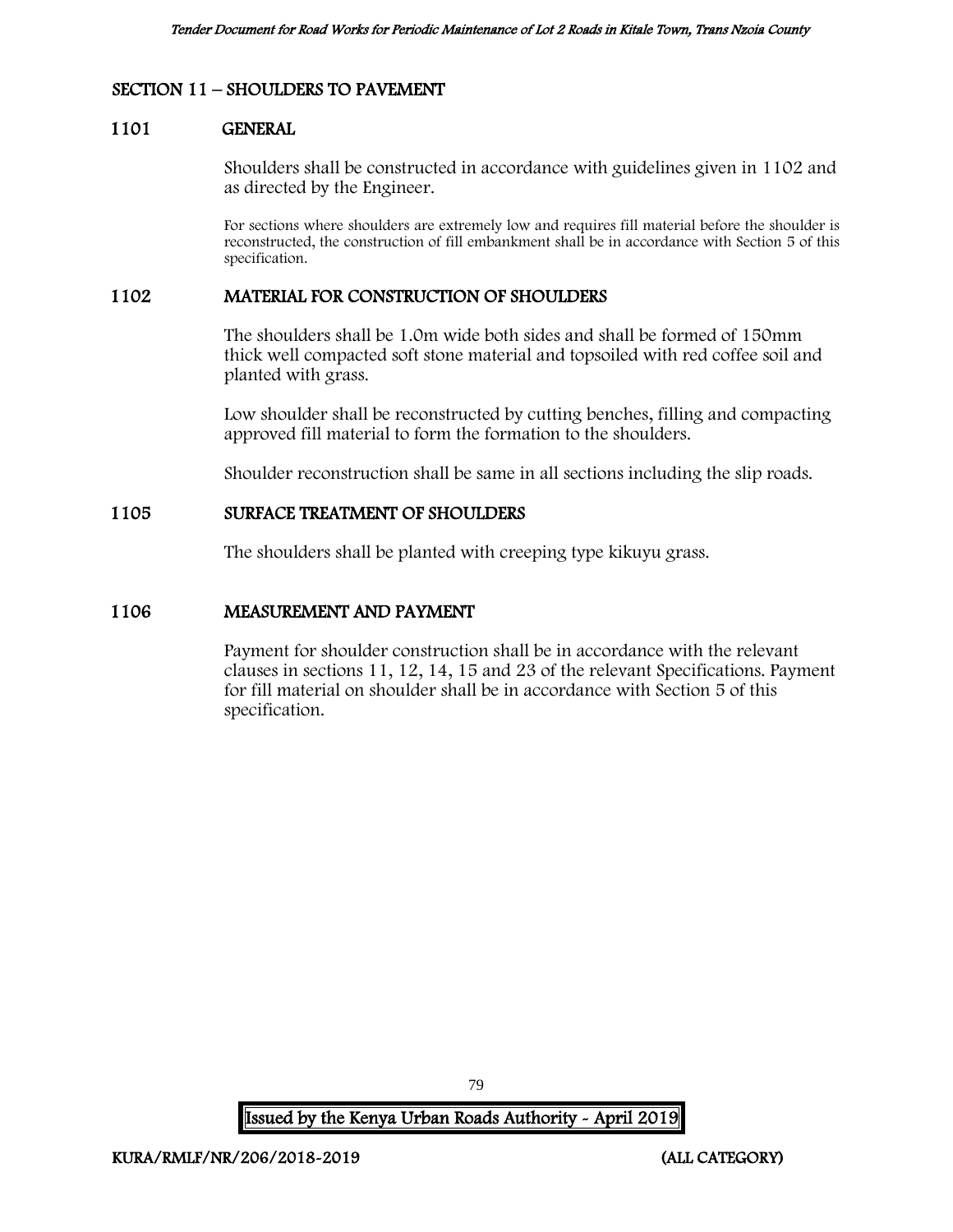## SECTION 11 – SHOULDERS TO PAVEMENT

### 1101 GENERAL

Shoulders shall be constructed in accordance with guidelines given in 1102 and as directed by the Engineer.

For sections where shoulders are extremely low and requires fill material before the shoulder is reconstructed, the construction of fill embankment shall be in accordance with Section 5 of this specification.

### 1102 MATERIAL FOR CONSTRUCTION OF SHOULDERS

The shoulders shall be 1.0m wide both sides and shall be formed of 150mm thick well compacted soft stone material and topsoiled with red coffee soil and planted with grass.

Low shoulder shall be reconstructed by cutting benches, filling and compacting approved fill material to form the formation to the shoulders.

Shoulder reconstruction shall be same in all sections including the slip roads.

### 1105 SURFACE TREATMENT OF SHOULDERS

The shoulders shall be planted with creeping type kikuyu grass.

### 1106 MEASUREMENT AND PAYMENT

Payment for shoulder construction shall be in accordance with the relevant clauses in sections 11, 12, 14, 15 and 23 of the relevant Specifications. Payment for fill material on shoulder shall be in accordance with Section 5 of this specification.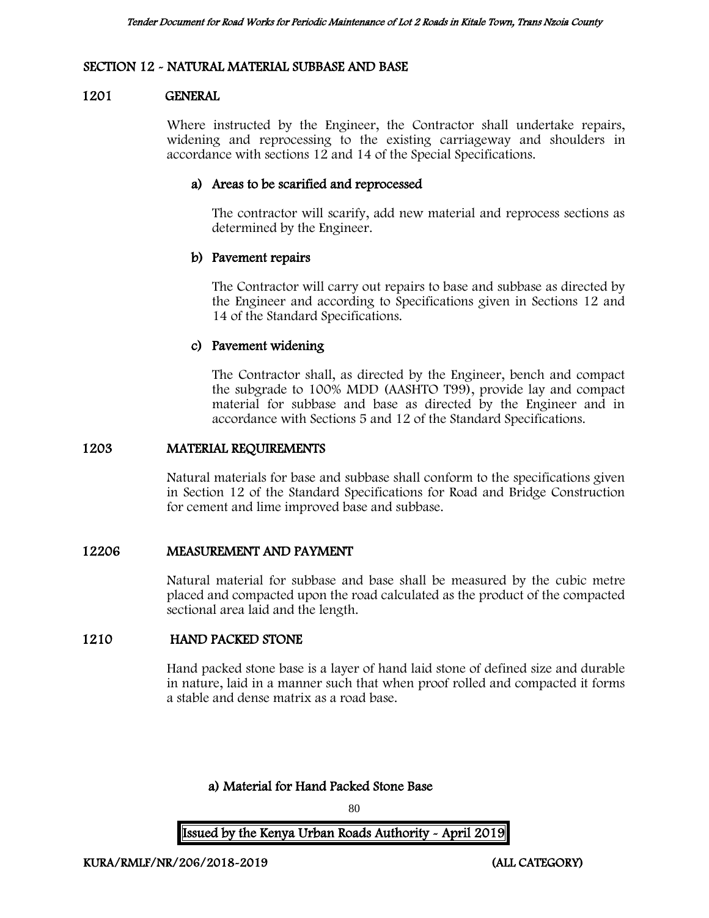## SECTION 12 - NATURAL MATERIAL SUBBASE AND BASE

### 1201 GENERAL

Where instructed by the Engineer, the Contractor shall undertake repairs, widening and reprocessing to the existing carriageway and shoulders in accordance with sections 12 and 14 of the Special Specifications.

#### a) Areas to be scarified and reprocessed

The contractor will scarify, add new material and reprocess sections as determined by the Engineer.

#### b) Pavement repairs

The Contractor will carry out repairs to base and subbase as directed by the Engineer and according to Specifications given in Sections 12 and 14 of the Standard Specifications.

#### c) Pavement widening

The Contractor shall, as directed by the Engineer, bench and compact the subgrade to 100% MDD (AASHTO T99), provide lay and compact material for subbase and base as directed by the Engineer and in accordance with Sections 5 and 12 of the Standard Specifications.

### 1203 MATERIAL REQUIREMENTS

Natural materials for base and subbase shall conform to the specifications given in Section 12 of the Standard Specifications for Road and Bridge Construction for cement and lime improved base and subbase.

### 12206 MEASUREMENT AND PAYMENT

Natural material for subbase and base shall be measured by the cubic metre placed and compacted upon the road calculated as the product of the compacted sectional area laid and the length.

### 1210 HAND PACKED STONE

Hand packed stone base is a layer of hand laid stone of defined size and durable in nature, laid in a manner such that when proof rolled and compacted it forms a stable and dense matrix as a road base.

#### a) Material for Hand Packed Stone Base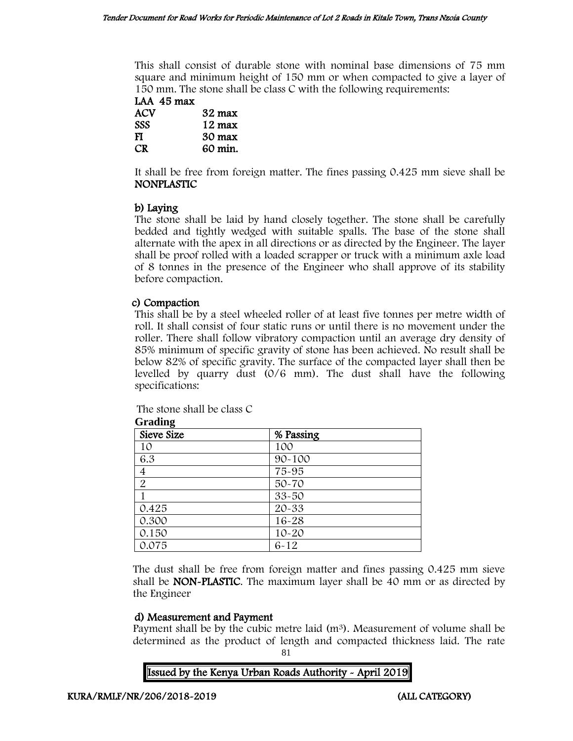This shall consist of durable stone with nominal base dimensions of 75 mm square and minimum height of 150 mm or when compacted to give a layer of 150 mm. The stone shall be class C with the following requirements:

**LAA 45 max**
**ACV 32 max**
**SSS 12 max**
**FI 30 max**
**CR 60 min.**

It shall be free from foreign matter. The fines passing 0.425 mm sieve shall be **NONPLASTIC**

**b) Laying**

The stone shall be laid by hand closely together. The stone shall be carefully bedded and tightly wedged with suitable spalls. The base of the stone shall alternate with the apex in all directions or as directed by the Engineer. The layer shall be proof rolled with a loaded scrapper or truck with a minimum axle load of 8 tonnes in the presence of the Engineer who shall approve of its stability before compaction.

**c) Compaction**

This shall be by a steel wheeled roller of at least five tonnes per metre width of roll. It shall consist of four static runs or until there is no movement under the roller. There shall follow vibratory compaction until an average dry density of 85% minimum of specific gravity of stone has been achieved. No result shall be below 82% of specific gravity. The surface of the compacted layer shall then be levelled by quarry dust (0/6 mm). The dust shall have the following specifications:

The stone shall be class C

**Grading**

| Sieve Size | % Passing |
|---|---|
| 10 | 100 |
| 6.3 | 90-100 |
| 4 | 75-95 |
| 2 | 50-70 |
| 1 | 33-50 |
| 0.425 | 20-33 |
| 0.300 | 16-28 |
| 0.150 | 10-20 |
| 0.075 | 6-12 |

The dust shall be free from foreign matter and fines passing 0.425 mm sieve shall be **NON-PLASTIC**. The maximum layer shall be 40 mm or as directed by the Engineer

**d) Measurement and Payment**

Payment shall be by the cubic metre laid ($m^3$). Measurement of volume shall be determined as the product of length and compacted thickness laid. The rate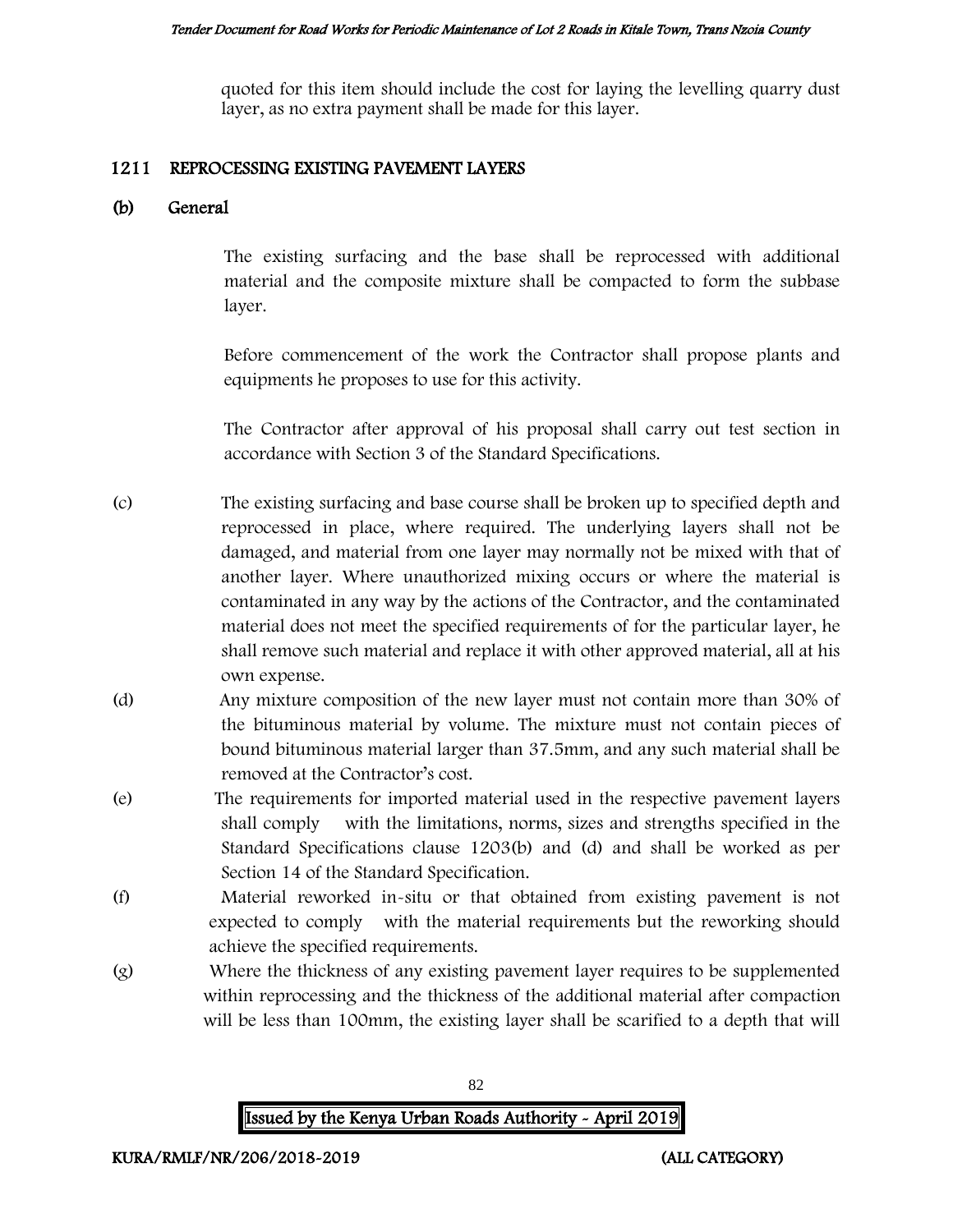quoted for this item should include the cost for laying the levelling quarry dust layer, as no extra payment shall be made for this layer.

## 1211 REPROCESSING EXISTING PAVEMENT LAYERS

### (b) General

The existing surfacing and the base shall be reprocessed with additional material and the composite mixture shall be compacted to form the subbase layer.

Before commencement of the work the Contractor shall propose plants and equipments he proposes to use for this activity.

The Contractor after approval of his proposal shall carry out test section in accordance with Section 3 of the Standard Specifications.

(c) The existing surfacing and base course shall be broken up to specified depth and reprocessed in place, where required. The underlying layers shall not be damaged, and material from one layer may normally not be mixed with that of another layer. Where unauthorized mixing occurs or where the material is contaminated in any way by the actions of the Contractor, and the contaminated material does not meet the specified requirements of for the particular layer, he shall remove such material and replace it with other approved material, all at his own expense.

(d) Any mixture composition of the new layer must not contain more than 30% of the bituminous material by volume. The mixture must not contain pieces of bound bituminous material larger than 37.5mm, and any such material shall be removed at the Contractor's cost.

(e) The requirements for imported material used in the respective pavement layers shall comply with the limitations, norms, sizes and strengths specified in the Standard Specifications clause 1203(b) and (d) and shall be worked as per Section 14 of the Standard Specification.

(f) Material reworked in-situ or that obtained from existing pavement is not expected to comply with the material requirements but the reworking should achieve the specified requirements.

(g) Where the thickness of any existing pavement layer requires to be supplemented within reprocessing and the thickness of the additional material after compaction will be less than 100mm, the existing layer shall be scarified to a depth that will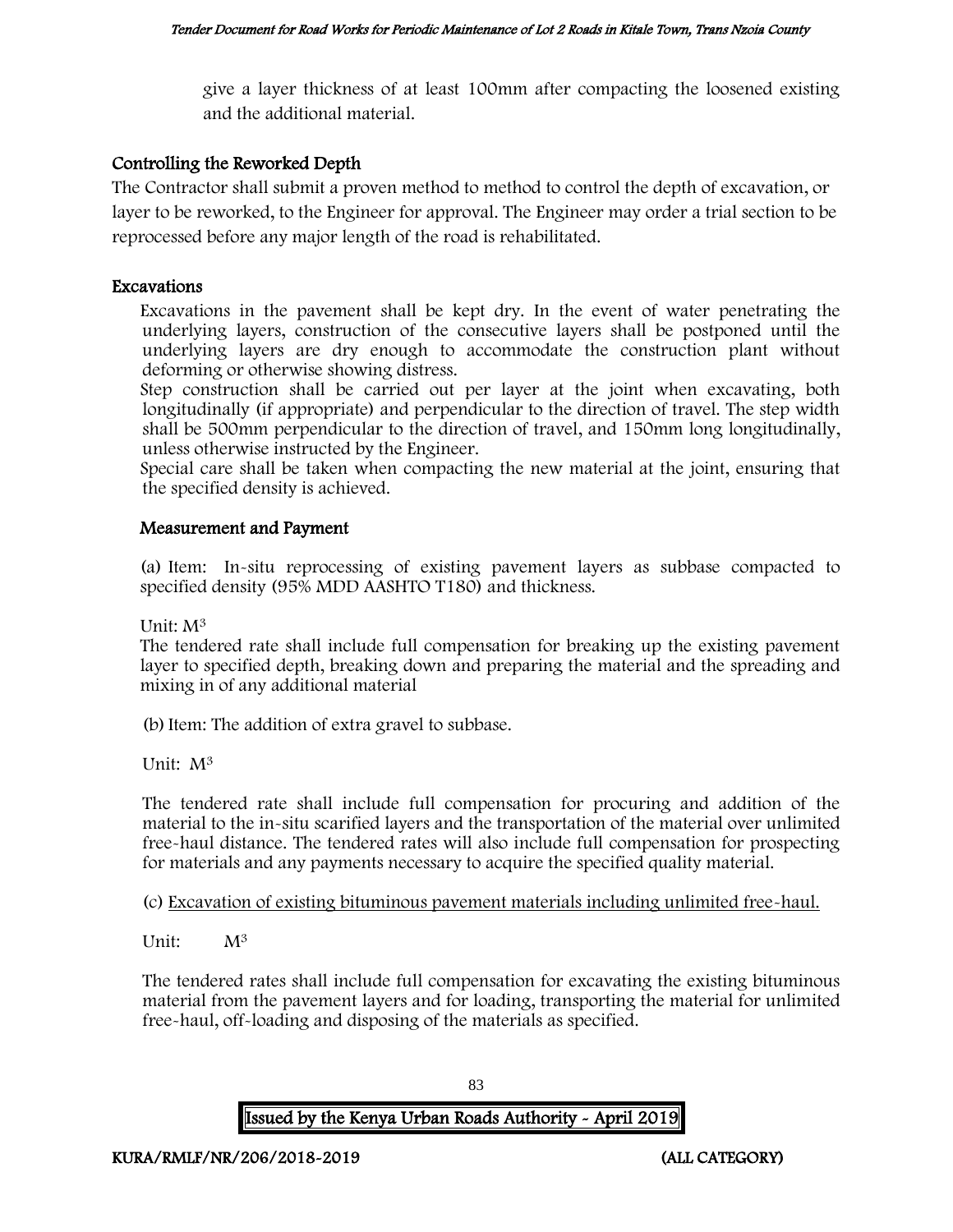give a layer thickness of at least 100mm after compacting the loosened existing and the additional material.

### Controlling the Reworked Depth

The Contractor shall submit a proven method to method to control the depth of excavation, or layer to be reworked, to the Engineer for approval. The Engineer may order a trial section to be reprocessed before any major length of the road is rehabilitated.

### Excavations

Excavations in the pavement shall be kept dry. In the event of water penetrating the underlying layers, construction of the consecutive layers shall be postponed until the underlying layers are dry enough to accommodate the construction plant without deforming or otherwise showing distress.

Step construction shall be carried out per layer at the joint when excavating, both longitudinally (if appropriate) and perpendicular to the direction of travel. The step width shall be 500mm perpendicular to the direction of travel, and 150mm long longitudinally, unless otherwise instructed by the Engineer.

Special care shall be taken when compacting the new material at the joint, ensuring that the specified density is achieved.

### Measurement and Payment

(a) Item: In-situ reprocessing of existing pavement layers as subbase compacted to specified density (95% MDD AASHTO T180) and thickness.

Unit: $M^3$

The tendered rate shall include full compensation for breaking up the existing pavement layer to specified depth, breaking down and preparing the material and the spreading and mixing in of any additional material

(b) Item: The addition of extra gravel to subbase.

Unit: $M^3$

The tendered rate shall include full compensation for procuring and addition of the material to the in-situ scarified layers and the transportation of the material over unlimited free-haul distance. The tendered rates will also include full compensation for prospecting for materials and any payments necessary to acquire the specified quality material.

(c) Excavation of existing bituminous pavement materials including unlimited free-haul.

Unit: $M^3$

The tendered rates shall include full compensation for excavating the existing bituminous material from the pavement layers and for loading, transporting the material for unlimited free-haul, off-loading and disposing of the materials as specified.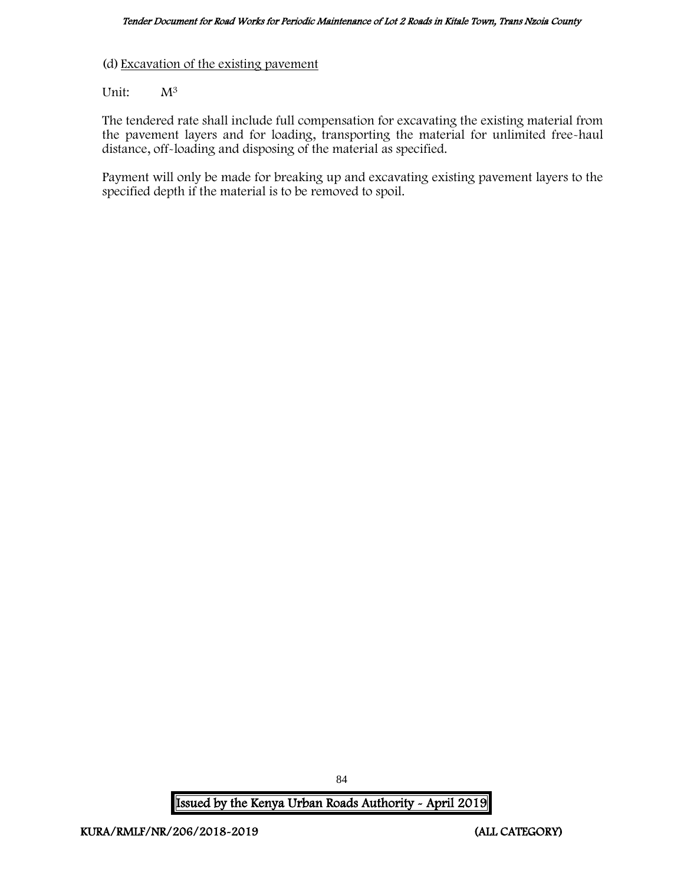(d) Excavation of the existing pavement

Unit: $M^3$

The tendered rate shall include full compensation for excavating the existing material from the pavement layers and for loading, transporting the material for unlimited free-haul distance, off-loading and disposing of the material as specified.

Payment will only be made for breaking up and excavating existing pavement layers to the specified depth if the material is to be removed to spoil.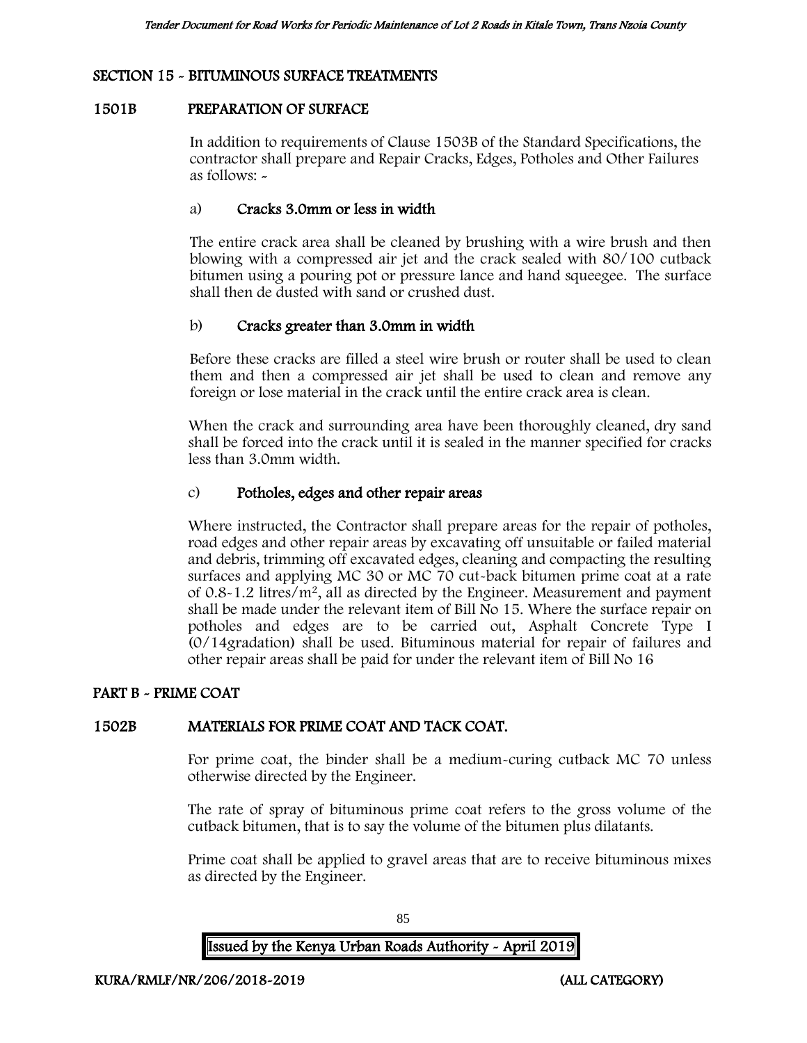## SECTION 15 - BITUMINOUS SURFACE TREATMENTS

### 1501B PREPARATION OF SURFACE

In addition to requirements of Clause 1503B of the Standard Specifications, the contractor shall prepare and Repair Cracks, Edges, Potholes and Other Failures as follows: -

a) **Cracks 3.0mm or less in width**

The entire crack area shall be cleaned by brushing with a wire brush and then blowing with a compressed air jet and the crack sealed with 80/100 cutback bitumen using a pouring pot or pressure lance and hand squeegee. The surface shall then de dusted with sand or crushed dust.

b) **Cracks greater than 3.0mm in width**

Before these cracks are filled a steel wire brush or router shall be used to clean them and then a compressed air jet shall be used to clean and remove any foreign or lose material in the crack until the entire crack area is clean.

When the crack and surrounding area have been thoroughly cleaned, dry sand shall be forced into the crack until it is sealed in the manner specified for cracks less than 3.0mm width.

c) **Potholes, edges and other repair areas**

Where instructed, the Contractor shall prepare areas for the repair of potholes, road edges and other repair areas by excavating off unsuitable or failed material and debris, trimming off excavated edges, cleaning and compacting the resulting surfaces and applying MC 30 or MC 70 cut-back bitumen prime coat at a rate of 0.8-1.2 litres/m$^2$, all as directed by the Engineer. Measurement and payment shall be made under the relevant item of Bill No 15. Where the surface repair on potholes and edges are to be carried out, Asphalt Concrete Type I (0/14gradation) shall be used. Bituminous material for repair of failures and other repair areas shall be paid for under the relevant item of Bill No 16

## PART B - PRIME COAT

### 1502B MATERIALS FOR PRIME COAT AND TACK COAT.

For prime coat, the binder shall be a medium-curing cutback MC 70 unless otherwise directed by the Engineer.

The rate of spray of bituminous prime coat refers to the gross volume of the cutback bitumen, that is to say the volume of the bitumen plus dilatants.

Prime coat shall be applied to gravel areas that are to receive bituminous mixes as directed by the Engineer.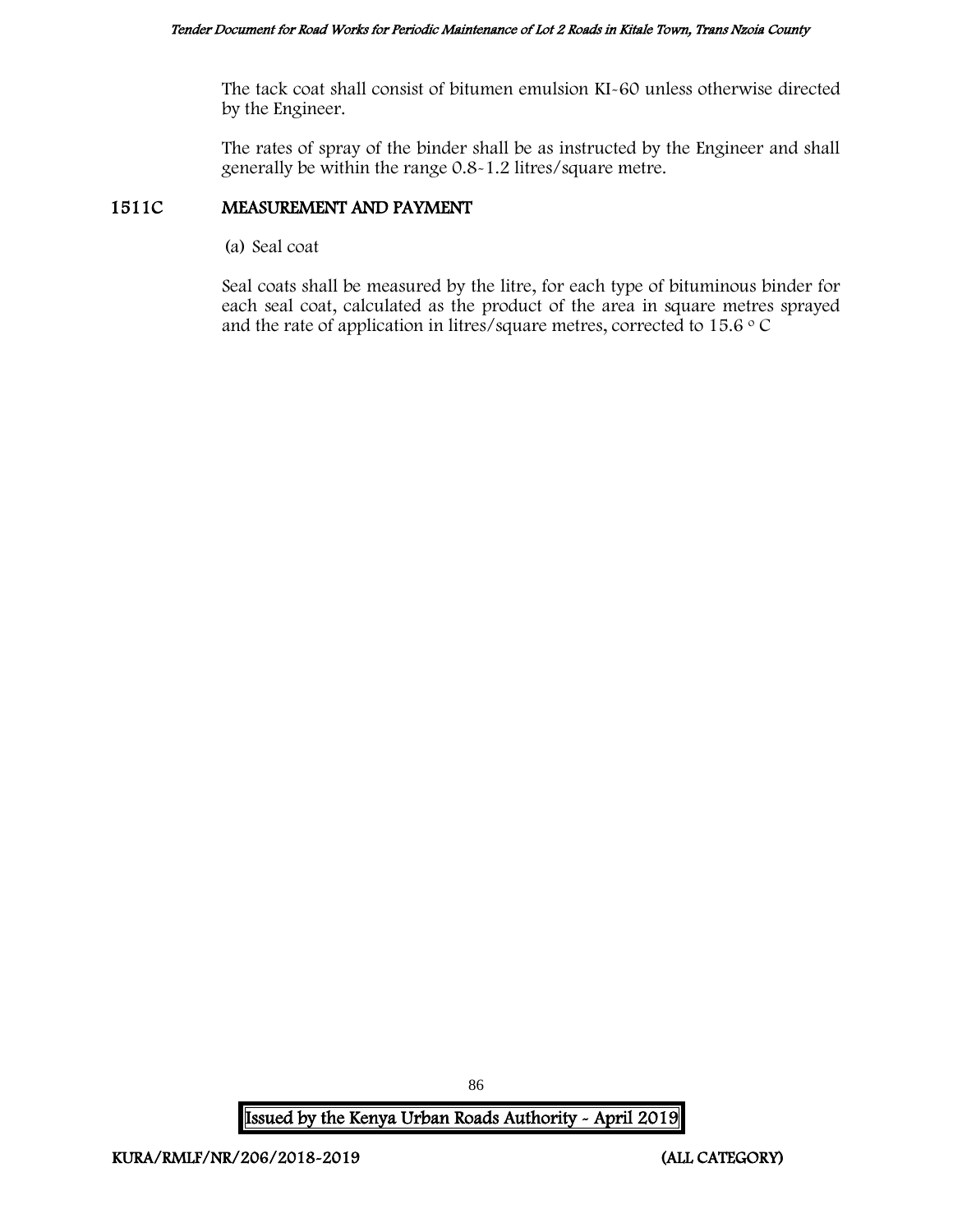The tack coat shall consist of bitumen emulsion KI-60 unless otherwise directed by the Engineer.

The rates of spray of the binder shall be as instructed by the Engineer and shall generally be within the range 0.8-1.2 litres/square metre.

## 1511C MEASUREMENT AND PAYMENT

(a) Seal coat

Seal coats shall be measured by the litre, for each type of bituminous binder for each seal coat, calculated as the product of the area in square metres sprayed and the rate of application in litres/square metres, corrected to 15.6 $^{\circ}$ C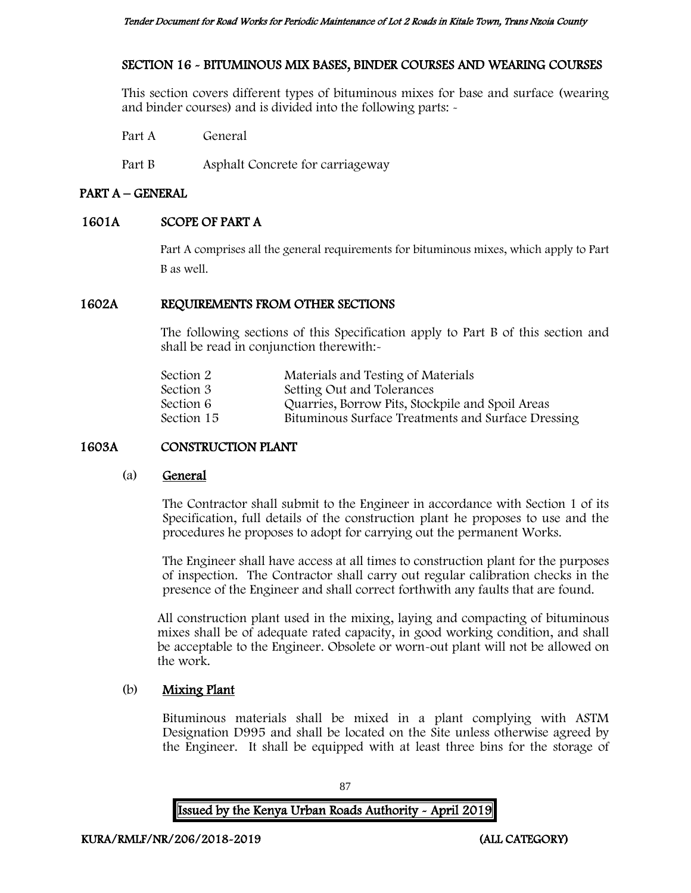## SECTION 16 - BITUMINOUS MIX BASES, BINDER COURSES AND WEARING COURSES

This section covers different types of bituminous mixes for base and surface (wearing and binder courses) and is divided into the following parts: -

Part A General

Part B Asphalt Concrete for carriageway

## PART A – GENERAL

### 1601A SCOPE OF PART A

Part A comprises all the general requirements for bituminous mixes, which apply to Part B as well.

### 1602A REQUIREMENTS FROM OTHER SECTIONS

The following sections of this Specification apply to Part B of this section and shall be read in conjunction therewith:-

| | |
|---|---|
| Section 2 | Materials and Testing of Materials |
| Section 3 | Setting Out and Tolerances |
| Section 6 | Quarries, Borrow Pits, Stockpile and Spoil Areas |
| Section 15 | Bituminous Surface Treatments and Surface Dressing |

### 1603A CONSTRUCTION PLANT

(a) **General**

The Contractor shall submit to the Engineer in accordance with Section 1 of its Specification, full details of the construction plant he proposes to use and the procedures he proposes to adopt for carrying out the permanent Works.

The Engineer shall have access at all times to construction plant for the purposes of inspection. The Contractor shall carry out regular calibration checks in the presence of the Engineer and shall correct forthwith any faults that are found.

All construction plant used in the mixing, laying and compacting of bituminous mixes shall be of adequate rated capacity, in good working condition, and shall be acceptable to the Engineer. Obsolete or worn-out plant will not be allowed on the work.

(b) **Mixing Plant**

Bituminous materials shall be mixed in a plant complying with ASTM Designation D995 and shall be located on the Site unless otherwise agreed by the Engineer. It shall be equipped with at least three bins for the storage of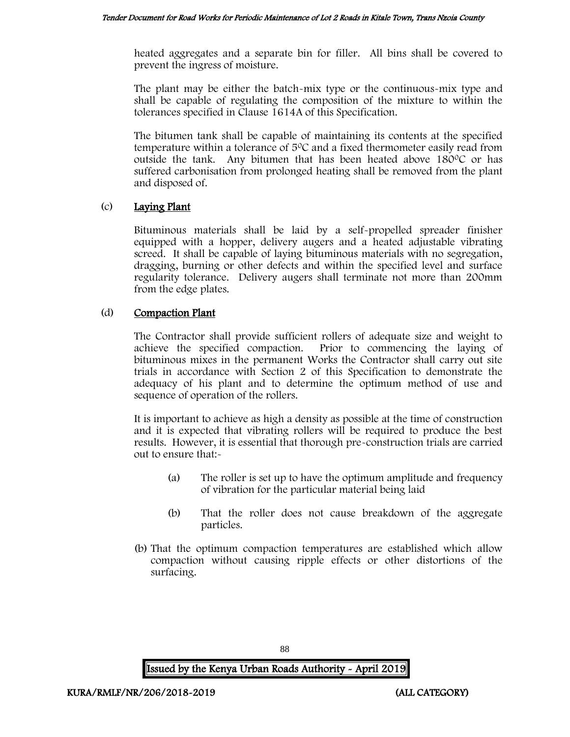heated aggregates and a separate bin for filler. All bins shall be covered to prevent the ingress of moisture.

The plant may be either the batch-mix type or the continuous-mix type and shall be capable of regulating the composition of the mixture to within the tolerances specified in Clause 1614A of this Specification.

The bitumen tank shall be capable of maintaining its contents at the specified temperature within a tolerance of 5$^0$C and a fixed thermometer easily read from outside the tank. Any bitumen that has been heated above 180$^0$C or has suffered carbonisation from prolonged heating shall be removed from the plant and disposed of.

(c) **Laying Plant**

Bituminous materials shall be laid by a self-propelled spreader finisher equipped with a hopper, delivery augers and a heated adjustable vibrating screed. It shall be capable of laying bituminous materials with no segregation, dragging, burning or other defects and within the specified level and surface regularity tolerance. Delivery augers shall terminate not more than 200mm from the edge plates.

(d) **Compaction Plant**

The Contractor shall provide sufficient rollers of adequate size and weight to achieve the specified compaction. Prior to commencing the laying of bituminous mixes in the permanent Works the Contractor shall carry out site trials in accordance with Section 2 of this Specification to demonstrate the adequacy of his plant and to determine the optimum method of use and sequence of operation of the rollers.

It is important to achieve as high a density as possible at the time of construction and it is expected that vibrating rollers will be required to produce the best results. However, it is essential that thorough pre-construction trials are carried out to ensure that:-

(a) The roller is set up to have the optimum amplitude and frequency of vibration for the particular material being laid

(b) That the roller does not cause breakdown of the aggregate particles.

(b) That the optimum compaction temperatures are established which allow compaction without causing ripple effects or other distortions of the surfacing.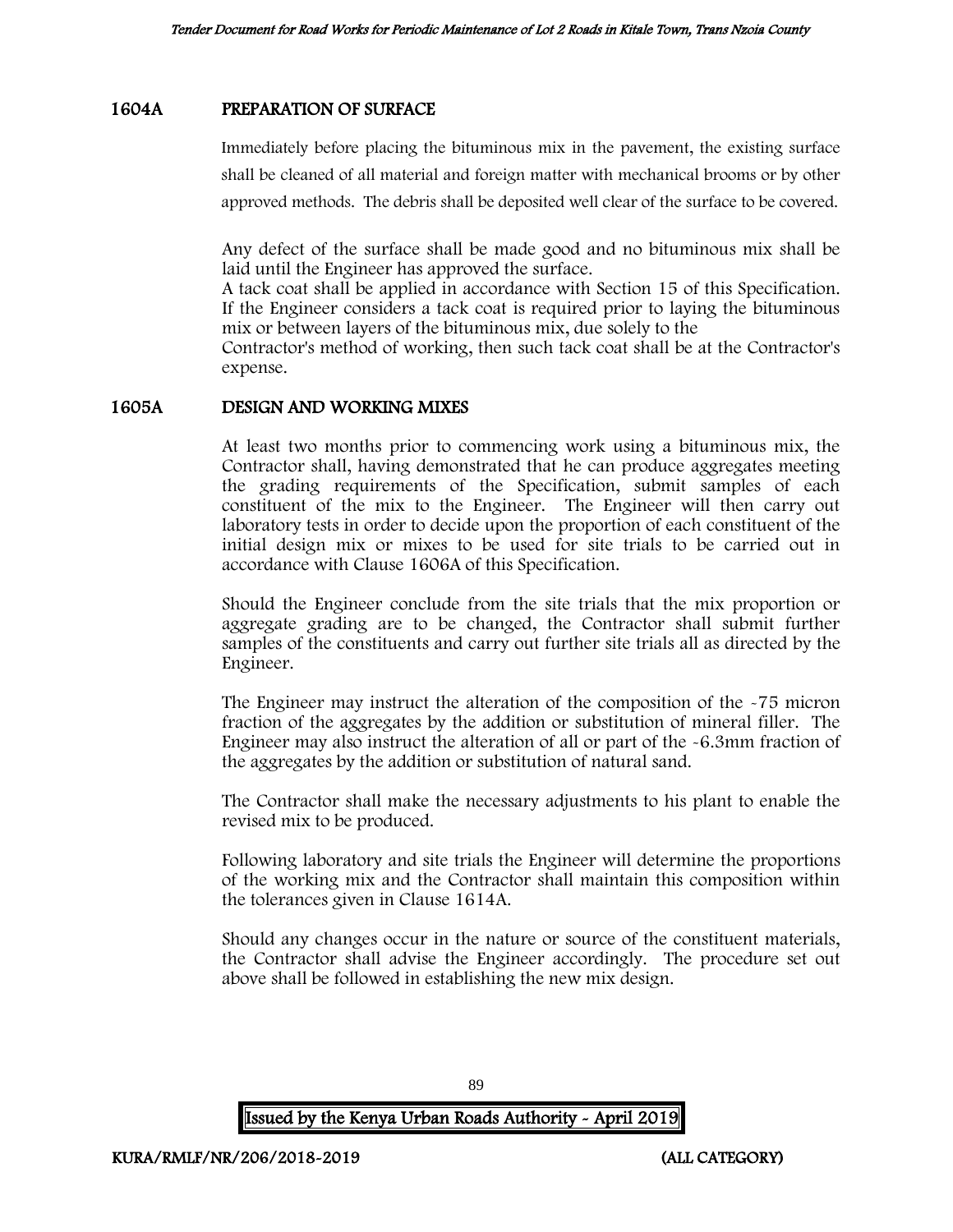## 1604A PREPARATION OF SURFACE

Immediately before placing the bituminous mix in the pavement, the existing surface shall be cleaned of all material and foreign matter with mechanical brooms or by other approved methods. The debris shall be deposited well clear of the surface to be covered.

Any defect of the surface shall be made good and no bituminous mix shall be laid until the Engineer has approved the surface.

A tack coat shall be applied in accordance with Section 15 of this Specification. If the Engineer considers a tack coat is required prior to laying the bituminous mix or between layers of the bituminous mix, due solely to the Contractor's method of working, then such tack coat shall be at the Contractor's expense.

## 1605A DESIGN AND WORKING MIXES

At least two months prior to commencing work using a bituminous mix, the Contractor shall, having demonstrated that he can produce aggregates meeting the grading requirements of the Specification, submit samples of each constituent of the mix to the Engineer. The Engineer will then carry out laboratory tests in order to decide upon the proportion of each constituent of the initial design mix or mixes to be used for site trials to be carried out in accordance with Clause 1606A of this Specification.

Should the Engineer conclude from the site trials that the mix proportion or aggregate grading are to be changed, the Contractor shall submit further samples of the constituents and carry out further site trials all as directed by the Engineer.

The Engineer may instruct the alteration of the composition of the -75 micron fraction of the aggregates by the addition or substitution of mineral filler. The Engineer may also instruct the alteration of all or part of the -6.3mm fraction of the aggregates by the addition or substitution of natural sand.

The Contractor shall make the necessary adjustments to his plant to enable the revised mix to be produced.

Following laboratory and site trials the Engineer will determine the proportions of the working mix and the Contractor shall maintain this composition within the tolerances given in Clause 1614A.

Should any changes occur in the nature or source of the constituent materials, the Contractor shall advise the Engineer accordingly. The procedure set out above shall be followed in establishing the new mix design.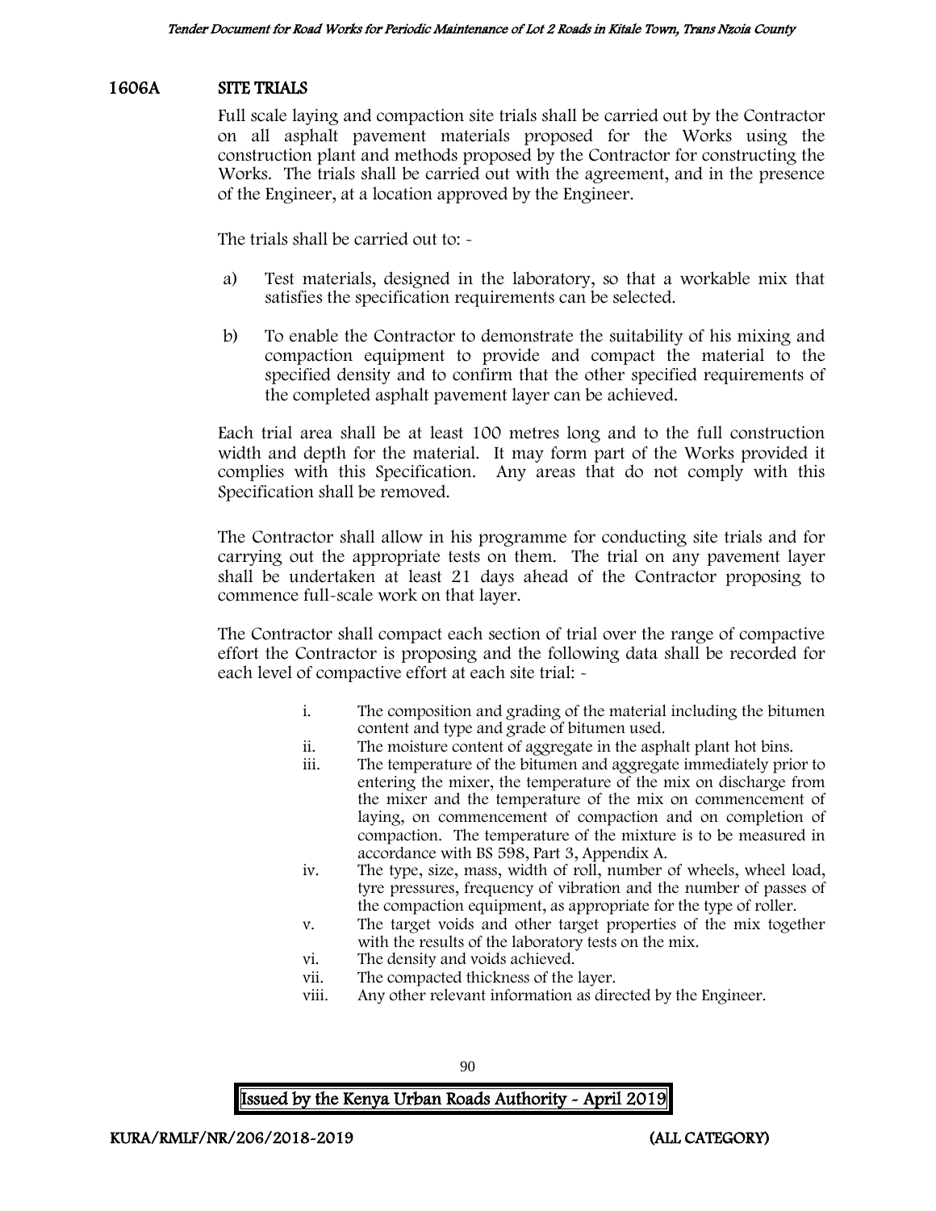## 1606A SITE TRIALS

Full scale laying and compaction site trials shall be carried out by the Contractor on all asphalt pavement materials proposed for the Works using the construction plant and methods proposed by the Contractor for constructing the Works. The trials shall be carried out with the agreement, and in the presence of the Engineer, at a location approved by the Engineer.

The trials shall be carried out to: -

a) Test materials, designed in the laboratory, so that a workable mix that satisfies the specification requirements can be selected.

b) To enable the Contractor to demonstrate the suitability of his mixing and compaction equipment to provide and compact the material to the specified density and to confirm that the other specified requirements of the completed asphalt pavement layer can be achieved.

Each trial area shall be at least 100 metres long and to the full construction width and depth for the material. It may form part of the Works provided it complies with this Specification. Any areas that do not comply with this Specification shall be removed.

The Contractor shall allow in his programme for conducting site trials and for carrying out the appropriate tests on them. The trial on any pavement layer shall be undertaken at least 21 days ahead of the Contractor proposing to commence full-scale work on that layer.

The Contractor shall compact each section of trial over the range of compactive effort the Contractor is proposing and the following data shall be recorded for each level of compactive effort at each site trial: -

i. The composition and grading of the material including the bitumen content and type and grade of bitumen used.
ii. The moisture content of aggregate in the asphalt plant hot bins.
iii. The temperature of the bitumen and aggregate immediately prior to entering the mixer, the temperature of the mix on discharge from the mixer and the temperature of the mix on commencement of laying, on commencement of compaction and on completion of compaction. The temperature of the mixture is to be measured in accordance with BS 598, Part 3, Appendix A.
iv. The type, size, mass, width of roll, number of wheels, wheel load, tyre pressures, frequency of vibration and the number of passes of the compaction equipment, as appropriate for the type of roller.
v. The target voids and other target properties of the mix together with the results of the laboratory tests on the mix.
vi. The density and voids achieved.
vii. The compacted thickness of the layer.
viii. Any other relevant information as directed by the Engineer.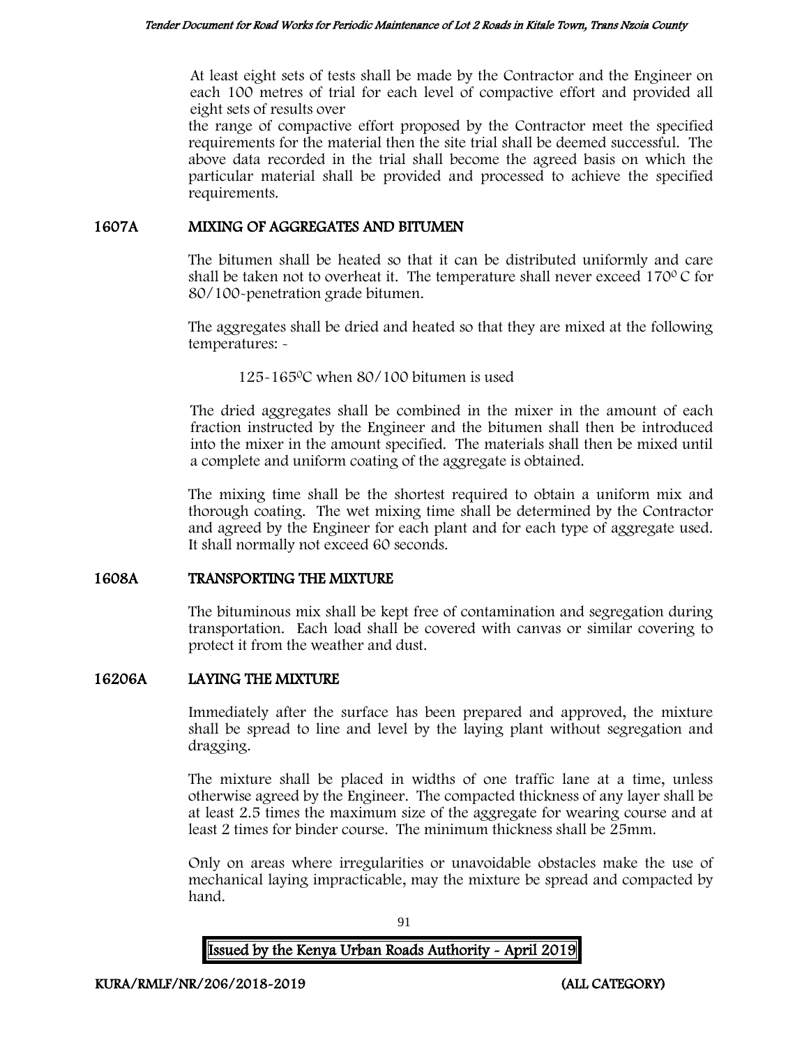At least eight sets of tests shall be made by the Contractor and the Engineer on each 100 metres of trial for each level of compactive effort and provided all eight sets of results over

the range of compactive effort proposed by the Contractor meet the specified requirements for the material then the site trial shall be deemed successful. The above data recorded in the trial shall become the agreed basis on which the particular material shall be provided and processed to achieve the specified requirements.

## 1607A MIXING OF AGGREGATES AND BITUMEN

The bitumen shall be heated so that it can be distributed uniformly and care shall be taken not to overheat it. The temperature shall never exceed 170$^0$ C for 80/100-penetration grade bitumen.

The aggregates shall be dried and heated so that they are mixed at the following temperatures: -

125-165$^0$C when 80/100 bitumen is used

The dried aggregates shall be combined in the mixer in the amount of each fraction instructed by the Engineer and the bitumen shall then be introduced into the mixer in the amount specified. The materials shall then be mixed until a complete and uniform coating of the aggregate is obtained.

The mixing time shall be the shortest required to obtain a uniform mix and thorough coating. The wet mixing time shall be determined by the Contractor and agreed by the Engineer for each plant and for each type of aggregate used. It shall normally not exceed 60 seconds.

## 1608A TRANSPORTING THE MIXTURE

The bituminous mix shall be kept free of contamination and segregation during transportation. Each load shall be covered with canvas or similar covering to protect it from the weather and dust.

## 16206A LAYING THE MIXTURE

Immediately after the surface has been prepared and approved, the mixture shall be spread to line and level by the laying plant without segregation and dragging.

The mixture shall be placed in widths of one traffic lane at a time, unless otherwise agreed by the Engineer. The compacted thickness of any layer shall be at least 2.5 times the maximum size of the aggregate for wearing course and at least 2 times for binder course. The minimum thickness shall be 25mm.

Only on areas where irregularities or unavoidable obstacles make the use of mechanical laying impracticable, may the mixture be spread and compacted by hand.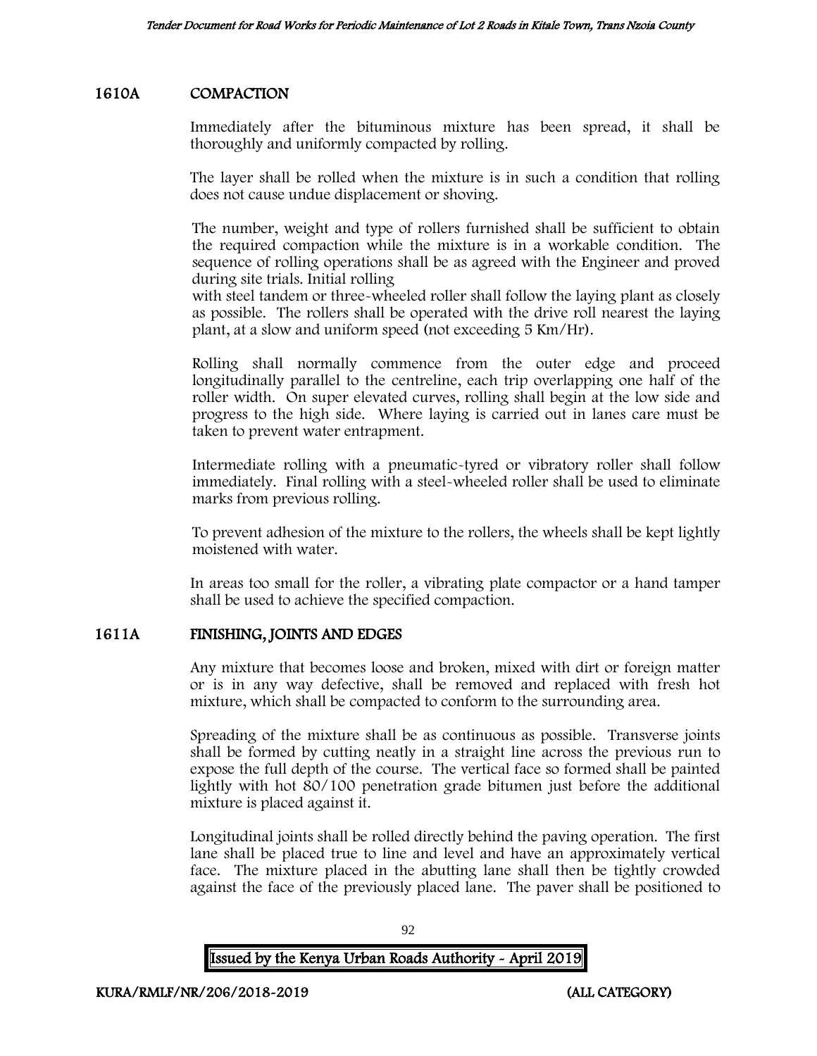## 1610A COMPACTION

Immediately after the bituminous mixture has been spread, it shall be thoroughly and uniformly compacted by rolling.

The layer shall be rolled when the mixture is in such a condition that rolling does not cause undue displacement or shoving.

The number, weight and type of rollers furnished shall be sufficient to obtain the required compaction while the mixture is in a workable condition. The sequence of rolling operations shall be as agreed with the Engineer and proved during site trials. Initial rolling with steel tandem or three-wheeled roller shall follow the laying plant as closely as possible. The rollers shall be operated with the drive roll nearest the laying plant, at a slow and uniform speed (not exceeding 5 Km/Hr).

Rolling shall normally commence from the outer edge and proceed longitudinally parallel to the centreline, each trip overlapping one half of the roller width. On super elevated curves, rolling shall begin at the low side and progress to the high side. Where laying is carried out in lanes care must be taken to prevent water entrapment.

Intermediate rolling with a pneumatic-tyred or vibratory roller shall follow immediately. Final rolling with a steel-wheeled roller shall be used to eliminate marks from previous rolling.

To prevent adhesion of the mixture to the rollers, the wheels shall be kept lightly moistened with water.

In areas too small for the roller, a vibrating plate compactor or a hand tamper shall be used to achieve the specified compaction.

## 1611A FINISHING, JOINTS AND EDGES

Any mixture that becomes loose and broken, mixed with dirt or foreign matter or is in any way defective, shall be removed and replaced with fresh hot mixture, which shall be compacted to conform to the surrounding area.

Spreading of the mixture shall be as continuous as possible. Transverse joints shall be formed by cutting neatly in a straight line across the previous run to expose the full depth of the course. The vertical face so formed shall be painted lightly with hot 80/100 penetration grade bitumen just before the additional mixture is placed against it.

Longitudinal joints shall be rolled directly behind the paving operation. The first lane shall be placed true to line and level and have an approximately vertical face. The mixture placed in the abutting lane shall then be tightly crowded against the face of the previously placed lane. The paver shall be positioned to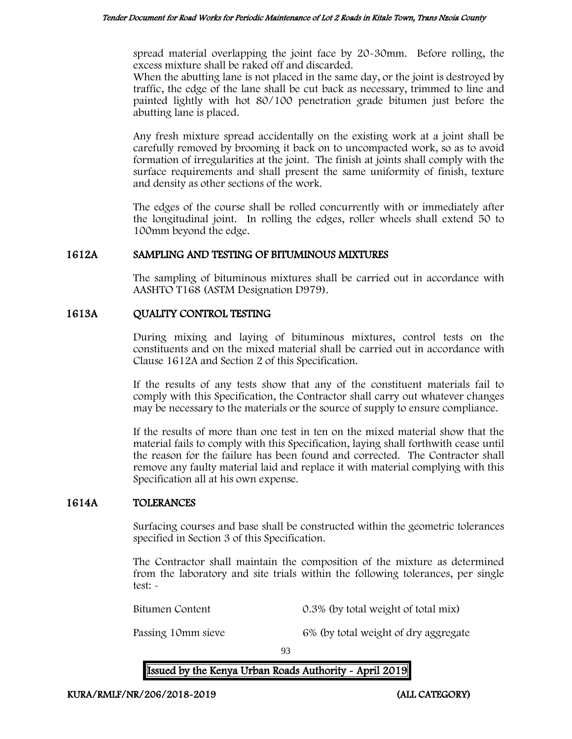spread material overlapping the joint face by 20-30mm. Before rolling, the excess mixture shall be raked off and discarded.
When the abutting lane is not placed in the same day, or the joint is destroyed by traffic, the edge of the lane shall be cut back as necessary, trimmed to line and painted lightly with hot 80/100 penetration grade bitumen just before the abutting lane is placed.

Any fresh mixture spread accidentally on the existing work at a joint shall be carefully removed by brooming it back on to uncompacted work, so as to avoid formation of irregularities at the joint. The finish at joints shall comply with the surface requirements and shall present the same uniformity of finish, texture and density as other sections of the work.

The edges of the course shall be rolled concurrently with or immediately after the longitudinal joint. In rolling the edges, roller wheels shall extend 50 to 100mm beyond the edge.

## 1612A SAMPLING AND TESTING OF BITUMINOUS MIXTURES

The sampling of bituminous mixtures shall be carried out in accordance with AASHTO T168 (ASTM Designation D979).

## 1613A QUALITY CONTROL TESTING

During mixing and laying of bituminous mixtures, control tests on the constituents and on the mixed material shall be carried out in accordance with Clause 1612A and Section 2 of this Specification.

If the results of any tests show that any of the constituent materials fail to comply with this Specification, the Contractor shall carry out whatever changes may be necessary to the materials or the source of supply to ensure compliance.

If the results of more than one test in ten on the mixed material show that the material fails to comply with this Specification, laying shall forthwith cease until the reason for the failure has been found and corrected. The Contractor shall remove any faulty material laid and replace it with material complying with this Specification all at his own expense.

## 1614A TOLERANCES

Surfacing courses and base shall be constructed within the geometric tolerances specified in Section 3 of this Specification.

The Contractor shall maintain the composition of the mixture as determined from the laboratory and site trials within the following tolerances, per single test: -

| | |
|---|---|
| Bitumen Content | 0.3% (by total weight of total mix) |
| Passing 10mm sieve | 6% (by total weight of dry aggregate |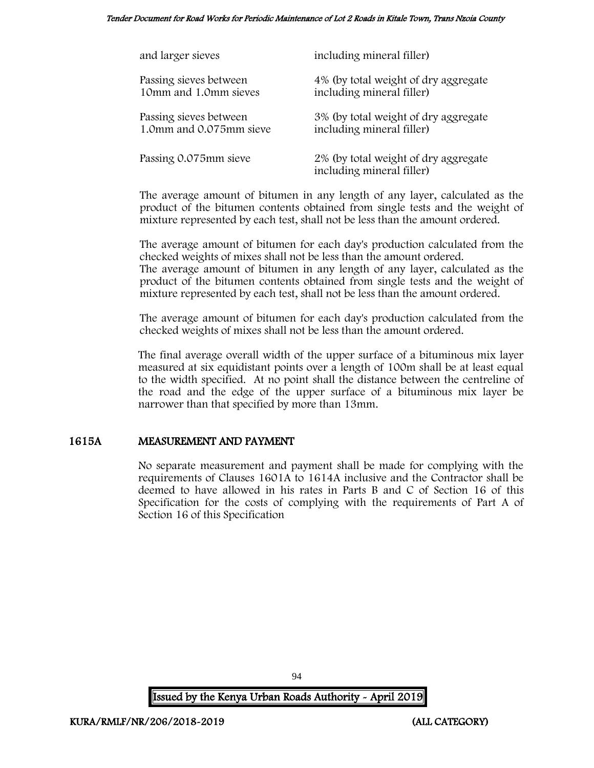| | |
|---|---|
| and larger sieves | including mineral filler) |
| Passing sieves between 10mm and 1.0mm sieves | 4% (by total weight of dry aggregate including mineral filler) |
| Passing sieves between 1.0mm and 0.075mm sieve | 3% (by total weight of dry aggregate including mineral filler) |
| Passing 0.075mm sieve | 2% (by total weight of dry aggregate including mineral filler) |

The average amount of bitumen in any length of any layer, calculated as the product of the bitumen contents obtained from single tests and the weight of mixture represented by each test, shall not be less than the amount ordered.

The average amount of bitumen for each day's production calculated from the checked weights of mixes shall not be less than the amount ordered.
The average amount of bitumen in any length of any layer, calculated as the product of the bitumen contents obtained from single tests and the weight of mixture represented by each test, shall not be less than the amount ordered.

The average amount of bitumen for each day's production calculated from the checked weights of mixes shall not be less than the amount ordered.

The final average overall width of the upper surface of a bituminous mix layer measured at six equidistant points over a length of 100m shall be at least equal to the width specified. At no point shall the distance between the centreline of the road and the edge of the upper surface of a bituminous mix layer be narrower than that specified by more than 13mm.

## 1615A MEASUREMENT AND PAYMENT

No separate measurement and payment shall be made for complying with the requirements of Clauses 1601A to 1614A inclusive and the Contractor shall be deemed to have allowed in his rates in Parts B and C of Section 16 of this Specification for the costs of complying with the requirements of Part A of Section 16 of this Specification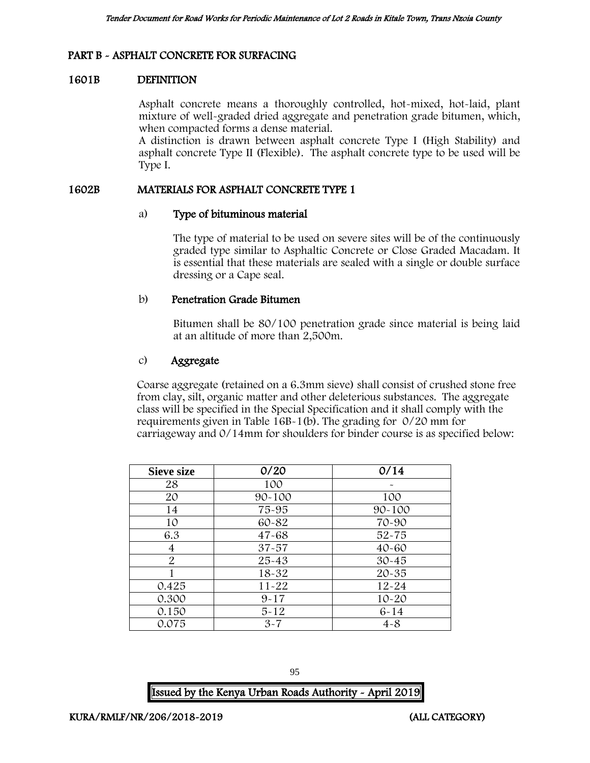## PART B - ASPHALT CONCRETE FOR SURFACING

### 1601B DEFINITION

Asphalt concrete means a thoroughly controlled, hot-mixed, hot-laid, plant mixture of well-graded dried aggregate and penetration grade bitumen, which, when compacted forms a dense material.

A distinction is drawn between asphalt concrete Type I (High Stability) and asphalt concrete Type II (Flexible). The asphalt concrete type to be used will be Type I.

### 1602B MATERIALS FOR ASPHALT CONCRETE TYPE 1

a) **Type of bituminous material**

The type of material to be used on severe sites will be of the continuously graded type similar to Asphaltic Concrete or Close Graded Macadam. It is essential that these materials are sealed with a single or double surface dressing or a Cape seal.

b) **Penetration Grade Bitumen**

Bitumen shall be 80/100 penetration grade since material is being laid at an altitude of more than 2,500m.

c) **Aggregate**

Coarse aggregate (retained on a 6.3mm sieve) shall consist of crushed stone free from clay, silt, organic matter and other deleterious substances. The aggregate class will be specified in the Special Specification and it shall comply with the requirements given in Table 16B-1(b). The grading for 0/20 mm for carriageway and 0/14mm for shoulders for binder course is as specified below:

| Sieve size | 0/20 | 0/14 |
|---|---|---|
| 28 | 100 | - |
| 20 | 90-100 | 100 |
| 14 | 75-95 | 90-100 |
| 10 | 60-82 | 70-90 |
| 6.3 | 47-68 | 52-75 |
| 4 | 37-57 | 40-60 |
| 2 | 25-43 | 30-45 |
| 1 | 18-32 | 20-35 |
| 0.425 | 11-22 | 12-24 |
| 0.300 | 9-17 | 10-20 |
| 0.150 | 5-12 | 6-14 |
| 0.075 | 3-7 | 4-8 |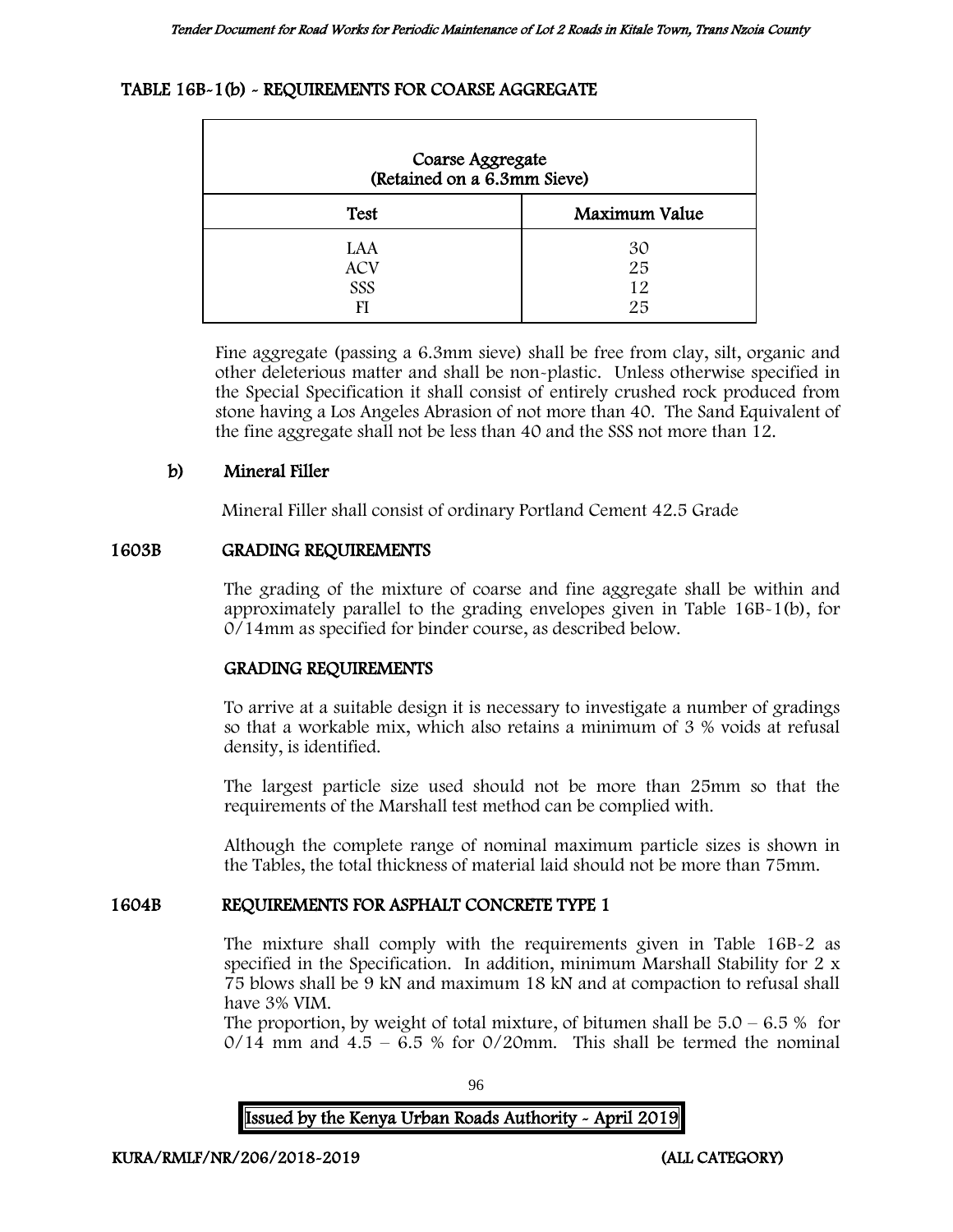## TABLE 16B-1(b) - REQUIREMENTS FOR COARSE AGGREGATE

| Coarse Aggregate (Retained on a 6.3mm Sieve) | |
|---|---|
| **Test** | **Maximum Value** |
| LAA | 30 |
| ACV | 25 |
| SSS | 12 |
| FI | 25 |

Fine aggregate (passing a 6.3mm sieve) shall be free from clay, silt, organic and other deleterious matter and shall be non-plastic. Unless otherwise specified in the Special Specification it shall consist of entirely crushed rock produced from stone having a Los Angeles Abrasion of not more than 40. The Sand Equivalent of the fine aggregate shall not be less than 40 and the SSS not more than 12.

### b) Mineral Filler

Mineral Filler shall consist of ordinary Portland Cement 42.5 Grade

## 1603B GRADING REQUIREMENTS

The grading of the mixture of coarse and fine aggregate shall be within and approximately parallel to the grading envelopes given in Table 16B-1(b), for 0/14mm as specified for binder course, as described below.

### GRADING REQUIREMENTS

To arrive at a suitable design it is necessary to investigate a number of gradings so that a workable mix, which also retains a minimum of 3 % voids at refusal density, is identified.

The largest particle size used should not be more than 25mm so that the requirements of the Marshall test method can be complied with.

Although the complete range of nominal maximum particle sizes is shown in the Tables, the total thickness of material laid should not be more than 75mm.

## 1604B REQUIREMENTS FOR ASPHALT CONCRETE TYPE 1

The mixture shall comply with the requirements given in Table 16B-2 as specified in the Specification. In addition, minimum Marshall Stability for 2 x 75 blows shall be 9 kN and maximum 18 kN and at compaction to refusal shall have 3% VIM.

The proportion, by weight of total mixture, of bitumen shall be 5.0 – 6.5 % for 0/14 mm and 4.5 – 6.5 % for 0/20mm. This shall be termed the nominal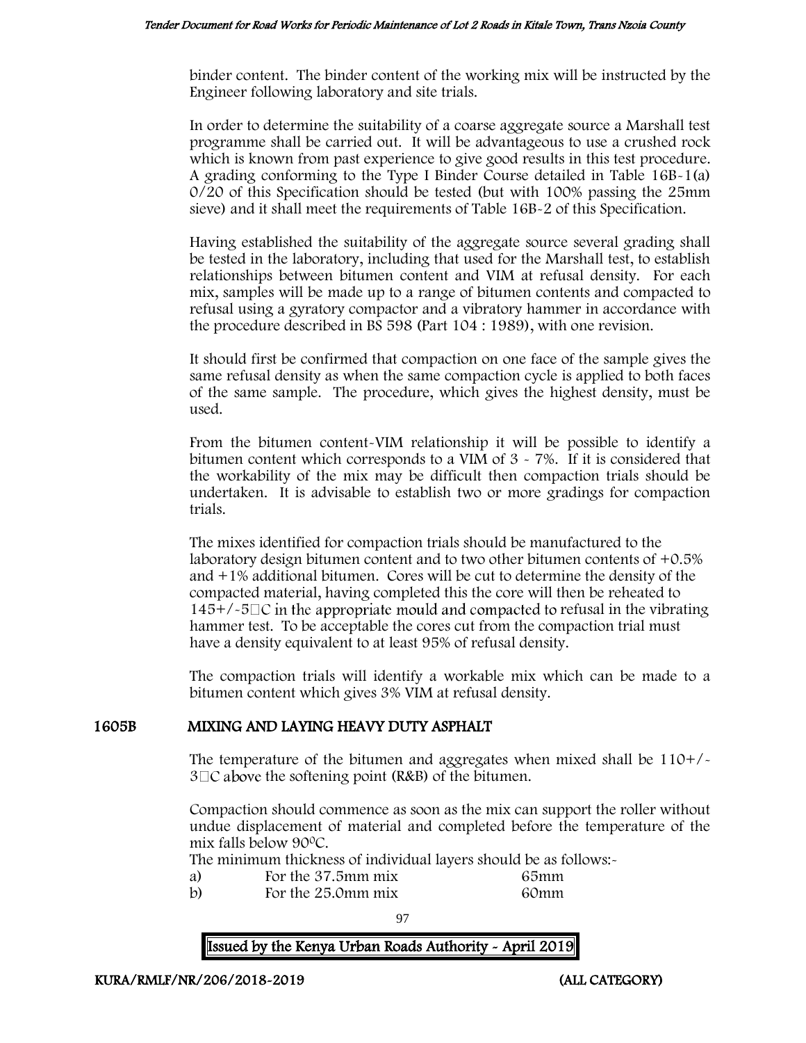binder content. The binder content of the working mix will be instructed by the Engineer following laboratory and site trials.

In order to determine the suitability of a coarse aggregate source a Marshall test programme shall be carried out. It will be advantageous to use a crushed rock which is known from past experience to give good results in this test procedure. A grading conforming to the Type I Binder Course detailed in Table 16B-1(a) 0/20 of this Specification should be tested (but with 100% passing the 25mm sieve) and it shall meet the requirements of Table 16B-2 of this Specification.

Having established the suitability of the aggregate source several grading shall be tested in the laboratory, including that used for the Marshall test, to establish relationships between bitumen content and VIM at refusal density. For each mix, samples will be made up to a range of bitumen contents and compacted to refusal using a gyratory compactor and a vibratory hammer in accordance with the procedure described in BS 598 (Part 104 : 1989), with one revision.

It should first be confirmed that compaction on one face of the sample gives the same refusal density as when the same compaction cycle is applied to both faces of the same sample. The procedure, which gives the highest density, must be used.

From the bitumen content-VIM relationship it will be possible to identify a bitumen content which corresponds to a VIM of 3 - 7%. If it is considered that the workability of the mix may be difficult then compaction trials should be undertaken. It is advisable to establish two or more gradings for compaction trials.

The mixes identified for compaction trials should be manufactured to the laboratory design bitumen content and to two other bitumen contents of +0.5% and +1% additional bitumen. Cores will be cut to determine the density of the compacted material, having completed this the core will then be reheated to 145+/-5°C in the appropriate mould and compacted to refusal in the vibrating hammer test. To be acceptable the cores cut from the compaction trial must have a density equivalent to at least 95% of refusal density.

The compaction trials will identify a workable mix which can be made to a bitumen content which gives 3% VIM at refusal density.

## 1605B MIXING AND LAYING HEAVY DUTY ASPHALT

The temperature of the bitumen and aggregates when mixed shall be 110+/-3°C above the softening point (R&B) of the bitumen.

Compaction should commence as soon as the mix can support the roller without undue displacement of material and completed before the temperature of the mix falls below 90°C.

The minimum thickness of individual layers should be as follows:-

a) For the 37.5mm mix 65mm

b) For the 25.0mm mix 60mm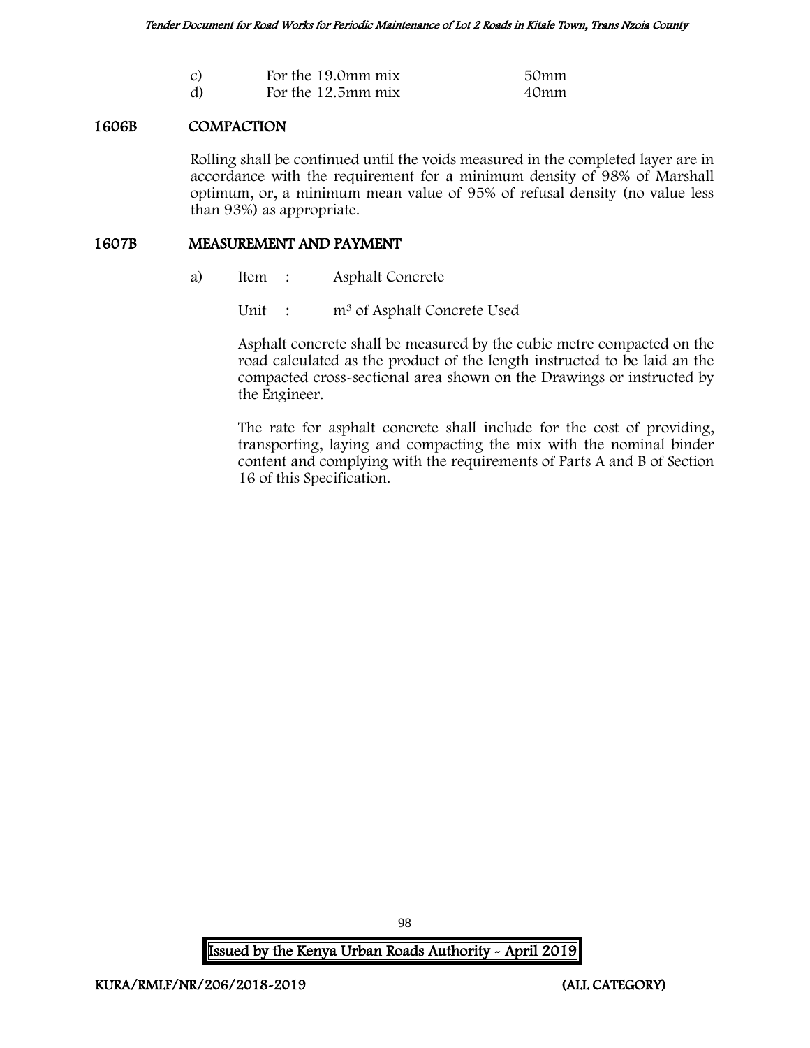| | | |
|---|---|---|
| c) | For the 19.0mm mix | 50mm |
| d) | For the 12.5mm mix | 40mm |

## 1606B COMPACTION

Rolling shall be continued until the voids measured in the completed layer are in accordance with the requirement for a minimum density of 98% of Marshall optimum, or, a minimum mean value of 95% of refusal density (no value less than 93%) as appropriate.

## 1607B MEASUREMENT AND PAYMENT

a) Item : Asphalt Concrete

Unit : $m^3$ of Asphalt Concrete Used

Asphalt concrete shall be measured by the cubic metre compacted on the road calculated as the product of the length instructed to be laid an the compacted cross-sectional area shown on the Drawings or instructed by the Engineer.

The rate for asphalt concrete shall include for the cost of providing, transporting, laying and compacting the mix with the nominal binder content and complying with the requirements of Parts A and B of Section 16 of this Specification.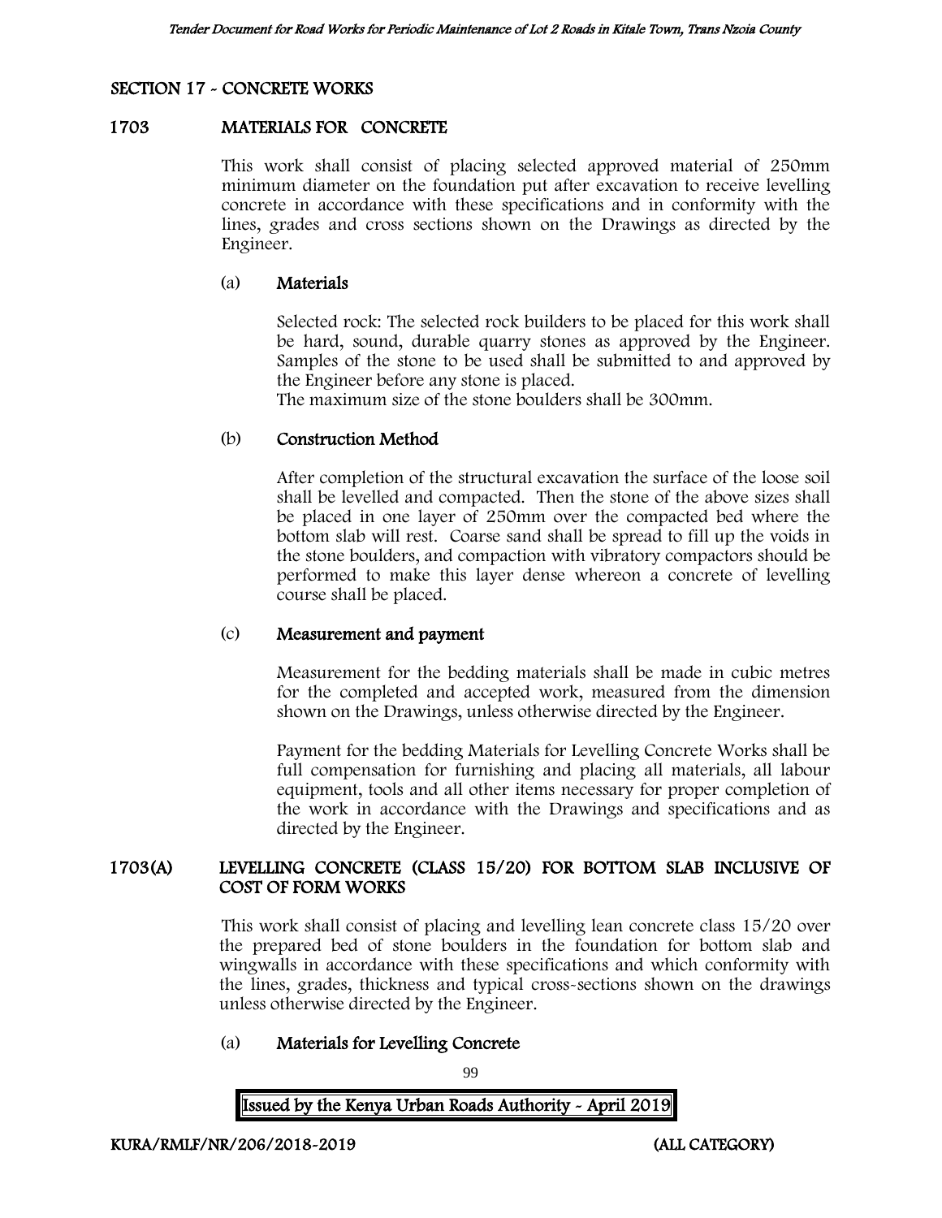## SECTION 17 - CONCRETE WORKS

### 1703 MATERIALS FOR CONCRETE

This work shall consist of placing selected approved material of 250mm minimum diameter on the foundation put after excavation to receive levelling concrete in accordance with these specifications and in conformity with the lines, grades and cross sections shown on the Drawings as directed by the Engineer.

#### (a) Materials

Selected rock: The selected rock builders to be placed for this work shall be hard, sound, durable quarry stones as approved by the Engineer. Samples of the stone to be used shall be submitted to and approved by the Engineer before any stone is placed.
The maximum size of the stone boulders shall be 300mm.

#### (b) Construction Method

After completion of the structural excavation the surface of the loose soil shall be levelled and compacted. Then the stone of the above sizes shall be placed in one layer of 250mm over the compacted bed where the bottom slab will rest. Coarse sand shall be spread to fill up the voids in the stone boulders, and compaction with vibratory compactors should be performed to make this layer dense whereon a concrete of levelling course shall be placed.

#### (c) Measurement and payment

Measurement for the bedding materials shall be made in cubic metres for the completed and accepted work, measured from the dimension shown on the Drawings, unless otherwise directed by the Engineer.

Payment for the bedding Materials for Levelling Concrete Works shall be full compensation for furnishing and placing all materials, all labour equipment, tools and all other items necessary for proper completion of the work in accordance with the Drawings and specifications and as directed by the Engineer.

### 1703(A) LEVELLING CONCRETE (CLASS 15/20) FOR BOTTOM SLAB INCLUSIVE OF COST OF FORM WORKS

This work shall consist of placing and levelling lean concrete class 15/20 over the prepared bed of stone boulders in the foundation for bottom slab and wingwalls in accordance with these specifications and which conformity with the lines, grades, thickness and typical cross-sections shown on the drawings unless otherwise directed by the Engineer.

#### (a) Materials for Levelling Concrete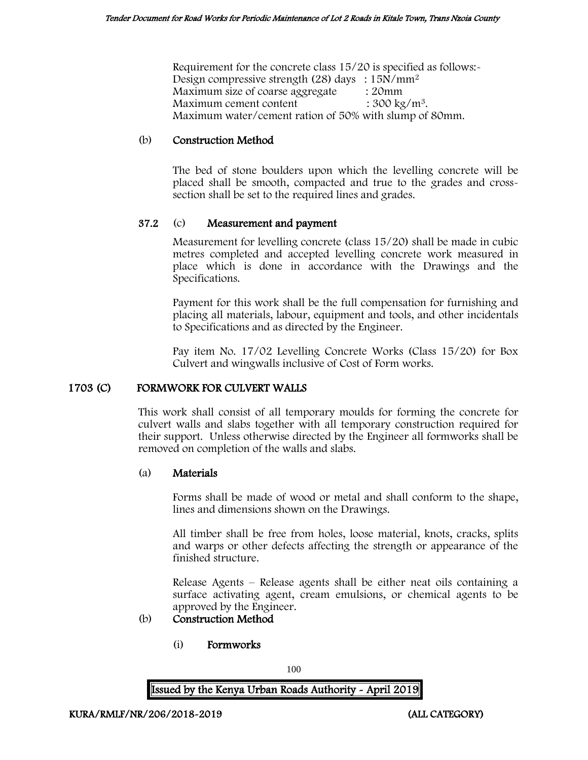Requirement for the concrete class 15/20 is specified as follows:-
Design compressive strength (28) days : 15N/mm$^2$
Maximum size of coarse aggregate : 20mm
Maximum cement content : 300 kg/m$^3$.
Maximum water/cement ration of 50% with slump of 80mm.

(b) **Construction Method**

The bed of stone boulders upon which the levelling concrete will be placed shall be smooth, compacted and true to the grades and cross-section shall be set to the required lines and grades.

**37.2** (c) **Measurement and payment**

Measurement for levelling concrete (class 15/20) shall be made in cubic metres completed and accepted levelling concrete work measured in place which is done in accordance with the Drawings and the Specifications.

Payment for this work shall be the full compensation for furnishing and placing all materials, labour, equipment and tools, and other incidentals to Specifications and as directed by the Engineer.

Pay item No. 17/02 Levelling Concrete Works (Class 15/20) for Box Culvert and wingwalls inclusive of Cost of Form works.

## 1703 (C) FORMWORK FOR CULVERT WALLS

This work shall consist of all temporary moulds for forming the concrete for culvert walls and slabs together with all temporary construction required for their support. Unless otherwise directed by the Engineer all formworks shall be removed on completion of the walls and slabs.

(a) **Materials**

Forms shall be made of wood or metal and shall conform to the shape, lines and dimensions shown on the Drawings.

All timber shall be free from holes, loose material, knots, cracks, splits and warps or other defects affecting the strength or appearance of the finished structure.

Release Agents – Release agents shall be either neat oils containing a surface activating agent, cream emulsions, or chemical agents to be approved by the Engineer.

(b) **Construction Method**

(i) **Formworks**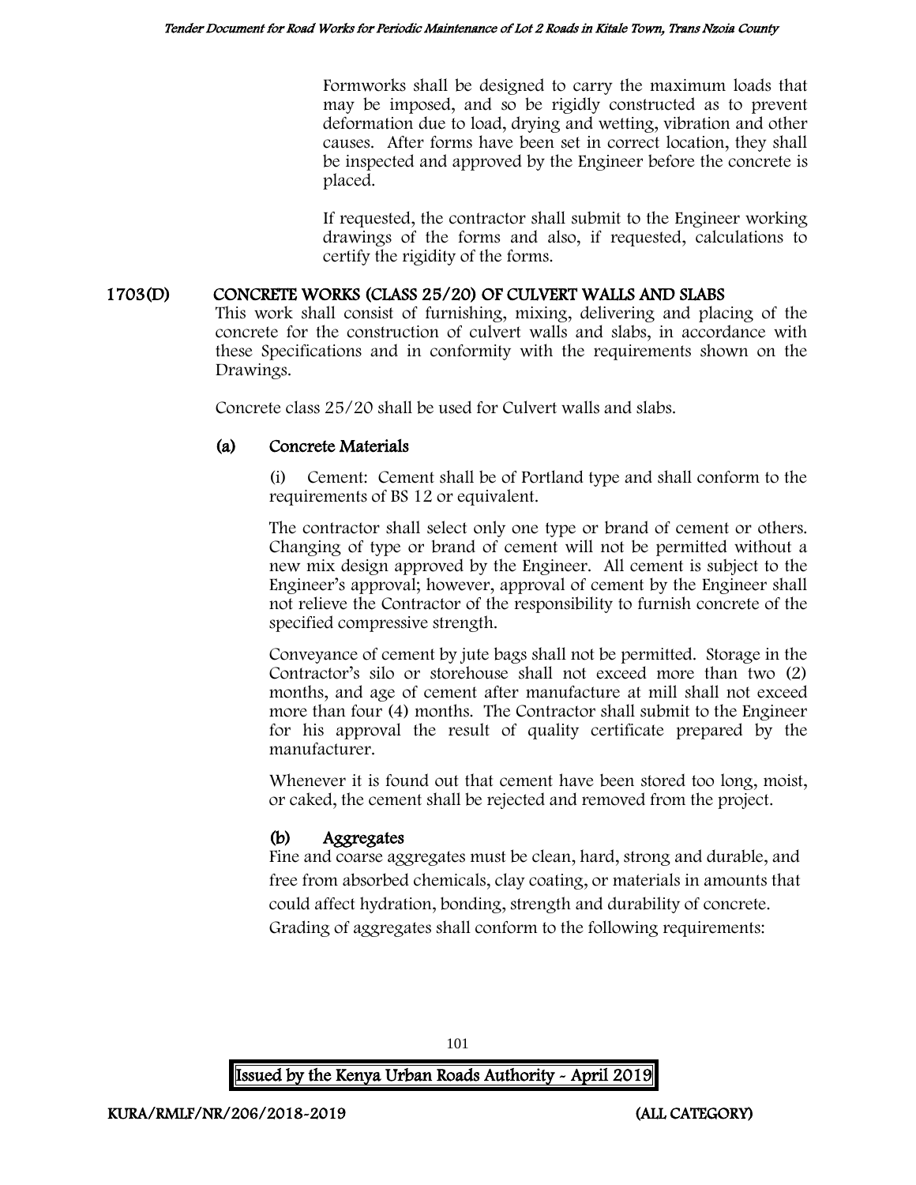Formworks shall be designed to carry the maximum loads that may be imposed, and so be rigidly constructed as to prevent deformation due to load, drying and wetting, vibration and other causes. After forms have been set in correct location, they shall be inspected and approved by the Engineer before the concrete is placed.

If requested, the contractor shall submit to the Engineer working drawings of the forms and also, if requested, calculations to certify the rigidity of the forms.

## 1703(D) CONCRETE WORKS (CLASS 25/20) OF CULVERT WALLS AND SLABS

This work shall consist of furnishing, mixing, delivering and placing of the concrete for the construction of culvert walls and slabs, in accordance with these Specifications and in conformity with the requirements shown on the Drawings.

Concrete class 25/20 shall be used for Culvert walls and slabs.

### (a) Concrete Materials

(i) Cement: Cement shall be of Portland type and shall conform to the requirements of BS 12 or equivalent.

The contractor shall select only one type or brand of cement or others. Changing of type or brand of cement will not be permitted without a new mix design approved by the Engineer. All cement is subject to the Engineer's approval; however, approval of cement by the Engineer shall not relieve the Contractor of the responsibility to furnish concrete of the specified compressive strength.

Conveyance of cement by jute bags shall not be permitted. Storage in the Contractor's silo or storehouse shall not exceed more than two (2) months, and age of cement after manufacture at mill shall not exceed more than four (4) months. The Contractor shall submit to the Engineer for his approval the result of quality certificate prepared by the manufacturer.

Whenever it is found out that cement have been stored too long, moist, or caked, the cement shall be rejected and removed from the project.

### (b) Aggregates

Fine and coarse aggregates must be clean, hard, strong and durable, and free from absorbed chemicals, clay coating, or materials in amounts that could affect hydration, bonding, strength and durability of concrete.

Grading of aggregates shall conform to the following requirements: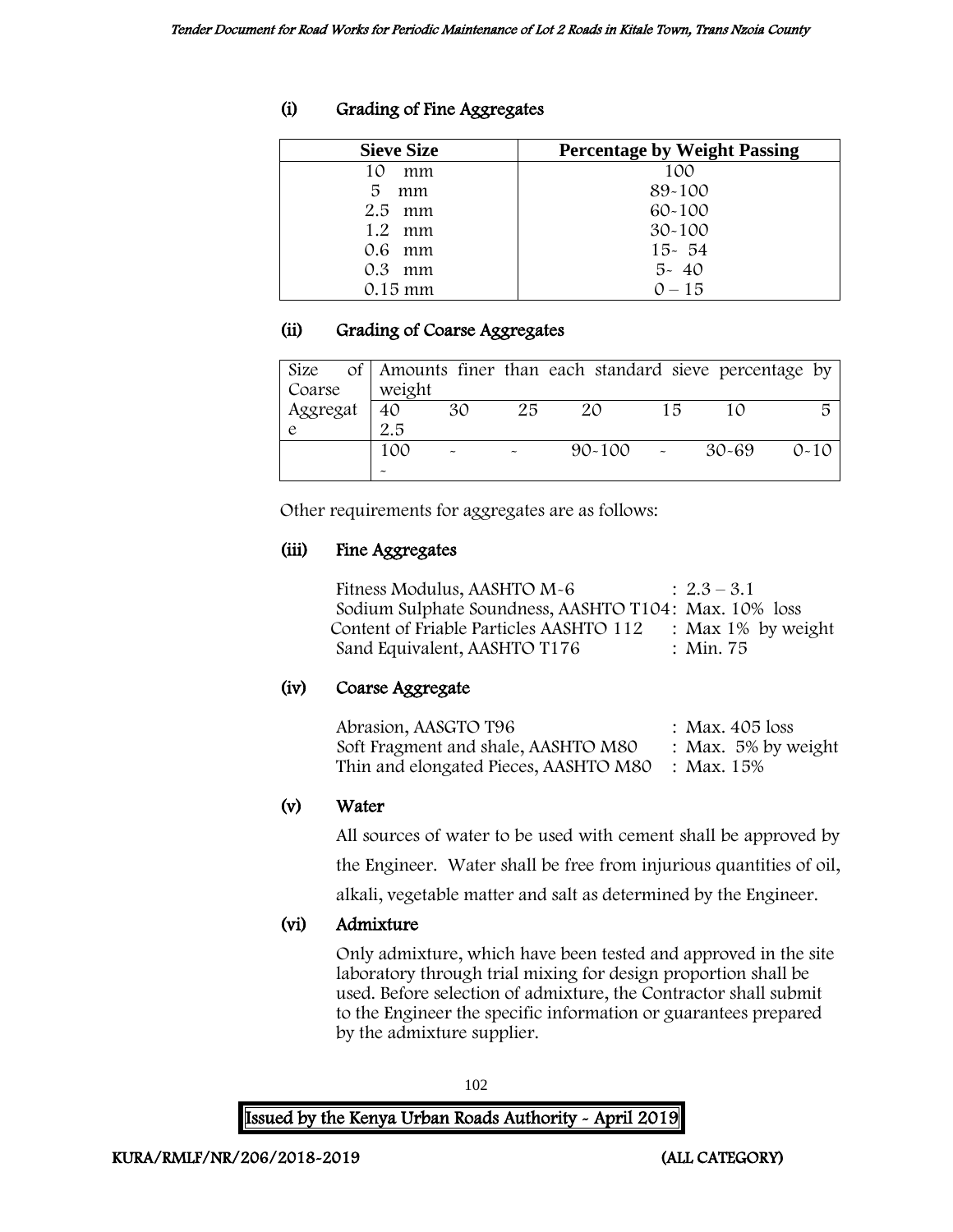### (i) Grading of Fine Aggregates

| Sieve Size | Percentage by Weight Passing |
|---|---|
| 10 mm | 100 |
| 5 mm | 89-100 |
| 2.5 mm | 60-100 |
| 1.2 mm | 30-100 |
| 0.6 mm | 15- 54 |
| 0.3 mm | 5- 40 |
| 0.15 mm | 0 – 15 |

### (ii) Grading of Coarse Aggregates

| Size of Coarse Aggregate | Amounts finer than each standard sieve percentage by weight | | | | | | |
|---|---|---|---|---|---|---|---|
| | 40 | 30 | 25 | 20 | 15 | 10 | 5 2.5 |
| | 100 | - | - | 90-100 | - | 30-69 | 0-10 - |

Other requirements for aggregates are as follows:

### (iii) Fine Aggregates

Fitness Modulus, AASHTO M-6 : 2.3 – 3.1
Sodium Sulphate Soundness, AASHTO T104: Max. 10% loss
Content of Friable Particles AASHTO 112 : Max 1% by weight
Sand Equivalent, AASHTO T176 : Min. 75

### (iv) Coarse Aggregate

Abrasion, AASGTO T96 : Max. 405 loss
Soft Fragment and shale, AASHTO M80 : Max. 5% by weight
Thin and elongated Pieces, AASHTO M80 : Max. 15%

### (v) Water

All sources of water to be used with cement shall be approved by the Engineer. Water shall be free from injurious quantities of oil, alkali, vegetable matter and salt as determined by the Engineer.

### (vi) Admixture

Only admixture, which have been tested and approved in the site laboratory through trial mixing for design proportion shall be used. Before selection of admixture, the Contractor shall submit to the Engineer the specific information or guarantees prepared by the admixture supplier.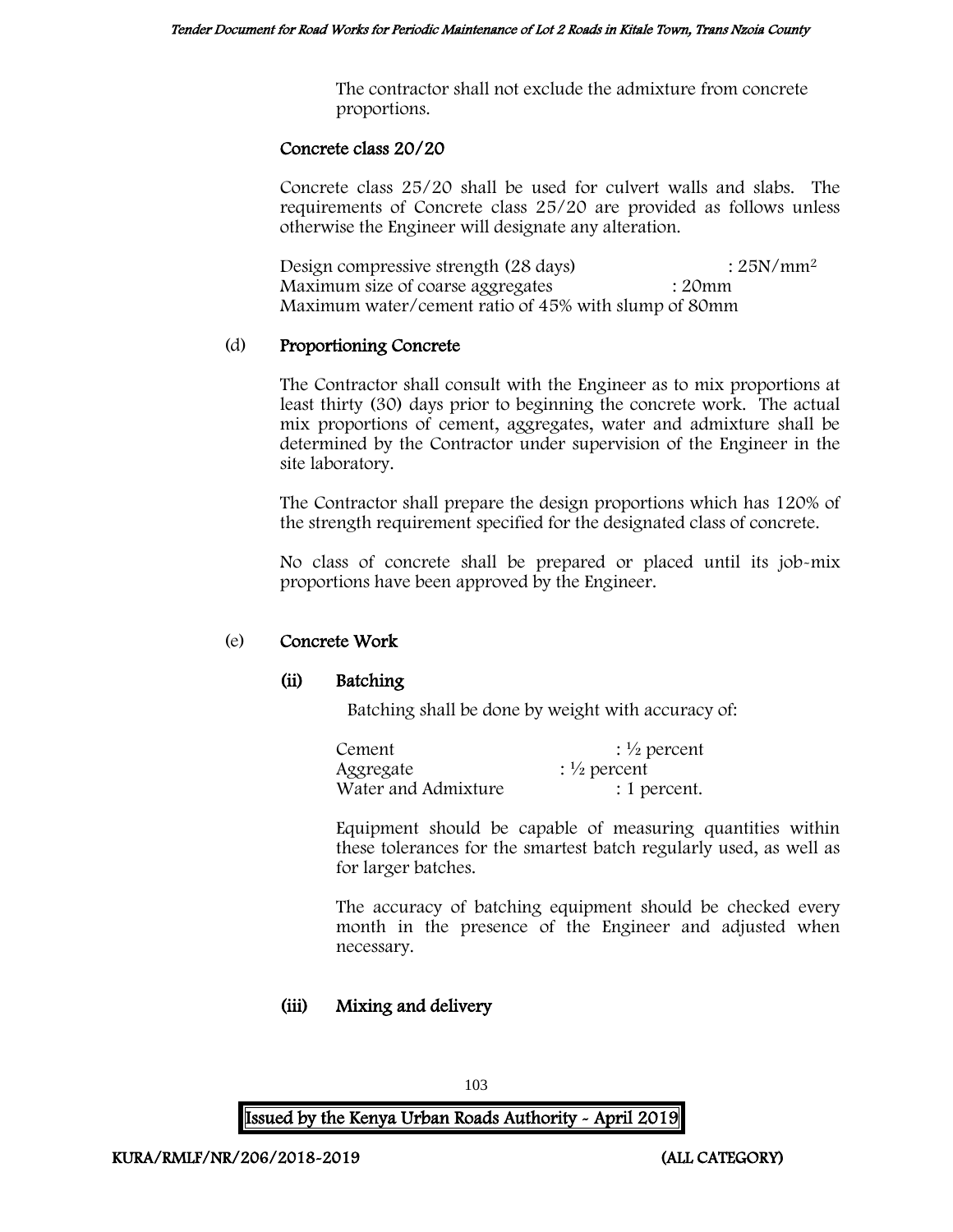The contractor shall not exclude the admixture from concrete proportions.

**Concrete class 20/20**

Concrete class 25/20 shall be used for culvert walls and slabs. The requirements of Concrete class 25/20 are provided as follows unless otherwise the Engineer will designate any alteration.

Design compressive strength (28 days) : 25N/mm$^2$
Maximum size of coarse aggregates : 20mm
Maximum water/cement ratio of 45% with slump of 80mm

### (d) Proportioning Concrete

The Contractor shall consult with the Engineer as to mix proportions at least thirty (30) days prior to beginning the concrete work. The actual mix proportions of cement, aggregates, water and admixture shall be determined by the Contractor under supervision of the Engineer in the site laboratory.

The Contractor shall prepare the design proportions which has 120% of the strength requirement specified for the designated class of concrete.

No class of concrete shall be prepared or placed until its job-mix proportions have been approved by the Engineer.

### (e) Concrete Work

#### (ii) Batching

Batching shall be done by weight with accuracy of:

Cement : ½ percent
Aggregate : ½ percent
Water and Admixture : 1 percent.

Equipment should be capable of measuring quantities within these tolerances for the smartest batch regularly used, as well as for larger batches.

The accuracy of batching equipment should be checked every month in the presence of the Engineer and adjusted when necessary.

#### (iii) Mixing and delivery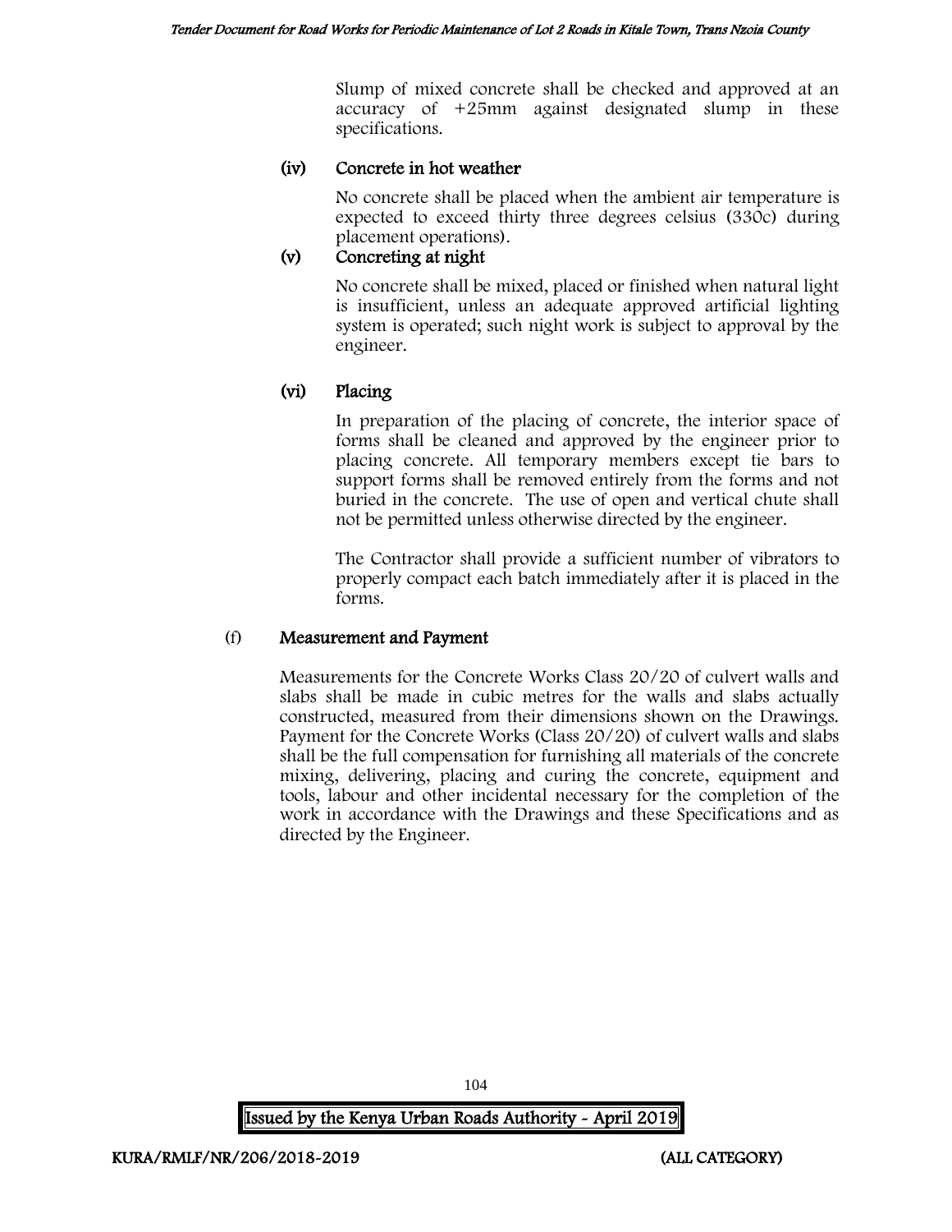Slump of mixed concrete shall be checked and approved at an accuracy of +25mm against designated slump in these specifications.

#### (iv) Concrete in hot weather

No concrete shall be placed when the ambient air temperature is expected to exceed thirty three degrees celsius (330c) during placement operations).

#### (v) Concreting at night

No concrete shall be mixed, placed or finished when natural light is insufficient, unless an adequate approved artificial lighting system is operated; such night work is subject to approval by the engineer.

#### (vi) Placing

In preparation of the placing of concrete, the interior space of forms shall be cleaned and approved by the engineer prior to placing concrete. All temporary members except tie bars to support forms shall be removed entirely from the forms and not buried in the concrete. The use of open and vertical chute shall not be permitted unless otherwise directed by the engineer.

The Contractor shall provide a sufficient number of vibrators to properly compact each batch immediately after it is placed in the forms.

### (f) Measurement and Payment

Measurements for the Concrete Works Class 20/20 of culvert walls and slabs shall be made in cubic metres for the walls and slabs actually constructed, measured from their dimensions shown on the Drawings. Payment for the Concrete Works (Class 20/20) of culvert walls and slabs shall be the full compensation for furnishing all materials of the concrete mixing, delivering, placing and curing the concrete, equipment and tools, labour and other incidental necessary for the completion of the work in accordance with the Drawings and these Specifications and as directed by the Engineer.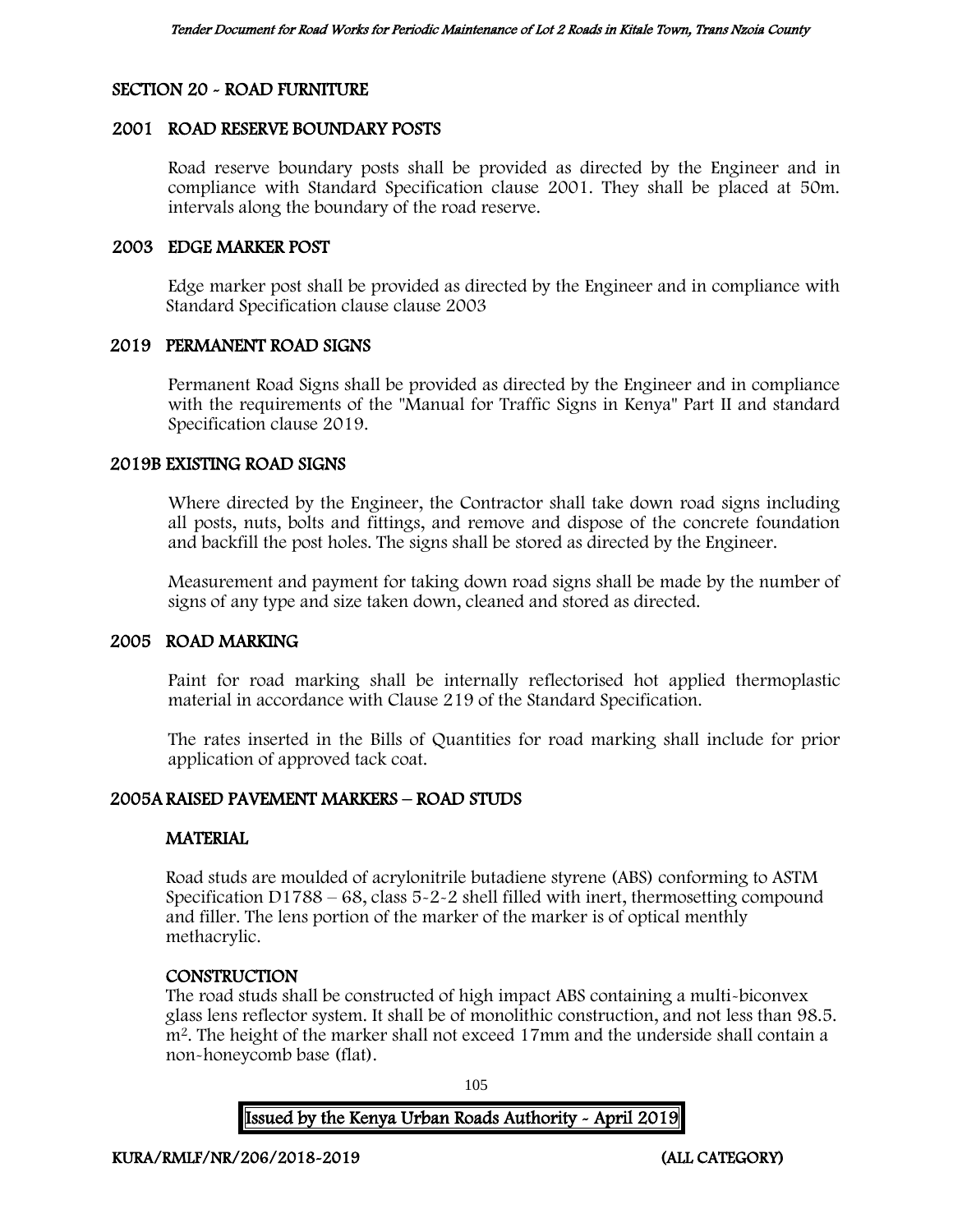## SECTION 20 - ROAD FURNITURE

### 2001 ROAD RESERVE BOUNDARY POSTS

Road reserve boundary posts shall be provided as directed by the Engineer and in compliance with Standard Specification clause 2001. They shall be placed at 50m. intervals along the boundary of the road reserve.

### 2003 EDGE MARKER POST

Edge marker post shall be provided as directed by the Engineer and in compliance with Standard Specification clause clause 2003

### 2019 PERMANENT ROAD SIGNS

Permanent Road Signs shall be provided as directed by the Engineer and in compliance with the requirements of the "Manual for Traffic Signs in Kenya" Part II and standard Specification clause 2019.

### 2019B EXISTING ROAD SIGNS

Where directed by the Engineer, the Contractor shall take down road signs including all posts, nuts, bolts and fittings, and remove and dispose of the concrete foundation and backfill the post holes. The signs shall be stored as directed by the Engineer.

Measurement and payment for taking down road signs shall be made by the number of signs of any type and size taken down, cleaned and stored as directed.

### 2005 ROAD MARKING

Paint for road marking shall be internally reflectorised hot applied thermoplastic material in accordance with Clause 219 of the Standard Specification.

The rates inserted in the Bills of Quantities for road marking shall include for prior application of approved tack coat.

### 2005A RAISED PAVEMENT MARKERS – ROAD STUDS

#### MATERIAL

Road studs are moulded of acrylonitrile butadiene styrene (ABS) conforming to ASTM Specification D1788 – 68, class 5-2-2 shell filled with inert, thermosetting compound and filler. The lens portion of the marker of the marker is of optical menthly methacrylic.

#### CONSTRUCTION

The road studs shall be constructed of high impact ABS containing a multi-biconvex glass lens reflector system. It shall be of monolithic construction, and not less than 98.5. $m^2$. The height of the marker shall not exceed 17mm and the underside shall contain a non-honeycomb base (flat).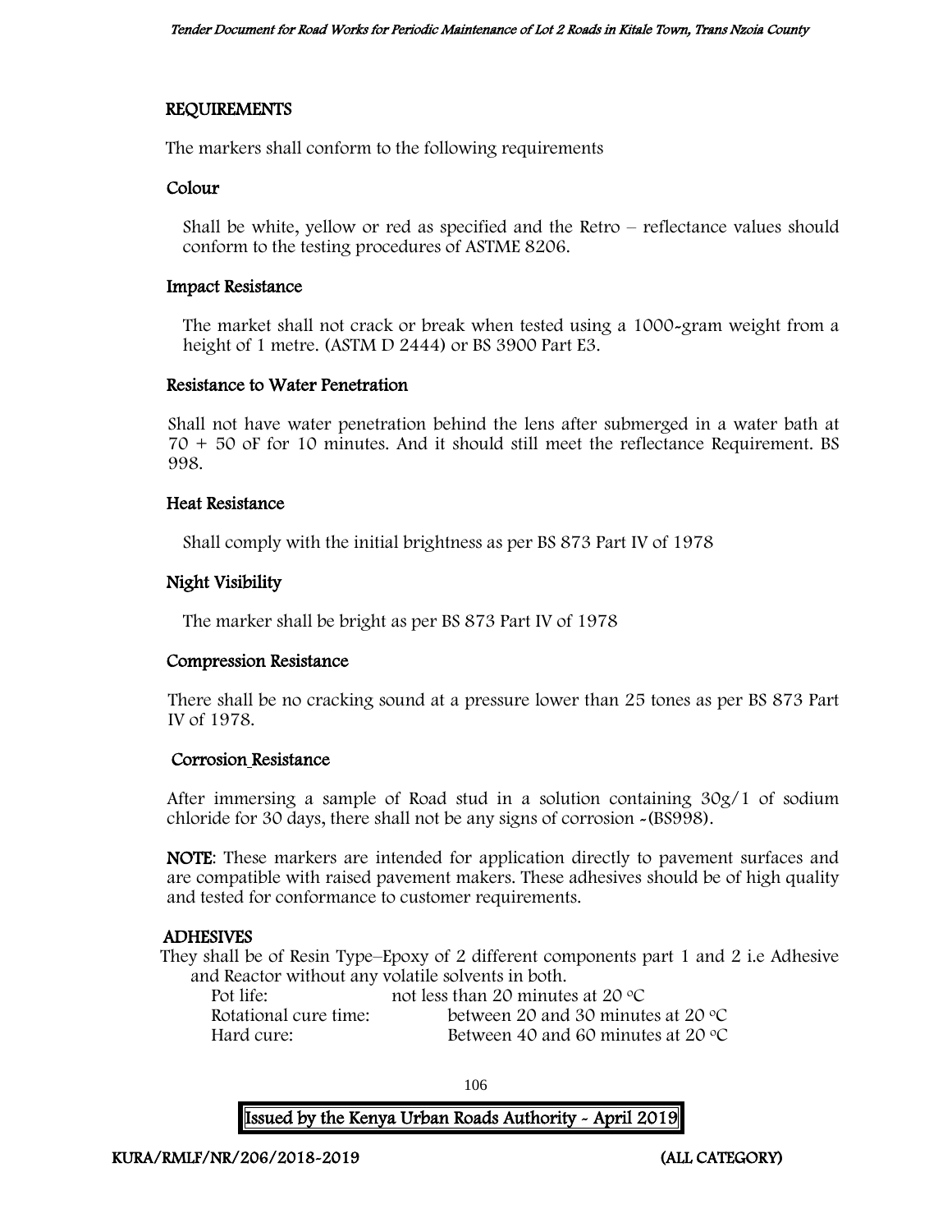## REQUIREMENTS

The markers shall conform to the following requirements

### Colour

Shall be white, yellow or red as specified and the Retro – reflectance values should conform to the testing procedures of ASTME 8206.

### Impact Resistance

The market shall not crack or break when tested using a 1000-gram weight from a height of 1 metre. (ASTM D 2444) or BS 3900 Part E3.

### Resistance to Water Penetration

Shall not have water penetration behind the lens after submerged in a water bath at 70 + 50 oF for 10 minutes. And it should still meet the reflectance Requirement. BS 998.

### Heat Resistance

Shall comply with the initial brightness as per BS 873 Part IV of 1978

### Night Visibility

The marker shall be bright as per BS 873 Part IV of 1978

### Compression Resistance

There shall be no cracking sound at a pressure lower than 25 tones as per BS 873 Part IV of 1978.

### Corrosion Resistance

After immersing a sample of Road stud in a solution containing 30g/1 of sodium chloride for 30 days, there shall not be any signs of corrosion -(BS998).

**NOTE**: These markers are intended for application directly to pavement surfaces and are compatible with raised pavement makers. These adhesives should be of high quality and tested for conformance to customer requirements.

## ADHESIVES

They shall be of Resin Type–Epoxy of 2 different components part 1 and 2 i.e Adhesive and Reactor without any volatile solvents in both.

| | |
|---|---|
| Pot life: | not less than 20 minutes at 20 °C |
| Rotational cure time: | between 20 and 30 minutes at 20 °C |
| Hard cure: | Between 40 and 60 minutes at 20 °C |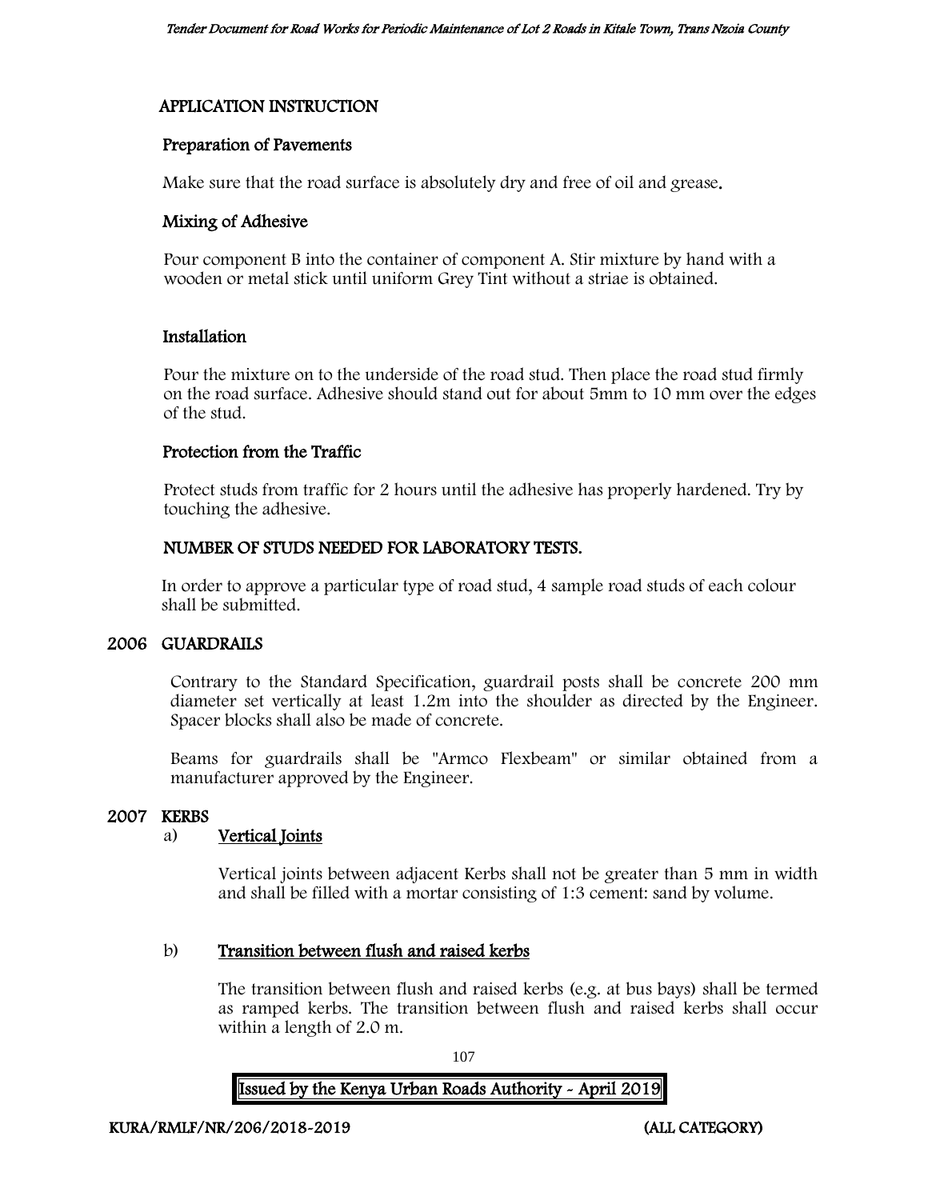## APPLICATION INSTRUCTION

### Preparation of Pavements

Make sure that the road surface is absolutely dry and free of oil and grease.

### Mixing of Adhesive

Pour component B into the container of component A. Stir mixture by hand with a wooden or metal stick until uniform Grey Tint without a striae is obtained.

### Installation

Pour the mixture on to the underside of the road stud. Then place the road stud firmly on the road surface. Adhesive should stand out for about 5mm to 10 mm over the edges of the stud.

### Protection from the Traffic

Protect studs from traffic for 2 hours until the adhesive has properly hardened. Try by touching the adhesive.

## NUMBER OF STUDS NEEDED FOR LABORATORY TESTS.

In order to approve a particular type of road stud, 4 sample road studs of each colour shall be submitted.

## 2006 GUARDRAILS

Contrary to the Standard Specification, guardrail posts shall be concrete 200 mm diameter set vertically at least 1.2m into the shoulder as directed by the Engineer. Spacer blocks shall also be made of concrete.

Beams for guardrails shall be "Armco Flexbeam" or similar obtained from a manufacturer approved by the Engineer.

## 2007 KERBS

a) **Vertical Joints**

Vertical joints between adjacent Kerbs shall not be greater than 5 mm in width and shall be filled with a mortar consisting of 1:3 cement: sand by volume.

b) **Transition between flush and raised kerbs**

The transition between flush and raised kerbs (e.g. at bus bays) shall be termed as ramped kerbs. The transition between flush and raised kerbs shall occur within a length of 2.0 m.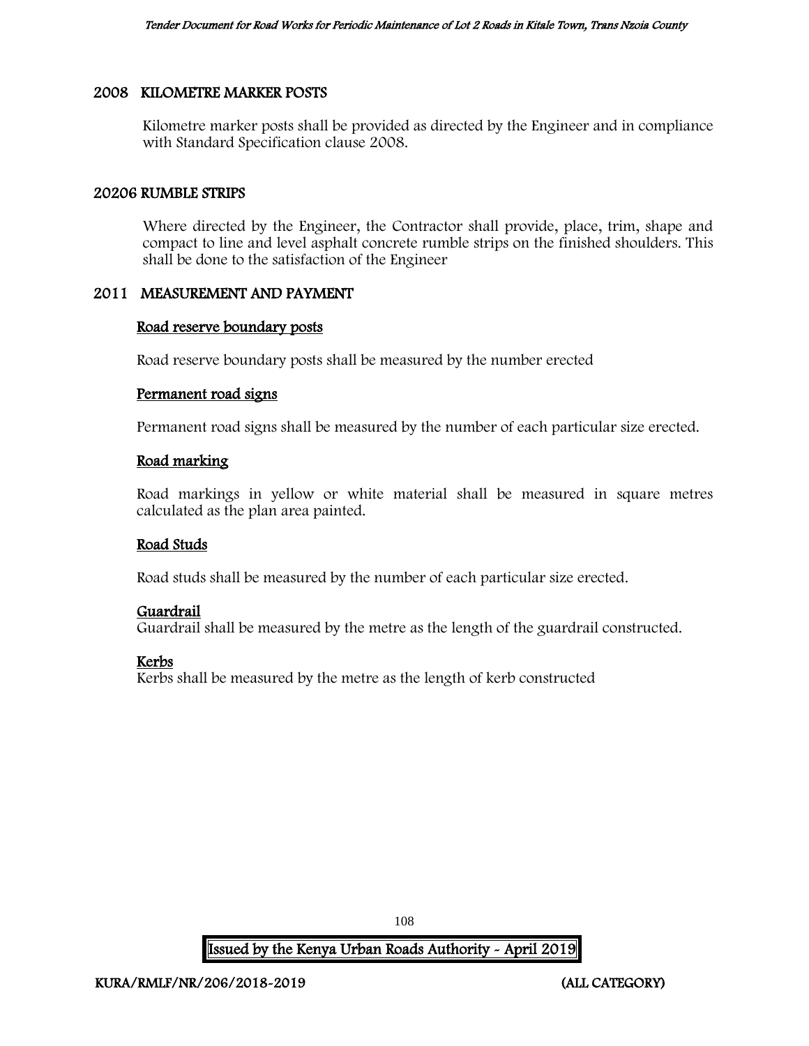## 2008 KILOMETRE MARKER POSTS

Kilometre marker posts shall be provided as directed by the Engineer and in compliance with Standard Specification clause 2008.

## 20206 RUMBLE STRIPS

Where directed by the Engineer, the Contractor shall provide, place, trim, shape and compact to line and level asphalt concrete rumble strips on the finished shoulders. This shall be done to the satisfaction of the Engineer

## 2011 MEASUREMENT AND PAYMENT

### Road reserve boundary posts

Road reserve boundary posts shall be measured by the number erected

### Permanent road signs

Permanent road signs shall be measured by the number of each particular size erected.

### Road marking

Road markings in yellow or white material shall be measured in square metres calculated as the plan area painted.

### Road Studs

Road studs shall be measured by the number of each particular size erected.

### Guardrail

Guardrail shall be measured by the metre as the length of the guardrail constructed.

### Kerbs

Kerbs shall be measured by the metre as the length of kerb constructed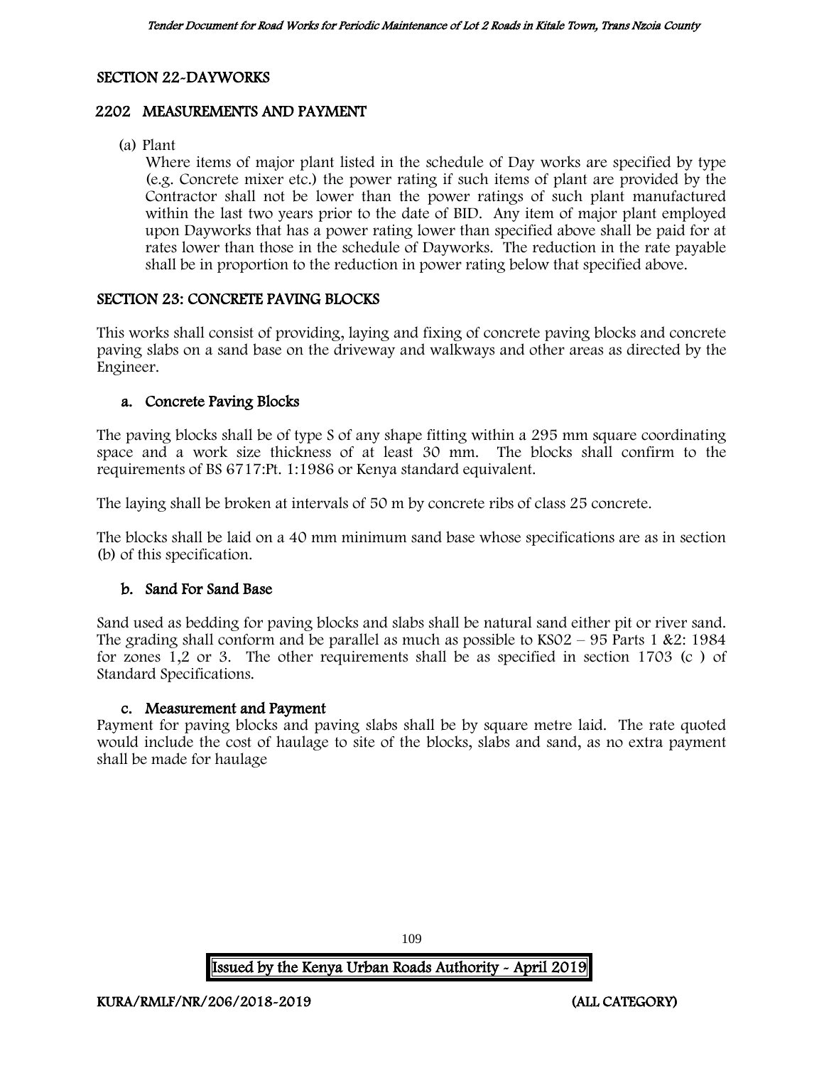## SECTION 22-DAYWORKS

### 2202 MEASUREMENTS AND PAYMENT

(a) Plant

Where items of major plant listed in the schedule of Day works are specified by type (e.g. Concrete mixer etc.) the power rating if such items of plant are provided by the Contractor shall not be lower than the power ratings of such plant manufactured within the last two years prior to the date of BID. Any item of major plant employed upon Dayworks that has a power rating lower than specified above shall be paid for at rates lower than those in the schedule of Dayworks. The reduction in the rate payable shall be in proportion to the reduction in power rating below that specified above.

## SECTION 23: CONCRETE PAVING BLOCKS

This works shall consist of providing, laying and fixing of concrete paving blocks and concrete paving slabs on a sand base on the driveway and walkways and other areas as directed by the Engineer.

### a. Concrete Paving Blocks

The paving blocks shall be of type S of any shape fitting within a 295 mm square coordinating space and a work size thickness of at least 30 mm. The blocks shall confirm to the requirements of BS 6717:Pt. 1:1986 or Kenya standard equivalent.

The laying shall be broken at intervals of 50 m by concrete ribs of class 25 concrete.

The blocks shall be laid on a 40 mm minimum sand base whose specifications are as in section (b) of this specification.

### b. Sand For Sand Base

Sand used as bedding for paving blocks and slabs shall be natural sand either pit or river sand. The grading shall conform and be parallel as much as possible to KS02 – 95 Parts 1 &2: 1984 for zones 1,2 or 3. The other requirements shall be as specified in section 1703 (c ) of Standard Specifications.

### c. Measurement and Payment

Payment for paving blocks and paving slabs shall be by square metre laid. The rate quoted would include the cost of haulage to site of the blocks, slabs and sand, as no extra payment shall be made for haulage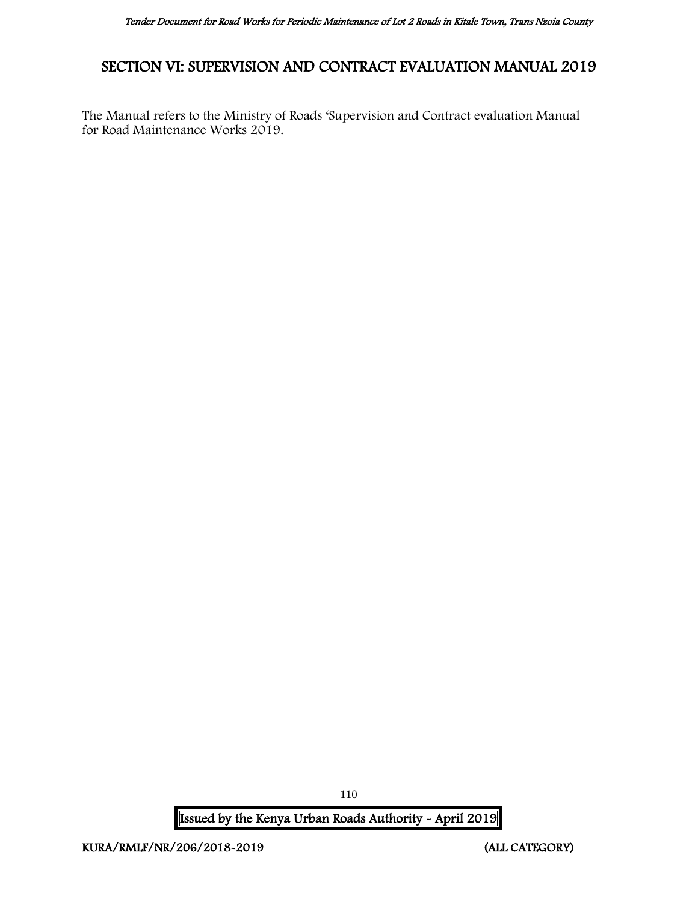# SECTION VI: SUPERVISION AND CONTRACT EVALUATION MANUAL 2019

The Manual refers to the Ministry of Roads 'Supervision and Contract evaluation Manual for Road Maintenance Works 2019.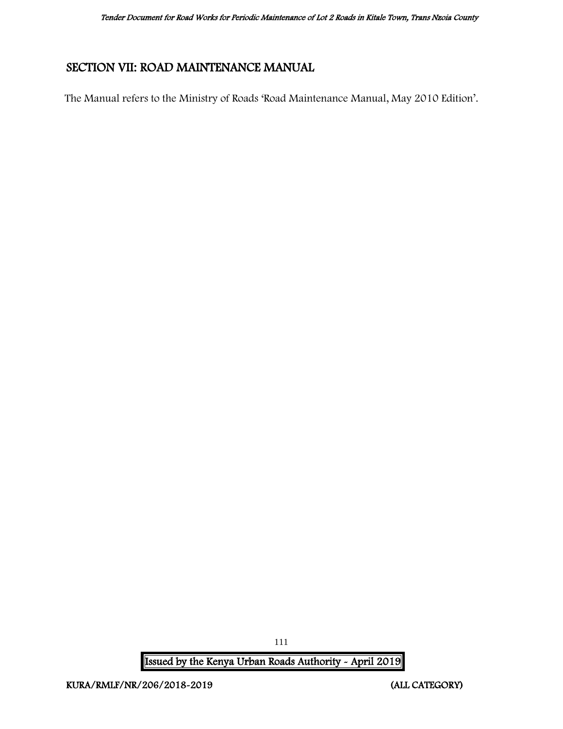## SECTION VII: ROAD MAINTENANCE MANUAL

The Manual refers to the Ministry of Roads 'Road Maintenance Manual, May 2010 Edition'.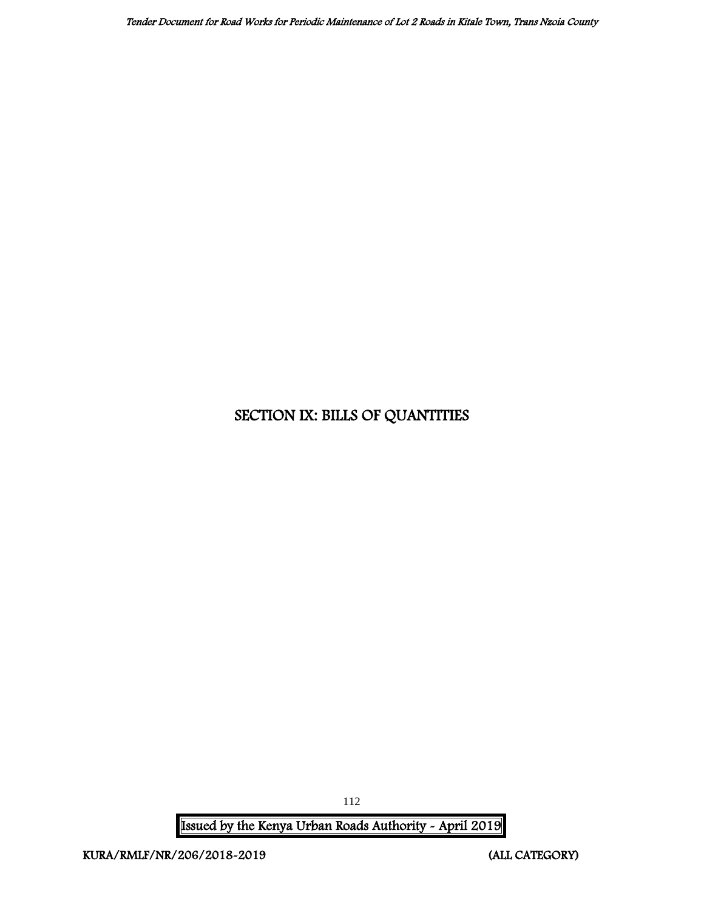# SECTION IX: BILLS OF QUANTITIES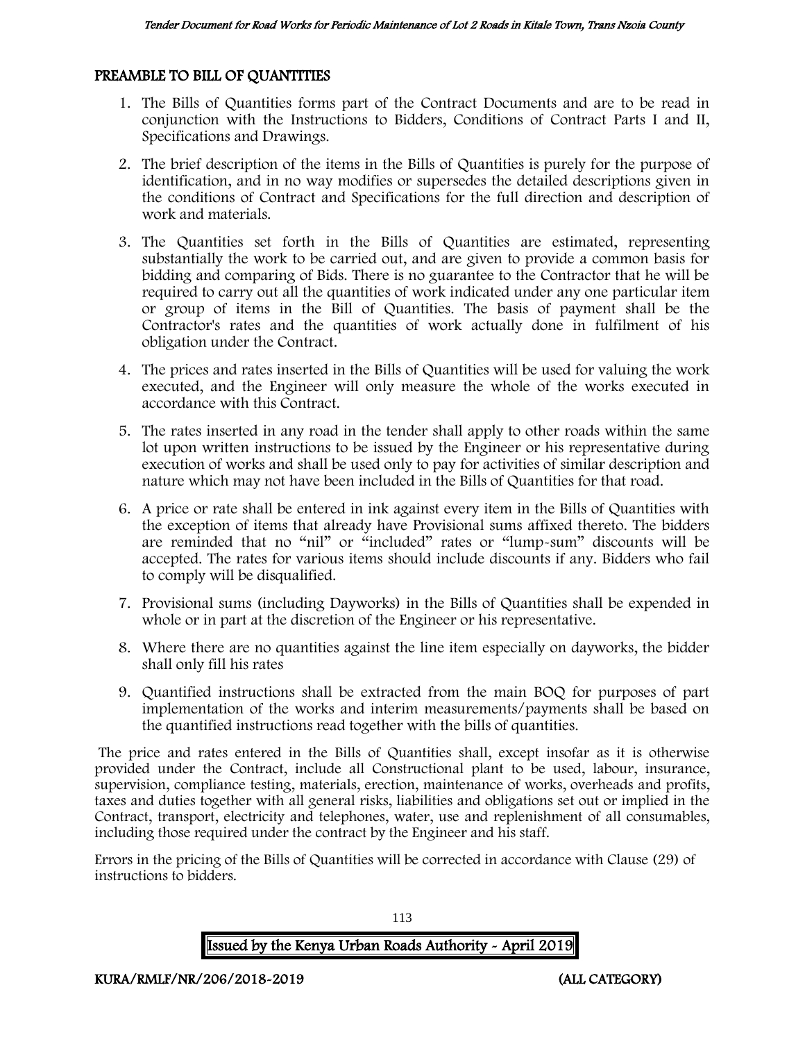## PREAMBLE TO BILL OF QUANTITIES

1. The Bills of Quantities forms part of the Contract Documents and are to be read in conjunction with the Instructions to Bidders, Conditions of Contract Parts I and II, Specifications and Drawings.
2. The brief description of the items in the Bills of Quantities is purely for the purpose of identification, and in no way modifies or supersedes the detailed descriptions given in the conditions of Contract and Specifications for the full direction and description of work and materials.
3. The Quantities set forth in the Bills of Quantities are estimated, representing substantially the work to be carried out, and are given to provide a common basis for bidding and comparing of Bids. There is no guarantee to the Contractor that he will be required to carry out all the quantities of work indicated under any one particular item or group of items in the Bill of Quantities. The basis of payment shall be the Contractor's rates and the quantities of work actually done in fulfilment of his obligation under the Contract.
4. The prices and rates inserted in the Bills of Quantities will be used for valuing the work executed, and the Engineer will only measure the whole of the works executed in accordance with this Contract.
5. The rates inserted in any road in the tender shall apply to other roads within the same lot upon written instructions to be issued by the Engineer or his representative during execution of works and shall be used only to pay for activities of similar description and nature which may not have been included in the Bills of Quantities for that road.
6. A price or rate shall be entered in ink against every item in the Bills of Quantities with the exception of items that already have Provisional sums affixed thereto. The bidders are reminded that no "nil" or "included" rates or "lump-sum" discounts will be accepted. The rates for various items should include discounts if any. Bidders who fail to comply will be disqualified.
7. Provisional sums (including Dayworks) in the Bills of Quantities shall be expended in whole or in part at the discretion of the Engineer or his representative.
8. Where there are no quantities against the line item especially on dayworks, the bidder shall only fill his rates
9. Quantified instructions shall be extracted from the main BOQ for purposes of part implementation of the works and interim measurements/payments shall be based on the quantified instructions read together with the bills of quantities.

The price and rates entered in the Bills of Quantities shall, except insofar as it is otherwise provided under the Contract, include all Constructional plant to be used, labour, insurance, supervision, compliance testing, materials, erection, maintenance of works, overheads and profits, taxes and duties together with all general risks, liabilities and obligations set out or implied in the Contract, transport, electricity and telephones, water, use and replenishment of all consumables, including those required under the contract by the Engineer and his staff.

Errors in the pricing of the Bills of Quantities will be corrected in accordance with Clause (29) of instructions to bidders.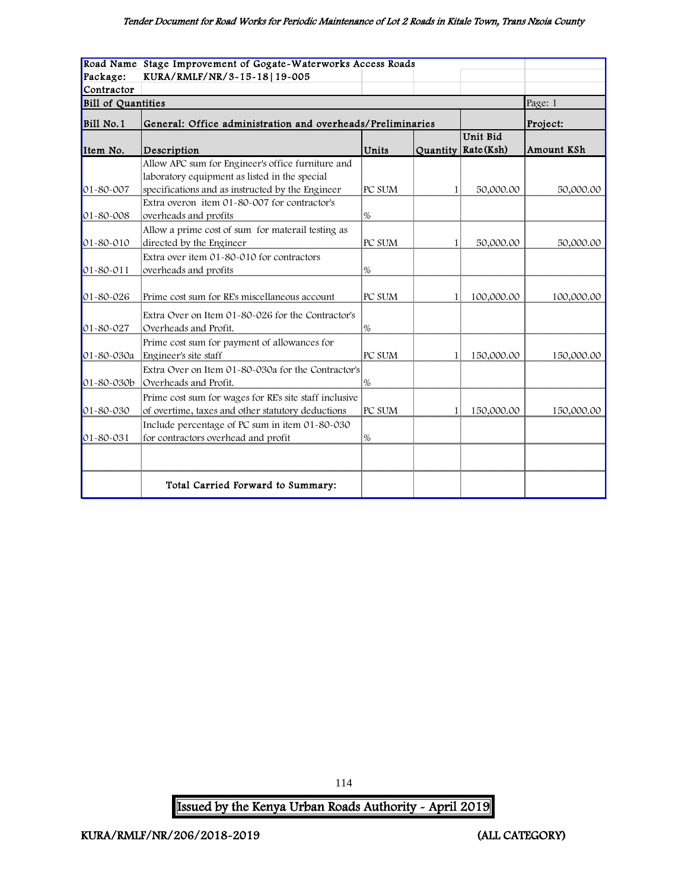| Road Name | Stage Improvement of Gogate-Waterworks Access Roads | | | | |
|---|---|---|---|---|---|
| Package: | KURA/RMLF/NR/3-15-18\|19-005 | | | | |
| Contractor | | | | | |
| Bill of Quantities | | | | | Page: 1 |
| Bill No.1 | General: Office administration and overheads/Preliminaries | | | | Project: |
| Item No. | Description | Units | Quantity | Unit Bid Rate(Ksh) | Amount KSh |
| 01-80-007 | Allow APC sum for Engineer's office furniture and laboratory equipment as listed in the special specifications and as instructed by the Engineer | PC SUM | 1 | 50,000.00 | 50,000.00 |
| 01-80-008 | Extra overon item 01-80-007 for contractor's overheads and profits | % | | | |
| 01-80-010 | Allow a prime cost of sum for materail testing as directed by the Engineer | PC SUM | 1 | 50,000.00 | 50,000.00 |
| 01-80-011 | Extra over item 01-80-010 for contractors overheads and profits | % | | | |
| 01-80-026 | Prime cost sum for RE's miscellaneous account | PC SUM | 1 | 100,000.00 | 100,000.00 |
| 01-80-027 | Extra Over on Item 01-80-026 for the Contractor's Overheads and Profit. | % | | | |
| 01-80-030a | Prime cost sum for payment of allowances for Engineer's site staff | PC SUM | 1 | 150,000.00 | 150,000.00 |
| 01-80-030b | Extra Over on Item 01-80-030a for the Contractor's Overheads and Profit. | % | | | |
| 01-80-030 | Prime cost sum for wages for RE's site staff inclusive of overtime, taxes and other statutory deductions | PC SUM | 1 | 150,000.00 | 150,000.00 |
| 01-80-031 | Include percentage of PC sum in item 01-80-030 for contractors overhead and profit | % | | | |
| | | | | | |
| | Total Carried Forward to Summary: | | | | |

Issued by the Kenya Urban Roads Authority - April 2019

KURA/RMLF/NR/206/2018-2019 (ALL CATEGORY)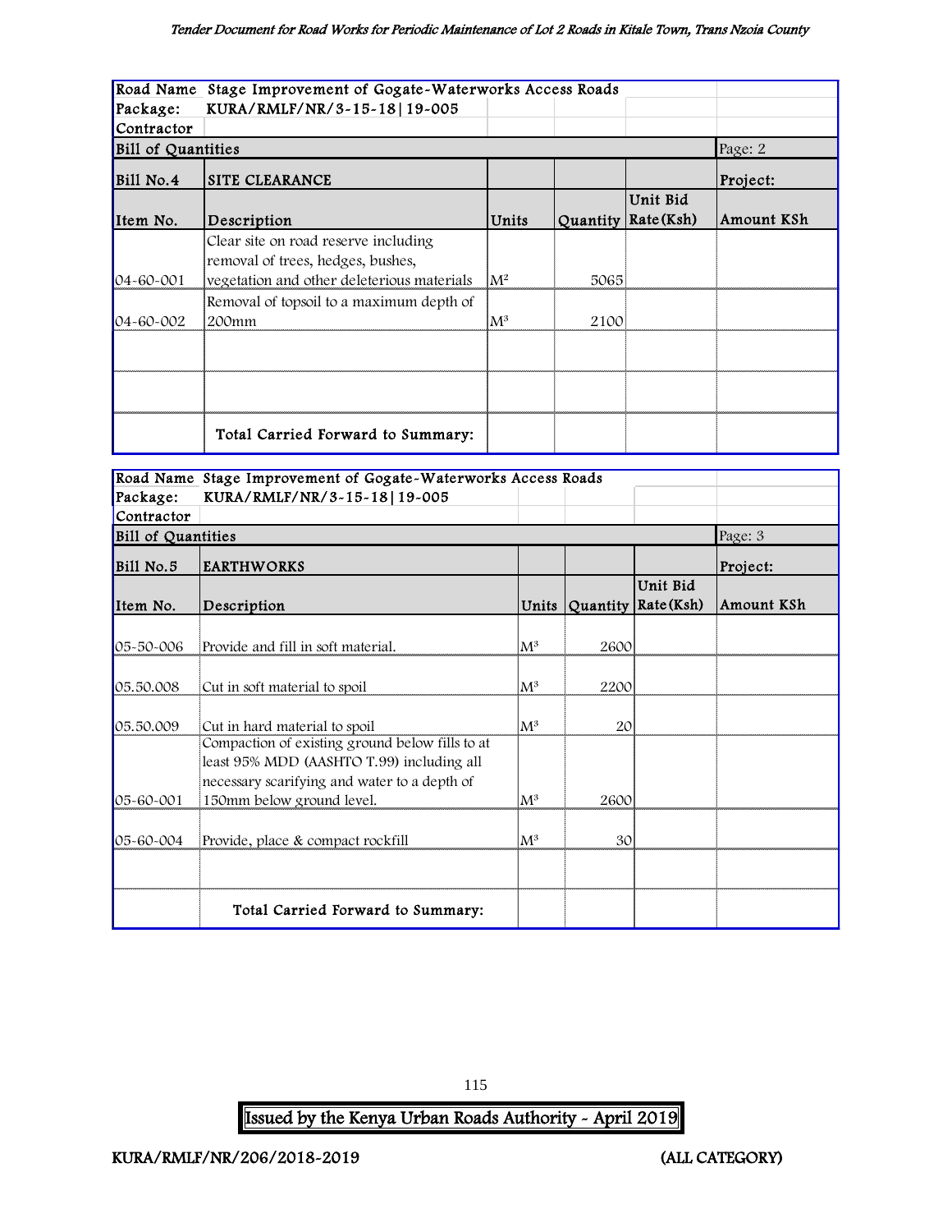| Road Name | Stage Improvement of Gogate-Waterworks Access Roads | | | | |
|---|---|---|---|---|---|
| Package: | KURA/RMLF/NR/3-15-18\|19-005 | | | | |
| Contractor | | | | | |
| Bill of Quantities | | | | | Page: 2 |
| Bill No.4 | SITE CLEARANCE | | | | Project: |
| Item No. | Description | Units | Quantity | Unit Bid Rate(Ksh) | Amount KSh |
| 04-60-001 | Clear site on road reserve including removal of trees, hedges, bushes, vegetation and other deleterious materials | $M^2$ | 5065 | | |
| 04-60-002 | Removal of topsoil to a maximum depth of 200mm | $M^3$ | 2100 | | |
| | | | | | |
| | | | | | |
| | Total Carried Forward to Summary: | | | | |

| Road Name | Stage Improvement of Gogate-Waterworks Access Roads | | | | |
|---|---|---|---|---|---|
| Package: | KURA/RMLF/NR/3-15-18\|19-005 | | | | |
| Contractor | | | | | |
| Bill of Quantities | | | | | Page: 3 |
| Bill No.5 | EARTHWORKS | | | | Project: |
| Item No. | Description | Units | Quantity | Unit Bid Rate(Ksh) | Amount KSh |
| 05-50-006 | Provide and fill in soft material. | $M^3$ | 2600 | | |
| 05.50.008 | Cut in soft material to spoil | $M^3$ | 2200 | | |
| 05.50.009 | Cut in hard material to spoil | $M^3$ | 20 | | |
| 05-60-001 | Compaction of existing ground below fills to at least 95% MDD (AASHTO T.99) including all necessary scarifying and water to a depth of 150mm below ground level. | $M^3$ | 2600 | | |
| 05-60-004 | Provide, place & compact rockfill | $M^3$ | 30 | | |
| | | | | | |
| | Total Carried Forward to Summary: | | | | |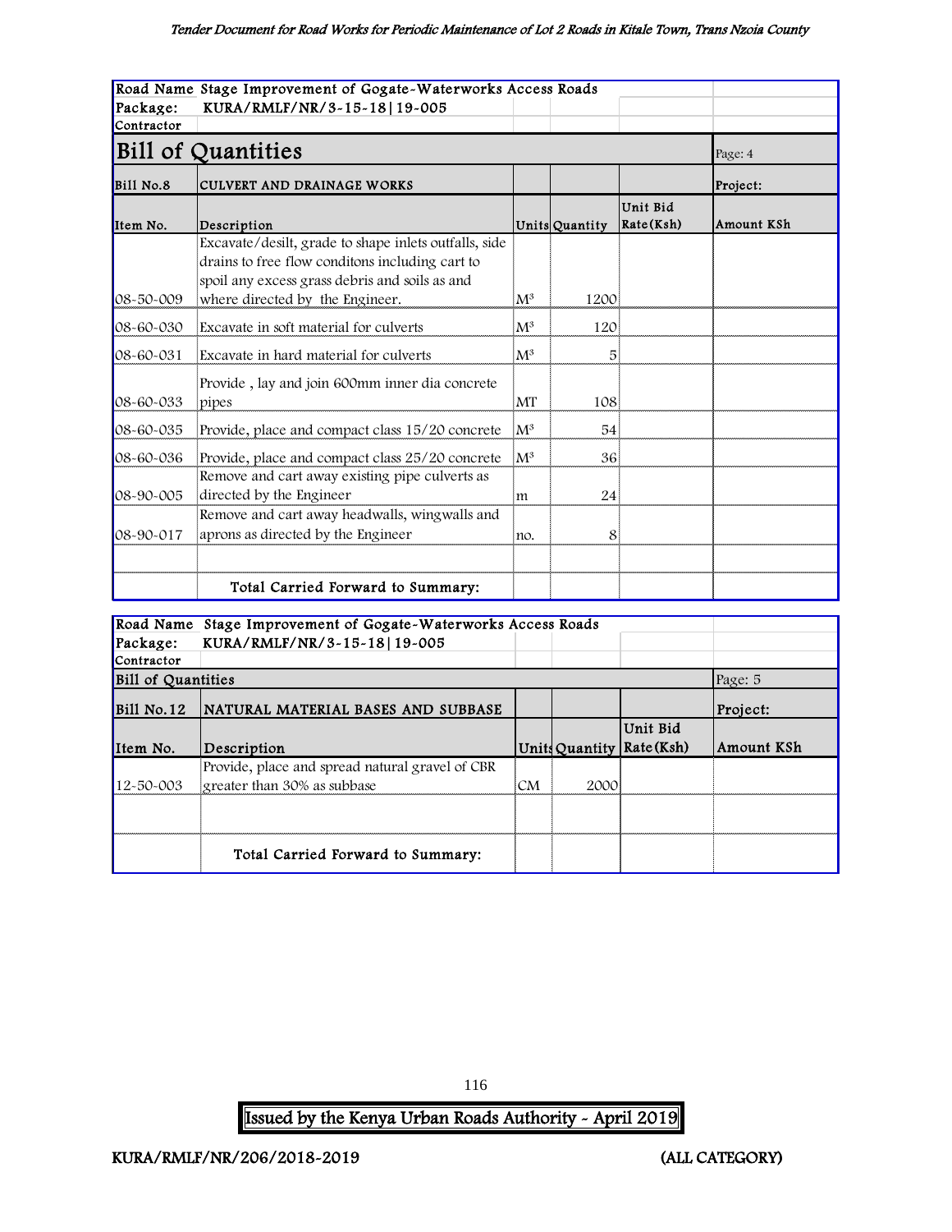| Road Name | Stage Improvement of Gogate-Waterworks Access Roads | | | | |
|---|---|---|---|---|---|
| Package: | KURA/RMLF/NR/3-15-18\|19-005 | | | | |
| Contractor | | | | | |
| **Bill of Quantities** | | | | | Page: 4 |
| Bill No.8 | CULVERT AND DRAINAGE WORKS | | | | Project: |
| Item No. | Description | Units | Quantity | Unit Bid Rate(Ksh) | Amount KSh |
| 08-50-009 | Excavate/desilt, grade to shape inlets outfalls, side drains to free flow conditons including cart to spoil any excess grass debris and soils as and where directed by the Engineer. | $M^3$ | 1200 | | |
| 08-60-030 | Excavate in soft material for culverts | $M^3$ | 120 | | |
| 08-60-031 | Excavate in hard material for culverts | $M^3$ | 5 | | |
| 08-60-033 | Provide , lay and join 600mm inner dia concrete pipes | MT | 108 | | |
| 08-60-035 | Provide, place and compact class 15/20 concrete | $M^3$ | 54 | | |
| 08-60-036 | Provide, place and compact class 25/20 concrete | $M^3$ | 36 | | |
| 08-90-005 | Remove and cart away existing pipe culverts as directed by the Engineer | m | 24 | | |
| 08-90-017 | Remove and cart away headwalls, wingwalls and aprons as directed by the Engineer | no. | 8 | | |
| | | | | | |
| | Total Carried Forward to Summary: | | | | |

| Road Name | Stage Improvement of Gogate-Waterworks Access Roads | | | | |
|---|---|---|---|---|---|
| Package: | KURA/RMLF/NR/3-15-18\|19-005 | | | | |
| Contractor | | | | | |
| Bill of Quantities | | | | | Page: 5 |
| Bill No.12 | NATURAL MATERIAL BASES AND SUBBASE | | | | Project: |
| Item No. | Description | Units | Quantity | Unit Bid Rate(Ksh) | Amount KSh |
| 12-50-003 | Provide, place and spread natural gravel of CBR greater than 30% as subbase | CM | 2000 | | |
| | | | | | |
| | Total Carried Forward to Summary: | | | | |

Issued by the Kenya Urban Roads Authority - April 2019

KURA/RMLF/NR/206/2018-2019 (ALL CATEGORY)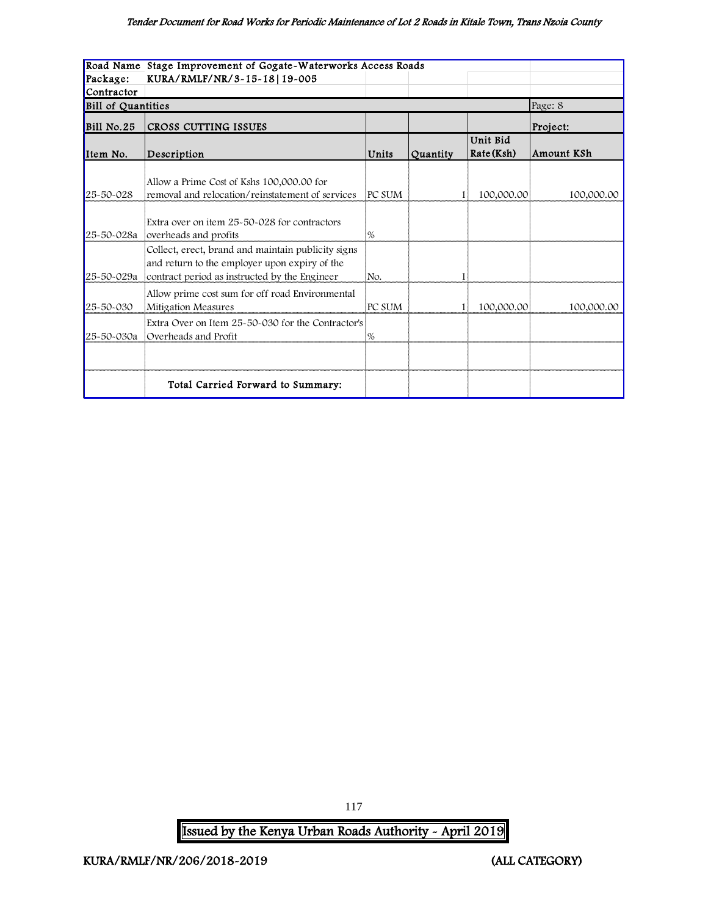| Road Name | Stage Improvement of Gogate-Waterworks Access Roads | | | | |
|---|---|---|---|---|---|
| Package: | KURA/RMLF/NR/3-15-18\|19-005 | | | | |
| Contractor | | | | | |
| Bill of Quantities | | | | | Page: 8 |
| Bill No.25 | CROSS CUTTING ISSUES | | | | Project: |
| Item No. | Description | Units | Quantity | Unit Bid Rate(Ksh) | Amount KSh |
| 25-50-028 | Allow a Prime Cost of Kshs 100,000.00 for removal and relocation/reinstatement of services | PC SUM | 1 | 100,000.00 | 100,000.00 |
| 25-50-028a | Extra over on item 25-50-028 for contractors overheads and profits | % | | | |
| 25-50-029a | Collect, erect, brand and maintain publicity signs and return to the employer upon expiry of the contract period as instructed by the Engineer | No. | 1 | | |
| 25-50-030 | Allow prime cost sum for off road Environmental Mitigation Measures | PC SUM | 1 | 100,000.00 | 100,000.00 |
| 25-50-030a | Extra Over on Item 25-50-030 for the Contractor's Overheads and Profit | % | | | |
| | | | | | |
| | Total Carried Forward to Summary: | | | | |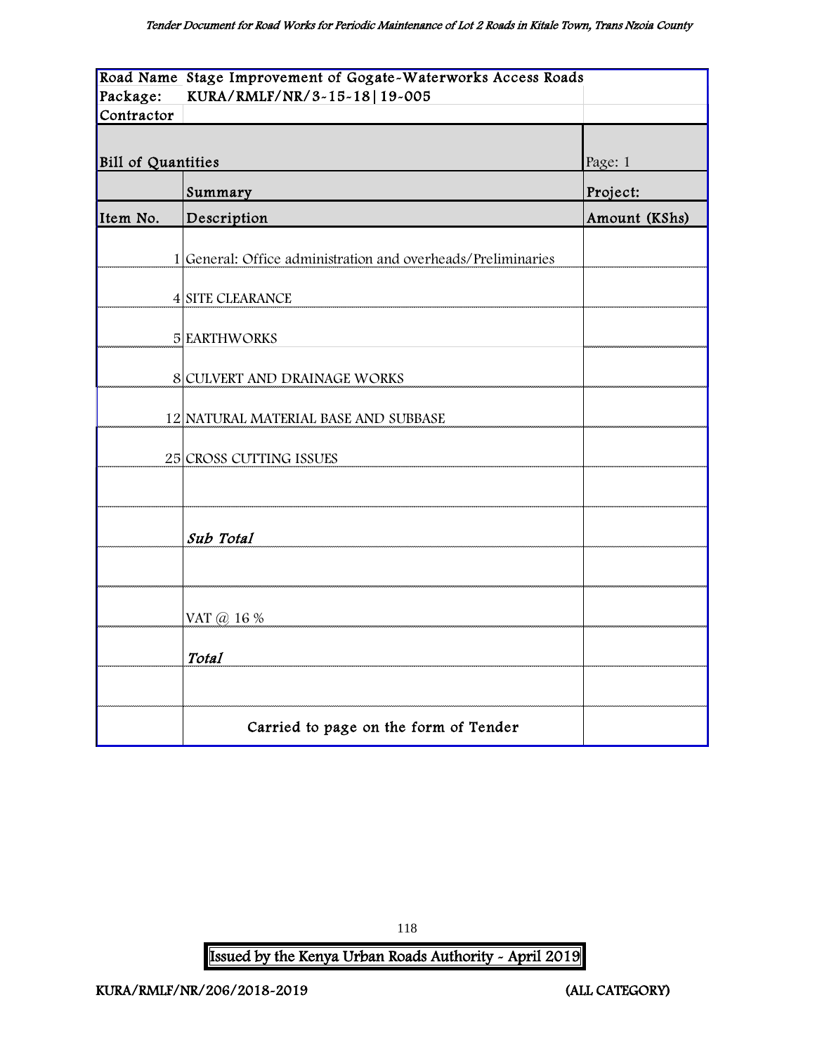| Road Name | Stage Improvement of Gogate-Waterworks Access Roads | |
|---|---|---|
| Package: | KURA/RMLF/NR/3-15-18\|19-005 | |
| Contractor | | |
| Bill of Quantities | | Page: 1 |
| | Summary | Project: |
| Item No. | Description | Amount (KShs) |
| 1 | General: Office administration and overheads/Preliminaries | |
| 4 | SITE CLEARANCE | |
| 5 | EARTHWORKS | |
| 8 | CULVERT AND DRAINAGE WORKS | |
| 12 | NATURAL MATERIAL BASE AND SUBBASE | |
| 25 | CROSS CUTTING ISSUES | |
| | | |
| | *Sub Total* | |
| | | |
| | VAT @ 16 % | |
| | *Total* | |
| | | |
| | Carried to page on the form of Tender | |

Issued by the Kenya Urban Roads Authority - April 2019

KURA/RMLF/NR/206/2018-2019 (ALL CATEGORY)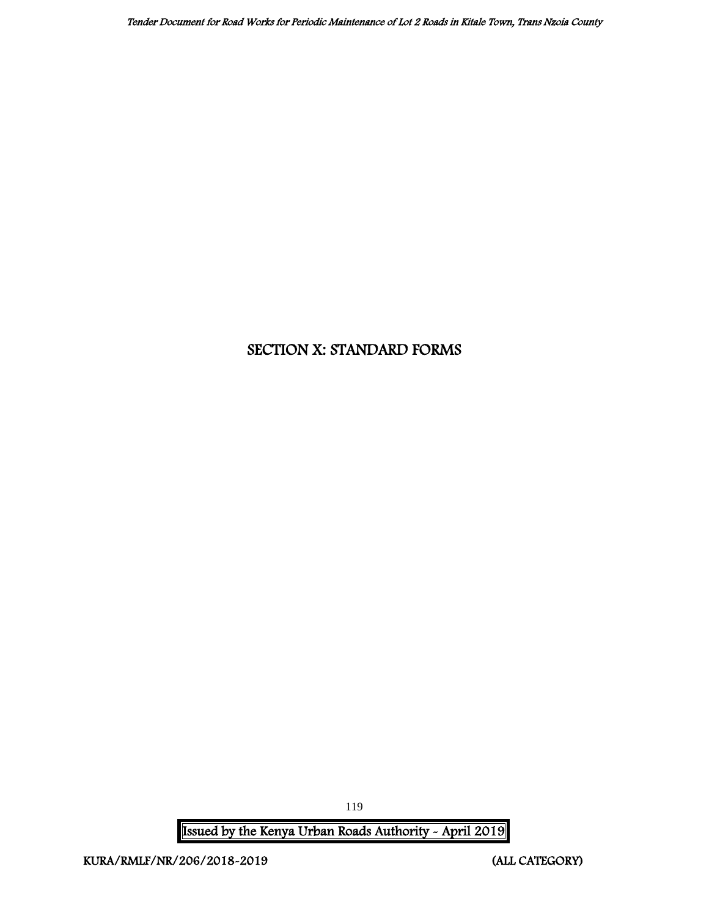# SECTION X: STANDARD FORMS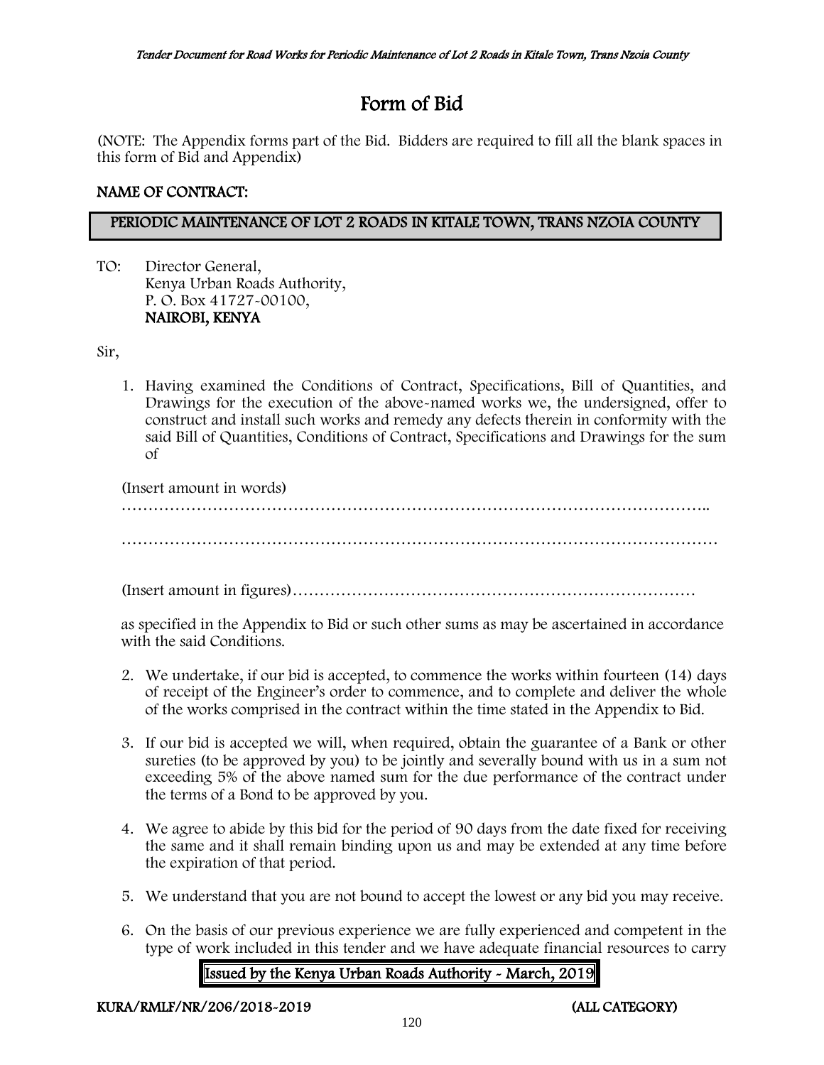# Form of Bid

(NOTE: The Appendix forms part of the Bid. Bidders are required to fill all the blank spaces in this form of Bid and Appendix)

**NAME OF CONTRACT:**

**PERIODIC MAINTENANCE OF LOT 2 ROADS IN KITALE TOWN, TRANS NZOIA COUNTY**

TO: Director General,
Kenya Urban Roads Authority,
P. O. Box 41727-00100,
**NAIROBI, KENYA**

Sir,

1. Having examined the Conditions of Contract, Specifications, Bill of Quantities, and Drawings for the execution of the above-named works we, the undersigned, offer to construct and install such works and remedy any defects therein in conformity with the said Bill of Quantities, Conditions of Contract, Specifications and Drawings for the sum of

   (Insert amount in words)

   ………………………………………………………………………………………………..

   ………………………………………………………………………………………………

   (Insert amount in figures)…………………………………………………………………

   as specified in the Appendix to Bid or such other sums as may be ascertained in accordance with the said Conditions.

2. We undertake, if our bid is accepted, to commence the works within fourteen (14) days of receipt of the Engineer's order to commence, and to complete and deliver the whole of the works comprised in the contract within the time stated in the Appendix to Bid.

3. If our bid is accepted we will, when required, obtain the guarantee of a Bank or other sureties (to be approved by you) to be jointly and severally bound with us in a sum not exceeding 5% of the above named sum for the due performance of the contract under the terms of a Bond to be approved by you.

4. We agree to abide by this bid for the period of 90 days from the date fixed for receiving the same and it shall remain binding upon us and may be extended at any time before the expiration of that period.

5. We understand that you are not bound to accept the lowest or any bid you may receive.

6. On the basis of our previous experience we are fully experienced and competent in the type of work included in this tender and we have adequate financial resources to carry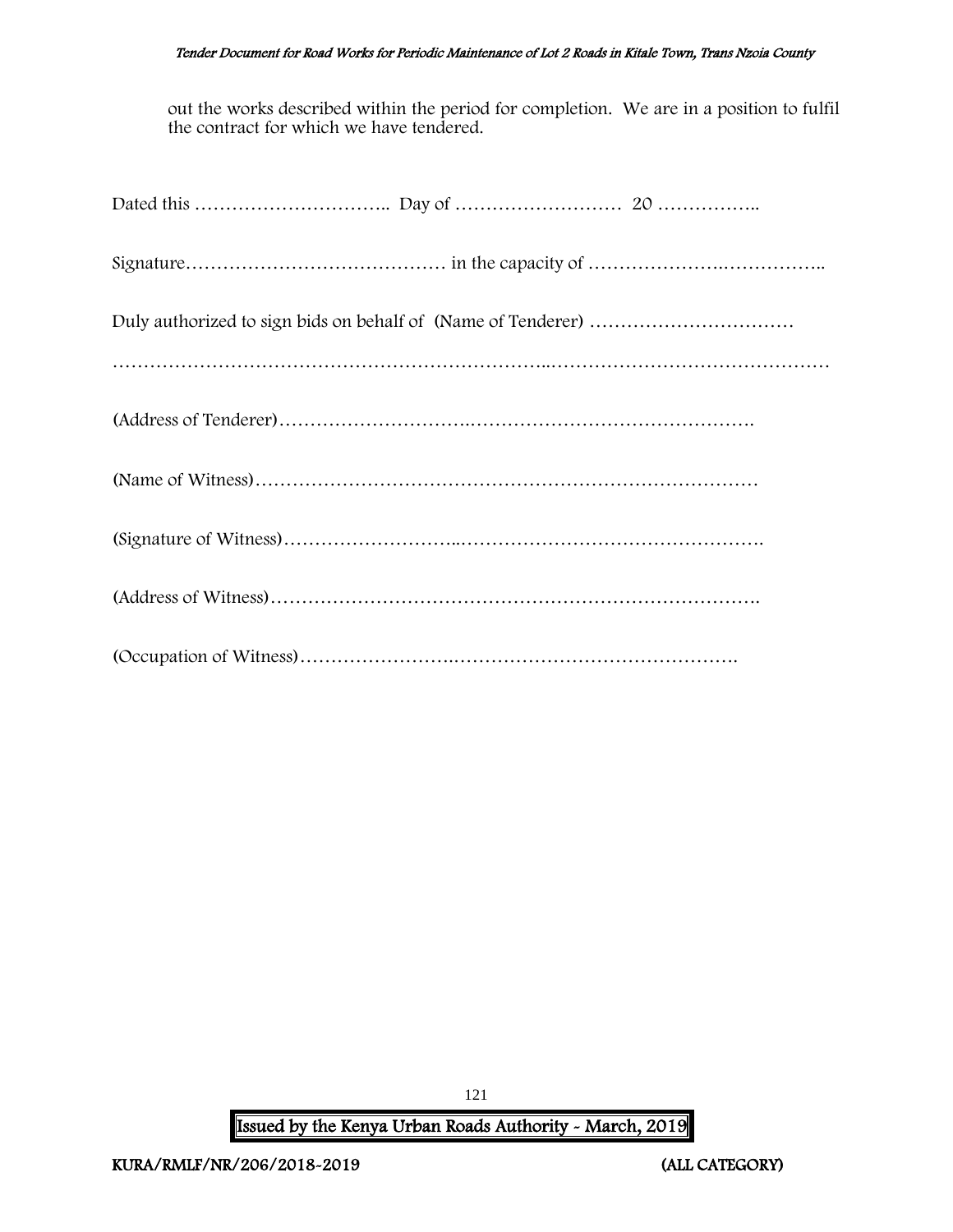out the works described within the period for completion. We are in a position to fulfil the contract for which we have tendered.

Dated this ………………………….. Day of …………………….. 20 ……………..

Signature…………………………………… in the capacity of ……………….……………..

Duly authorized to sign bids on behalf of (Name of Tenderer) ……………………………

…………………………………………………………..………………………………………

(Address of Tenderer)……………………….……………………………………….

(Name of Witness)…………………………………………………………………

(Signature of Witness)………………………..………………………………………….

(Address of Witness)…………………………………………………………………….

(Occupation of Witness)…………………….……………………………………….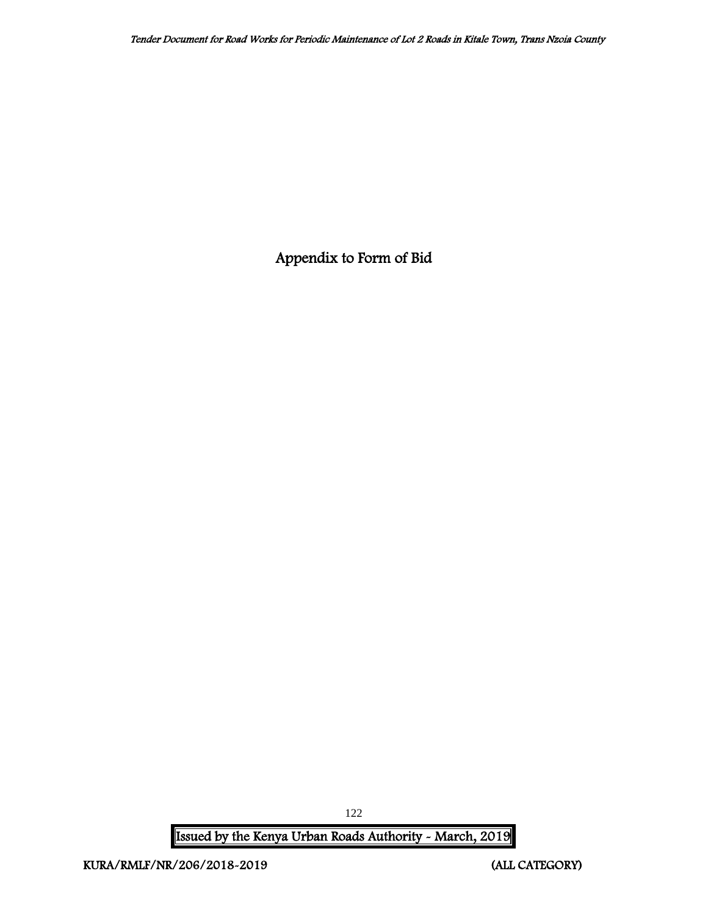# Appendix to Form of Bid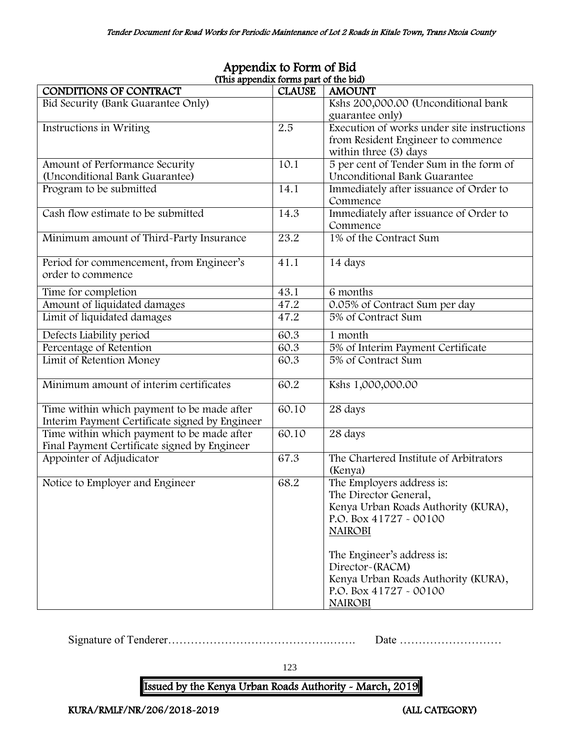## Appendix to Form of Bid

(This appendix forms part of the bid)

| CONDITIONS OF CONTRACT | CLAUSE | AMOUNT |
|---|---|---|
| Bid Security (Bank Guarantee Only) | | Kshs 200,000.00 (Unconditional bank guarantee only) |
| Instructions in Writing | 2.5 | Execution of works under site instructions from Resident Engineer to commence within three (3) days |
| Amount of Performance Security (Unconditional Bank Guarantee) | 10.1 | 5 per cent of Tender Sum in the form of Unconditional Bank Guarantee |
| Program to be submitted | 14.1 | Immediately after issuance of Order to Commence |
| Cash flow estimate to be submitted | 14.3 | Immediately after issuance of Order to Commence |
| Minimum amount of Third-Party Insurance | 23.2 | 1% of the Contract Sum |
| Period for commencement, from Engineer's order to commence | 41.1 | 14 days |
| Time for completion | 43.1 | 6 months |
| Amount of liquidated damages | 47.2 | 0.05% of Contract Sum per day |
| Limit of liquidated damages | 47.2 | 5% of Contract Sum |
| Defects Liability period | 60.3 | 1 month |
| Percentage of Retention | 60.3 | 5% of Interim Payment Certificate |
| Limit of Retention Money | 60.3 | 5% of Contract Sum |
| Minimum amount of interim certificates | 60.2 | Kshs 1,000,000.00 |
| Time within which payment to be made after Interim Payment Certificate signed by Engineer | 60.10 | 28 days |
| Time within which payment to be made after Final Payment Certificate signed by Engineer | 60.10 | 28 days |
| Appointer of Adjudicator | 67.3 | The Chartered Institute of Arbitrators (Kenya) |
| Notice to Employer and Engineer | 68.2 | The Employers address is:<br>The Director General,<br>Kenya Urban Roads Authority (KURA),<br>P.O. Box 41727 - 00100<br>NAIROBI<br><br>The Engineer's address is:<br>Director-(RACM)<br>Kenya Urban Roads Authority (KURA),<br>P.O. Box 41727 - 00100<br>NAIROBI |

Signature of Tenderer………………………………….……. Date ………………………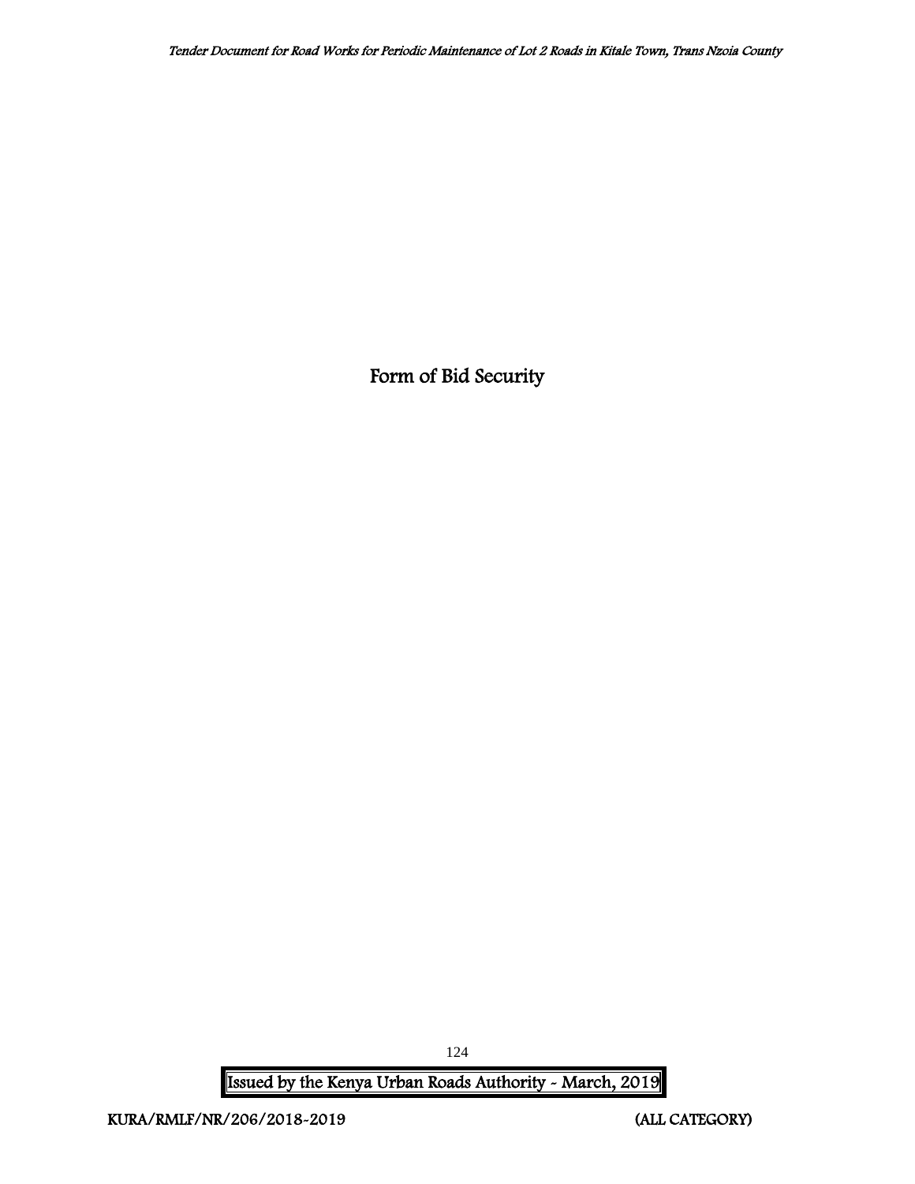# Form of Bid Security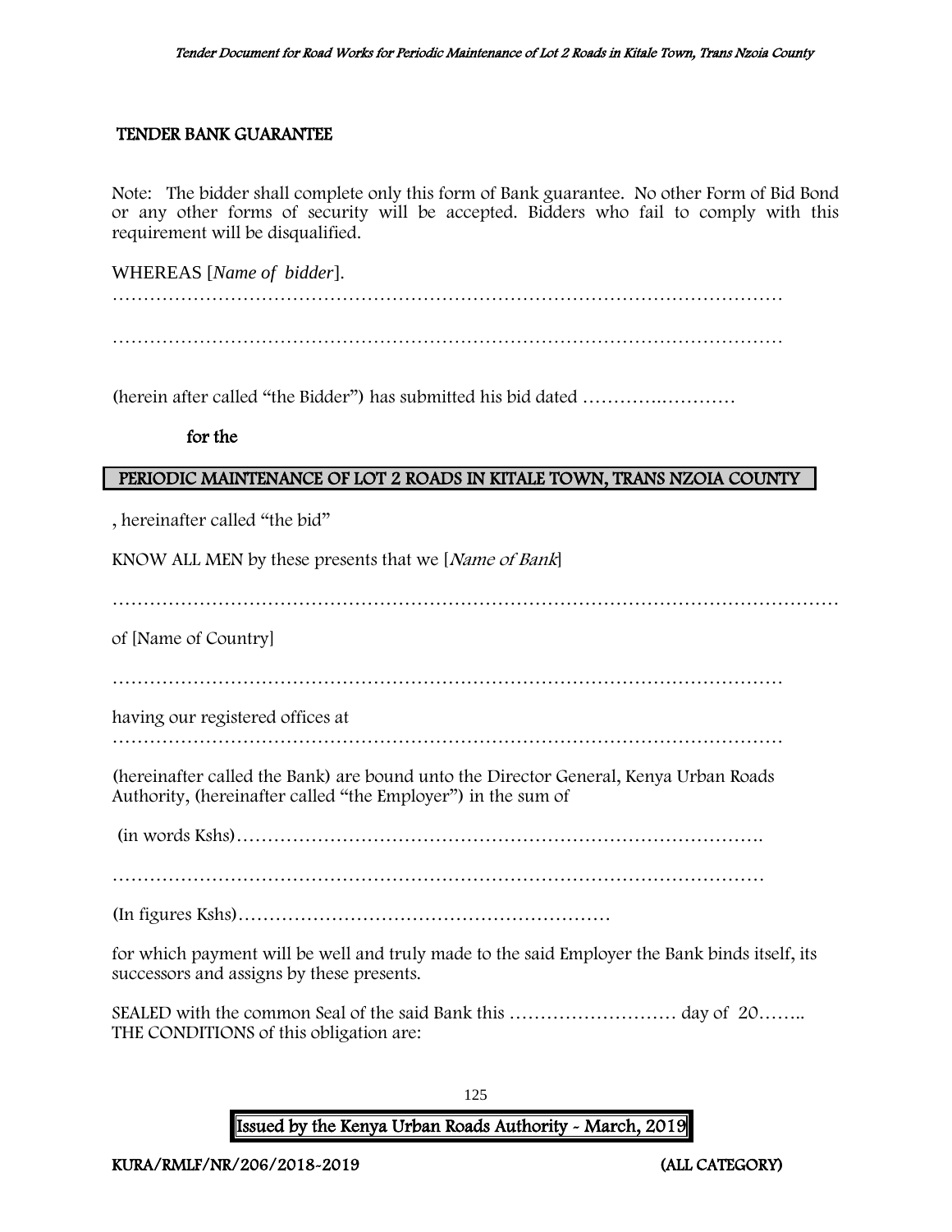## TENDER BANK GUARANTEE

Note: The bidder shall complete only this form of Bank guarantee. No other Form of Bid Bond or any other forms of security will be accepted. Bidders who fail to comply with this requirement will be disqualified.

WHEREAS [*Name of bidder*].

…………………………………………………………………………………………………

…………………………………………………………………………………………………

(herein after called "the Bidder") has submitted his bid dated ……………………….

**for the**

**PERIODIC MAINTENANCE OF LOT 2 ROADS IN KITALE TOWN, TRANS NZOIA COUNTY**

, hereinafter called "the bid"

KNOW ALL MEN by these presents that we [*Name of Bank*]

……………………………………………………………………………………………………

of [Name of Country]

…………………………………………………………………………………………………

having our registered offices at

…………………………………………………………………………………………………

(hereinafter called the Bank) are bound unto the Director General, Kenya Urban Roads Authority, (hereinafter called "the Employer") in the sum of

(in words Kshs)………………………………………………………………………….

………………………………………………………………………………………….

(In figures Kshs)……………………………………………………

for which payment will be well and truly made to the said Employer the Bank binds itself, its successors and assigns by these presents.

SEALED with the common Seal of the said Bank this ……………………… day of 20……..
THE CONDITIONS of this obligation are: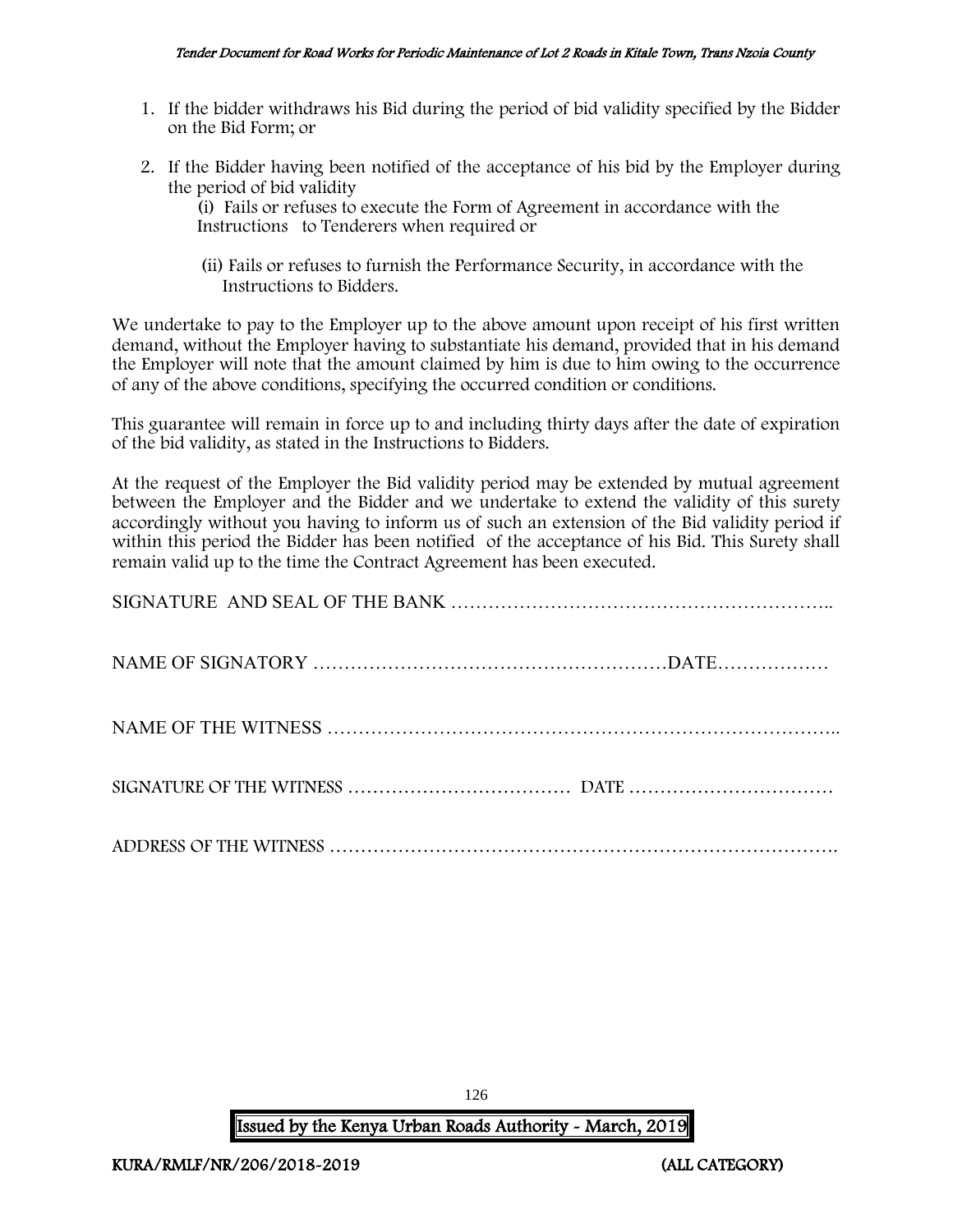1. If the bidder withdraws his Bid during the period of bid validity specified by the Bidder on the Bid Form; or

2. If the Bidder having been notified of the acceptance of his bid by the Employer during the period of bid validity

   (i) Fails or refuses to execute the Form of Agreement in accordance with the Instructions to Tenderers when required or

   (ii) Fails or refuses to furnish the Performance Security, in accordance with the Instructions to Bidders.

We undertake to pay to the Employer up to the above amount upon receipt of his first written demand, without the Employer having to substantiate his demand, provided that in his demand the Employer will note that the amount claimed by him is due to him owing to the occurrence of any of the above conditions, specifying the occurred condition or conditions.

This guarantee will remain in force up to and including thirty days after the date of expiration of the bid validity, as stated in the Instructions to Bidders.

At the request of the Employer the Bid validity period may be extended by mutual agreement between the Employer and the Bidder and we undertake to extend the validity of this surety accordingly without you having to inform us of such an extension of the Bid validity period if within this period the Bidder has been notified of the acceptance of his Bid. This Surety shall remain valid up to the time the Contract Agreement has been executed.

SIGNATURE AND SEAL OF THE BANK …………………………………………………..

NAME OF SIGNATORY …………………………………………………DATE………………

NAME OF THE WITNESS ………………………………………………………………..

SIGNATURE OF THE WITNESS ……………………………… DATE ……………………………

ADDRESS OF THE WITNESS ……………………………………………………………….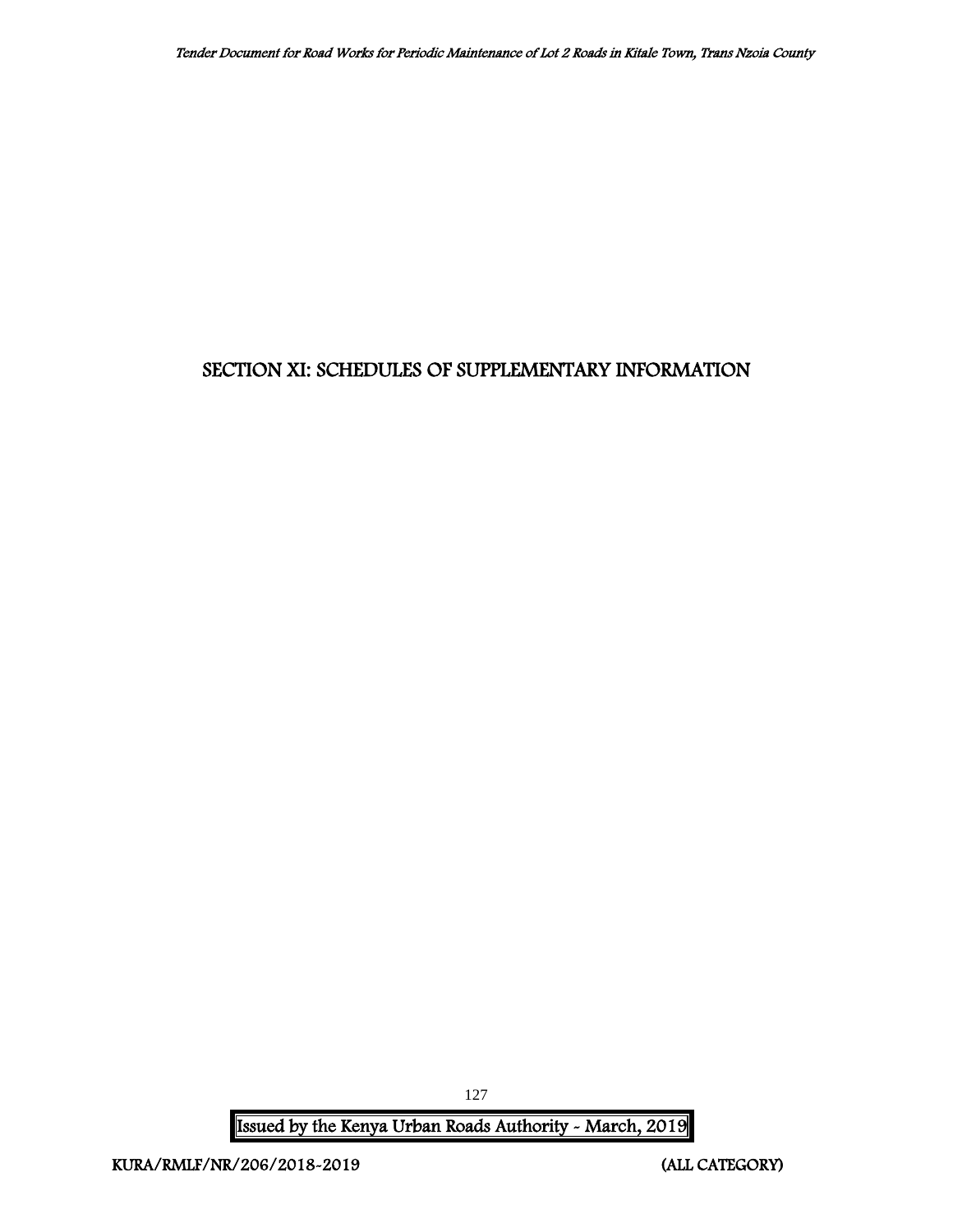# SECTION XI: SCHEDULES OF SUPPLEMENTARY INFORMATION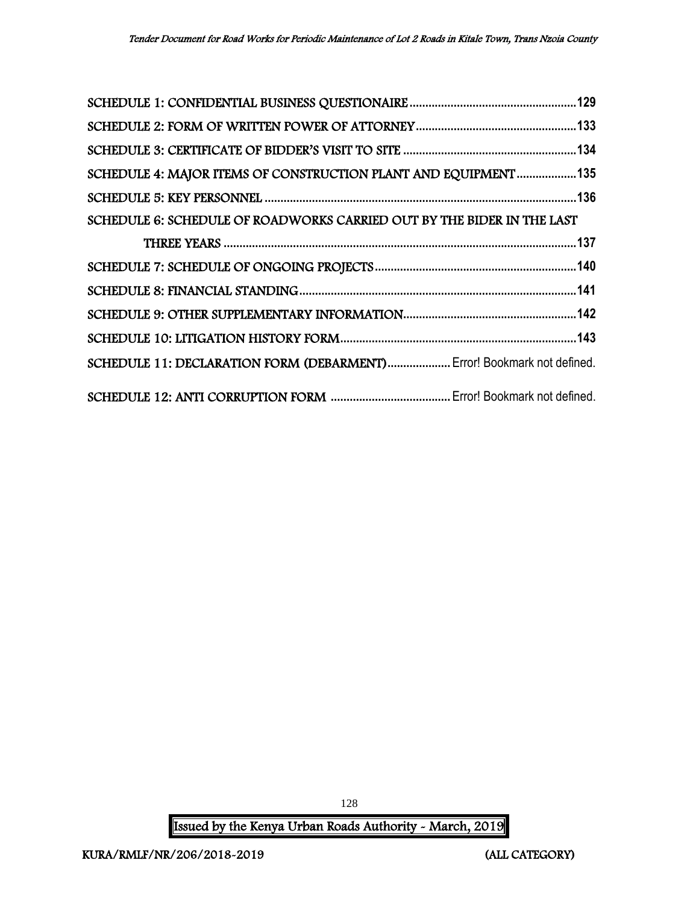SCHEDULE 1: CONFIDENTIAL BUSINESS QUESTIONAIRE ....................................................129

SCHEDULE 2: FORM OF WRITTEN POWER OF ATTORNEY ..................................................133

SCHEDULE 3: CERTIFICATE OF BIDDER'S VISIT TO SITE ......................................................134

SCHEDULE 4: MAJOR ITEMS OF CONSTRUCTION PLANT AND EQUIPMENT ...................135

SCHEDULE 5: KEY PERSONNEL ..................................................................................................136

SCHEDULE 6: SCHEDULE OF ROADWORKS CARRIED OUT BY THE BIDER IN THE LAST THREE YEARS ...............................................................................................................137

SCHEDULE 7: SCHEDULE OF ONGOING PROJECTS ................................................................140

SCHEDULE 8: FINANCIAL STANDING........................................................................................141

SCHEDULE 9: OTHER SUPPLEMENTARY INFORMATION......................................................142

SCHEDULE 10: LITIGATION HISTORY FORM..........................................................................143

SCHEDULE 11: DECLARATION FORM (DEBARMENT).................... Error! Bookmark not defined.

SCHEDULE 12: ANTI CORRUPTION FORM ...................................... Error! Bookmark not defined.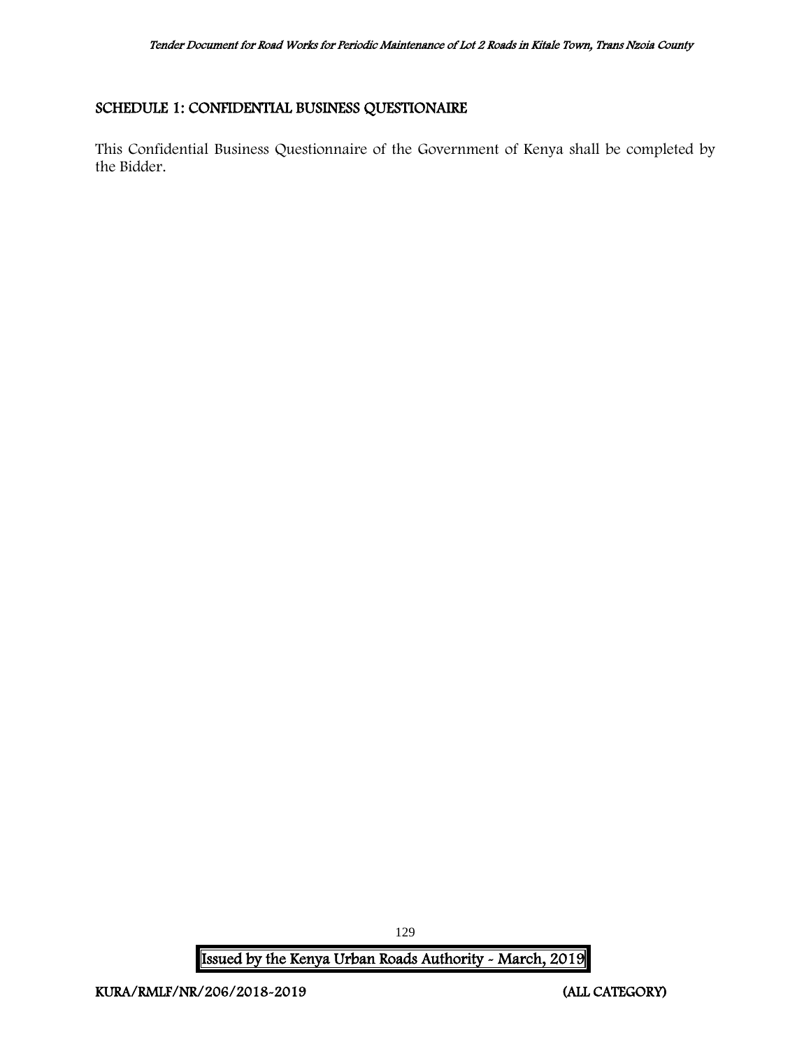## SCHEDULE 1: CONFIDENTIAL BUSINESS QUESTIONAIRE

This Confidential Business Questionnaire of the Government of Kenya shall be completed by the Bidder.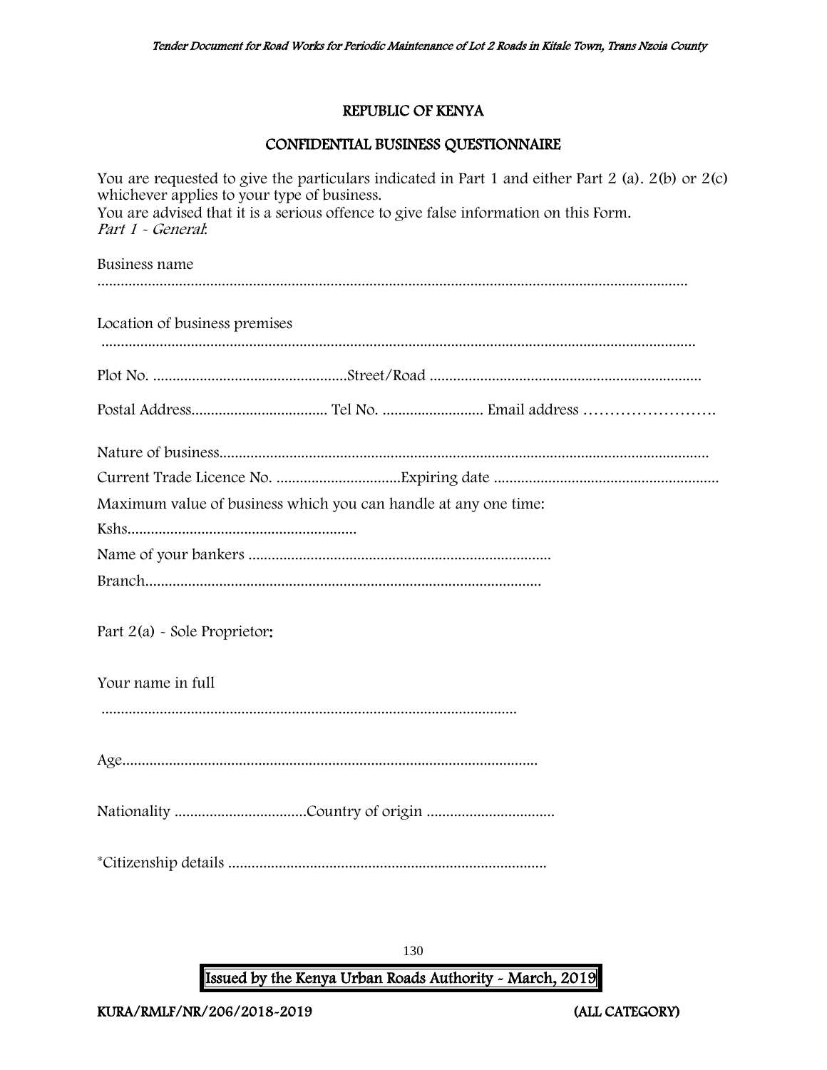**REPUBLIC OF KENYA**

**CONFIDENTIAL BUSINESS QUESTIONNAIRE**

You are requested to give the particulars indicated in Part 1 and either Part 2 (a). 2(b) or 2(c) whichever applies to your type of business.
You are advised that it is a serious offence to give false information on this Form.
*Part 1 - General*:

Business name
......................................................................................................................................................

Location of business premises
......................................................................................................................................................

Plot No. ..................................................Street/Road ......................................................................

Postal Address................................... Tel No. .......................... Email address …………………….

Nature of business.............................................................................................................................

Current Trade Licence No. ................................Expiring date ..........................................................

Maximum value of business which you can handle at any one time:

Kshs...........................................................

Name of your bankers ..............................................................................

Branch.....................................................................................................

Part 2(a) - Sole Proprietor:

Your name in full
..........................................................................................................

Age..........................................................................................................

Nationality ..................................Country of origin .................................

*Citizenship details ..................................................................................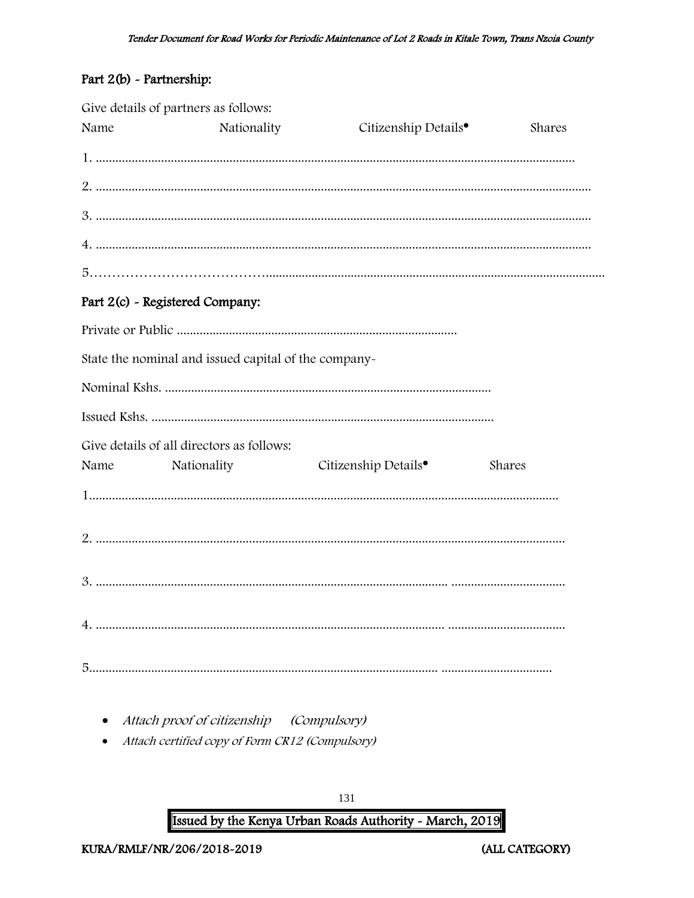## Part 2(b) - Partnership:

Give details of partners as follows:

Name Nationality Citizenship Details• Shares

1. .................................................................................................................................................

2. .......................................................................................................................................................

3. .......................................................................................................................................................

4. .......................................................................................................................................................

5………………………………….......................................................................................................

## Part 2(c) - Registered Company:

Private or Public .....................................................................................

State the nominal and issued capital of the company-

Nominal Kshs. ...................................................................................................

Issued Kshs. .........................................................................................................

Give details of all directors as follows:

Name Nationality Citizenship Details• Shares

1...............................................................................................................................................

2. ..............................................................................................................................................

3. ............................................................................................................ ..................................

4. ........................................................................................................... ...................................

5........................................................................................................... .................................

- *Attach proof of citizenship (Compulsory)*
- *Attach certified copy of Form CR12 (Compulsory)*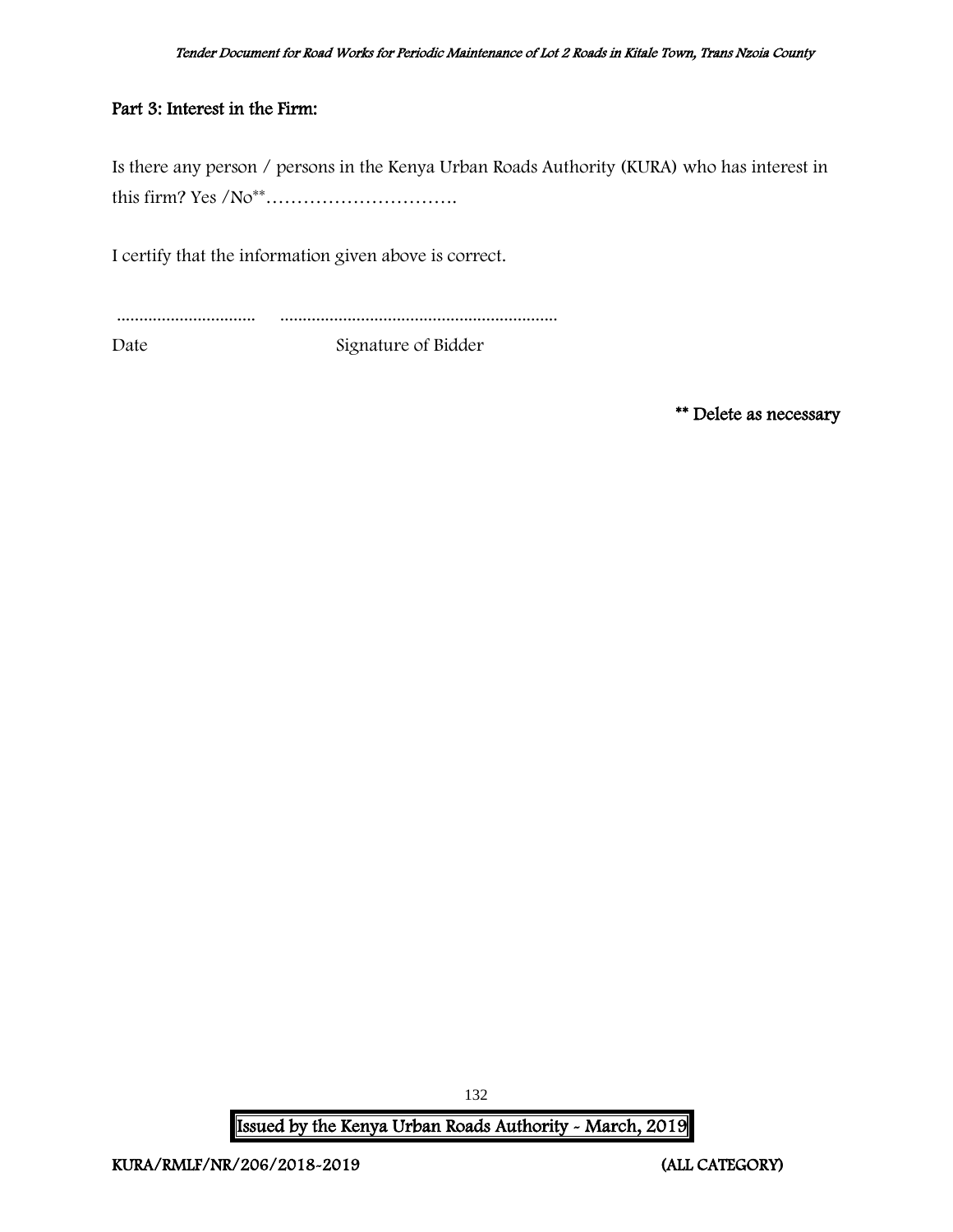## Part 3: Interest in the Firm:

Is there any person / persons in the Kenya Urban Roads Authority (KURA) who has interest in this firm? Yes /No** ………………………….

I certify that the information given above is correct.

............................... ..............................................................

Date Signature of Bidder

**\*\* Delete as necessary**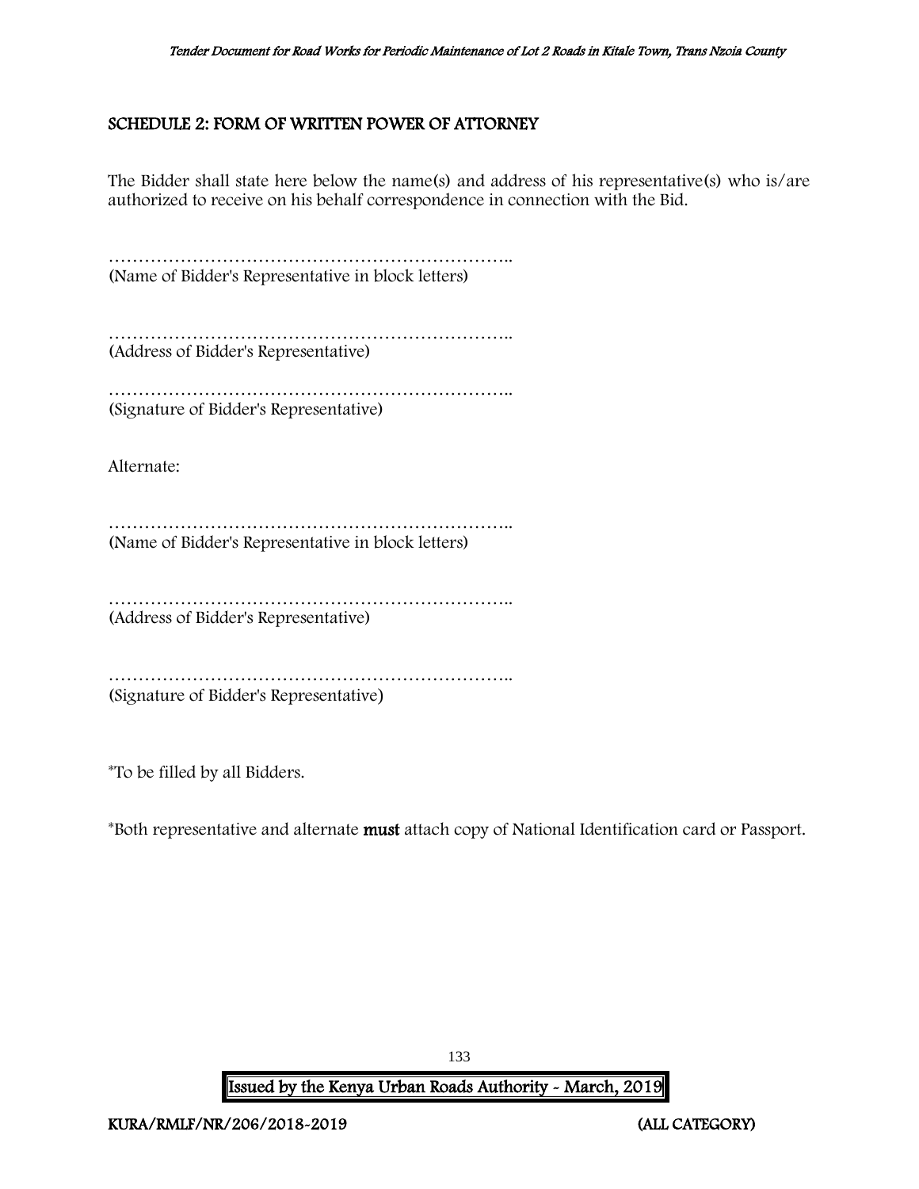## SCHEDULE 2: FORM OF WRITTEN POWER OF ATTORNEY

The Bidder shall state here below the name(s) and address of his representative(s) who is/are authorized to receive on his behalf correspondence in connection with the Bid.

…………………………………………………………..
(Name of Bidder's Representative in block letters)

…………………………………………………………..
(Address of Bidder's Representative)

…………………………………………………………..
(Signature of Bidder's Representative)

Alternate:

…………………………………………………………..
(Name of Bidder's Representative in block letters)

…………………………………………………………..
(Address of Bidder's Representative)

…………………………………………………………..
(Signature of Bidder's Representative)

*To be filled by all Bidders.

*Both representative and alternate **must** attach copy of National Identification card or Passport.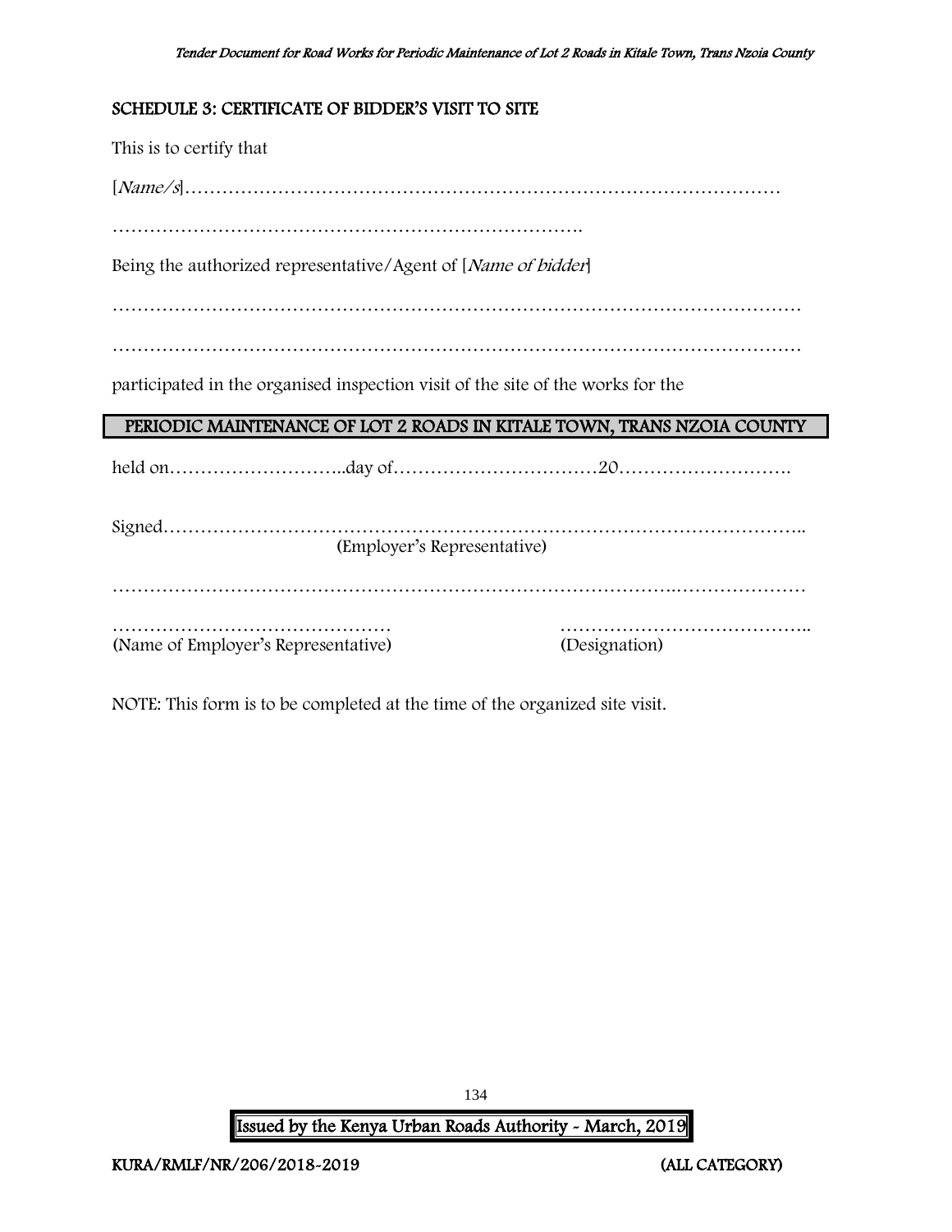## SCHEDULE 3: CERTIFICATE OF BIDDER'S VISIT TO SITE

This is to certify that

[*Name/s*]…………………………………………………………………………………

…………………………………………………………………….

Being the authorized representative/Agent of [*Name of bidder*]

……………………………………………………………………………………………………

……………………………………………………………………………………………………

participated in the organised inspection visit of the site of the works for the

**PERIODIC MAINTENANCE OF LOT 2 ROADS IN KITALE TOWN, TRANS NZOIA COUNTY**

held on………………………..day of……………………………20……………………….

Signed………………………………………………………………………………………..
(Employer's Representative)

……………………………………………………………………………….…………………

……………………………………… (Name of Employer's Representative)

………………………………….. (Designation)

NOTE: This form is to be completed at the time of the organized site visit.

Issued by the Kenya Urban Roads Authority - March, 2019

KURA/RMLF/NR/206/2018-2019 (ALL CATEGORY)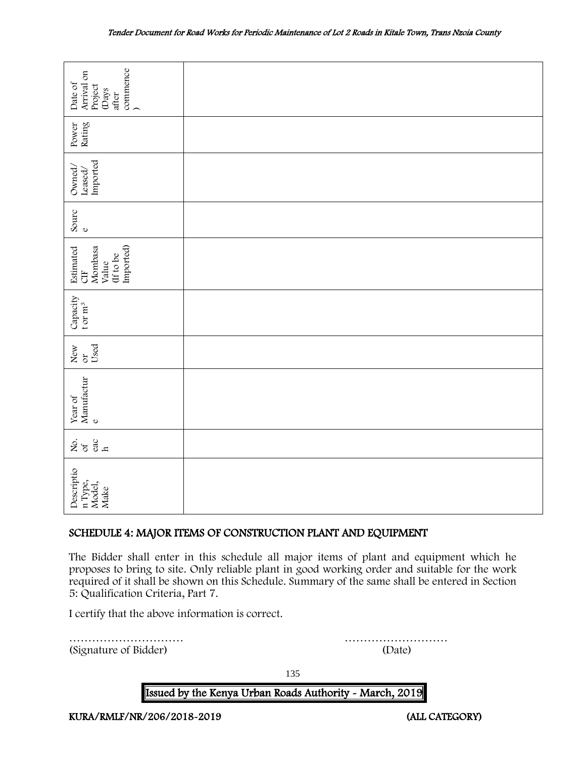| Description Type, Model, Make | No. of each | Year of Manufacture | New or Used | Capacity t or m$^3$ | Estimated CIF Mombasa Value (If to be Imported) | Source | Owned/ Leased/ Imported | Power Rating | Date of Arrival on Project (Days after commence) |
|---|---|---|---|---|---|---|---|---|---|
| | | | | | | | | | |

## SCHEDULE 4: MAJOR ITEMS OF CONSTRUCTION PLANT AND EQUIPMENT

The Bidder shall enter in this schedule all major items of plant and equipment which he proposes to bring to site. Only reliable plant in good working order and suitable for the work required of it shall be shown on this Schedule. Summary of the same shall be entered in Section 5: Qualification Criteria, Part 7.

I certify that the above information is correct.

………………………… ………………………

(Signature of Bidder) (Date)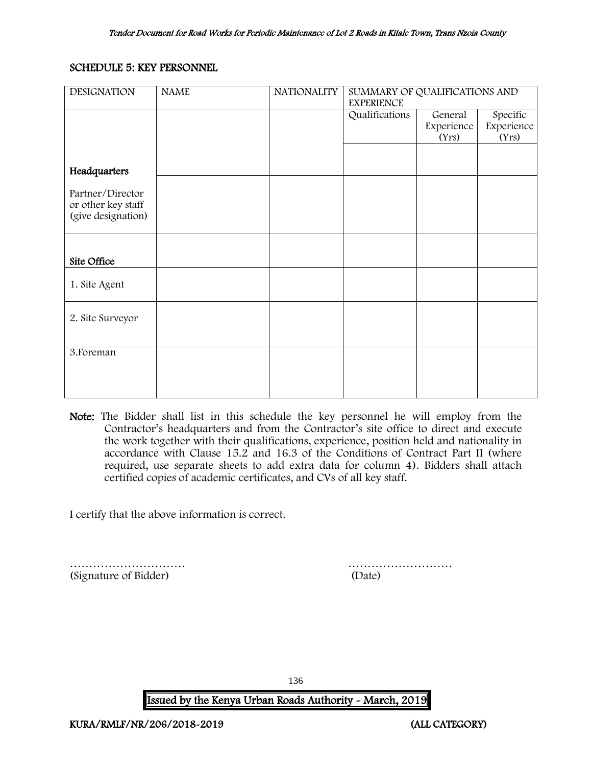## SCHEDULE 5: KEY PERSONNEL

| DESIGNATION | NAME | NATIONALITY | SUMMARY OF QUALIFICATIONS AND EXPERIENCE | | |
|---|---|---|---|---|---|
| | | | Qualifications | General Experience (Yrs) | Specific Experience (Yrs) |
| **Headquarters** | | | | | |
| Partner/Director or other key staff (give designation) | | | | | |
| **Site Office** | | | | | |
| 1. Site Agent | | | | | |
| 2. Site Surveyor | | | | | |
| 3.Foreman | | | | | |

**Note:** The Bidder shall list in this schedule the key personnel he will employ from the Contractor's headquarters and from the Contractor's site office to direct and execute the work together with their qualifications, experience, position held and nationality in accordance with Clause 15.2 and 16.3 of the Conditions of Contract Part II (where required, use separate sheets to add extra data for column 4). Bidders shall attach certified copies of academic certificates, and CVs of all key staff.

I certify that the above information is correct.

………………………… (Signature of Bidder)

……………………… (Date)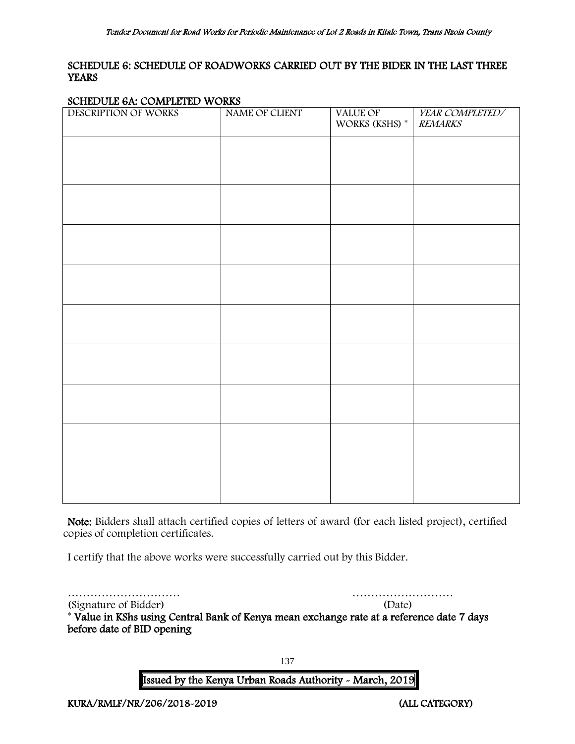## SCHEDULE 6: SCHEDULE OF ROADWORKS CARRIED OUT BY THE BIDER IN THE LAST THREE YEARS

### SCHEDULE 6A: COMPLETED WORKS

| DESCRIPTION OF WORKS | NAME OF CLIENT | VALUE OF WORKS (KSHS) * | *YEAR COMPLETED/ REMARKS* |
|---|---|---|---|
| | | | |
| | | | |
| | | | |
| | | | |
| | | | |
| | | | |
| | | | |
| | | | |
| | | | |

**Note:** Bidders shall attach certified copies of letters of award (for each listed project), certified copies of completion certificates.

I certify that the above works were successfully carried out by this Bidder.

………………………… ………………………

(Signature of Bidder) (Date)

\* **Value in KShs using Central Bank of Kenya mean exchange rate at a reference date 7 days before date of BID opening**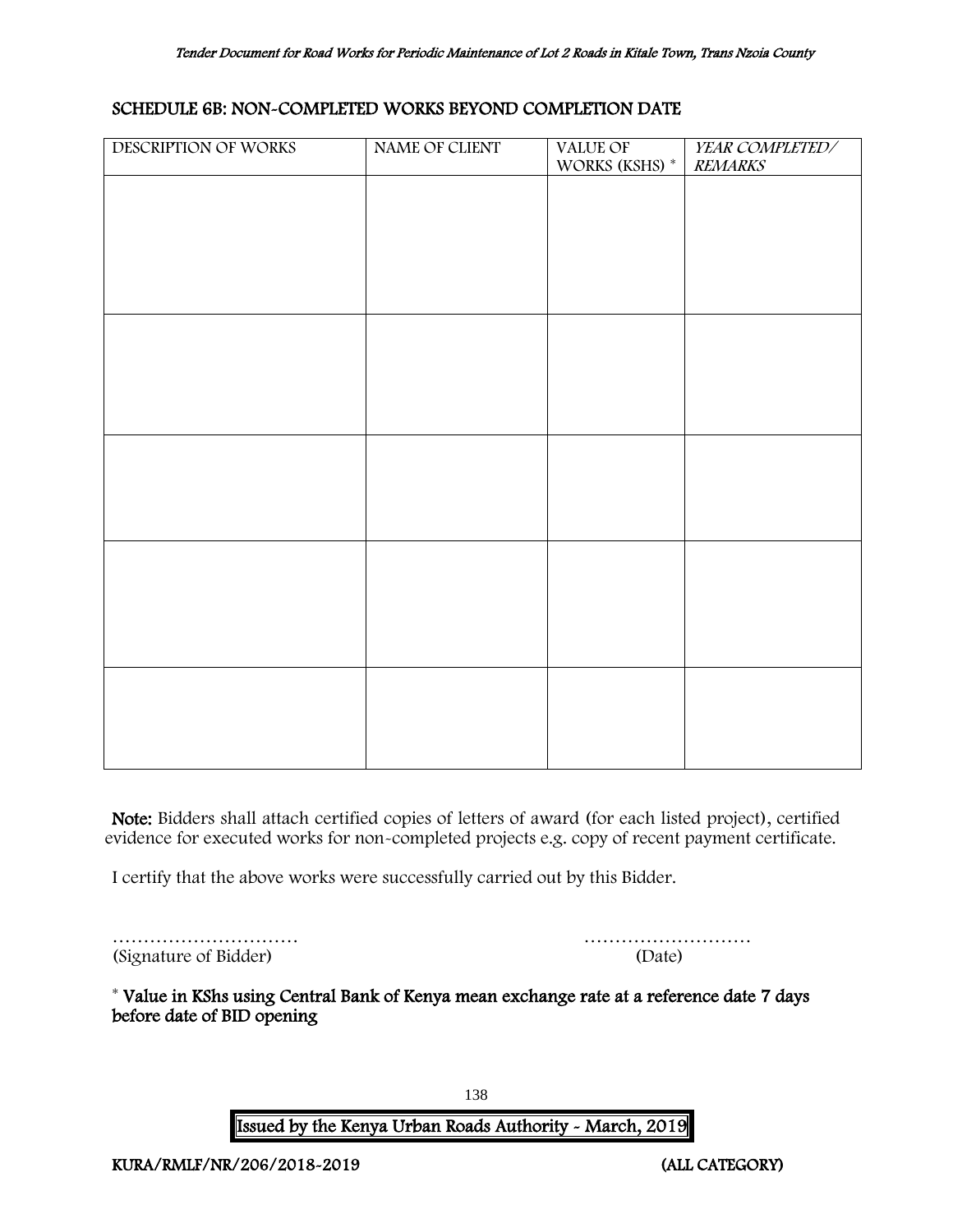## SCHEDULE 6B: NON-COMPLETED WORKS BEYOND COMPLETION DATE

| DESCRIPTION OF WORKS | NAME OF CLIENT | VALUE OF WORKS (KSHS) * | *YEAR COMPLETED/ REMARKS* |
|---|---|---|---|
| | | | |
| | | | |
| | | | |
| | | | |
| | | | |

**Note:** Bidders shall attach certified copies of letters of award (for each listed project), certified evidence for executed works for non-completed projects e.g. copy of recent payment certificate.

I certify that the above works were successfully carried out by this Bidder.

………………………… ………………………

(Signature of Bidder) (Date)

\* **Value in KShs using Central Bank of Kenya mean exchange rate at a reference date 7 days before date of BID opening**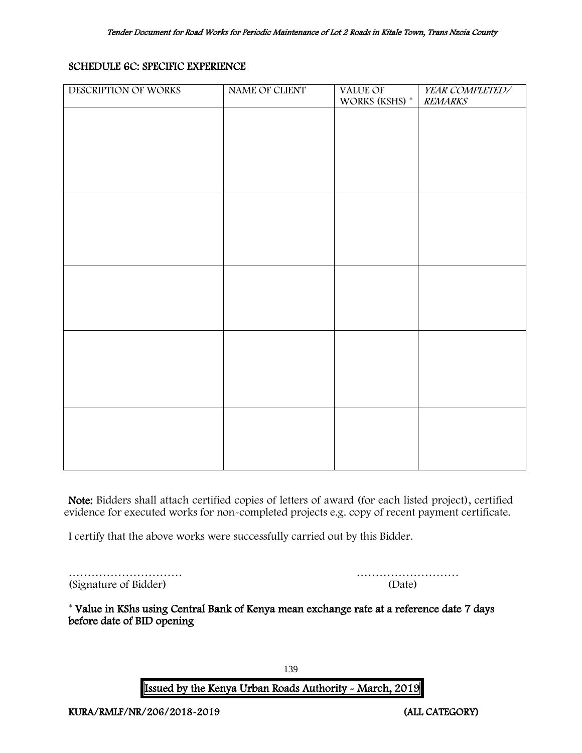## SCHEDULE 6C: SPECIFIC EXPERIENCE

| DESCRIPTION OF WORKS | NAME OF CLIENT | VALUE OF WORKS (KSHS) * | *YEAR COMPLETED/ REMARKS* |
|---|---|---|---|
| | | | |
| | | | |
| | | | |
| | | | |
| | | | |

**Note:** Bidders shall attach certified copies of letters of award (for each listed project), certified evidence for executed works for non-completed projects e.g. copy of recent payment certificate.

I certify that the above works were successfully carried out by this Bidder.

………………………… ………………………

(Signature of Bidder) (Date)

**\* Value in KShs using Central Bank of Kenya mean exchange rate at a reference date 7 days before date of BID opening**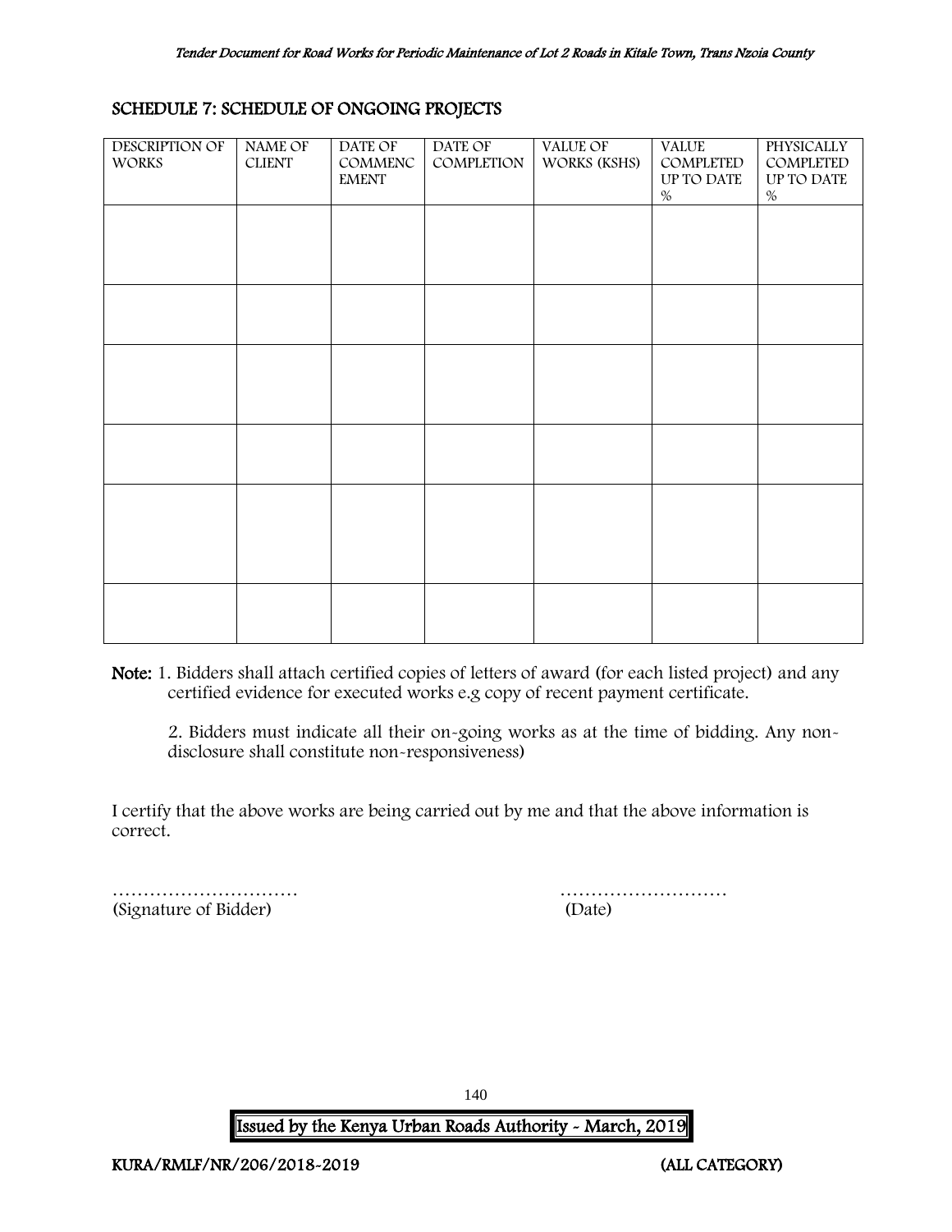## SCHEDULE 7: SCHEDULE OF ONGOING PROJECTS

| DESCRIPTION OF WORKS | NAME OF CLIENT | DATE OF COMMENCEMENT | DATE OF COMPLETION | VALUE OF WORKS (KSHS) | VALUE COMPLETED UP TO DATE % | PHYSICALLY COMPLETED UP TO DATE % |
|---|---|---|---|---|---|---|
| | | | | | | |
| | | | | | | |
| | | | | | | |
| | | | | | | |
| | | | | | | |
| | | | | | | |

**Note:** 1. Bidders shall attach certified copies of letters of award (for each listed project) and any certified evidence for executed works e.g copy of recent payment certificate.

2. Bidders must indicate all their on-going works as at the time of bidding. Any non-disclosure shall constitute non-responsiveness)

I certify that the above works are being carried out by me and that the above information is correct.

………………………… ………………………
(Signature of Bidder) (Date)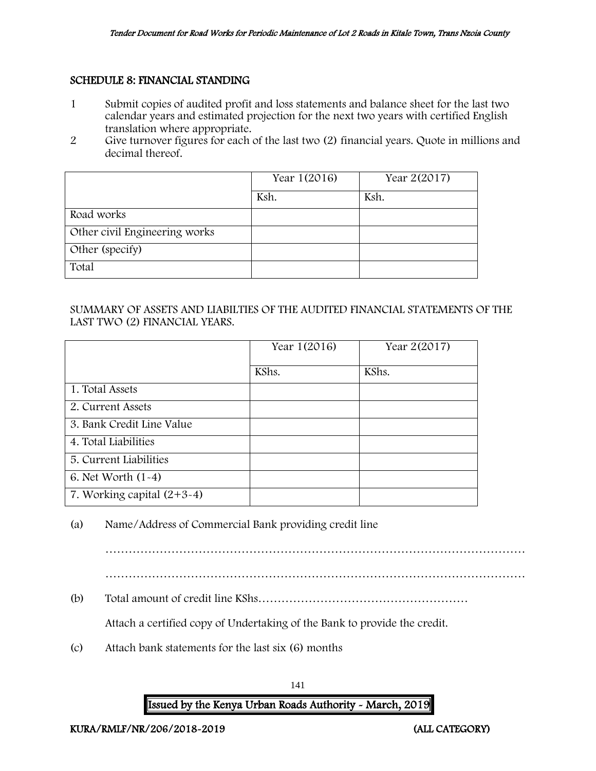## SCHEDULE 8: FINANCIAL STANDING

1. Submit copies of audited profit and loss statements and balance sheet for the last two calendar years and estimated projection for the next two years with certified English translation where appropriate.
2. Give turnover figures for each of the last two (2) financial years. Quote in millions and decimal thereof.

| | Year 1(2016) | Year 2(2017) |
|---|---|---|
| | Ksh. | Ksh. |
| Road works | | |
| Other civil Engineering works | | |
| Other (specify) | | |
| Total | | |

SUMMARY OF ASSETS AND LIABILTIES OF THE AUDITED FINANCIAL STATEMENTS OF THE LAST TWO (2) FINANCIAL YEARS.

| | Year 1(2016) | Year 2(2017) |
|---|---|---|
| | KShs. | KShs. |
| 1. Total Assets | | |
| 2. Current Assets | | |
| 3. Bank Credit Line Value | | |
| 4. Total Liabilities | | |
| 5. Current Liabilities | | |
| 6. Net Worth (1-4) | | |
| 7. Working capital (2+3-4) | | |

(a) Name/Address of Commercial Bank providing credit line

……………………………………………………………………………………………

……………………………………………………………………………………………

(b) Total amount of credit line KShs………………………………………………

Attach a certified copy of Undertaking of the Bank to provide the credit.

(c) Attach bank statements for the last six (6) months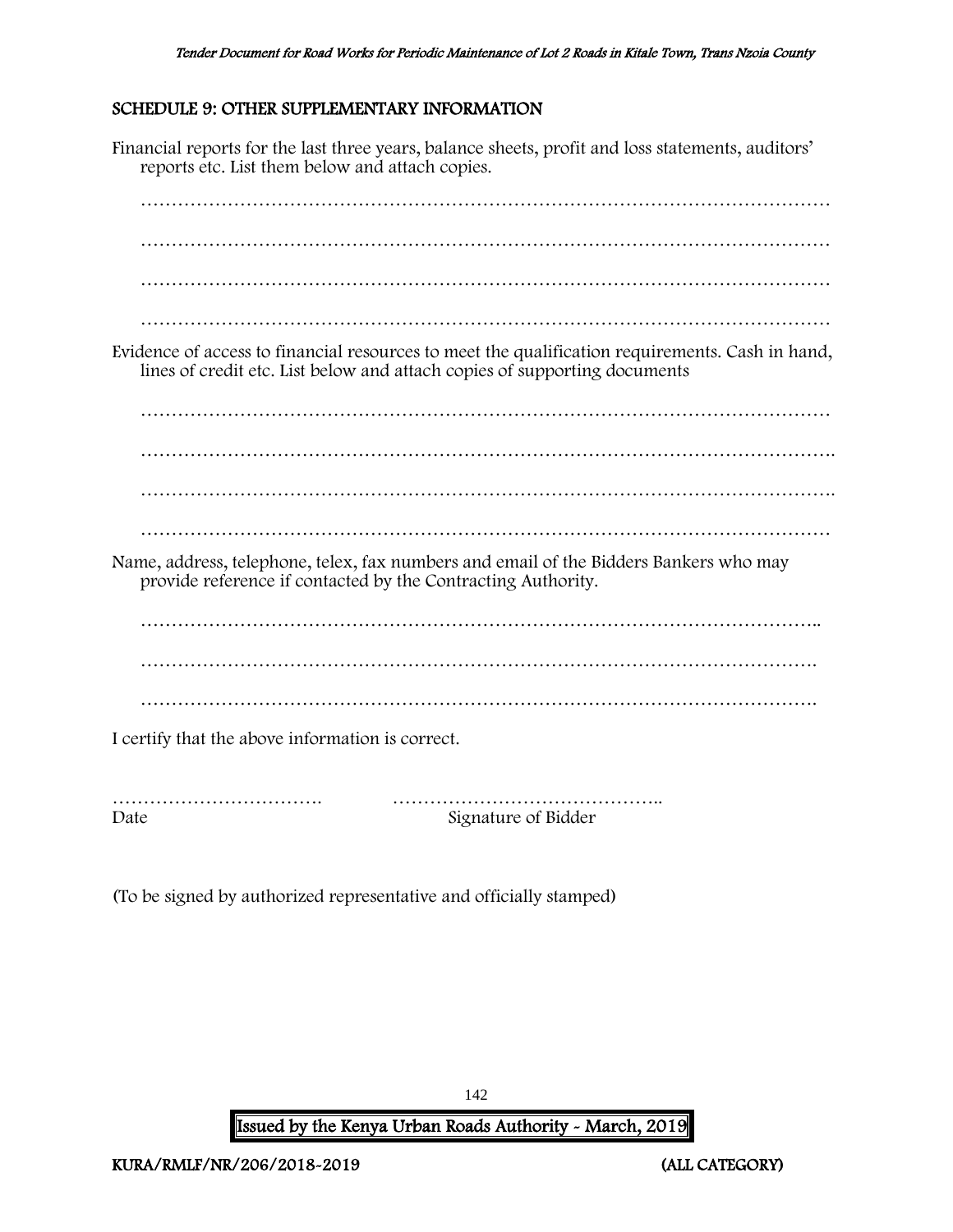## SCHEDULE 9: OTHER SUPPLEMENTARY INFORMATION

Financial reports for the last three years, balance sheets, profit and loss statements, auditors' reports etc. List them below and attach copies.

…………………………………………………………………………………………………

…………………………………………………………………………………………………

…………………………………………………………………………………………………

…………………………………………………………………………………………………

Evidence of access to financial resources to meet the qualification requirements. Cash in hand, lines of credit etc. List below and attach copies of supporting documents

…………………………………………………………………………………………………

…………………………………………………………………………………………………

…………………………………………………………………………………………………

…………………………………………………………………………………………………

Name, address, telephone, telex, fax numbers and email of the Bidders Bankers who may provide reference if contacted by the Contracting Authority.

…………………………………………………………………………………………………

…………………………………………………………………………………………………

…………………………………………………………………………………………………

I certify that the above information is correct.

……………………………. ……………………………………..

Date Signature of Bidder

(To be signed by authorized representative and officially stamped)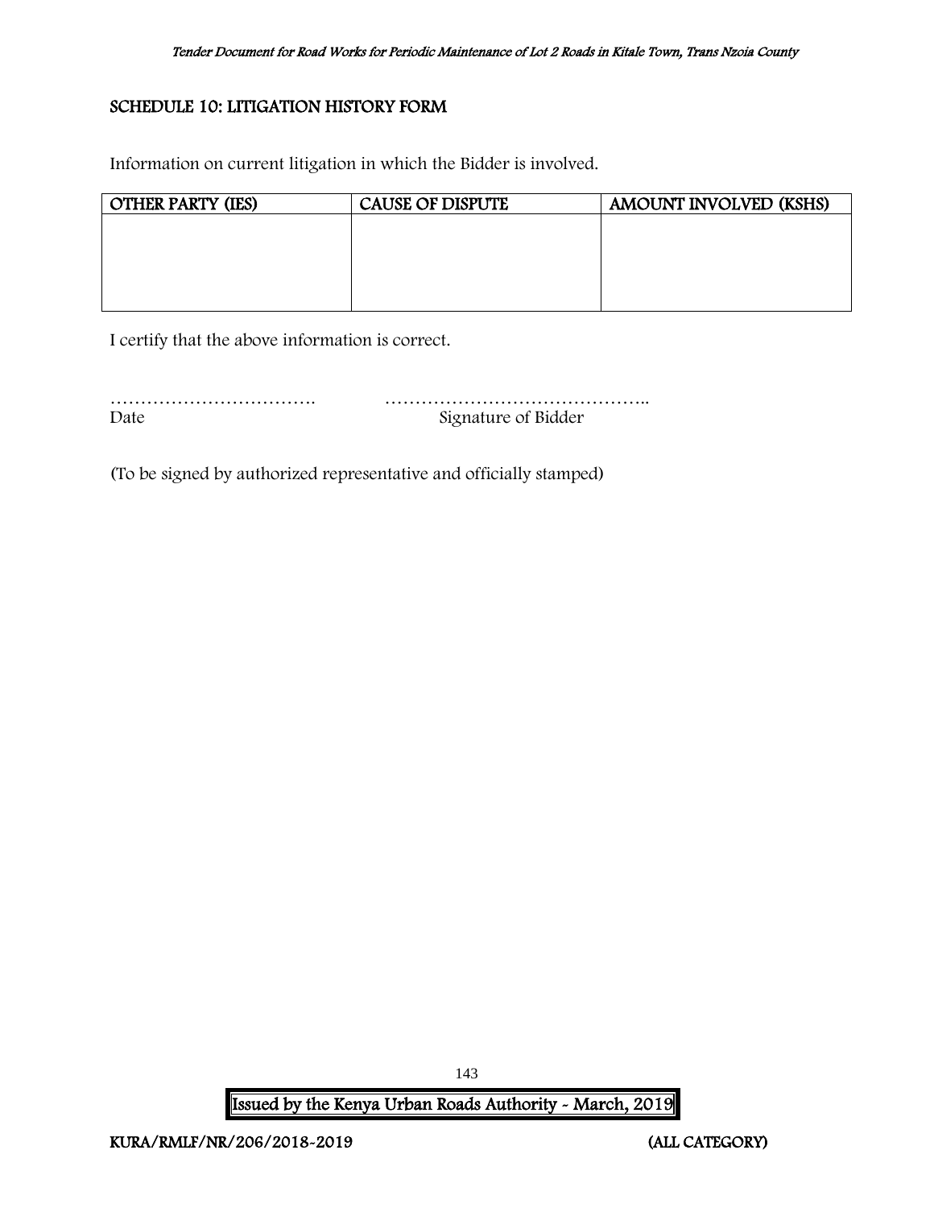## SCHEDULE 10: LITIGATION HISTORY FORM

Information on current litigation in which the Bidder is involved.

| OTHER PARTY (IES) | CAUSE OF DISPUTE | AMOUNT INVOLVED (KSHS) |
|---|---|---|
| | | |

I certify that the above information is correct.

……………………………. ……………………………………..

Date Signature of Bidder

(To be signed by authorized representative and officially stamped)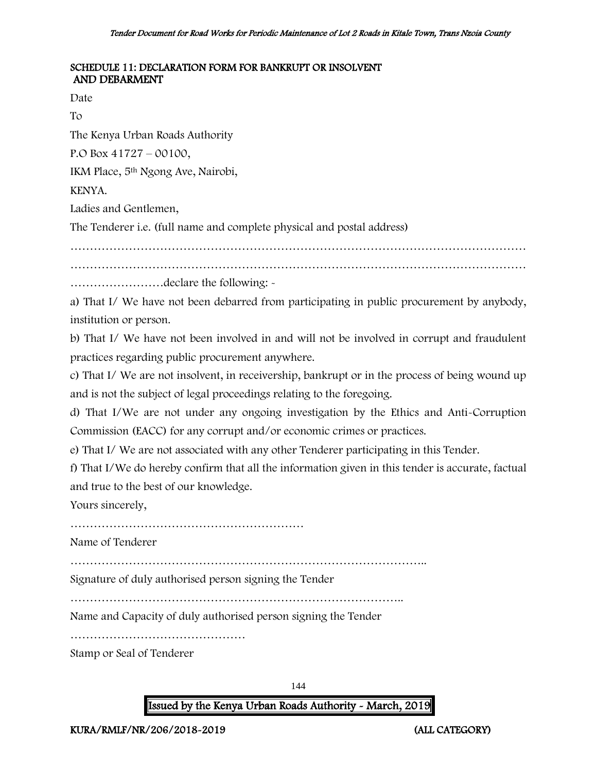## SCHEDULE 11: DECLARATION FORM FOR BANKRUPT OR INSOLVENT AND DEBARMENT

Date

To

The Kenya Urban Roads Authority

P.O Box 41727 – 00100,

IKM Place, 5th Ngong Ave, Nairobi,

KENYA.

Ladies and Gentlemen,

The Tenderer i.e. (full name and complete physical and postal address)

…………………………………………………………………………………………………………

…………………………………………………………………………………………………………

……………………declare the following: -

a) That I/ We have not been debarred from participating in public procurement by anybody, institution or person.

b) That I/ We have not been involved in and will not be involved in corrupt and fraudulent practices regarding public procurement anywhere.

c) That I/ We are not insolvent, in receivership, bankrupt or in the process of being wound up and is not the subject of legal proceedings relating to the foregoing.

d) That I/We are not under any ongoing investigation by the Ethics and Anti-Corruption Commission (EACC) for any corrupt and/or economic crimes or practices.

e) That I/ We are not associated with any other Tenderer participating in this Tender.

f) That I/We do hereby confirm that all the information given in this tender is accurate, factual and true to the best of our knowledge.

Yours sincerely,

……………………………………………………

Name of Tenderer

………………………………………………………………………………..

Signature of duly authorised person signing the Tender

…………………………………………………………………………..

Name and Capacity of duly authorised person signing the Tender

………………………………………

Stamp or Seal of Tenderer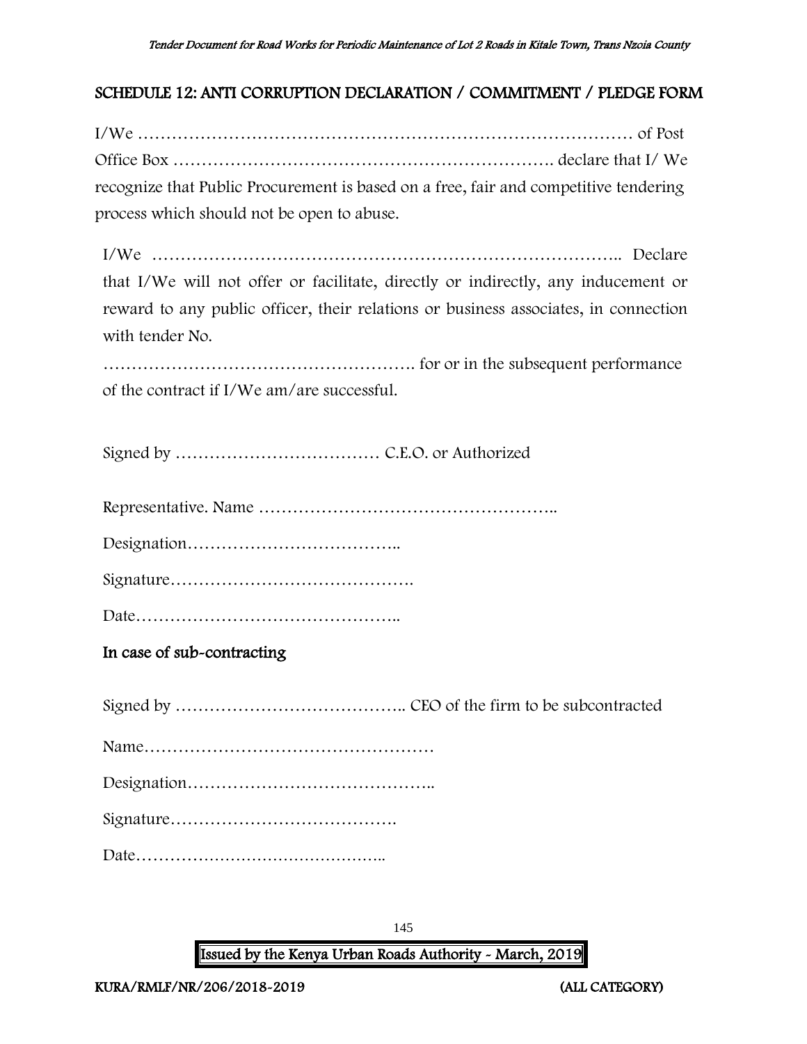## SCHEDULE 12: ANTI CORRUPTION DECLARATION / COMMITMENT / PLEDGE FORM

I/We ……………………………………………………………………………… of Post Office Box …………………………………………………………. declare that I/ We recognize that Public Procurement is based on a free, fair and competitive tendering process which should not be open to abuse.

I/We ……………………………………………………………………….. Declare that I/We will not offer or facilitate, directly or indirectly, any inducement or reward to any public officer, their relations or business associates, in connection with tender No.

………………………………………………. for or in the subsequent performance of the contract if I/We am/are successful.

Signed by ……………………………… C.E.O. or Authorized

Representative. Name ……………………………………………..

Designation………………………………..

Signature…………………………………….

Date………………………………………..

### In case of sub-contracting

Signed by ………………………………….. CEO of the firm to be subcontracted

Name……………………………………………

Designation……………………………………..

Signature………………………………….

Date………………………………………..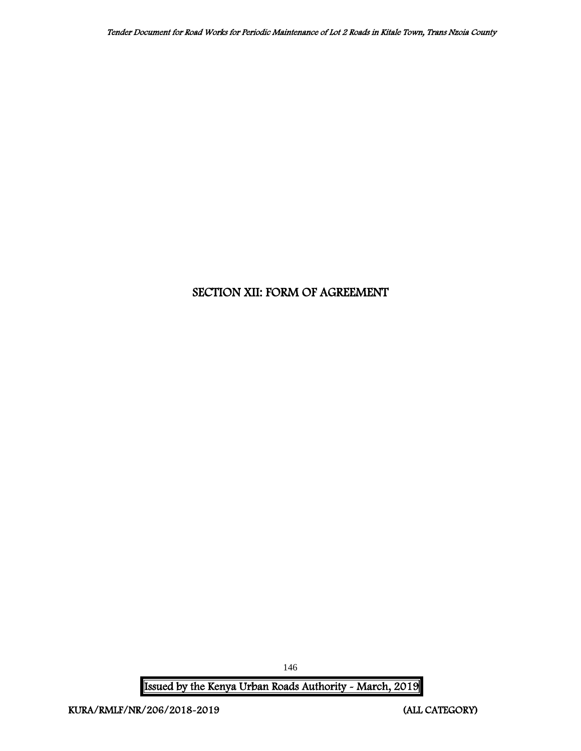# SECTION XII: FORM OF AGREEMENT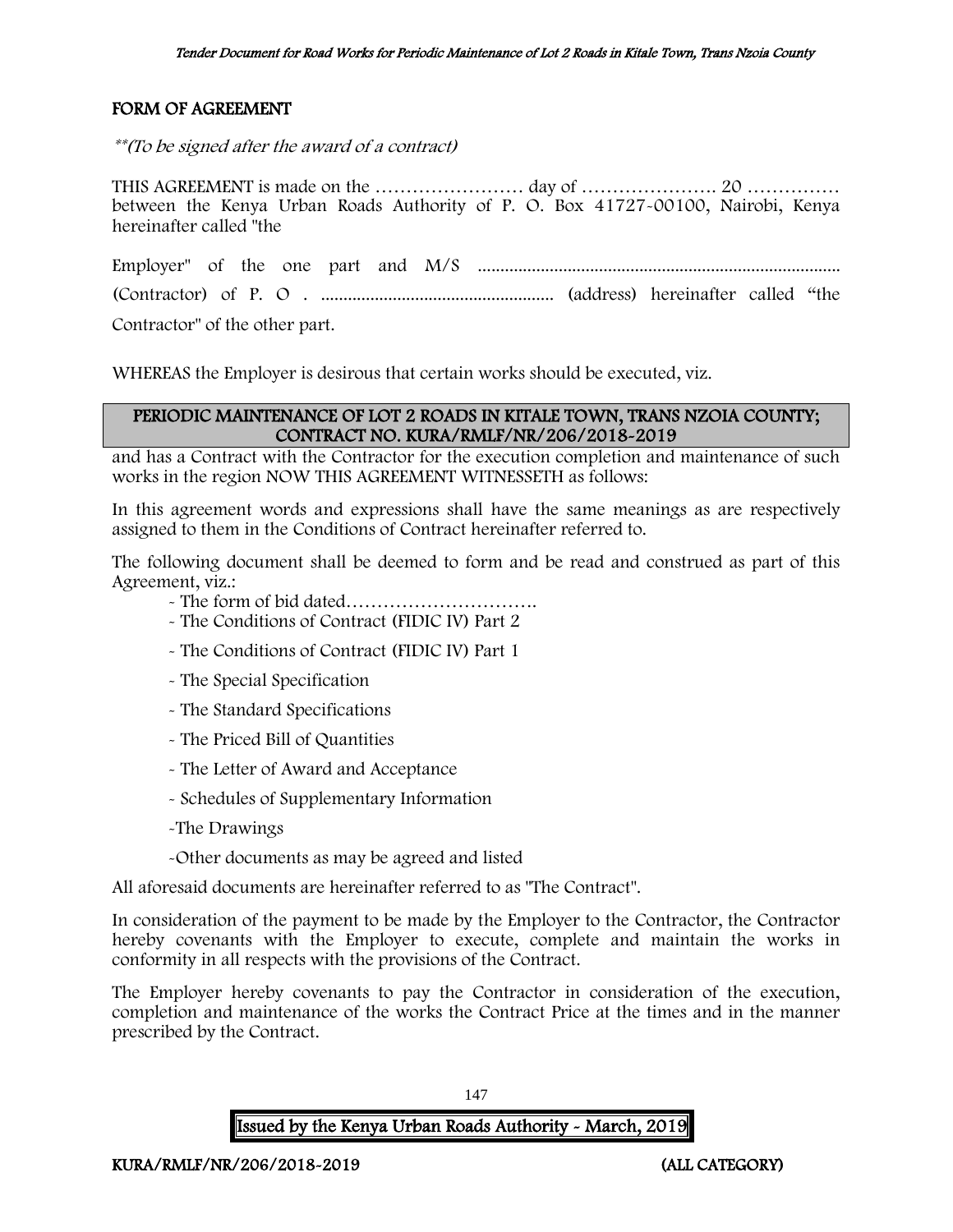## FORM OF AGREEMENT

*\*\*(To be signed after the award of a contract)*

THIS AGREEMENT is made on the …………………… day of …………………. 20 …………… between the Kenya Urban Roads Authority of P. O. Box 41727-00100, Nairobi, Kenya hereinafter called "the

Employer" of the one part and M/S ................................................................................. (Contractor) of P. O . .................................................... (address) hereinafter called "the Contractor" of the other part.

WHEREAS the Employer is desirous that certain works should be executed, viz.

**PERIODIC MAINTENANCE OF LOT 2 ROADS IN KITALE TOWN, TRANS NZOIA COUNTY; CONTRACT NO. KURA/RMLF/NR/206/2018-2019**

and has a Contract with the Contractor for the execution completion and maintenance of such works in the region NOW THIS AGREEMENT WITNESSETH as follows:

In this agreement words and expressions shall have the same meanings as are respectively assigned to them in the Conditions of Contract hereinafter referred to.

The following document shall be deemed to form and be read and construed as part of this Agreement, viz.:

- The form of bid dated………………………….
- The Conditions of Contract (FIDIC IV) Part 2
- The Conditions of Contract (FIDIC IV) Part 1
- The Special Specification
- The Standard Specifications
- The Priced Bill of Quantities
- The Letter of Award and Acceptance
- Schedules of Supplementary Information
- The Drawings
- Other documents as may be agreed and listed

All aforesaid documents are hereinafter referred to as "The Contract".

In consideration of the payment to be made by the Employer to the Contractor, the Contractor hereby covenants with the Employer to execute, complete and maintain the works in conformity in all respects with the provisions of the Contract.

The Employer hereby covenants to pay the Contractor in consideration of the execution, completion and maintenance of the works the Contract Price at the times and in the manner prescribed by the Contract.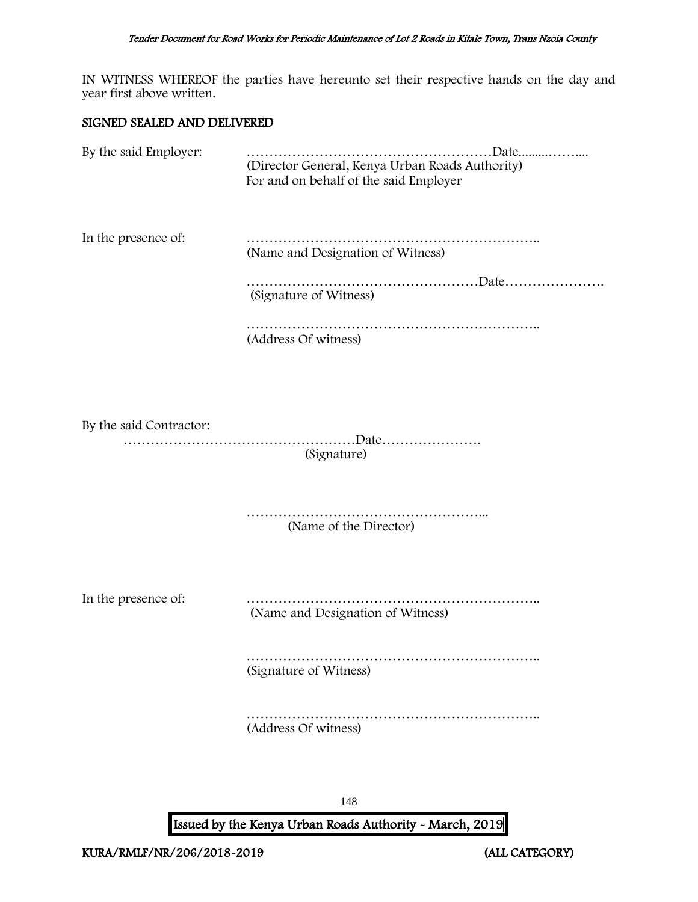IN WITNESS WHEREOF the parties have hereunto set their respective hands on the day and year first above written.

**SIGNED SEALED AND DELIVERED**

By the said Employer: ………………………………………………Date.........……....
(Director General, Kenya Urban Roads Authority)
For and on behalf of the said Employer

In the presence of: ………………………………………………………..
(Name and Designation of Witness)

……………………………………………Date………………….
(Signature of Witness)

………………………………………………………..
(Address Of witness)

By the said Contractor:
……………………………………………Date………………….
(Signature)

……………………………………………...
(Name of the Director)

In the presence of: ………………………………………………………..
(Name and Designation of Witness)

………………………………………………………..
(Signature of Witness)

………………………………………………………..
(Address Of witness)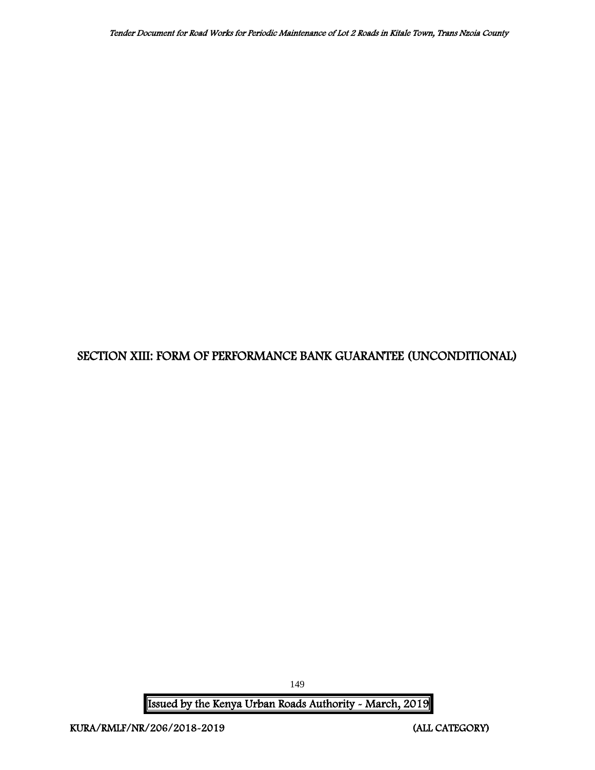# SECTION XIII: FORM OF PERFORMANCE BANK GUARANTEE (UNCONDITIONAL)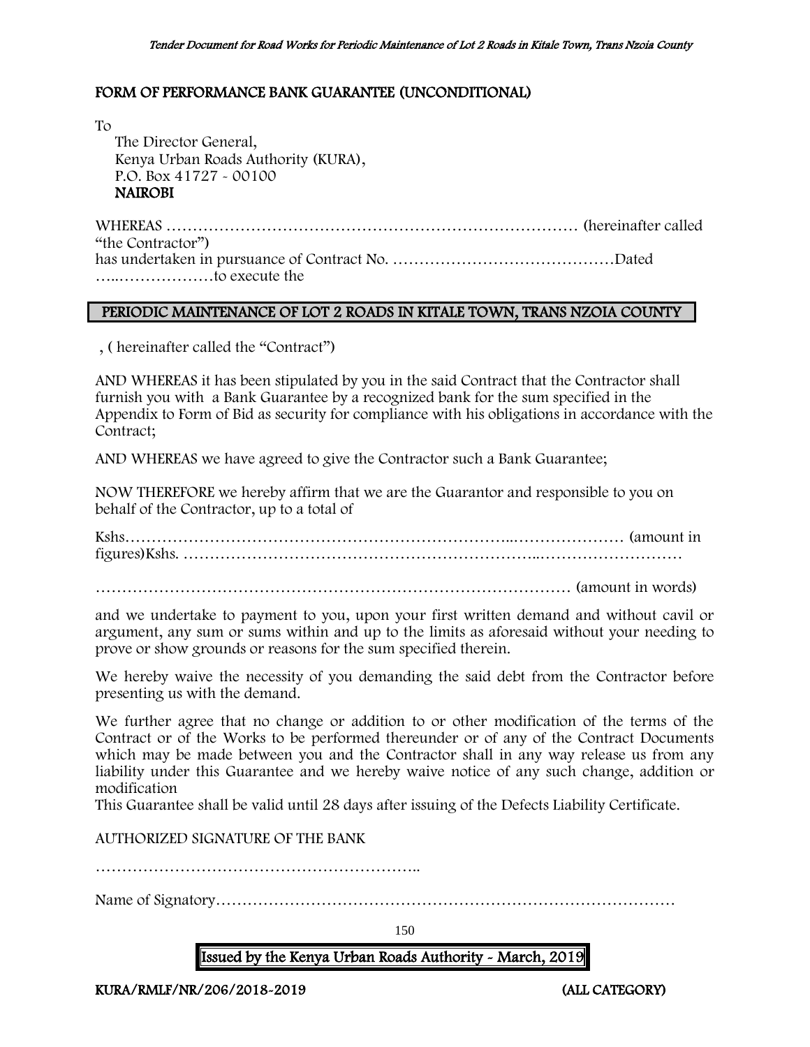## FORM OF PERFORMANCE BANK GUARANTEE (UNCONDITIONAL)

To

The Director General,
Kenya Urban Roads Authority (KURA),
P.O. Box 41727 - 00100
**NAIROBI**

WHEREAS ………………………………………………………………… (hereinafter called "the Contractor")
has undertaken in pursuance of Contract No. ……………………………………Dated …..………………to execute the

**PERIODIC MAINTENANCE OF LOT 2 ROADS IN KITALE TOWN, TRANS NZOIA COUNTY**

, ( hereinafter called the "Contract")

AND WHEREAS it has been stipulated by you in the said Contract that the Contractor shall furnish you with a Bank Guarantee by a recognized bank for the sum specified in the Appendix to Form of Bid as security for compliance with his obligations in accordance with the Contract;

AND WHEREAS we have agreed to give the Contractor such a Bank Guarantee;

NOW THEREFORE we hereby affirm that we are the Guarantor and responsible to you on behalf of the Contractor, up to a total of

Kshs…………………………………………………………..………………… (amount in figures)Kshs. ………………………………………………………..………………………

…………………………………………………………………………… (amount in words)

and we undertake to payment to you, upon your first written demand and without cavil or argument, any sum or sums within and up to the limits as aforesaid without your needing to prove or show grounds or reasons for the sum specified therein.

We hereby waive the necessity of you demanding the said debt from the Contractor before presenting us with the demand.

We further agree that no change or addition to or other modification of the terms of the Contract or of the Works to be performed thereunder or of any of the Contract Documents which may be made between you and the Contractor shall in any way release us from any liability under this Guarantee and we hereby waive notice of any such change, addition or modification

This Guarantee shall be valid until 28 days after issuing of the Defects Liability Certificate.

AUTHORIZED SIGNATURE OF THE BANK

……………………………………………………..

Name of Signatory……………………………………………………………………………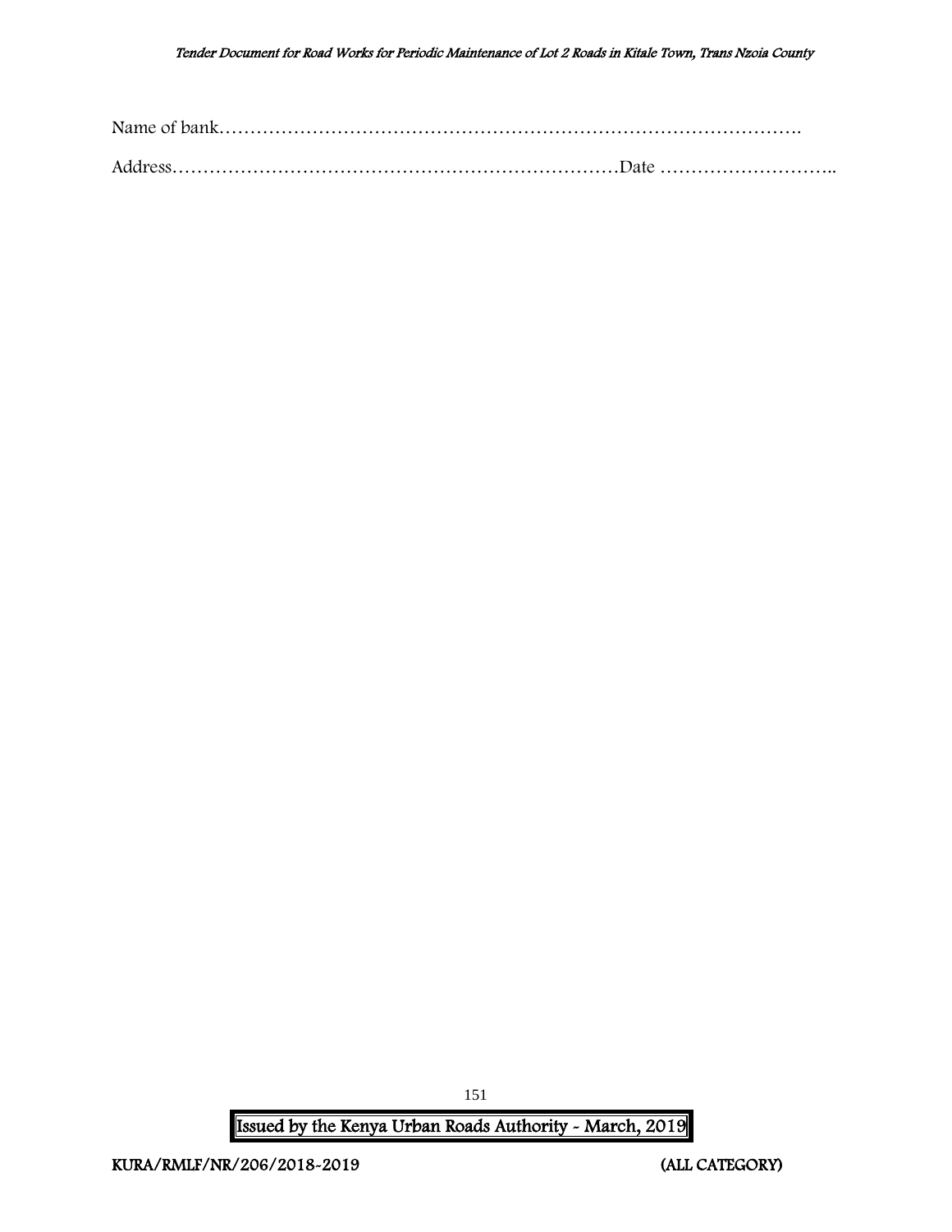Name of bank……………………………………………………………………………………….

Address………………………………………………………………Date ………………………..